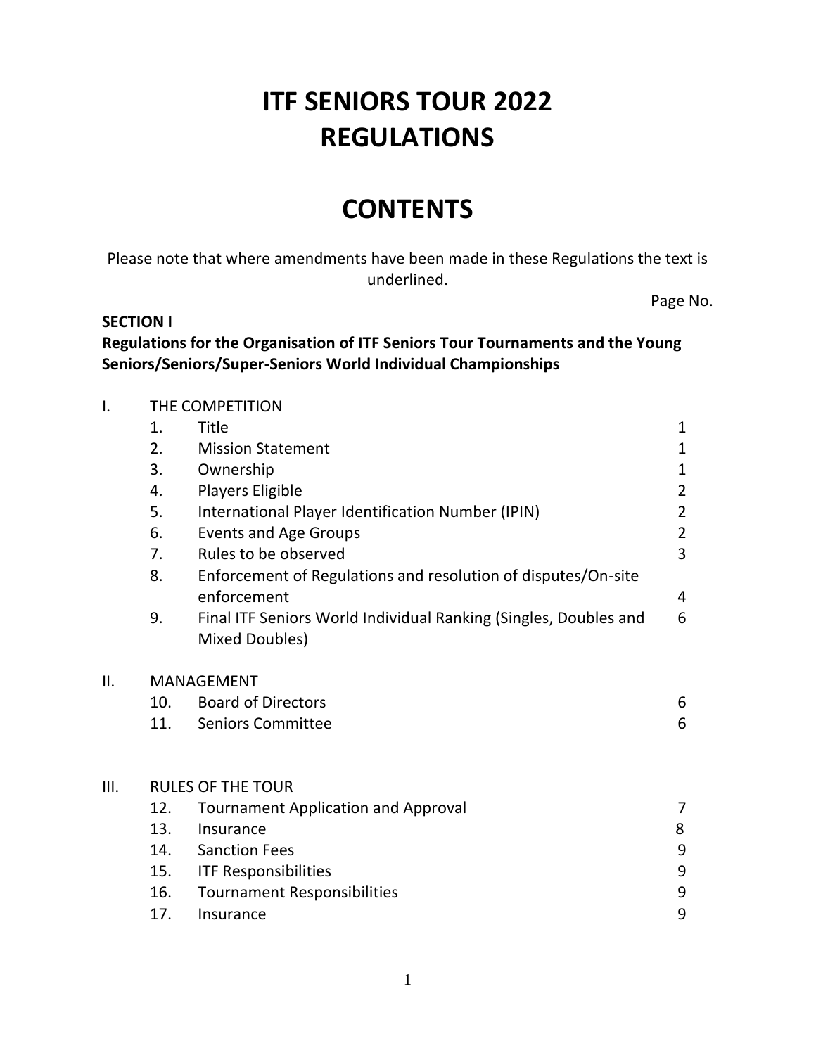# ITF SENIORS TOUR 2022
# REGULATIONS

# CONTENTS

Please note that where amendments have been made in these Regulations the text is underlined.

Page No.

**SECTION I**

**Regulations for the Organisation of ITF Seniors Tour Tournaments and the Young Seniors/Seniors/Super-Seniors World Individual Championships**

| | | | |
|---|---|---|---|
| I. | THE COMPETITION | | |
| | 1. | Title | 1 |
| | 2. | Mission Statement | 1 |
| | 3. | Ownership | 1 |
| | 4. | Players Eligible | 2 |
| | 5. | International Player Identification Number (IPIN) | 2 |
| | 6. | Events and Age Groups | 2 |
| | 7. | Rules to be observed | 3 |
| | 8. | Enforcement of Regulations and resolution of disputes/On-site enforcement | 4 |
| | 9. | Final ITF Seniors World Individual Ranking (Singles, Doubles and Mixed Doubles) | 6 |
| II. | MANAGEMENT | | |
| | 10. | Board of Directors | 6 |
| | 11. | Seniors Committee | 6 |
| III. | RULES OF THE TOUR | | |
| | 12. | Tournament Application and Approval | 7 |
| | 13. | Insurance | 8 |
| | 14. | Sanction Fees | 9 |
| | 15. | ITF Responsibilities | 9 |
| | 16. | Tournament Responsibilities | 9 |
| | 17. | Insurance | 9 |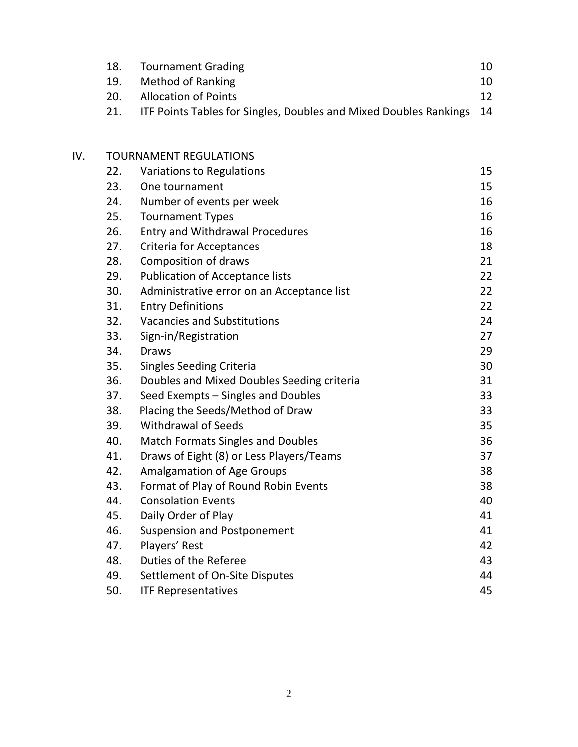| | | |
|---|---|---|
| 18. | Tournament Grading | 10 |
| 19. | Method of Ranking | 10 |
| 20. | Allocation of Points | 12 |
| 21. | ITF Points Tables for Singles, Doubles and Mixed Doubles Rankings | 14 |

IV. TOURNAMENT REGULATIONS

| | | |
|---|---|---|
| 22. | Variations to Regulations | 15 |
| 23. | One tournament | 15 |
| 24. | Number of events per week | 16 |
| 25. | Tournament Types | 16 |
| 26. | Entry and Withdrawal Procedures | 16 |
| 27. | Criteria for Acceptances | 18 |
| 28. | Composition of draws | 21 |
| 29. | Publication of Acceptance lists | 22 |
| 30. | Administrative error on an Acceptance list | 22 |
| 31. | Entry Definitions | 22 |
| 32. | Vacancies and Substitutions | 24 |
| 33. | Sign-in/Registration | 27 |
| 34. | Draws | 29 |
| 35. | Singles Seeding Criteria | 30 |
| 36. | Doubles and Mixed Doubles Seeding criteria | 31 |
| 37. | Seed Exempts – Singles and Doubles | 33 |
| 38. | Placing the Seeds/Method of Draw | 33 |
| 39. | Withdrawal of Seeds | 35 |
| 40. | Match Formats Singles and Doubles | 36 |
| 41. | Draws of Eight (8) or Less Players/Teams | 37 |
| 42. | Amalgamation of Age Groups | 38 |
| 43. | Format of Play of Round Robin Events | 38 |
| 44. | Consolation Events | 40 |
| 45. | Daily Order of Play | 41 |
| 46. | Suspension and Postponement | 41 |
| 47. | Players' Rest | 42 |
| 48. | Duties of the Referee | 43 |
| 49. | Settlement of On-Site Disputes | 44 |
| 50. | ITF Representatives | 45 |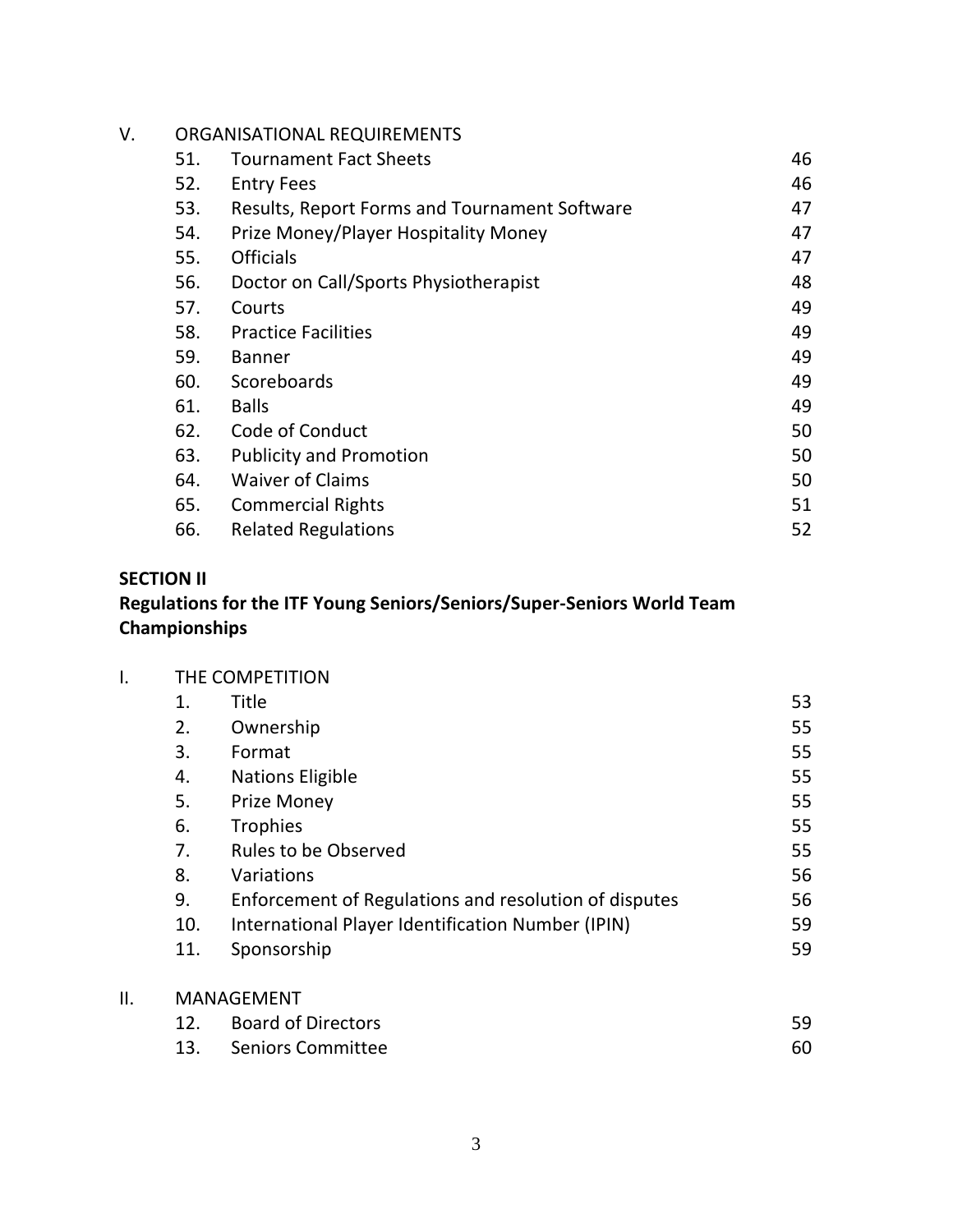V. ORGANISATIONAL REQUIREMENTS

| | | |
|---|---|---|
| 51. | Tournament Fact Sheets | 46 |
| 52. | Entry Fees | 46 |
| 53. | Results, Report Forms and Tournament Software | 47 |
| 54. | Prize Money/Player Hospitality Money | 47 |
| 55. | Officials | 47 |
| 56. | Doctor on Call/Sports Physiotherapist | 48 |
| 57. | Courts | 49 |
| 58. | Practice Facilities | 49 |
| 59. | Banner | 49 |
| 60. | Scoreboards | 49 |
| 61. | Balls | 49 |
| 62. | Code of Conduct | 50 |
| 63. | Publicity and Promotion | 50 |
| 64. | Waiver of Claims | 50 |
| 65. | Commercial Rights | 51 |
| 66. | Related Regulations | 52 |

**SECTION II**
**Regulations for the ITF Young Seniors/Seniors/Super-Seniors World Team Championships**

I. THE COMPETITION

| | | |
|---|---|---|
| 1. | Title | 53 |
| 2. | Ownership | 55 |
| 3. | Format | 55 |
| 4. | Nations Eligible | 55 |
| 5. | Prize Money | 55 |
| 6. | Trophies | 55 |
| 7. | Rules to be Observed | 55 |
| 8. | Variations | 56 |
| 9. | Enforcement of Regulations and resolution of disputes | 56 |
| 10. | International Player Identification Number (IPIN) | 59 |
| 11. | Sponsorship | 59 |

II. MANAGEMENT

| | | |
|---|---|---|
| 12. | Board of Directors | 59 |
| 13. | Seniors Committee | 60 |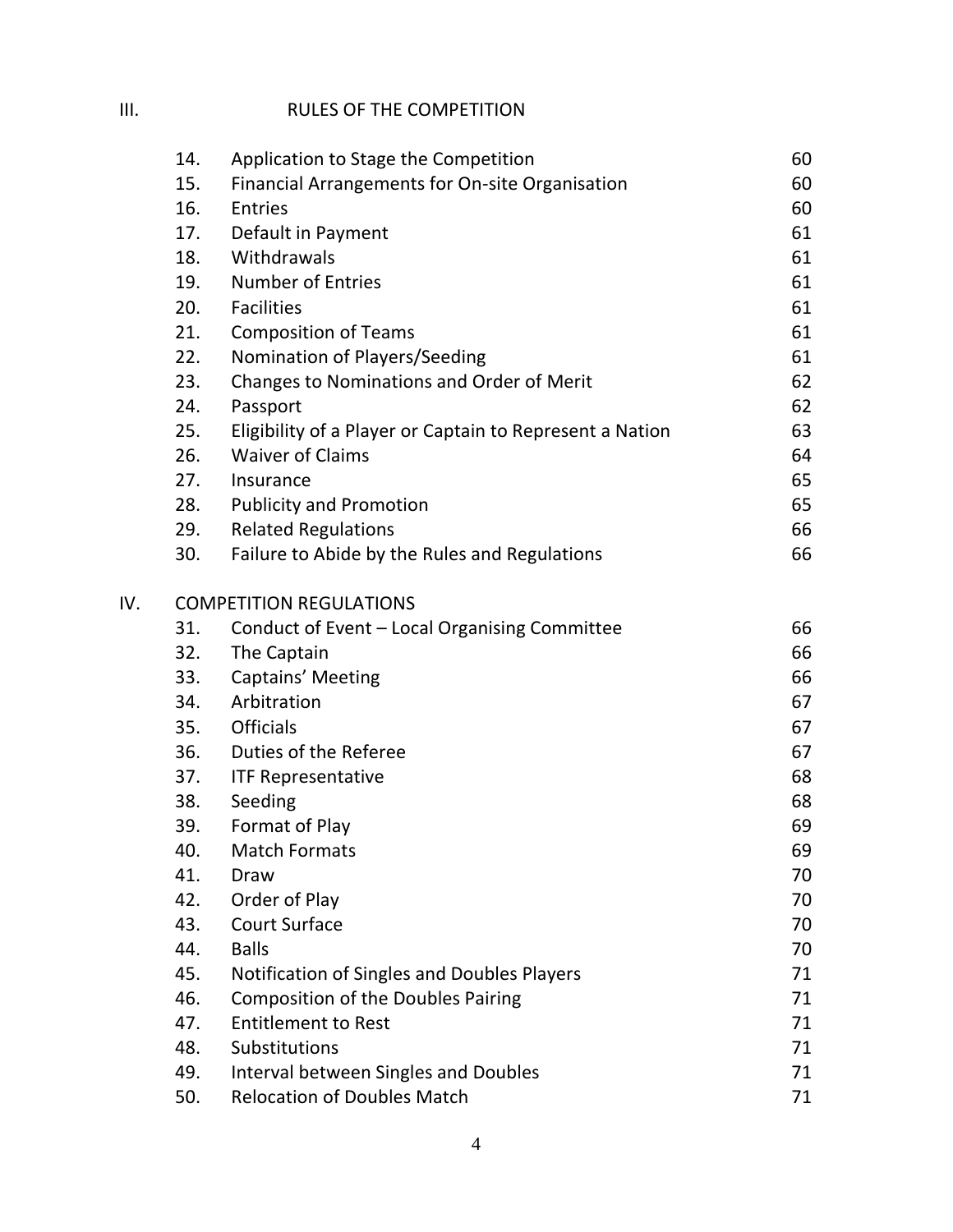## III. RULES OF THE COMPETITION

| | | |
|---|---|---|
| 14. | Application to Stage the Competition | 60 |
| 15. | Financial Arrangements for On-site Organisation | 60 |
| 16. | Entries | 60 |
| 17. | Default in Payment | 61 |
| 18. | Withdrawals | 61 |
| 19. | Number of Entries | 61 |
| 20. | Facilities | 61 |
| 21. | Composition of Teams | 61 |
| 22. | Nomination of Players/Seeding | 61 |
| 23. | Changes to Nominations and Order of Merit | 62 |
| 24. | Passport | 62 |
| 25. | Eligibility of a Player or Captain to Represent a Nation | 63 |
| 26. | Waiver of Claims | 64 |
| 27. | Insurance | 65 |
| 28. | Publicity and Promotion | 65 |
| 29. | Related Regulations | 66 |
| 30. | Failure to Abide by the Rules and Regulations | 66 |

## IV. COMPETITION REGULATIONS

| | | |
|---|---|---|
| 31. | Conduct of Event – Local Organising Committee | 66 |
| 32. | The Captain | 66 |
| 33. | Captains' Meeting | 66 |
| 34. | Arbitration | 67 |
| 35. | Officials | 67 |
| 36. | Duties of the Referee | 67 |
| 37. | ITF Representative | 68 |
| 38. | Seeding | 68 |
| 39. | Format of Play | 69 |
| 40. | Match Formats | 69 |
| 41. | Draw | 70 |
| 42. | Order of Play | 70 |
| 43. | Court Surface | 70 |
| 44. | Balls | 70 |
| 45. | Notification of Singles and Doubles Players | 71 |
| 46. | Composition of the Doubles Pairing | 71 |
| 47. | Entitlement to Rest | 71 |
| 48. | Substitutions | 71 |
| 49. | Interval between Singles and Doubles | 71 |
| 50. | Relocation of Doubles Match | 71 |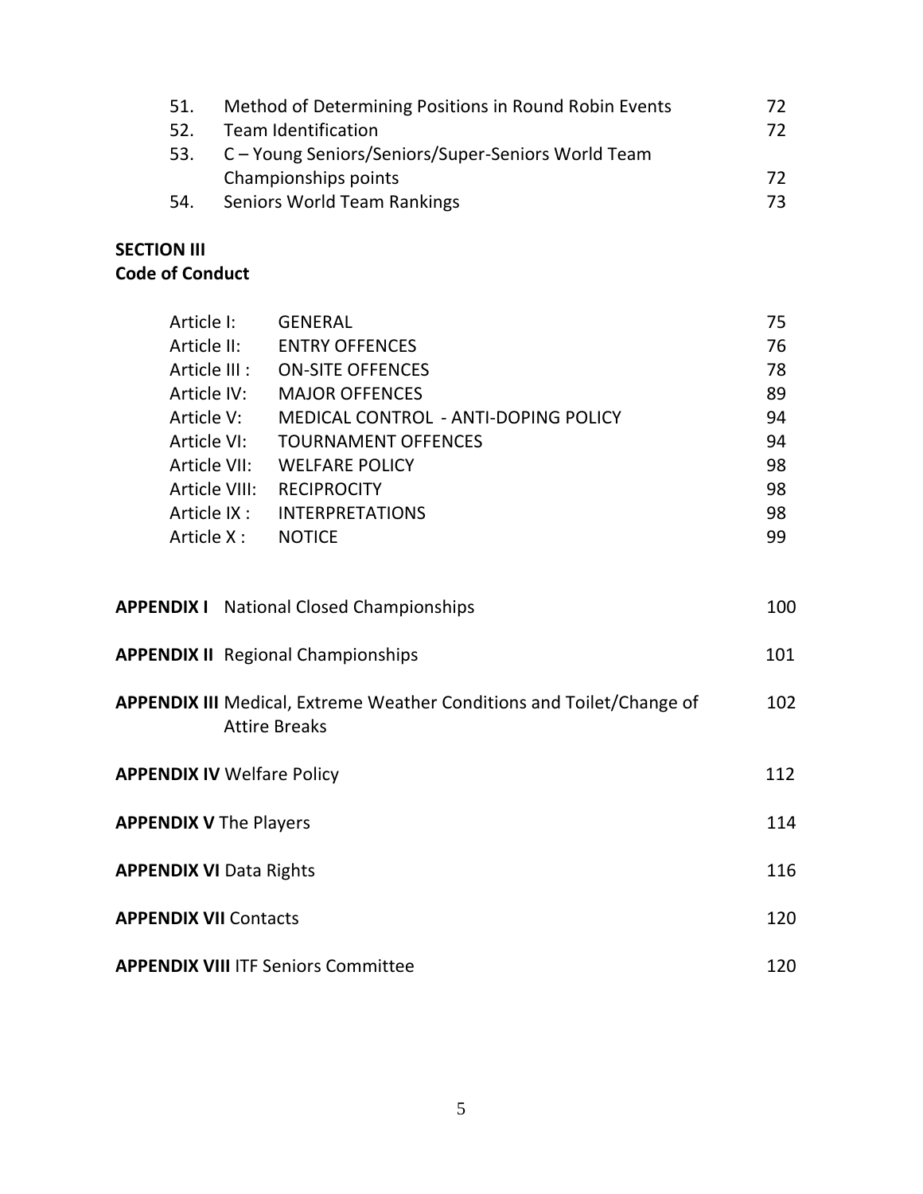| | | |
|---|---|---|
| 51. | Method of Determining Positions in Round Robin Events | 72 |
| 52. | Team Identification | 72 |
| 53. | C – Young Seniors/Seniors/Super-Seniors World Team Championships points | 72 |
| 54. | Seniors World Team Rankings | 73 |

**SECTION III**
**Code of Conduct**

| | | |
|---|---|---|
| Article I: | GENERAL | 75 |
| Article II: | ENTRY OFFENCES | 76 |
| Article III : | ON-SITE OFFENCES | 78 |
| Article IV: | MAJOR OFFENCES | 89 |
| Article V: | MEDICAL CONTROL - ANTI-DOPING POLICY | 94 |
| Article VI: | TOURNAMENT OFFENCES | 94 |
| Article VII: | WELFARE POLICY | 98 |
| Article VIII: | RECIPROCITY | 98 |
| Article IX : | INTERPRETATIONS | 98 |
| Article X : | NOTICE | 99 |

| | |
|---|---|
| **APPENDIX I** National Closed Championships | 100 |
| **APPENDIX II** Regional Championships | 101 |
| **APPENDIX III** Medical, Extreme Weather Conditions and Toilet/Change of Attire Breaks | 102 |
| **APPENDIX IV** Welfare Policy | 112 |
| **APPENDIX V** The Players | 114 |
| **APPENDIX VI** Data Rights | 116 |
| **APPENDIX VII** Contacts | 120 |
| **APPENDIX VIII** ITF Seniors Committee | 120 |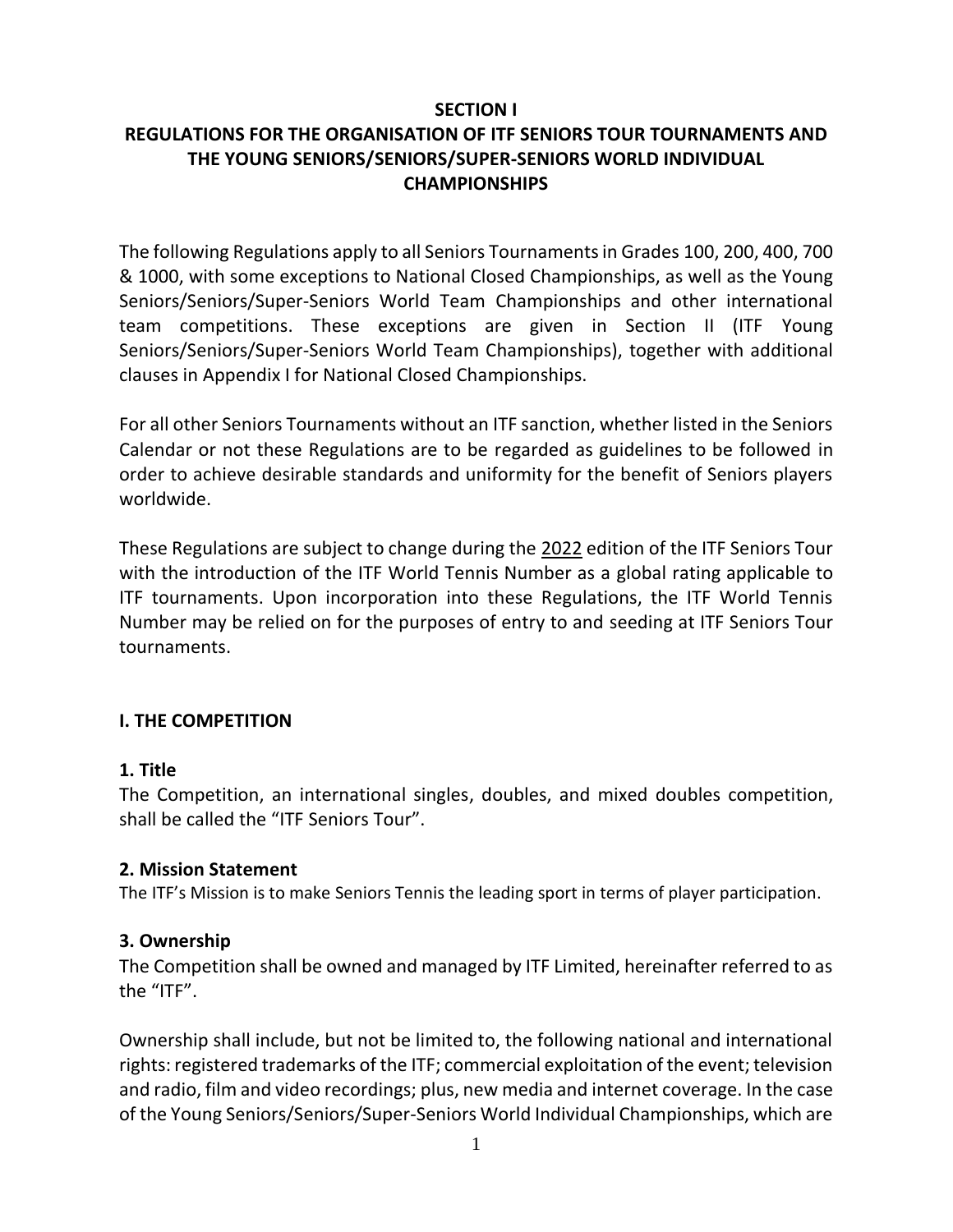# SECTION I

# REGULATIONS FOR THE ORGANISATION OF ITF SENIORS TOUR TOURNAMENTS AND THE YOUNG SENIORS/SENIORS/SUPER-SENIORS WORLD INDIVIDUAL CHAMPIONSHIPS

The following Regulations apply to all Seniors Tournaments in Grades 100, 200, 400, 700 & 1000, with some exceptions to National Closed Championships, as well as the Young Seniors/Seniors/Super-Seniors World Team Championships and other international team competitions. These exceptions are given in Section II (ITF Young Seniors/Seniors/Super-Seniors World Team Championships), together with additional clauses in Appendix I for National Closed Championships.

For all other Seniors Tournaments without an ITF sanction, whether listed in the Seniors Calendar or not these Regulations are to be regarded as guidelines to be followed in order to achieve desirable standards and uniformity for the benefit of Seniors players worldwide.

These Regulations are subject to change during the 2022 edition of the ITF Seniors Tour with the introduction of the ITF World Tennis Number as a global rating applicable to ITF tournaments. Upon incorporation into these Regulations, the ITF World Tennis Number may be relied on for the purposes of entry to and seeding at ITF Seniors Tour tournaments.

## I. THE COMPETITION

### 1. Title

The Competition, an international singles, doubles, and mixed doubles competition, shall be called the "ITF Seniors Tour".

### 2. Mission Statement

The ITF's Mission is to make Seniors Tennis the leading sport in terms of player participation.

### 3. Ownership

The Competition shall be owned and managed by ITF Limited, hereinafter referred to as the "ITF".

Ownership shall include, but not be limited to, the following national and international rights: registered trademarks of the ITF; commercial exploitation of the event; television and radio, film and video recordings; plus, new media and internet coverage. In the case of the Young Seniors/Seniors/Super-Seniors World Individual Championships, which are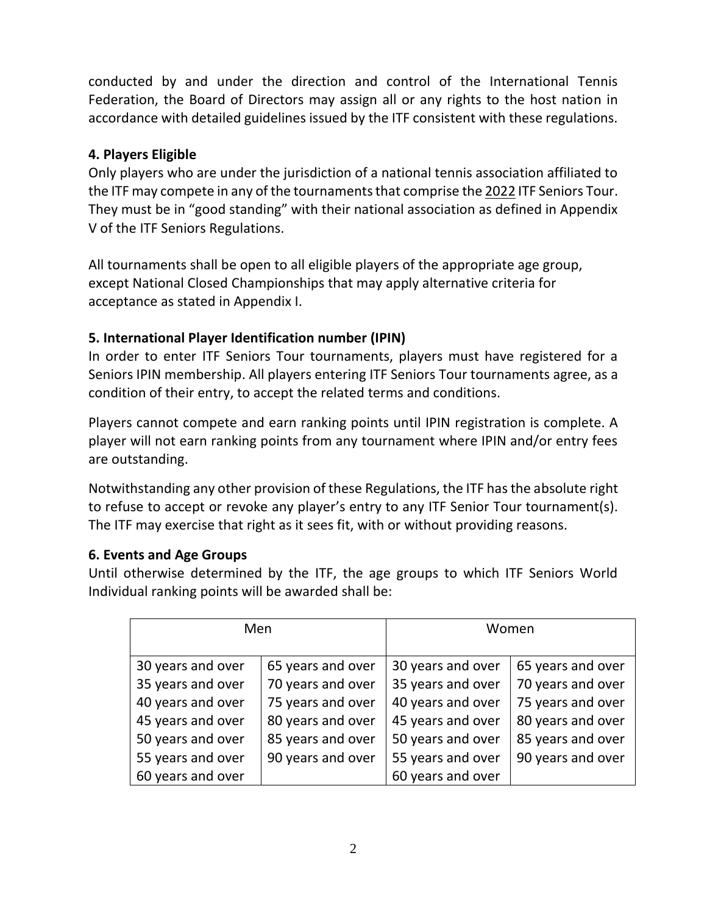conducted by and under the direction and control of the International Tennis Federation, the Board of Directors may assign all or any rights to the host nation in accordance with detailed guidelines issued by the ITF consistent with these regulations.

### 4. Players Eligible

Only players who are under the jurisdiction of a national tennis association affiliated to the ITF may compete in any of the tournaments that comprise the 2022 ITF Seniors Tour. They must be in "good standing" with their national association as defined in Appendix V of the ITF Seniors Regulations.

All tournaments shall be open to all eligible players of the appropriate age group, except National Closed Championships that may apply alternative criteria for acceptance as stated in Appendix I.

### 5. International Player Identification number (IPIN)

In order to enter ITF Seniors Tour tournaments, players must have registered for a Seniors IPIN membership. All players entering ITF Seniors Tour tournaments agree, as a condition of their entry, to accept the related terms and conditions.

Players cannot compete and earn ranking points until IPIN registration is complete. A player will not earn ranking points from any tournament where IPIN and/or entry fees are outstanding.

Notwithstanding any other provision of these Regulations, the ITF has the absolute right to refuse to accept or revoke any player's entry to any ITF Senior Tour tournament(s). The ITF may exercise that right as it sees fit, with or without providing reasons.

### 6. Events and Age Groups

Until otherwise determined by the ITF, the age groups to which ITF Seniors World Individual ranking points will be awarded shall be:

| Men | | Women | |
|---|---|---|---|
| 30 years and over | 65 years and over | 30 years and over | 65 years and over |
| 35 years and over | 70 years and over | 35 years and over | 70 years and over |
| 40 years and over | 75 years and over | 40 years and over | 75 years and over |
| 45 years and over | 80 years and over | 45 years and over | 80 years and over |
| 50 years and over | 85 years and over | 50 years and over | 85 years and over |
| 55 years and over | 90 years and over | 55 years and over | 90 years and over |
| 60 years and over | | 60 years and over | |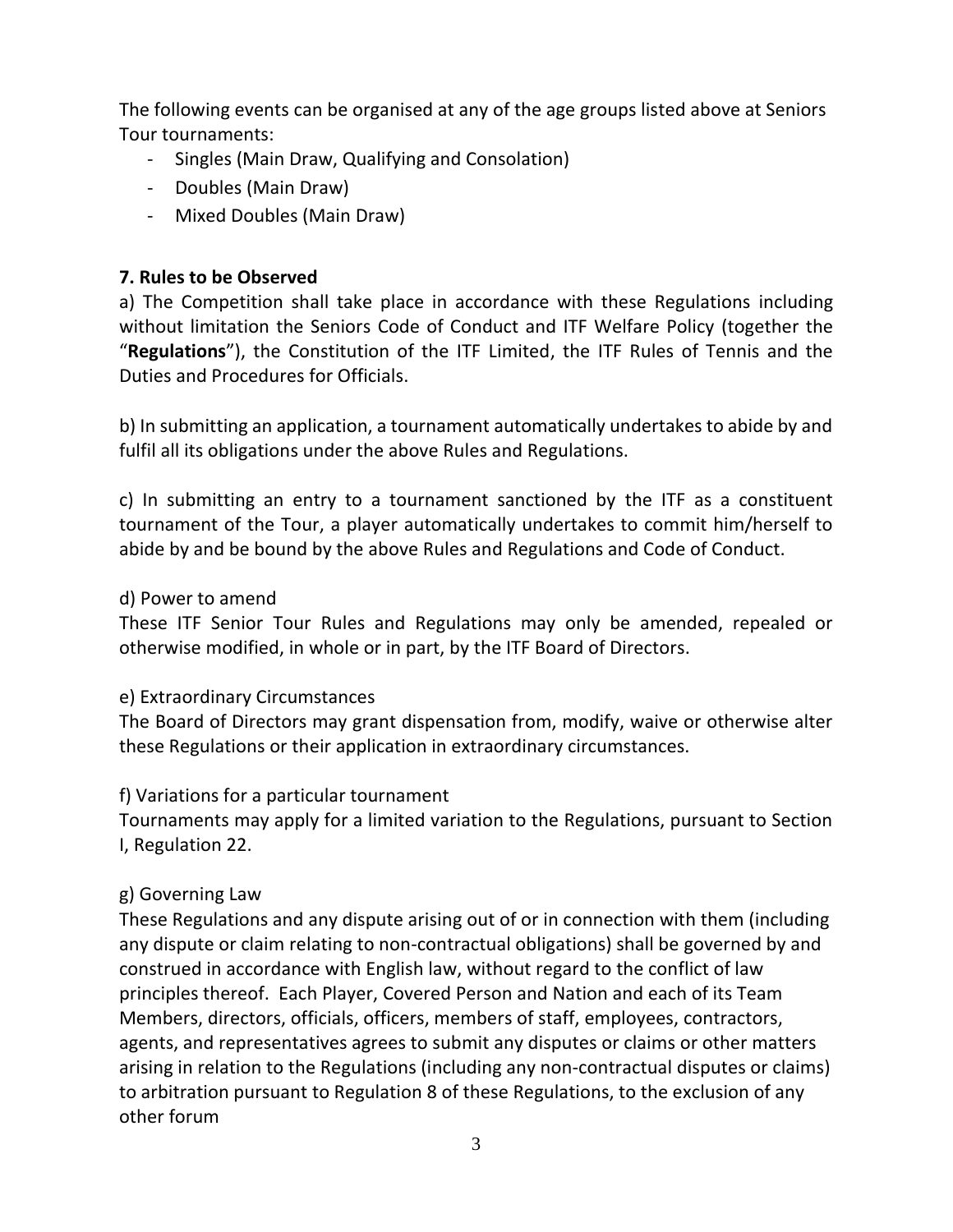The following events can be organised at any of the age groups listed above at Seniors Tour tournaments:

- Singles (Main Draw, Qualifying and Consolation)
- Doubles (Main Draw)
- Mixed Doubles (Main Draw)

**7. Rules to be Observed**

a) The Competition shall take place in accordance with these Regulations including without limitation the Seniors Code of Conduct and ITF Welfare Policy (together the "**Regulations**"), the Constitution of the ITF Limited, the ITF Rules of Tennis and the Duties and Procedures for Officials.

b) In submitting an application, a tournament automatically undertakes to abide by and fulfil all its obligations under the above Rules and Regulations.

c) In submitting an entry to a tournament sanctioned by the ITF as a constituent tournament of the Tour, a player automatically undertakes to commit him/herself to abide by and be bound by the above Rules and Regulations and Code of Conduct.

d) Power to amend

These ITF Senior Tour Rules and Regulations may only be amended, repealed or otherwise modified, in whole or in part, by the ITF Board of Directors.

e) Extraordinary Circumstances

The Board of Directors may grant dispensation from, modify, waive or otherwise alter these Regulations or their application in extraordinary circumstances.

f) Variations for a particular tournament

Tournaments may apply for a limited variation to the Regulations, pursuant to Section I, Regulation 22.

g) Governing Law

These Regulations and any dispute arising out of or in connection with them (including any dispute or claim relating to non-contractual obligations) shall be governed by and construed in accordance with English law, without regard to the conflict of law principles thereof. Each Player, Covered Person and Nation and each of its Team Members, directors, officials, officers, members of staff, employees, contractors, agents, and representatives agrees to submit any disputes or claims or other matters arising in relation to the Regulations (including any non-contractual disputes or claims) to arbitration pursuant to Regulation 8 of these Regulations, to the exclusion of any other forum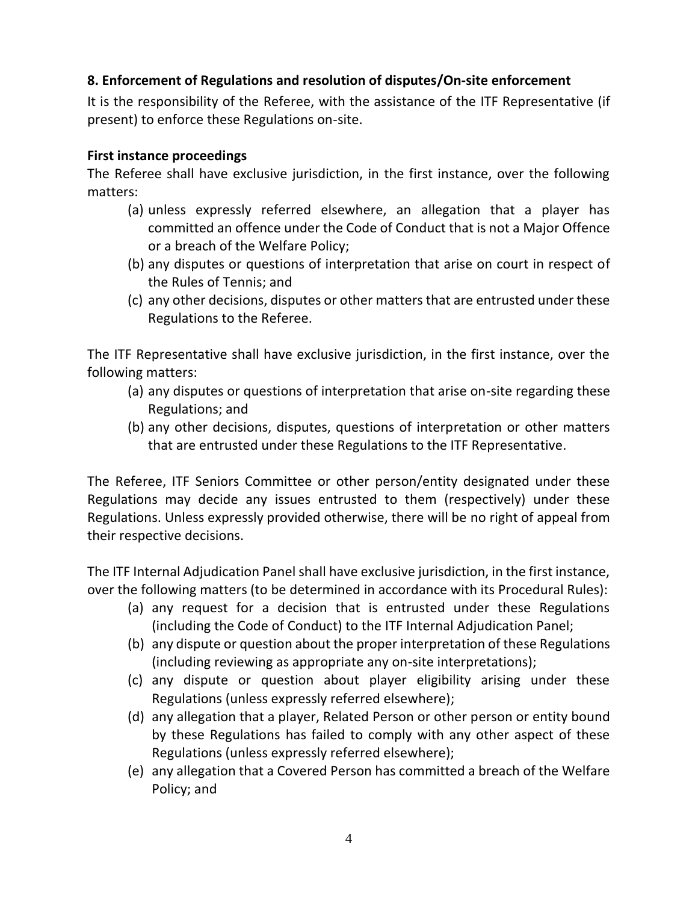### 8. Enforcement of Regulations and resolution of disputes/On-site enforcement

It is the responsibility of the Referee, with the assistance of the ITF Representative (if present) to enforce these Regulations on-site.

**First instance proceedings**

The Referee shall have exclusive jurisdiction, in the first instance, over the following matters:

(a) unless expressly referred elsewhere, an allegation that a player has committed an offence under the Code of Conduct that is not a Major Offence or a breach of the Welfare Policy;

(b) any disputes or questions of interpretation that arise on court in respect of the Rules of Tennis; and

(c) any other decisions, disputes or other matters that are entrusted under these Regulations to the Referee.

The ITF Representative shall have exclusive jurisdiction, in the first instance, over the following matters:

(a) any disputes or questions of interpretation that arise on-site regarding these Regulations; and

(b) any other decisions, disputes, questions of interpretation or other matters that are entrusted under these Regulations to the ITF Representative.

The Referee, ITF Seniors Committee or other person/entity designated under these Regulations may decide any issues entrusted to them (respectively) under these Regulations. Unless expressly provided otherwise, there will be no right of appeal from their respective decisions.

The ITF Internal Adjudication Panel shall have exclusive jurisdiction, in the first instance, over the following matters (to be determined in accordance with its Procedural Rules):

(a) any request for a decision that is entrusted under these Regulations (including the Code of Conduct) to the ITF Internal Adjudication Panel;

(b) any dispute or question about the proper interpretation of these Regulations (including reviewing as appropriate any on-site interpretations);

(c) any dispute or question about player eligibility arising under these Regulations (unless expressly referred elsewhere);

(d) any allegation that a player, Related Person or other person or entity bound by these Regulations has failed to comply with any other aspect of these Regulations (unless expressly referred elsewhere);

(e) any allegation that a Covered Person has committed a breach of the Welfare Policy; and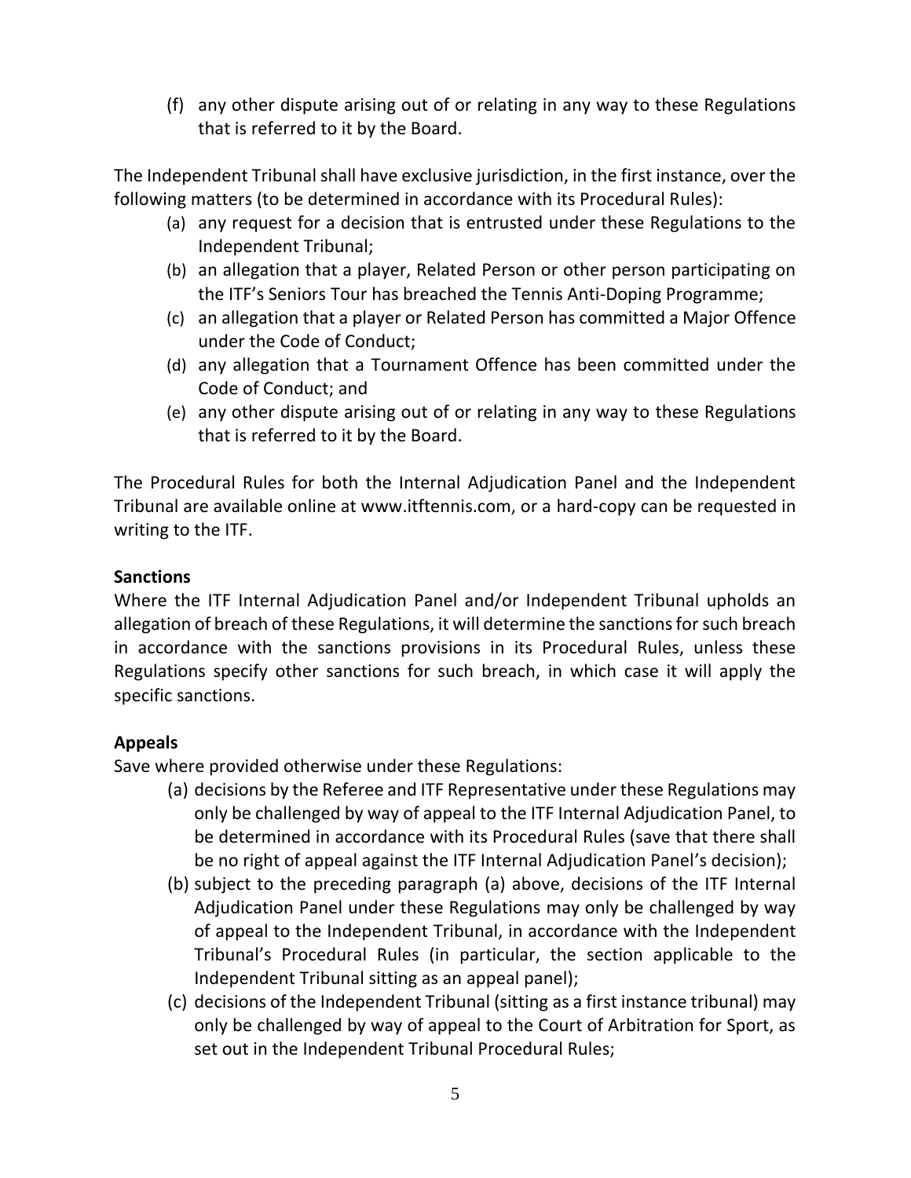(f) any other dispute arising out of or relating in any way to these Regulations that is referred to it by the Board.

The Independent Tribunal shall have exclusive jurisdiction, in the first instance, over the following matters (to be determined in accordance with its Procedural Rules):

(a) any request for a decision that is entrusted under these Regulations to the Independent Tribunal;
(b) an allegation that a player, Related Person or other person participating on the ITF's Seniors Tour has breached the Tennis Anti-Doping Programme;
(c) an allegation that a player or Related Person has committed a Major Offence under the Code of Conduct;
(d) any allegation that a Tournament Offence has been committed under the Code of Conduct; and
(e) any other dispute arising out of or relating in any way to these Regulations that is referred to it by the Board.

The Procedural Rules for both the Internal Adjudication Panel and the Independent Tribunal are available online at www.itftennis.com, or a hard-copy can be requested in writing to the ITF.

**Sanctions**

Where the ITF Internal Adjudication Panel and/or Independent Tribunal upholds an allegation of breach of these Regulations, it will determine the sanctions for such breach in accordance with the sanctions provisions in its Procedural Rules, unless these Regulations specify other sanctions for such breach, in which case it will apply the specific sanctions.

**Appeals**

Save where provided otherwise under these Regulations:

(a) decisions by the Referee and ITF Representative under these Regulations may only be challenged by way of appeal to the ITF Internal Adjudication Panel, to be determined in accordance with its Procedural Rules (save that there shall be no right of appeal against the ITF Internal Adjudication Panel's decision);
(b) subject to the preceding paragraph (a) above, decisions of the ITF Internal Adjudication Panel under these Regulations may only be challenged by way of appeal to the Independent Tribunal, in accordance with the Independent Tribunal's Procedural Rules (in particular, the section applicable to the Independent Tribunal sitting as an appeal panel);
(c) decisions of the Independent Tribunal (sitting as a first instance tribunal) may only be challenged by way of appeal to the Court of Arbitration for Sport, as set out in the Independent Tribunal Procedural Rules;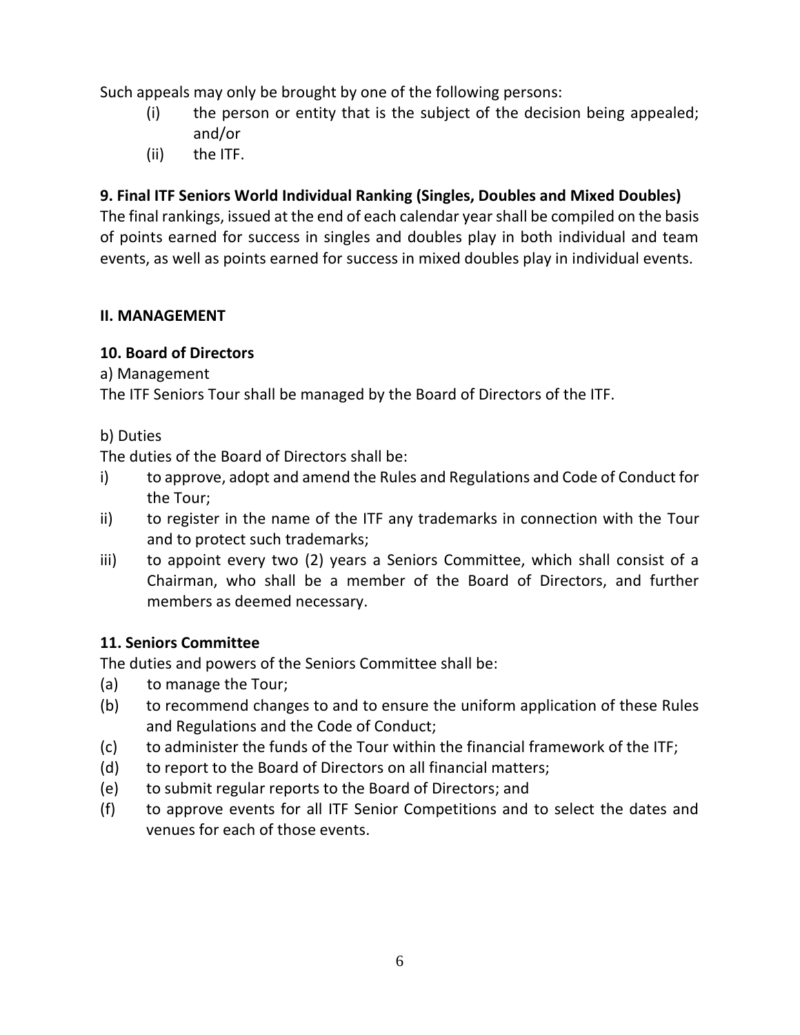Such appeals may only be brought by one of the following persons:

- (i) the person or entity that is the subject of the decision being appealed; and/or
- (ii) the ITF.

**9. Final ITF Seniors World Individual Ranking (Singles, Doubles and Mixed Doubles)**

The final rankings, issued at the end of each calendar year shall be compiled on the basis of points earned for success in singles and doubles play in both individual and team events, as well as points earned for success in mixed doubles play in individual events.

## II. MANAGEMENT

### 10. Board of Directors

a) Management

The ITF Seniors Tour shall be managed by the Board of Directors of the ITF.

b) Duties

The duties of the Board of Directors shall be:

- i) to approve, adopt and amend the Rules and Regulations and Code of Conduct for the Tour;
- ii) to register in the name of the ITF any trademarks in connection with the Tour and to protect such trademarks;
- iii) to appoint every two (2) years a Seniors Committee, which shall consist of a Chairman, who shall be a member of the Board of Directors, and further members as deemed necessary.

### 11. Seniors Committee

The duties and powers of the Seniors Committee shall be:

- (a) to manage the Tour;
- (b) to recommend changes to and to ensure the uniform application of these Rules and Regulations and the Code of Conduct;
- (c) to administer the funds of the Tour within the financial framework of the ITF;
- (d) to report to the Board of Directors on all financial matters;
- (e) to submit regular reports to the Board of Directors; and
- (f) to approve events for all ITF Senior Competitions and to select the dates and venues for each of those events.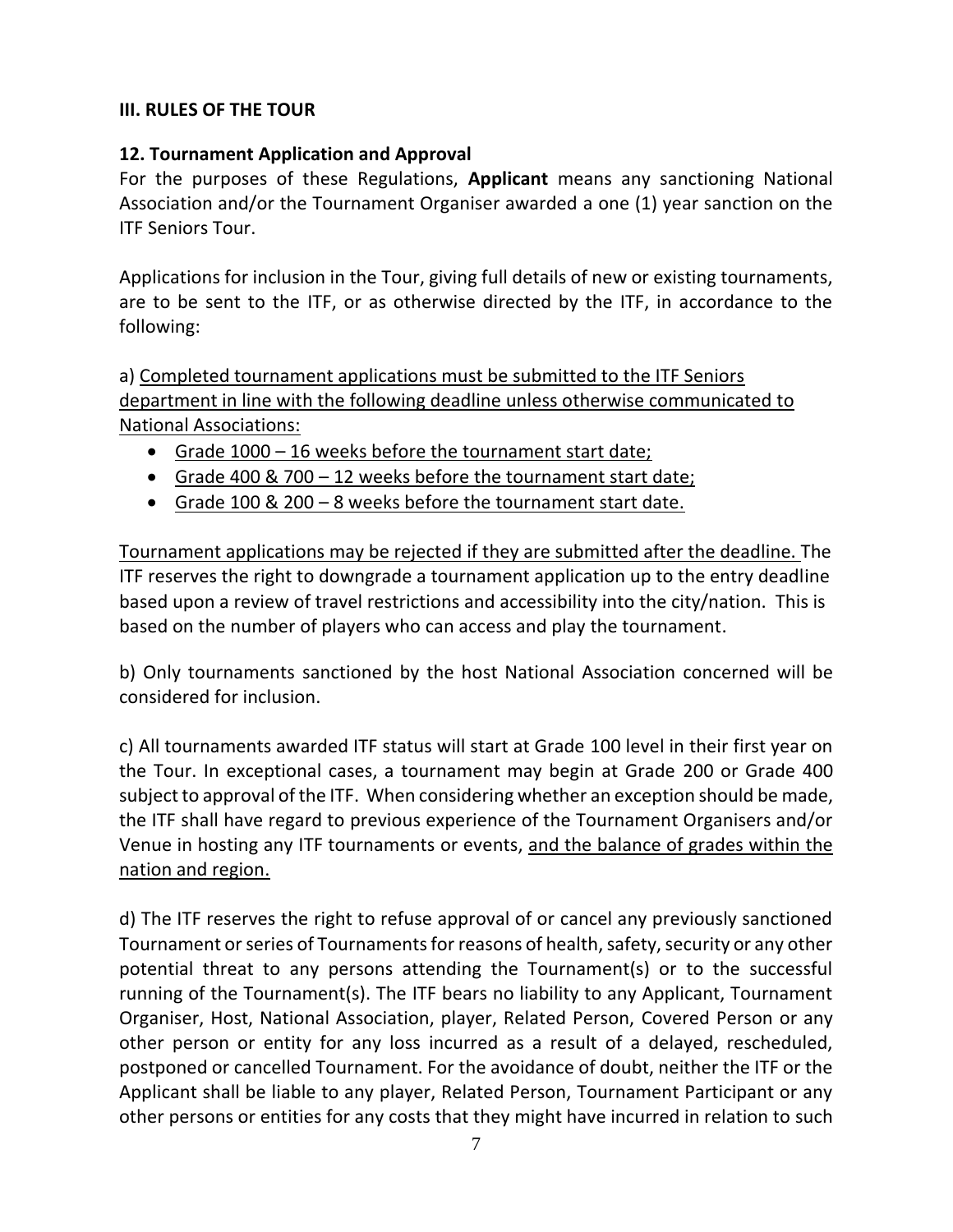## III. RULES OF THE TOUR

### 12. Tournament Application and Approval

For the purposes of these Regulations, **Applicant** means any sanctioning National Association and/or the Tournament Organiser awarded a one (1) year sanction on the ITF Seniors Tour.

Applications for inclusion in the Tour, giving full details of new or existing tournaments, are to be sent to the ITF, or as otherwise directed by the ITF, in accordance to the following:

a) Completed tournament applications must be submitted to the ITF Seniors department in line with the following deadline unless otherwise communicated to National Associations:

- Grade 1000 – 16 weeks before the tournament start date;
- Grade 400 & 700 – 12 weeks before the tournament start date;
- Grade 100 & 200 – 8 weeks before the tournament start date.

Tournament applications may be rejected if they are submitted after the deadline. The ITF reserves the right to downgrade a tournament application up to the entry deadline based upon a review of travel restrictions and accessibility into the city/nation. This is based on the number of players who can access and play the tournament.

b) Only tournaments sanctioned by the host National Association concerned will be considered for inclusion.

c) All tournaments awarded ITF status will start at Grade 100 level in their first year on the Tour. In exceptional cases, a tournament may begin at Grade 200 or Grade 400 subject to approval of the ITF. When considering whether an exception should be made, the ITF shall have regard to previous experience of the Tournament Organisers and/or Venue in hosting any ITF tournaments or events, and the balance of grades within the nation and region.

d) The ITF reserves the right to refuse approval of or cancel any previously sanctioned Tournament or series of Tournaments for reasons of health, safety, security or any other potential threat to any persons attending the Tournament(s) or to the successful running of the Tournament(s). The ITF bears no liability to any Applicant, Tournament Organiser, Host, National Association, player, Related Person, Covered Person or any other person or entity for any loss incurred as a result of a delayed, rescheduled, postponed or cancelled Tournament. For the avoidance of doubt, neither the ITF or the Applicant shall be liable to any player, Related Person, Tournament Participant or any other persons or entities for any costs that they might have incurred in relation to such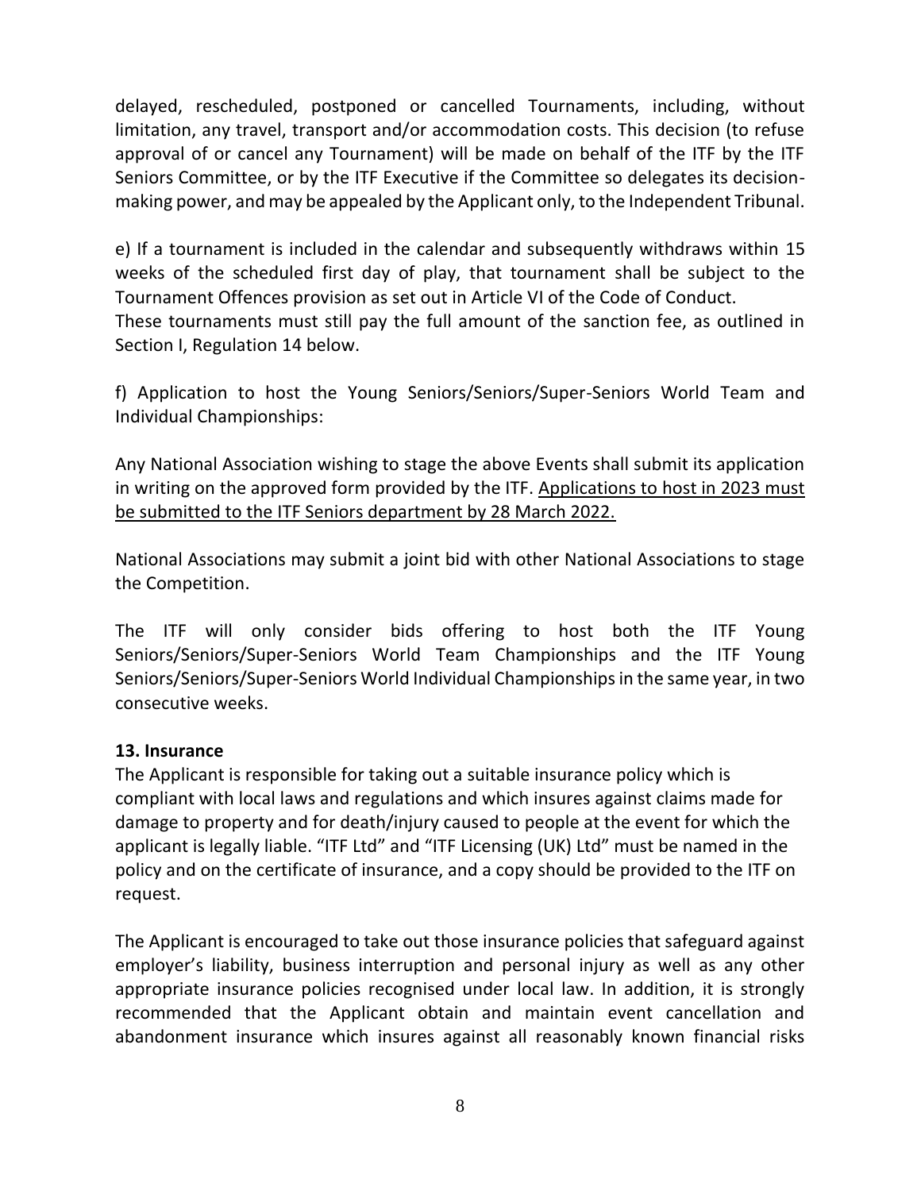delayed, rescheduled, postponed or cancelled Tournaments, including, without limitation, any travel, transport and/or accommodation costs. This decision (to refuse approval of or cancel any Tournament) will be made on behalf of the ITF by the ITF Seniors Committee, or by the ITF Executive if the Committee so delegates its decision-making power, and may be appealed by the Applicant only, to the Independent Tribunal.

e) If a tournament is included in the calendar and subsequently withdraws within 15 weeks of the scheduled first day of play, that tournament shall be subject to the Tournament Offences provision as set out in Article VI of the Code of Conduct. These tournaments must still pay the full amount of the sanction fee, as outlined in Section I, Regulation 14 below.

f) Application to host the Young Seniors/Seniors/Super-Seniors World Team and Individual Championships:

Any National Association wishing to stage the above Events shall submit its application in writing on the approved form provided by the ITF. <u>Applications to host in 2023 must be submitted to the ITF Seniors department by 28 March 2022.</u>

National Associations may submit a joint bid with other National Associations to stage the Competition.

The ITF will only consider bids offering to host both the ITF Young Seniors/Seniors/Super-Seniors World Team Championships and the ITF Young Seniors/Seniors/Super-Seniors World Individual Championships in the same year, in two consecutive weeks.

**13. Insurance**

The Applicant is responsible for taking out a suitable insurance policy which is compliant with local laws and regulations and which insures against claims made for damage to property and for death/injury caused to people at the event for which the applicant is legally liable. "ITF Ltd" and "ITF Licensing (UK) Ltd" must be named in the policy and on the certificate of insurance, and a copy should be provided to the ITF on request.

The Applicant is encouraged to take out those insurance policies that safeguard against employer's liability, business interruption and personal injury as well as any other appropriate insurance policies recognised under local law. In addition, it is strongly recommended that the Applicant obtain and maintain event cancellation and abandonment insurance which insures against all reasonably known financial risks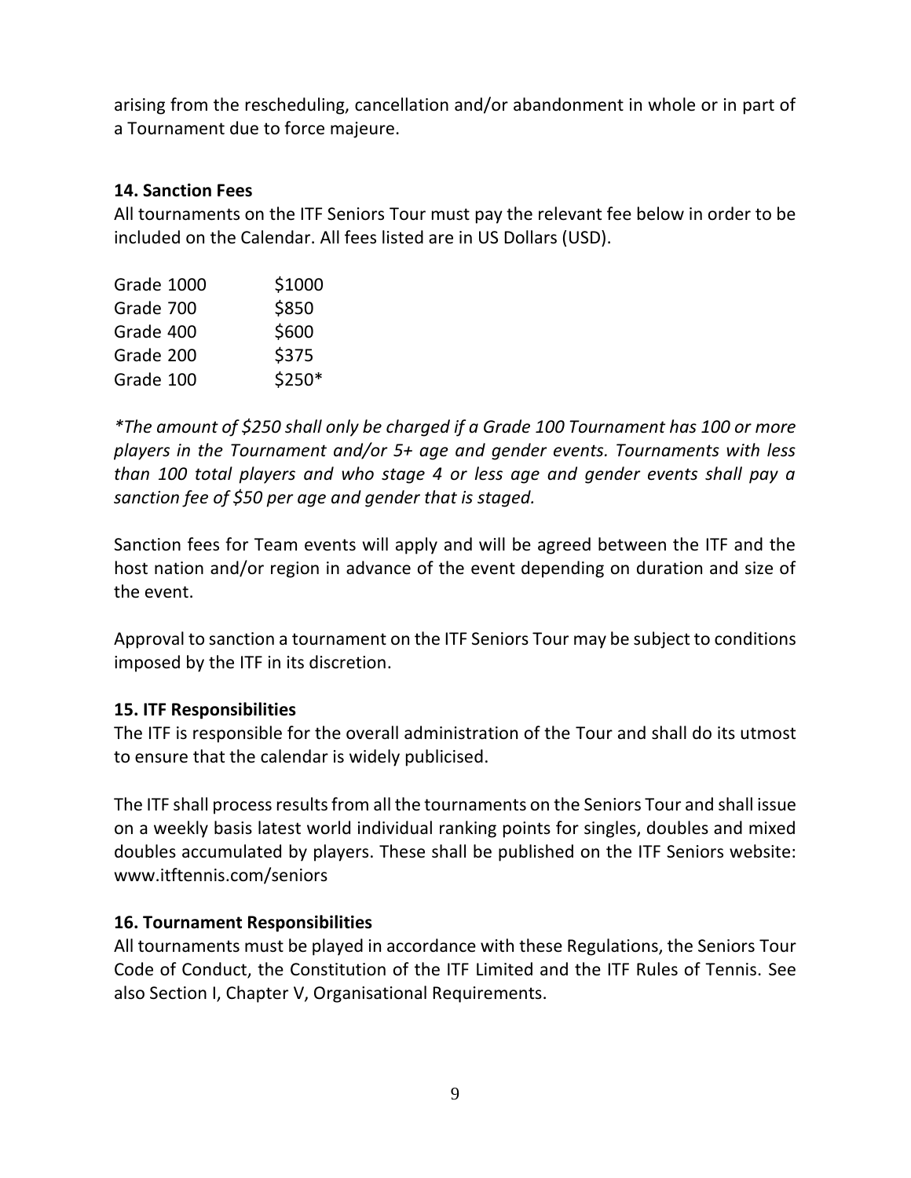arising from the rescheduling, cancellation and/or abandonment in whole or in part of a Tournament due to force majeure.

### 14. Sanction Fees

All tournaments on the ITF Seniors Tour must pay the relevant fee below in order to be included on the Calendar. All fees listed are in US Dollars (USD).

| Grade | Fee |
|---|---|
| Grade 1000 | $1000 |
| Grade 700 | $850 |
| Grade 400 | $600 |
| Grade 200 | $375 |
| Grade 100 | $250* |

*\*The amount of $250 shall only be charged if a Grade 100 Tournament has 100 or more players in the Tournament and/or 5+ age and gender events. Tournaments with less than 100 total players and who stage 4 or less age and gender events shall pay a sanction fee of $50 per age and gender that is staged.*

Sanction fees for Team events will apply and will be agreed between the ITF and the host nation and/or region in advance of the event depending on duration and size of the event.

Approval to sanction a tournament on the ITF Seniors Tour may be subject to conditions imposed by the ITF in its discretion.

### 15. ITF Responsibilities

The ITF is responsible for the overall administration of the Tour and shall do its utmost to ensure that the calendar is widely publicised.

The ITF shall process results from all the tournaments on the Seniors Tour and shall issue on a weekly basis latest world individual ranking points for singles, doubles and mixed doubles accumulated by players. These shall be published on the ITF Seniors website: www.itftennis.com/seniors

### 16. Tournament Responsibilities

All tournaments must be played in accordance with these Regulations, the Seniors Tour Code of Conduct, the Constitution of the ITF Limited and the ITF Rules of Tennis. See also Section I, Chapter V, Organisational Requirements.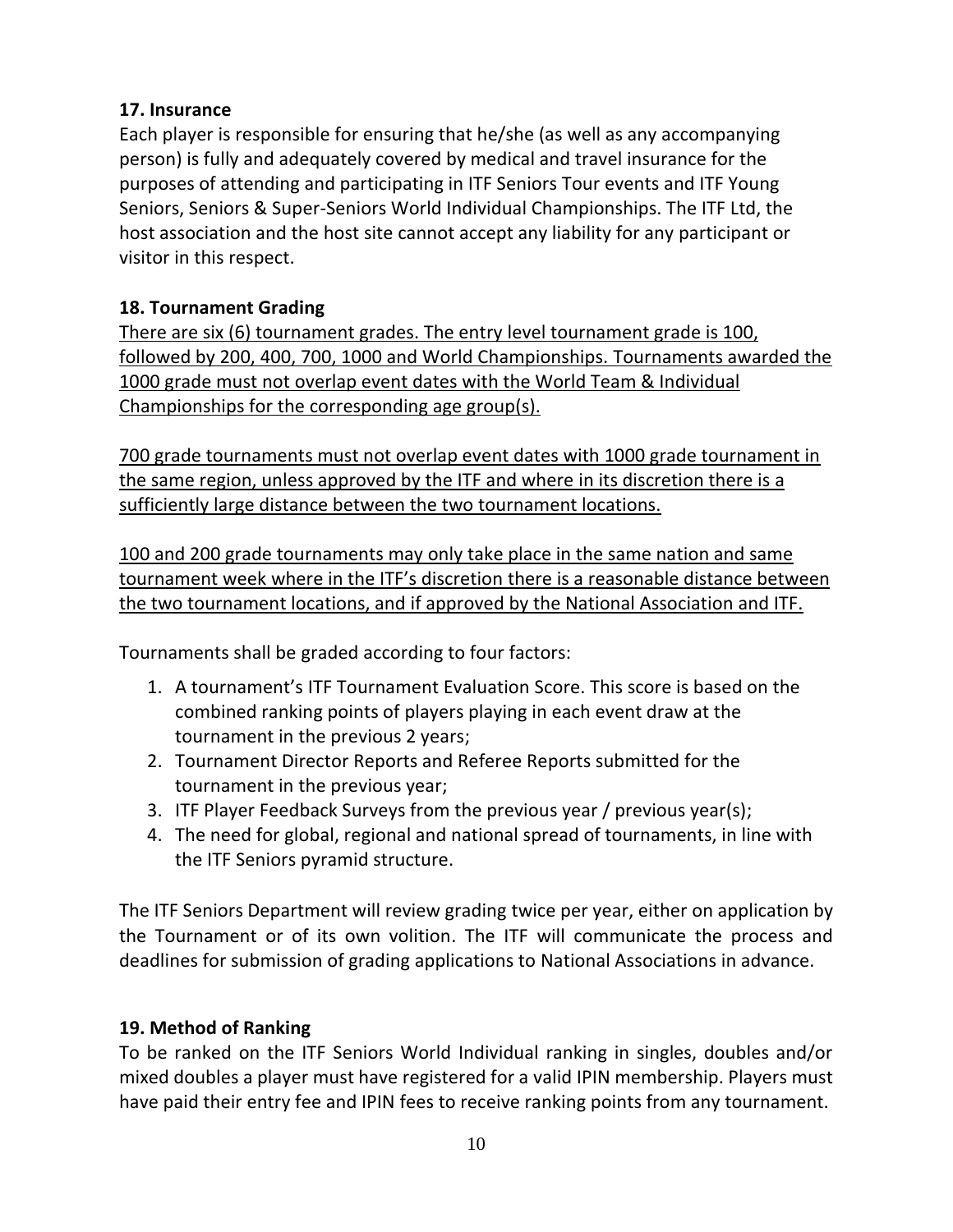### 17. Insurance

Each player is responsible for ensuring that he/she (as well as any accompanying person) is fully and adequately covered by medical and travel insurance for the purposes of attending and participating in ITF Seniors Tour events and ITF Young Seniors, Seniors & Super-Seniors World Individual Championships. The ITF Ltd, the host association and the host site cannot accept any liability for any participant or visitor in this respect.

### 18. Tournament Grading

<u>There are six (6) tournament grades. The entry level tournament grade is 100, followed by 200, 400, 700, 1000 and World Championships. Tournaments awarded the 1000 grade must not overlap event dates with the World Team & Individual Championships for the corresponding age group(s).</u>

<u>700 grade tournaments must not overlap event dates with 1000 grade tournament in the same region, unless approved by the ITF and where in its discretion there is a sufficiently large distance between the two tournament locations.</u>

<u>100 and 200 grade tournaments may only take place in the same nation and same tournament week where in the ITF's discretion there is a reasonable distance between the two tournament locations, and if approved by the National Association and ITF.</u>

Tournaments shall be graded according to four factors:

1. A tournament's ITF Tournament Evaluation Score. This score is based on the combined ranking points of players playing in each event draw at the tournament in the previous 2 years;
2. Tournament Director Reports and Referee Reports submitted for the tournament in the previous year;
3. ITF Player Feedback Surveys from the previous year / previous year(s);
4. The need for global, regional and national spread of tournaments, in line with the ITF Seniors pyramid structure.

The ITF Seniors Department will review grading twice per year, either on application by the Tournament or of its own volition. The ITF will communicate the process and deadlines for submission of grading applications to National Associations in advance.

### 19. Method of Ranking

To be ranked on the ITF Seniors World Individual ranking in singles, doubles and/or mixed doubles a player must have registered for a valid IPIN membership. Players must have paid their entry fee and IPIN fees to receive ranking points from any tournament.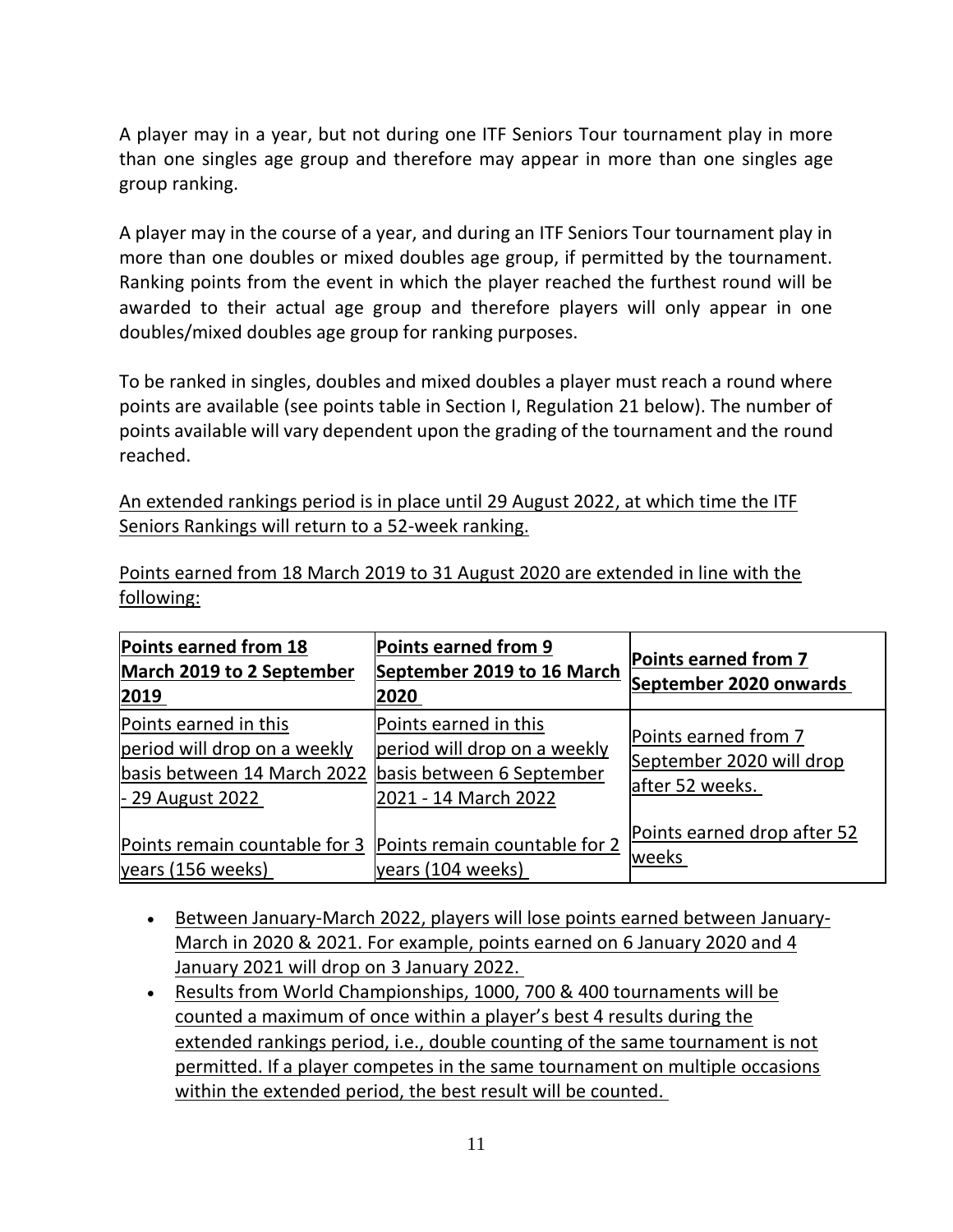A player may in a year, but not during one ITF Seniors Tour tournament play in more than one singles age group and therefore may appear in more than one singles age group ranking.

A player may in the course of a year, and during an ITF Seniors Tour tournament play in more than one doubles or mixed doubles age group, if permitted by the tournament. Ranking points from the event in which the player reached the furthest round will be awarded to their actual age group and therefore players will only appear in one doubles/mixed doubles age group for ranking purposes.

To be ranked in singles, doubles and mixed doubles a player must reach a round where points are available (see points table in Section I, Regulation 21 below). The number of points available will vary dependent upon the grading of the tournament and the round reached.

An extended rankings period is in place until 29 August 2022, at which time the ITF Seniors Rankings will return to a 52-week ranking.

Points earned from 18 March 2019 to 31 August 2020 are extended in line with the following:

| **Points earned from 18 March 2019 to 2 September 2019** | **Points earned from 9 September 2019 to 16 March 2020** | **Points earned from 7 September 2020 onwards** |
|---|---|---|
| Points earned in this period will drop on a weekly basis between 14 March 2022 - 29 August 2022<br><br>Points remain countable for 3 years (156 weeks) | Points earned in this period will drop on a weekly basis between 6 September 2021 - 14 March 2022<br><br>Points remain countable for 2 years (104 weeks) | Points earned from 7 September 2020 will drop after 52 weeks.<br><br>Points earned drop after 52 weeks |

- Between January-March 2022, players will lose points earned between January-March in 2020 & 2021. For example, points earned on 6 January 2020 and 4 January 2021 will drop on 3 January 2022.
- Results from World Championships, 1000, 700 & 400 tournaments will be counted a maximum of once within a player's best 4 results during the extended rankings period, i.e., double counting of the same tournament is not permitted. If a player competes in the same tournament on multiple occasions within the extended period, the best result will be counted.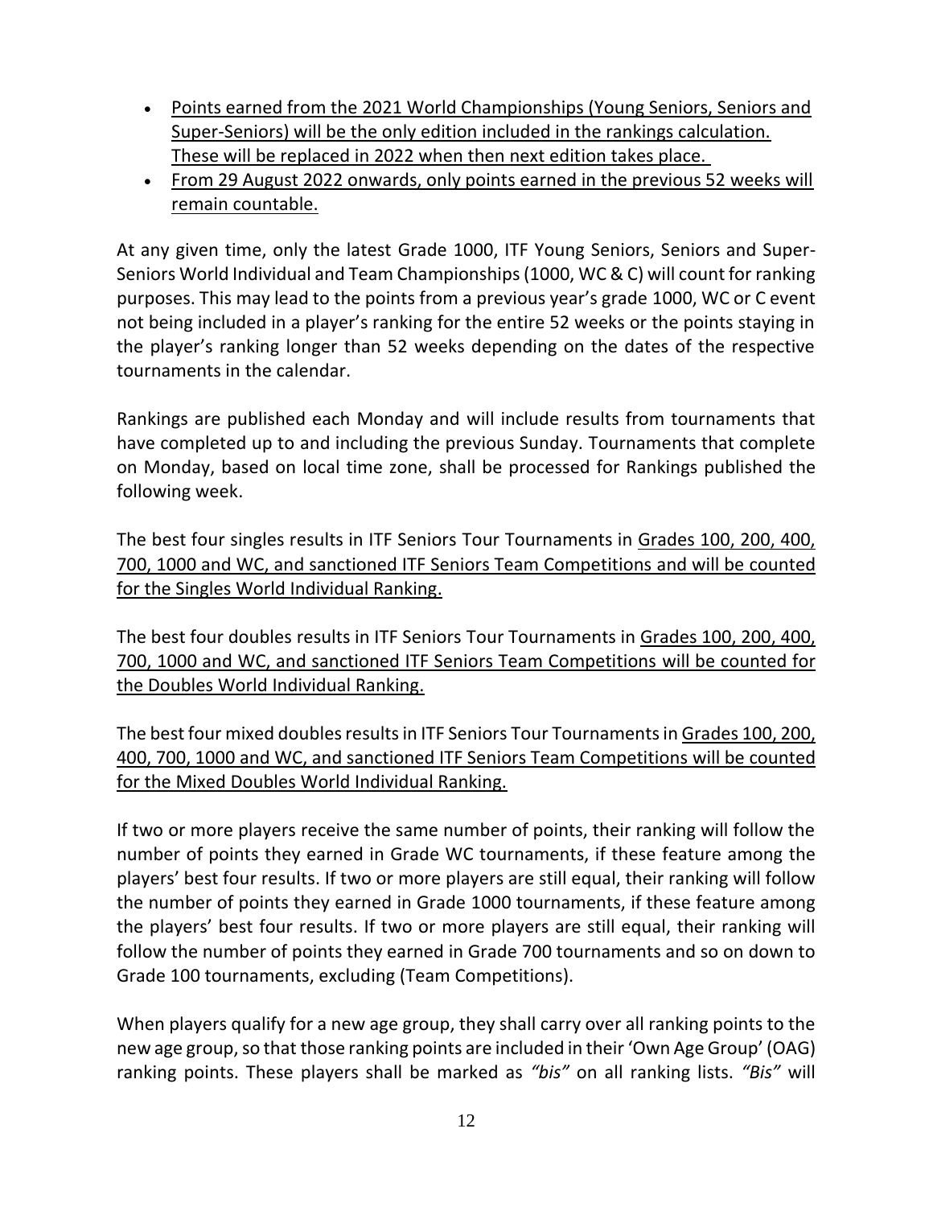- Points earned from the 2021 World Championships (Young Seniors, Seniors and Super-Seniors) will be the only edition included in the rankings calculation. These will be replaced in 2022 when then next edition takes place.
- From 29 August 2022 onwards, only points earned in the previous 52 weeks will remain countable.

At any given time, only the latest Grade 1000, ITF Young Seniors, Seniors and Super-Seniors World Individual and Team Championships (1000, WC & C) will count for ranking purposes. This may lead to the points from a previous year's grade 1000, WC or C event not being included in a player's ranking for the entire 52 weeks or the points staying in the player's ranking longer than 52 weeks depending on the dates of the respective tournaments in the calendar.

Rankings are published each Monday and will include results from tournaments that have completed up to and including the previous Sunday. Tournaments that complete on Monday, based on local time zone, shall be processed for Rankings published the following week.

The best four singles results in ITF Seniors Tour Tournaments in Grades 100, 200, 400, 700, 1000 and WC, and sanctioned ITF Seniors Team Competitions and will be counted for the Singles World Individual Ranking.

The best four doubles results in ITF Seniors Tour Tournaments in Grades 100, 200, 400, 700, 1000 and WC, and sanctioned ITF Seniors Team Competitions will be counted for the Doubles World Individual Ranking.

The best four mixed doubles results in ITF Seniors Tour Tournaments in Grades 100, 200, 400, 700, 1000 and WC, and sanctioned ITF Seniors Team Competitions will be counted for the Mixed Doubles World Individual Ranking.

If two or more players receive the same number of points, their ranking will follow the number of points they earned in Grade WC tournaments, if these feature among the players' best four results. If two or more players are still equal, their ranking will follow the number of points they earned in Grade 1000 tournaments, if these feature among the players' best four results. If two or more players are still equal, their ranking will follow the number of points they earned in Grade 700 tournaments and so on down to Grade 100 tournaments, excluding (Team Competitions).

When players qualify for a new age group, they shall carry over all ranking points to the new age group, so that those ranking points are included in their 'Own Age Group' (OAG) ranking points. These players shall be marked as *"bis"* on all ranking lists. *"Bis"* will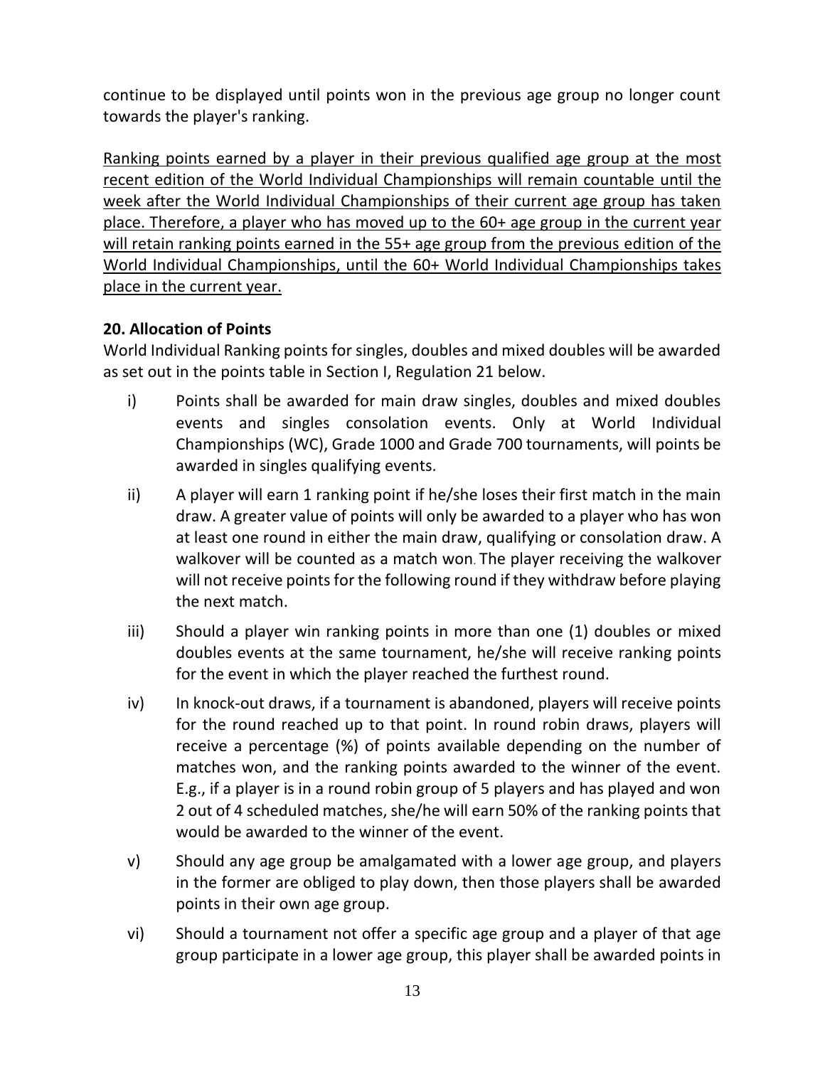continue to be displayed until points won in the previous age group no longer count towards the player's ranking.

<u>Ranking points earned by a player in their previous qualified age group at the most recent edition of the World Individual Championships will remain countable until the week after the World Individual Championships of their current age group has taken place. Therefore, a player who has moved up to the 60+ age group in the current year will retain ranking points earned in the 55+ age group from the previous edition of the World Individual Championships, until the 60+ World Individual Championships takes place in the current year.</u>

**20. Allocation of Points**

World Individual Ranking points for singles, doubles and mixed doubles will be awarded as set out in the points table in Section I, Regulation 21 below.

i) Points shall be awarded for main draw singles, doubles and mixed doubles events and singles consolation events. Only at World Individual Championships (WC), Grade 1000 and Grade 700 tournaments, will points be awarded in singles qualifying events.

ii) A player will earn 1 ranking point if he/she loses their first match in the main draw. A greater value of points will only be awarded to a player who has won at least one round in either the main draw, qualifying or consolation draw. A walkover will be counted as a match won. The player receiving the walkover will not receive points for the following round if they withdraw before playing the next match.

iii) Should a player win ranking points in more than one (1) doubles or mixed doubles events at the same tournament, he/she will receive ranking points for the event in which the player reached the furthest round.

iv) In knock-out draws, if a tournament is abandoned, players will receive points for the round reached up to that point. In round robin draws, players will receive a percentage (%) of points available depending on the number of matches won, and the ranking points awarded to the winner of the event. E.g., if a player is in a round robin group of 5 players and has played and won 2 out of 4 scheduled matches, she/he will earn 50% of the ranking points that would be awarded to the winner of the event.

v) Should any age group be amalgamated with a lower age group, and players in the former are obliged to play down, then those players shall be awarded points in their own age group.

vi) Should a tournament not offer a specific age group and a player of that age group participate in a lower age group, this player shall be awarded points in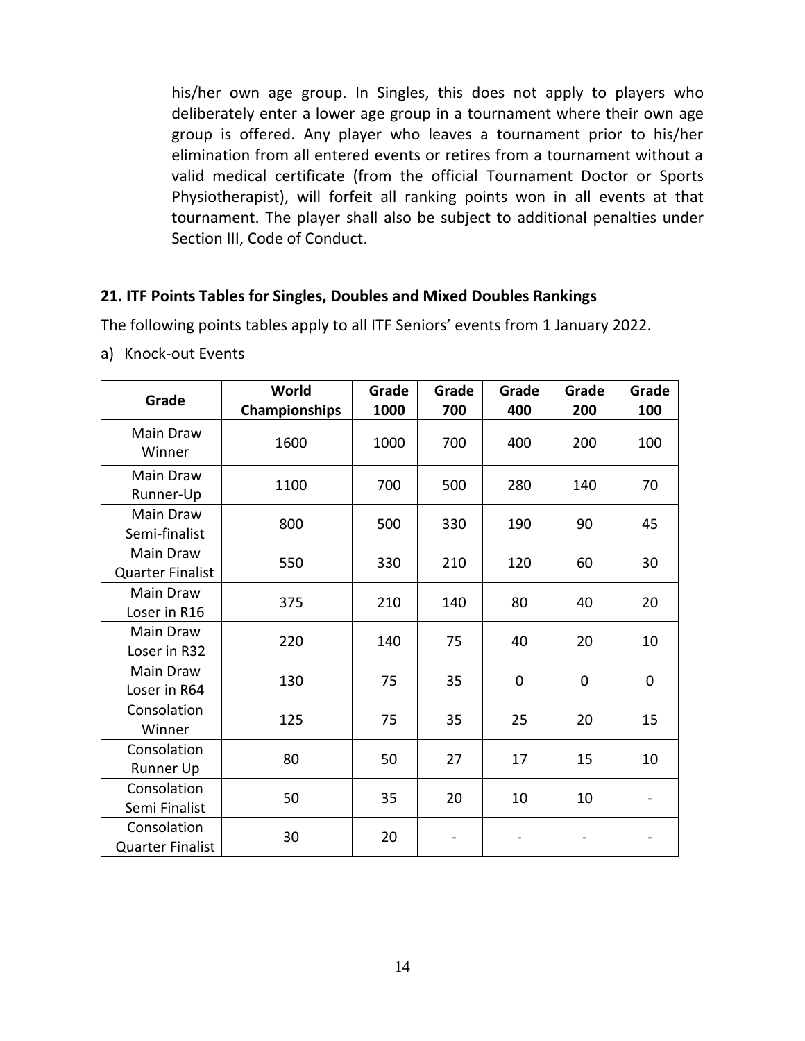his/her own age group. In Singles, this does not apply to players who deliberately enter a lower age group in a tournament where their own age group is offered. Any player who leaves a tournament prior to his/her elimination from all entered events or retires from a tournament without a valid medical certificate (from the official Tournament Doctor or Sports Physiotherapist), will forfeit all ranking points won in all events at that tournament. The player shall also be subject to additional penalties under Section III, Code of Conduct.

## 21. ITF Points Tables for Singles, Doubles and Mixed Doubles Rankings

The following points tables apply to all ITF Seniors' events from 1 January 2022.

a) Knock-out Events

| Grade | World Championships | Grade 1000 | Grade 700 | Grade 400 | Grade 200 | Grade 100 |
|---|---|---|---|---|---|---|
| Main Draw Winner | 1600 | 1000 | 700 | 400 | 200 | 100 |
| Main Draw Runner-Up | 1100 | 700 | 500 | 280 | 140 | 70 |
| Main Draw Semi-finalist | 800 | 500 | 330 | 190 | 90 | 45 |
| Main Draw Quarter Finalist | 550 | 330 | 210 | 120 | 60 | 30 |
| Main Draw Loser in R16 | 375 | 210 | 140 | 80 | 40 | 20 |
| Main Draw Loser in R32 | 220 | 140 | 75 | 40 | 20 | 10 |
| Main Draw Loser in R64 | 130 | 75 | 35 | 0 | 0 | 0 |
| Consolation Winner | 125 | 75 | 35 | 25 | 20 | 15 |
| Consolation Runner Up | 80 | 50 | 27 | 17 | 15 | 10 |
| Consolation Semi Finalist | 50 | 35 | 20 | 10 | 10 | - |
| Consolation Quarter Finalist | 30 | 20 | - | - | - | - |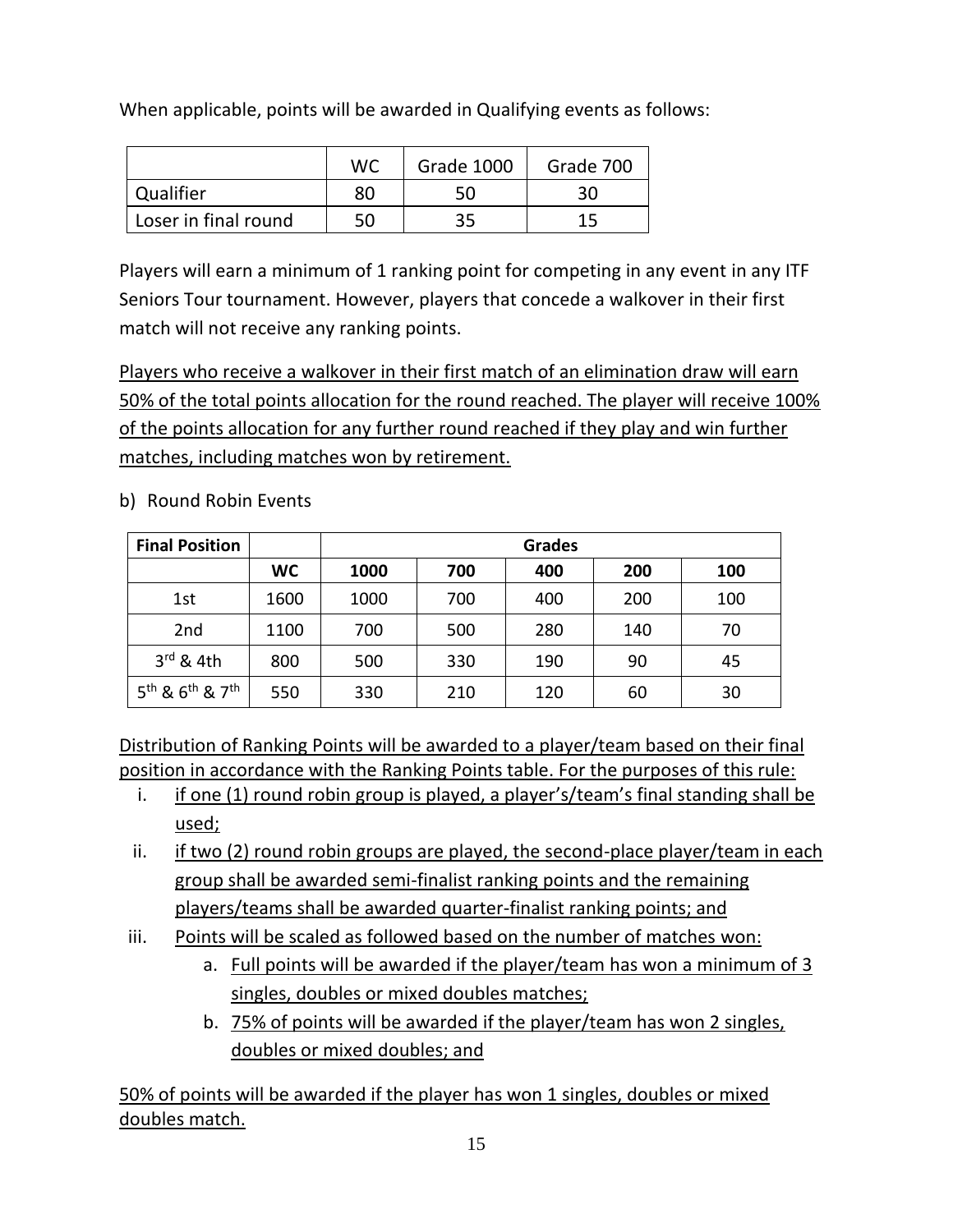When applicable, points will be awarded in Qualifying events as follows:

| | WC | Grade 1000 | Grade 700 |
|---|---|---|---|
| Qualifier | 80 | 50 | 30 |
| Loser in final round | 50 | 35 | 15 |

Players will earn a minimum of 1 ranking point for competing in any event in any ITF Seniors Tour tournament. However, players that concede a walkover in their first match will not receive any ranking points.

Players who receive a walkover in their first match of an elimination draw will earn 50% of the total points allocation for the round reached. The player will receive 100% of the points allocation for any further round reached if they play and win further matches, including matches won by retirement.

b) Round Robin Events

| **Final Position** | | **Grades** | | | | |
|---|---|---|---|---|---|---|
| | **WC** | **1000** | **700** | **400** | **200** | **100** |
| 1st | 1600 | 1000 | 700 | 400 | 200 | 100 |
| 2nd | 1100 | 700 | 500 | 280 | 140 | 70 |
| 3rd & 4th | 800 | 500 | 330 | 190 | 90 | 45 |
| 5th & 6th & 7th | 550 | 330 | 210 | 120 | 60 | 30 |

Distribution of Ranking Points will be awarded to a player/team based on their final position in accordance with the Ranking Points table. For the purposes of this rule:

i. if one (1) round robin group is played, a player's/team's final standing shall be used;
ii. if two (2) round robin groups are played, the second-place player/team in each group shall be awarded semi-finalist ranking points and the remaining players/teams shall be awarded quarter-finalist ranking points; and
iii. Points will be scaled as followed based on the number of matches won:
    a. Full points will be awarded if the player/team has won a minimum of 3 singles, doubles or mixed doubles matches;
    b. 75% of points will be awarded if the player/team has won 2 singles, doubles or mixed doubles; and

50% of points will be awarded if the player has won 1 singles, doubles or mixed doubles match.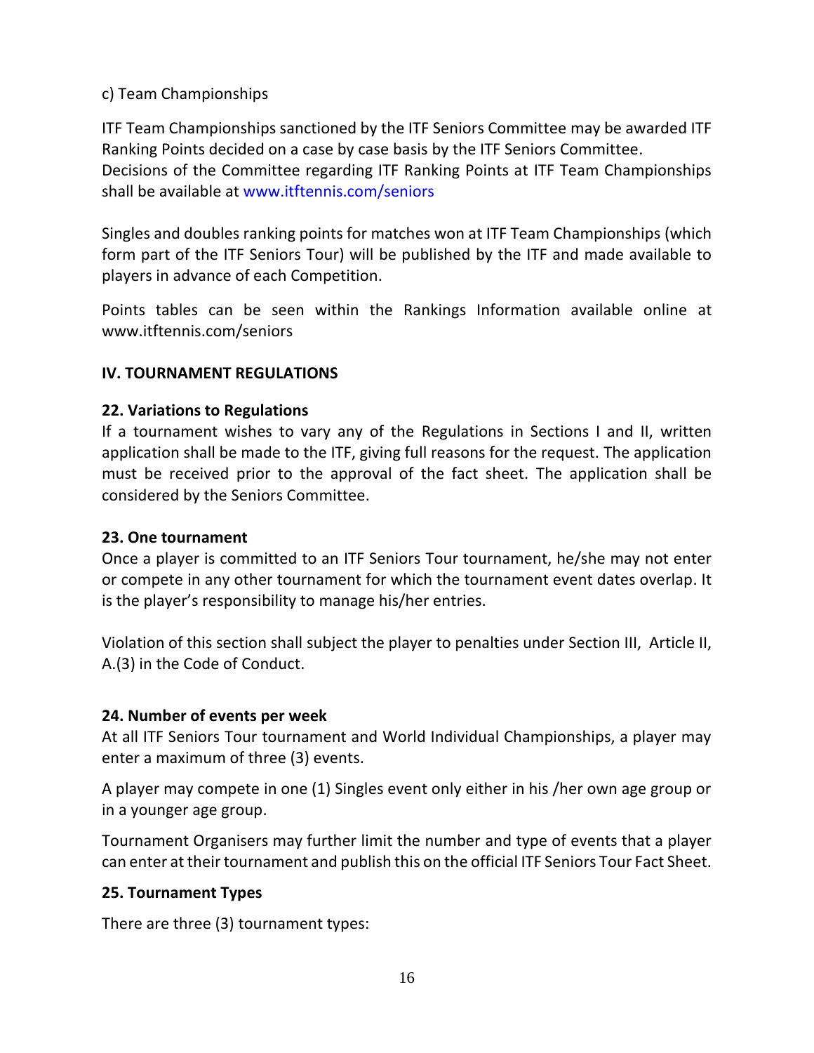c) Team Championships

ITF Team Championships sanctioned by the ITF Seniors Committee may be awarded ITF Ranking Points decided on a case by case basis by the ITF Seniors Committee. Decisions of the Committee regarding ITF Ranking Points at ITF Team Championships shall be available at www.itftennis.com/seniors

Singles and doubles ranking points for matches won at ITF Team Championships (which form part of the ITF Seniors Tour) will be published by the ITF and made available to players in advance of each Competition.

Points tables can be seen within the Rankings Information available online at www.itftennis.com/seniors

## IV. TOURNAMENT REGULATIONS

### 22. Variations to Regulations

If a tournament wishes to vary any of the Regulations in Sections I and II, written application shall be made to the ITF, giving full reasons for the request. The application must be received prior to the approval of the fact sheet. The application shall be considered by the Seniors Committee.

### 23. One tournament

Once a player is committed to an ITF Seniors Tour tournament, he/she may not enter or compete in any other tournament for which the tournament event dates overlap. It is the player's responsibility to manage his/her entries.

Violation of this section shall subject the player to penalties under Section III, Article II, A.(3) in the Code of Conduct.

### 24. Number of events per week

At all ITF Seniors Tour tournament and World Individual Championships, a player may enter a maximum of three (3) events.

A player may compete in one (1) Singles event only either in his /her own age group or in a younger age group.

Tournament Organisers may further limit the number and type of events that a player can enter at their tournament and publish this on the official ITF Seniors Tour Fact Sheet.

### 25. Tournament Types

There are three (3) tournament types: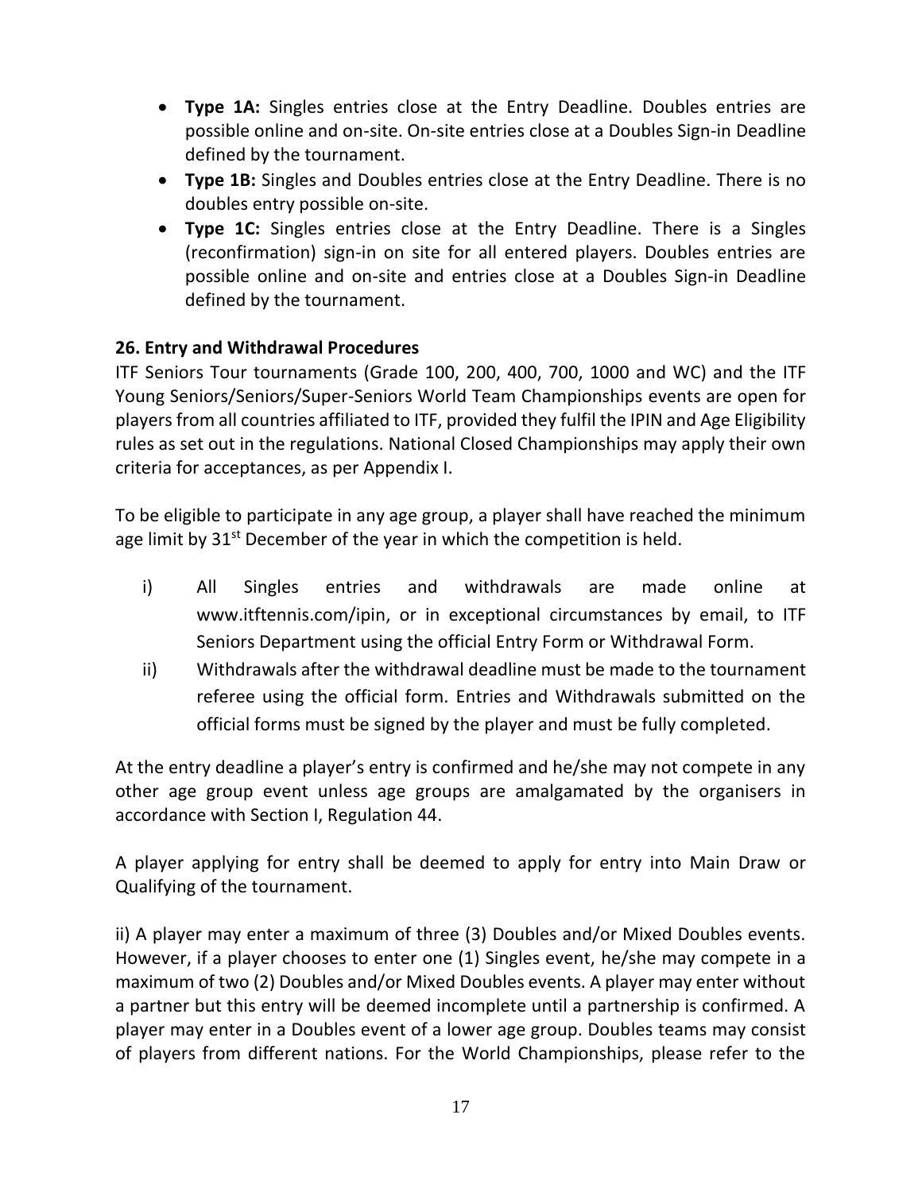- **Type 1A:** Singles entries close at the Entry Deadline. Doubles entries are possible online and on-site. On-site entries close at a Doubles Sign-in Deadline defined by the tournament.
- **Type 1B:** Singles and Doubles entries close at the Entry Deadline. There is no doubles entry possible on-site.
- **Type 1C:** Singles entries close at the Entry Deadline. There is a Singles (reconfirmation) sign-in on site for all entered players. Doubles entries are possible online and on-site and entries close at a Doubles Sign-in Deadline defined by the tournament.

**26. Entry and Withdrawal Procedures**

ITF Seniors Tour tournaments (Grade 100, 200, 400, 700, 1000 and WC) and the ITF Young Seniors/Seniors/Super-Seniors World Team Championships events are open for players from all countries affiliated to ITF, provided they fulfil the IPIN and Age Eligibility rules as set out in the regulations. National Closed Championships may apply their own criteria for acceptances, as per Appendix I.

To be eligible to participate in any age group, a player shall have reached the minimum age limit by 31st December of the year in which the competition is held.

i) All Singles entries and withdrawals are made online at www.itftennis.com/ipin, or in exceptional circumstances by email, to ITF Seniors Department using the official Entry Form or Withdrawal Form.

ii) Withdrawals after the withdrawal deadline must be made to the tournament referee using the official form. Entries and Withdrawals submitted on the official forms must be signed by the player and must be fully completed.

At the entry deadline a player's entry is confirmed and he/she may not compete in any other age group event unless age groups are amalgamated by the organisers in accordance with Section I, Regulation 44.

A player applying for entry shall be deemed to apply for entry into Main Draw or Qualifying of the tournament.

ii) A player may enter a maximum of three (3) Doubles and/or Mixed Doubles events. However, if a player chooses to enter one (1) Singles event, he/she may compete in a maximum of two (2) Doubles and/or Mixed Doubles events. A player may enter without a partner but this entry will be deemed incomplete until a partnership is confirmed. A player may enter in a Doubles event of a lower age group. Doubles teams may consist of players from different nations. For the World Championships, please refer to the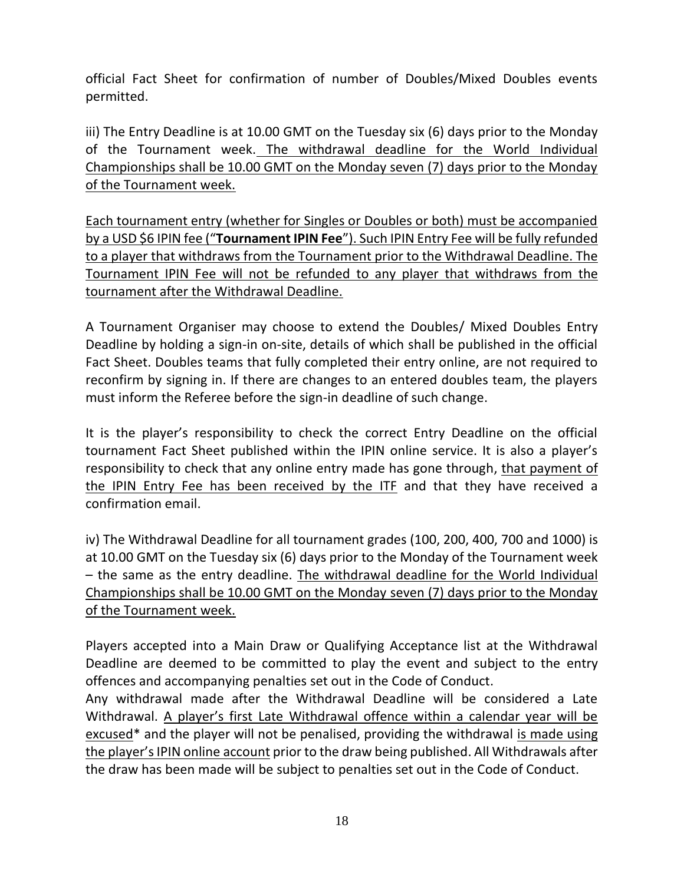official Fact Sheet for confirmation of number of Doubles/Mixed Doubles events permitted.

iii) The Entry Deadline is at 10.00 GMT on the Tuesday six (6) days prior to the Monday of the Tournament week. The withdrawal deadline for the World Individual Championships shall be 10.00 GMT on the Monday seven (7) days prior to the Monday of the Tournament week.

Each tournament entry (whether for Singles or Doubles or both) must be accompanied by a USD $6 IPIN fee ("**Tournament IPIN Fee**"). Such IPIN Entry Fee will be fully refunded to a player that withdraws from the Tournament prior to the Withdrawal Deadline. The Tournament IPIN Fee will not be refunded to any player that withdraws from the tournament after the Withdrawal Deadline.

A Tournament Organiser may choose to extend the Doubles/ Mixed Doubles Entry Deadline by holding a sign-in on-site, details of which shall be published in the official Fact Sheet. Doubles teams that fully completed their entry online, are not required to reconfirm by signing in. If there are changes to an entered doubles team, the players must inform the Referee before the sign-in deadline of such change.

It is the player's responsibility to check the correct Entry Deadline on the official tournament Fact Sheet published within the IPIN online service. It is also a player's responsibility to check that any online entry made has gone through, that payment of the IPIN Entry Fee has been received by the ITF and that they have received a confirmation email.

iv) The Withdrawal Deadline for all tournament grades (100, 200, 400, 700 and 1000) is at 10.00 GMT on the Tuesday six (6) days prior to the Monday of the Tournament week – the same as the entry deadline. The withdrawal deadline for the World Individual Championships shall be 10.00 GMT on the Monday seven (7) days prior to the Monday of the Tournament week.

Players accepted into a Main Draw or Qualifying Acceptance list at the Withdrawal Deadline are deemed to be committed to play the event and subject to the entry offences and accompanying penalties set out in the Code of Conduct.

Any withdrawal made after the Withdrawal Deadline will be considered a Late Withdrawal. A player's first Late Withdrawal offence within a calendar year will be excused* and the player will not be penalised, providing the withdrawal is made using the player's IPIN online account prior to the draw being published. All Withdrawals after the draw has been made will be subject to penalties set out in the Code of Conduct.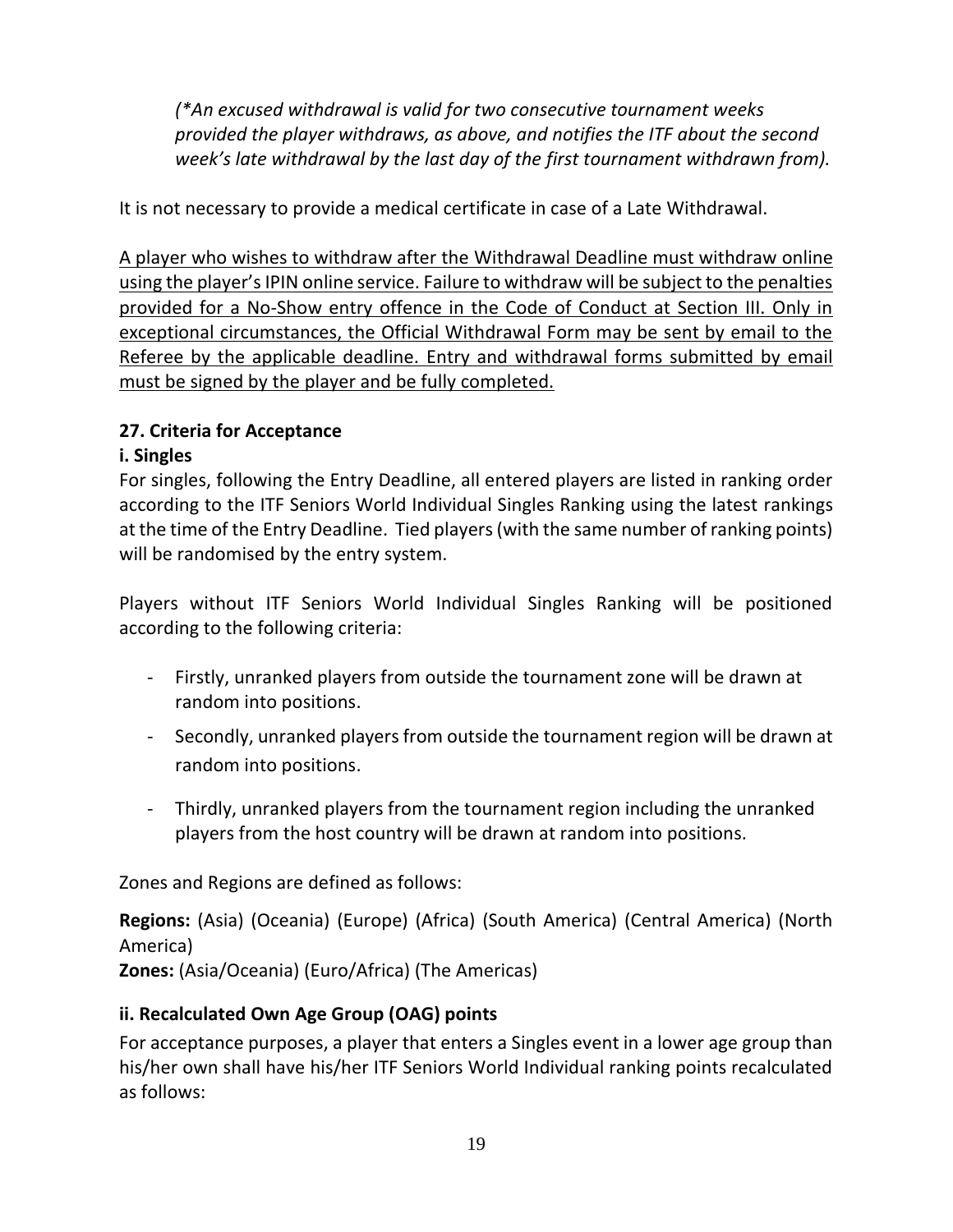*(*An excused withdrawal is valid for two consecutive tournament weeks provided the player withdraws, as above, and notifies the ITF about the second week's late withdrawal by the last day of the first tournament withdrawn from).*

It is not necessary to provide a medical certificate in case of a Late Withdrawal.

<u>A player who wishes to withdraw after the Withdrawal Deadline must withdraw online using the player's IPIN online service. Failure to withdraw will be subject to the penalties provided for a No-Show entry offence in the Code of Conduct at Section III. Only in exceptional circumstances, the Official Withdrawal Form may be sent by email to the Referee by the applicable deadline. Entry and withdrawal forms submitted by email must be signed by the player and be fully completed.</u>

### 27. Criteria for Acceptance

#### i. Singles

For singles, following the Entry Deadline, all entered players are listed in ranking order according to the ITF Seniors World Individual Singles Ranking using the latest rankings at the time of the Entry Deadline. Tied players (with the same number of ranking points) will be randomised by the entry system.

Players without ITF Seniors World Individual Singles Ranking will be positioned according to the following criteria:

- Firstly, unranked players from outside the tournament zone will be drawn at random into positions.
- Secondly, unranked players from outside the tournament region will be drawn at random into positions.
- Thirdly, unranked players from the tournament region including the unranked players from the host country will be drawn at random into positions.

Zones and Regions are defined as follows:

**Regions:** (Asia) (Oceania) (Europe) (Africa) (South America) (Central America) (North America)
**Zones:** (Asia/Oceania) (Euro/Africa) (The Americas)

#### ii. Recalculated Own Age Group (OAG) points

For acceptance purposes, a player that enters a Singles event in a lower age group than his/her own shall have his/her ITF Seniors World Individual ranking points recalculated as follows: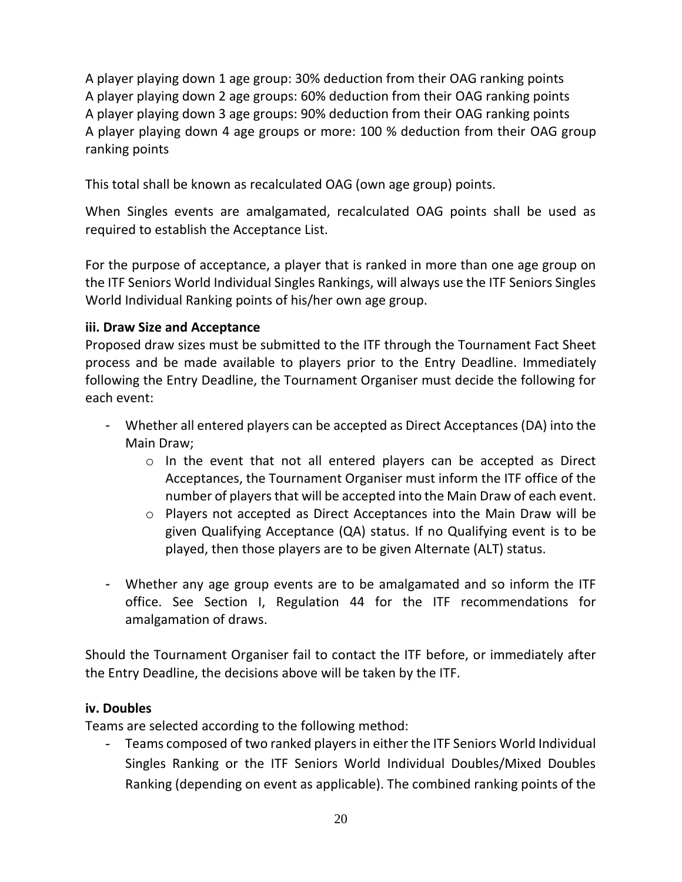A player playing down 1 age group: 30% deduction from their OAG ranking points
A player playing down 2 age groups: 60% deduction from their OAG ranking points
A player playing down 3 age groups: 90% deduction from their OAG ranking points
A player playing down 4 age groups or more: 100 % deduction from their OAG group ranking points

This total shall be known as recalculated OAG (own age group) points.

When Singles events are amalgamated, recalculated OAG points shall be used as required to establish the Acceptance List.

For the purpose of acceptance, a player that is ranked in more than one age group on the ITF Seniors World Individual Singles Rankings, will always use the ITF Seniors Singles World Individual Ranking points of his/her own age group.

**iii. Draw Size and Acceptance**

Proposed draw sizes must be submitted to the ITF through the Tournament Fact Sheet process and be made available to players prior to the Entry Deadline. Immediately following the Entry Deadline, the Tournament Organiser must decide the following for each event:

- Whether all entered players can be accepted as Direct Acceptances (DA) into the Main Draw;
    - In the event that not all entered players can be accepted as Direct Acceptances, the Tournament Organiser must inform the ITF office of the number of players that will be accepted into the Main Draw of each event.
    - Players not accepted as Direct Acceptances into the Main Draw will be given Qualifying Acceptance (QA) status. If no Qualifying event is to be played, then those players are to be given Alternate (ALT) status.
- Whether any age group events are to be amalgamated and so inform the ITF office. See Section I, Regulation 44 for the ITF recommendations for amalgamation of draws.

Should the Tournament Organiser fail to contact the ITF before, or immediately after the Entry Deadline, the decisions above will be taken by the ITF.

**iv. Doubles**

Teams are selected according to the following method:

- Teams composed of two ranked players in either the ITF Seniors World Individual Singles Ranking or the ITF Seniors World Individual Doubles/Mixed Doubles Ranking (depending on event as applicable). The combined ranking points of the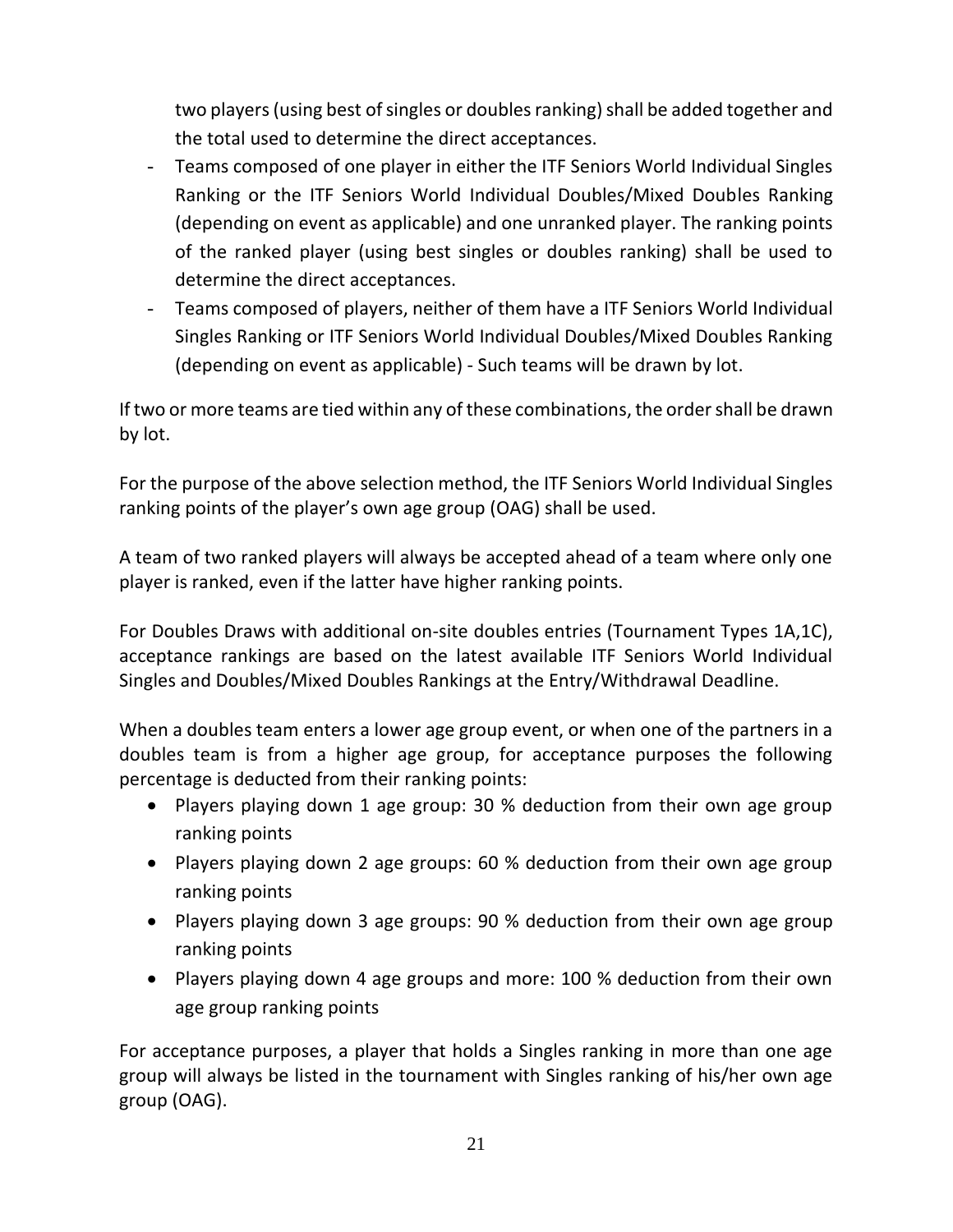two players (using best of singles or doubles ranking) shall be added together and the total used to determine the direct acceptances.

- Teams composed of one player in either the ITF Seniors World Individual Singles Ranking or the ITF Seniors World Individual Doubles/Mixed Doubles Ranking (depending on event as applicable) and one unranked player. The ranking points of the ranked player (using best singles or doubles ranking) shall be used to determine the direct acceptances.
- Teams composed of players, neither of them have a ITF Seniors World Individual Singles Ranking or ITF Seniors World Individual Doubles/Mixed Doubles Ranking (depending on event as applicable) - Such teams will be drawn by lot.

If two or more teams are tied within any of these combinations, the order shall be drawn by lot.

For the purpose of the above selection method, the ITF Seniors World Individual Singles ranking points of the player's own age group (OAG) shall be used.

A team of two ranked players will always be accepted ahead of a team where only one player is ranked, even if the latter have higher ranking points.

For Doubles Draws with additional on-site doubles entries (Tournament Types 1A,1C), acceptance rankings are based on the latest available ITF Seniors World Individual Singles and Doubles/Mixed Doubles Rankings at the Entry/Withdrawal Deadline.

When a doubles team enters a lower age group event, or when one of the partners in a doubles team is from a higher age group, for acceptance purposes the following percentage is deducted from their ranking points:

- Players playing down 1 age group: 30 % deduction from their own age group ranking points
- Players playing down 2 age groups: 60 % deduction from their own age group ranking points
- Players playing down 3 age groups: 90 % deduction from their own age group ranking points
- Players playing down 4 age groups and more: 100 % deduction from their own age group ranking points

For acceptance purposes, a player that holds a Singles ranking in more than one age group will always be listed in the tournament with Singles ranking of his/her own age group (OAG).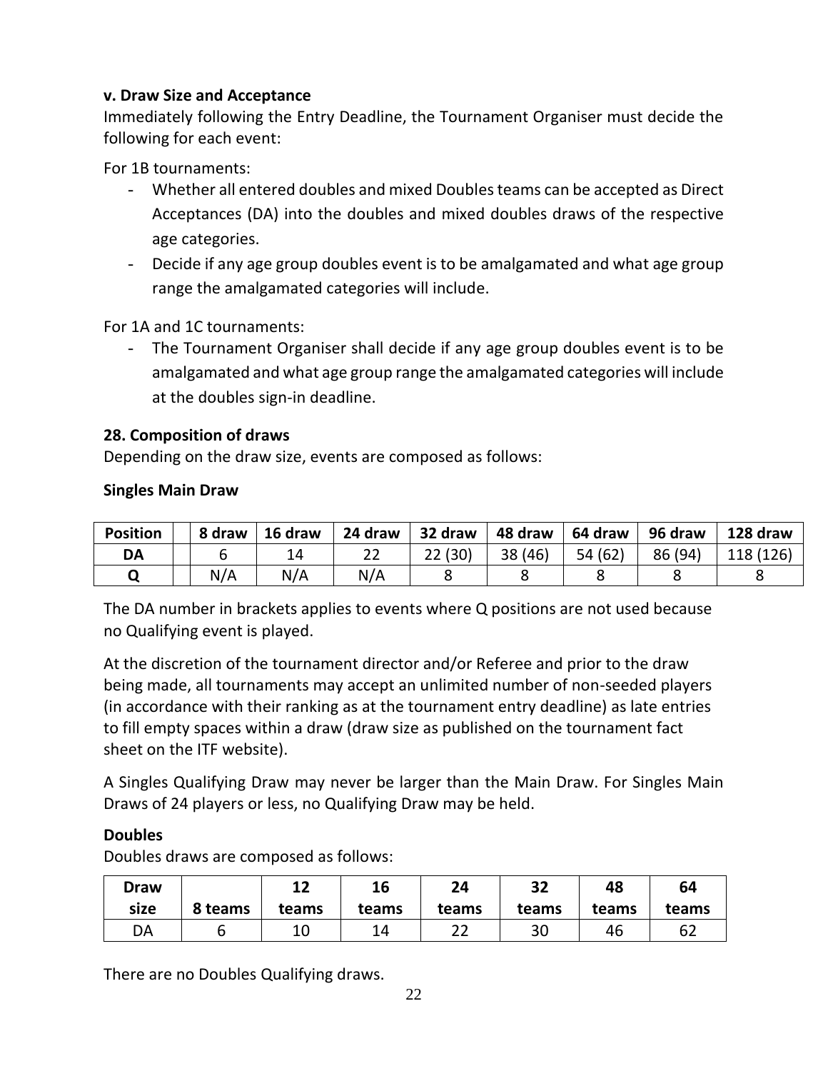**v. Draw Size and Acceptance**

Immediately following the Entry Deadline, the Tournament Organiser must decide the following for each event:

For 1B tournaments:

- Whether all entered doubles and mixed Doubles teams can be accepted as Direct Acceptances (DA) into the doubles and mixed doubles draws of the respective age categories.
- Decide if any age group doubles event is to be amalgamated and what age group range the amalgamated categories will include.

For 1A and 1C tournaments:

- The Tournament Organiser shall decide if any age group doubles event is to be amalgamated and what age group range the amalgamated categories will include at the doubles sign-in deadline.

**28. Composition of draws**

Depending on the draw size, events are composed as follows:

**Singles Main Draw**

| Position | | 8 draw | 16 draw | 24 draw | 32 draw | 48 draw | 64 draw | 96 draw | 128 draw |
|---|---|---|---|---|---|---|---|---|---|
| DA | | 6 | 14 | 22 | 22 (30) | 38 (46) | 54 (62) | 86 (94) | 118 (126) |
| Q | | N/A | N/A | N/A | 8 | 8 | 8 | 8 | 8 |

The DA number in brackets applies to events where Q positions are not used because no Qualifying event is played.

At the discretion of the tournament director and/or Referee and prior to the draw being made, all tournaments may accept an unlimited number of non-seeded players (in accordance with their ranking as at the tournament entry deadline) as late entries to fill empty spaces within a draw (draw size as published on the tournament fact sheet on the ITF website).

A Singles Qualifying Draw may never be larger than the Main Draw. For Singles Main Draws of 24 players or less, no Qualifying Draw may be held.

**Doubles**

Doubles draws are composed as follows:

| Draw size | 8 teams | 12 teams | 16 teams | 24 teams | 32 teams | 48 teams | 64 teams |
|---|---|---|---|---|---|---|---|
| DA | 6 | 10 | 14 | 22 | 30 | 46 | 62 |

There are no Doubles Qualifying draws.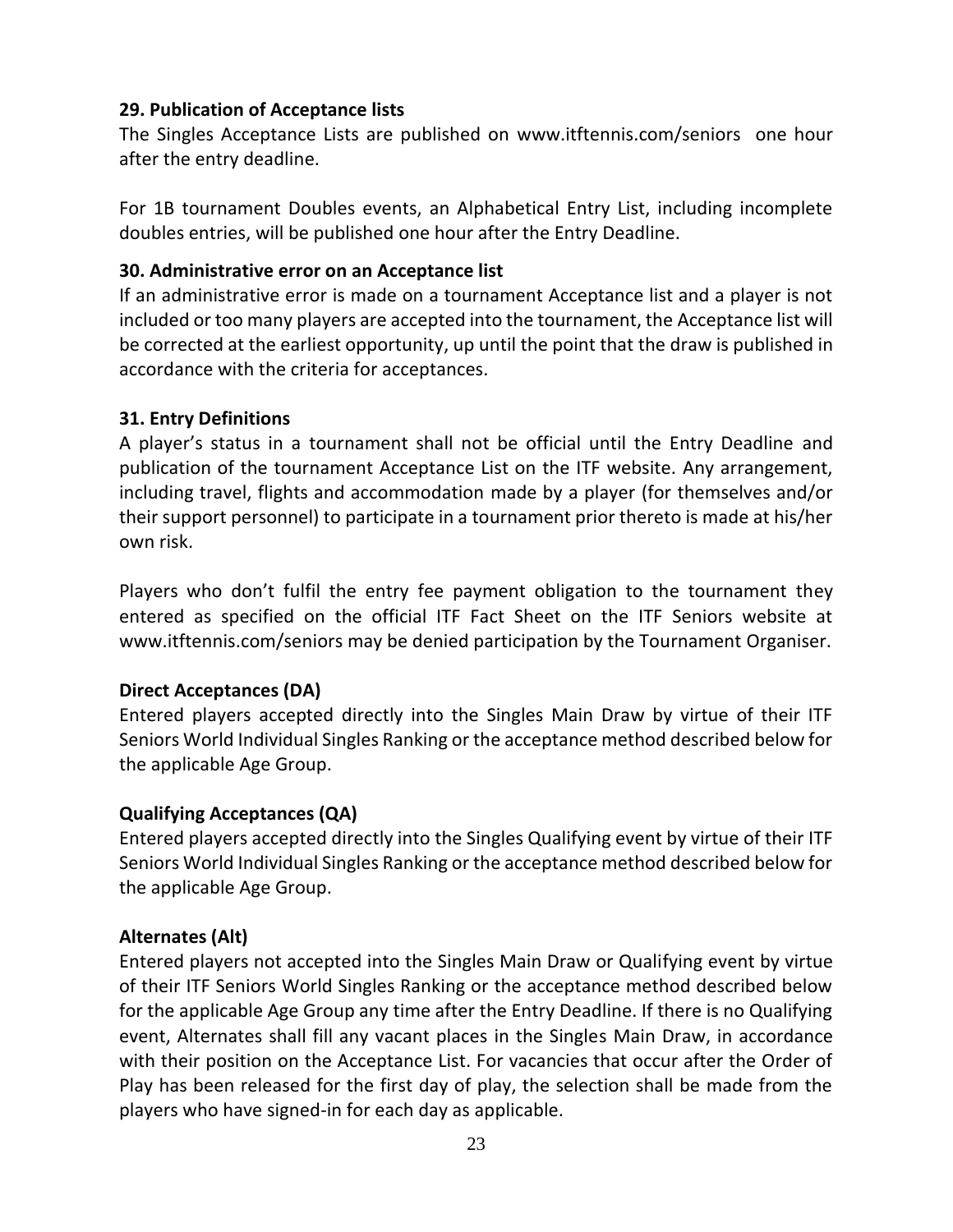### 29. Publication of Acceptance lists

The Singles Acceptance Lists are published on www.itftennis.com/seniors one hour after the entry deadline.

For 1B tournament Doubles events, an Alphabetical Entry List, including incomplete doubles entries, will be published one hour after the Entry Deadline.

### 30. Administrative error on an Acceptance list

If an administrative error is made on a tournament Acceptance list and a player is not included or too many players are accepted into the tournament, the Acceptance list will be corrected at the earliest opportunity, up until the point that the draw is published in accordance with the criteria for acceptances.

### 31. Entry Definitions

A player's status in a tournament shall not be official until the Entry Deadline and publication of the tournament Acceptance List on the ITF website. Any arrangement, including travel, flights and accommodation made by a player (for themselves and/or their support personnel) to participate in a tournament prior thereto is made at his/her own risk.

Players who don't fulfil the entry fee payment obligation to the tournament they entered as specified on the official ITF Fact Sheet on the ITF Seniors website at www.itftennis.com/seniors may be denied participation by the Tournament Organiser.

**Direct Acceptances (DA)**

Entered players accepted directly into the Singles Main Draw by virtue of their ITF Seniors World Individual Singles Ranking or the acceptance method described below for the applicable Age Group.

**Qualifying Acceptances (QA)**

Entered players accepted directly into the Singles Qualifying event by virtue of their ITF Seniors World Individual Singles Ranking or the acceptance method described below for the applicable Age Group.

**Alternates (Alt)**

Entered players not accepted into the Singles Main Draw or Qualifying event by virtue of their ITF Seniors World Singles Ranking or the acceptance method described below for the applicable Age Group any time after the Entry Deadline. If there is no Qualifying event, Alternates shall fill any vacant places in the Singles Main Draw, in accordance with their position on the Acceptance List. For vacancies that occur after the Order of Play has been released for the first day of play, the selection shall be made from the players who have signed-in for each day as applicable.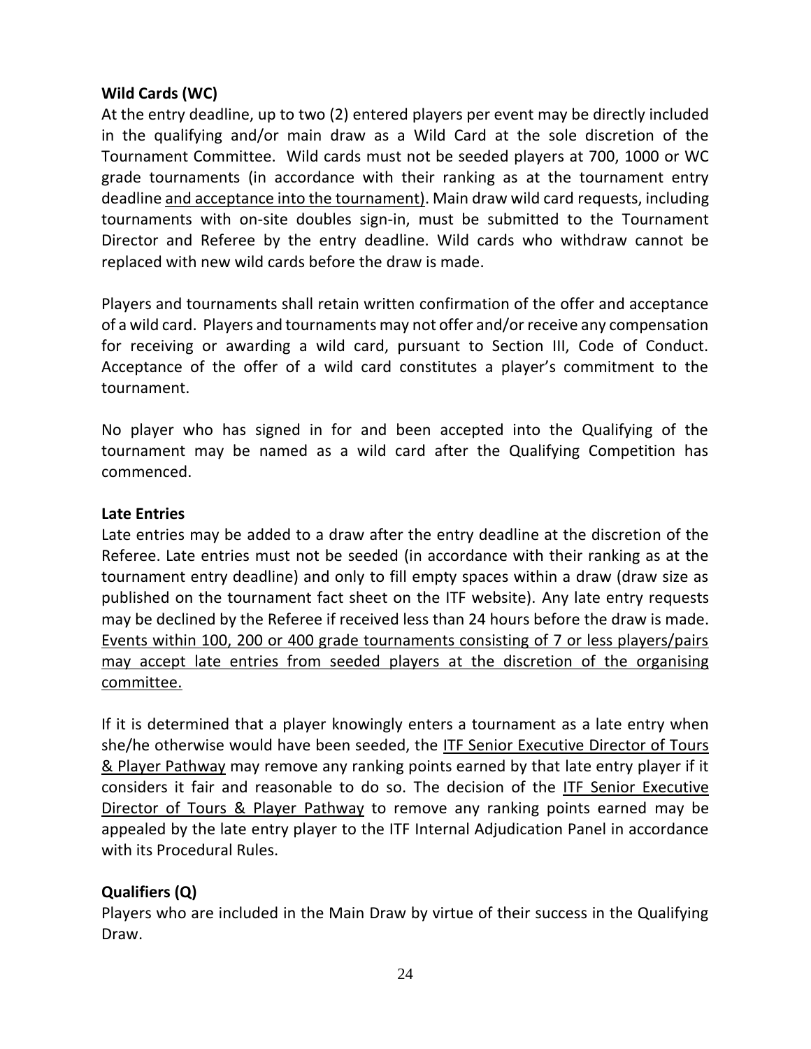**Wild Cards (WC)**

At the entry deadline, up to two (2) entered players per event may be directly included in the qualifying and/or main draw as a Wild Card at the sole discretion of the Tournament Committee. Wild cards must not be seeded players at 700, 1000 or WC grade tournaments (in accordance with their ranking as at the tournament entry deadline <u>and acceptance into the tournament</u>). Main draw wild card requests, including tournaments with on-site doubles sign-in, must be submitted to the Tournament Director and Referee by the entry deadline. Wild cards who withdraw cannot be replaced with new wild cards before the draw is made.

Players and tournaments shall retain written confirmation of the offer and acceptance of a wild card. Players and tournaments may not offer and/or receive any compensation for receiving or awarding a wild card, pursuant to Section III, Code of Conduct. Acceptance of the offer of a wild card constitutes a player's commitment to the tournament.

No player who has signed in for and been accepted into the Qualifying of the tournament may be named as a wild card after the Qualifying Competition has commenced.

**Late Entries**

Late entries may be added to a draw after the entry deadline at the discretion of the Referee. Late entries must not be seeded (in accordance with their ranking as at the tournament entry deadline) and only to fill empty spaces within a draw (draw size as published on the tournament fact sheet on the ITF website). Any late entry requests may be declined by the Referee if received less than 24 hours before the draw is made. <u>Events within 100, 200 or 400 grade tournaments consisting of 7 or less players/pairs may accept late entries from seeded players at the discretion of the organising committee.</u>

If it is determined that a player knowingly enters a tournament as a late entry when she/he otherwise would have been seeded, the <u>ITF Senior Executive Director of Tours & Player Pathway</u> may remove any ranking points earned by that late entry player if it considers it fair and reasonable to do so. The decision of the <u>ITF Senior Executive Director of Tours & Player Pathway</u> to remove any ranking points earned may be appealed by the late entry player to the ITF Internal Adjudication Panel in accordance with its Procedural Rules.

**Qualifiers (Q)**

Players who are included in the Main Draw by virtue of their success in the Qualifying Draw.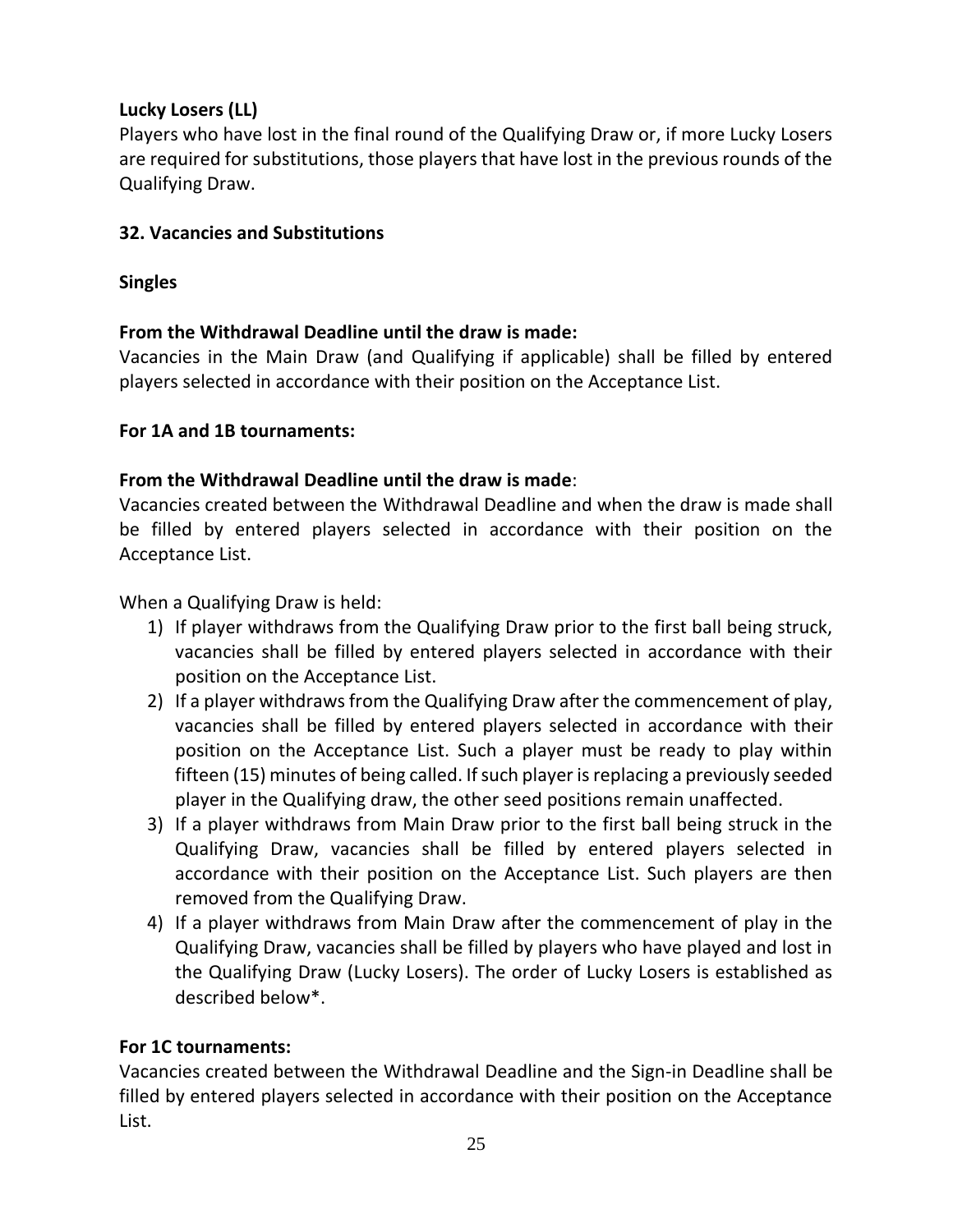**Lucky Losers (LL)**
Players who have lost in the final round of the Qualifying Draw or, if more Lucky Losers are required for substitutions, those players that have lost in the previous rounds of the Qualifying Draw.

## 32. Vacancies and Substitutions

### Singles

**From the Withdrawal Deadline until the draw is made:**
Vacancies in the Main Draw (and Qualifying if applicable) shall be filled by entered players selected in accordance with their position on the Acceptance List.

**For 1A and 1B tournaments:**

**From the Withdrawal Deadline until the draw is made**:
Vacancies created between the Withdrawal Deadline and when the draw is made shall be filled by entered players selected in accordance with their position on the Acceptance List.

When a Qualifying Draw is held:

1) If player withdraws from the Qualifying Draw prior to the first ball being struck, vacancies shall be filled by entered players selected in accordance with their position on the Acceptance List.
2) If a player withdraws from the Qualifying Draw after the commencement of play, vacancies shall be filled by entered players selected in accordance with their position on the Acceptance List. Such a player must be ready to play within fifteen (15) minutes of being called. If such player is replacing a previously seeded player in the Qualifying draw, the other seed positions remain unaffected.
3) If a player withdraws from Main Draw prior to the first ball being struck in the Qualifying Draw, vacancies shall be filled by entered players selected in accordance with their position on the Acceptance List. Such players are then removed from the Qualifying Draw.
4) If a player withdraws from Main Draw after the commencement of play in the Qualifying Draw, vacancies shall be filled by players who have played and lost in the Qualifying Draw (Lucky Losers). The order of Lucky Losers is established as described below*.

**For 1C tournaments:**
Vacancies created between the Withdrawal Deadline and the Sign-in Deadline shall be filled by entered players selected in accordance with their position on the Acceptance List.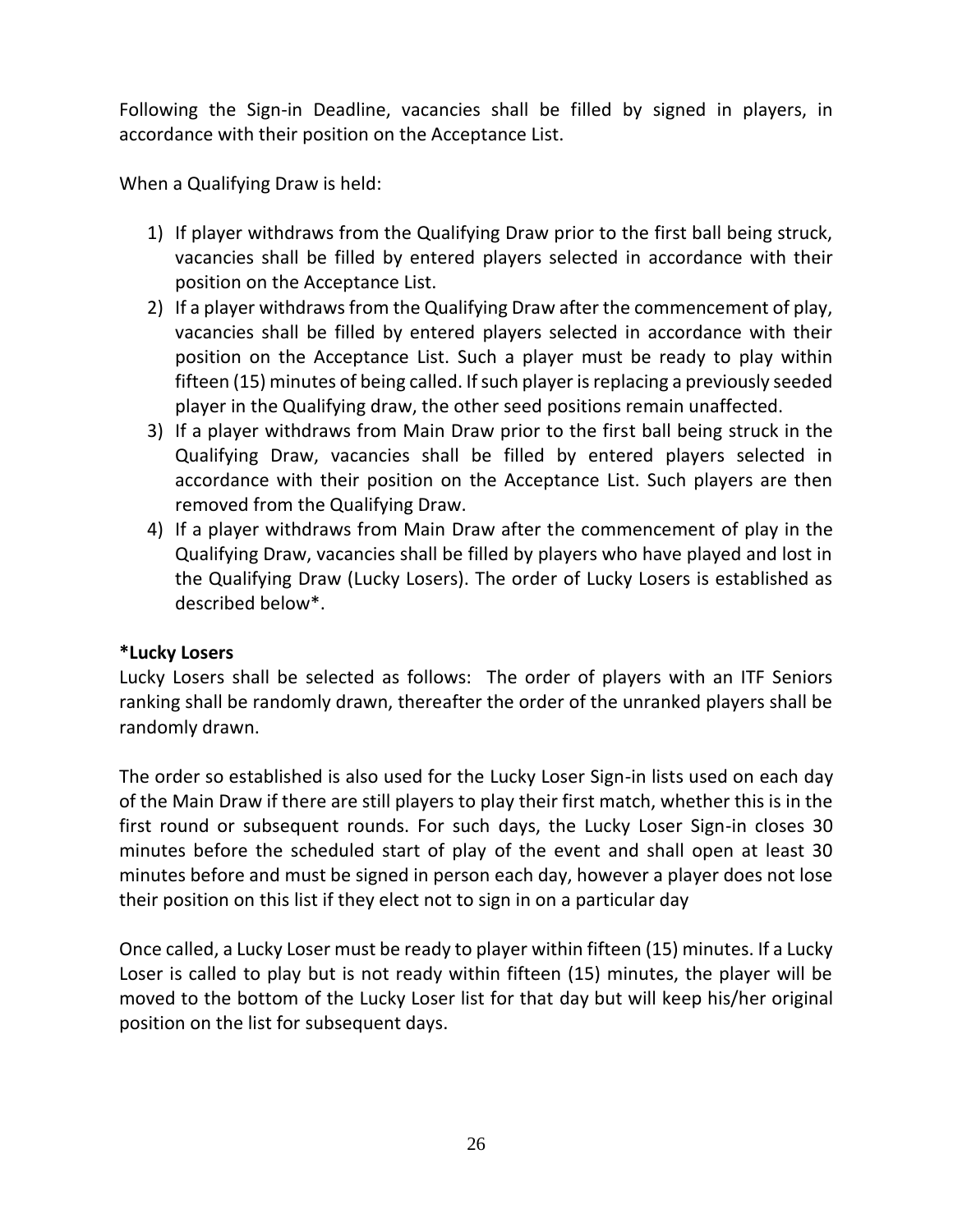Following the Sign-in Deadline, vacancies shall be filled by signed in players, in accordance with their position on the Acceptance List.

When a Qualifying Draw is held:

1) If player withdraws from the Qualifying Draw prior to the first ball being struck, vacancies shall be filled by entered players selected in accordance with their position on the Acceptance List.
2) If a player withdraws from the Qualifying Draw after the commencement of play, vacancies shall be filled by entered players selected in accordance with their position on the Acceptance List. Such a player must be ready to play within fifteen (15) minutes of being called. If such player is replacing a previously seeded player in the Qualifying draw, the other seed positions remain unaffected.
3) If a player withdraws from Main Draw prior to the first ball being struck in the Qualifying Draw, vacancies shall be filled by entered players selected in accordance with their position on the Acceptance List. Such players are then removed from the Qualifying Draw.
4) If a player withdraws from Main Draw after the commencement of play in the Qualifying Draw, vacancies shall be filled by players who have played and lost in the Qualifying Draw (Lucky Losers). The order of Lucky Losers is established as described below*.

**\*Lucky Losers**

Lucky Losers shall be selected as follows: The order of players with an ITF Seniors ranking shall be randomly drawn, thereafter the order of the unranked players shall be randomly drawn.

The order so established is also used for the Lucky Loser Sign-in lists used on each day of the Main Draw if there are still players to play their first match, whether this is in the first round or subsequent rounds. For such days, the Lucky Loser Sign-in closes 30 minutes before the scheduled start of play of the event and shall open at least 30 minutes before and must be signed in person each day, however a player does not lose their position on this list if they elect not to sign in on a particular day

Once called, a Lucky Loser must be ready to player within fifteen (15) minutes. If a Lucky Loser is called to play but is not ready within fifteen (15) minutes, the player will be moved to the bottom of the Lucky Loser list for that day but will keep his/her original position on the list for subsequent days.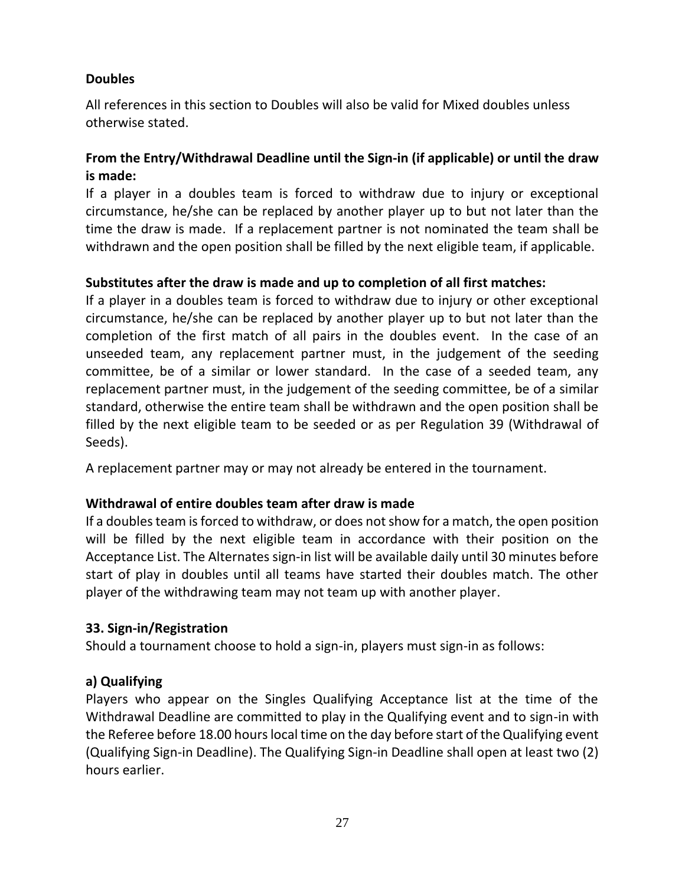**Doubles**

All references in this section to Doubles will also be valid for Mixed doubles unless otherwise stated.

**From the Entry/Withdrawal Deadline until the Sign-in (if applicable) or until the draw is made:**

If a player in a doubles team is forced to withdraw due to injury or exceptional circumstance, he/she can be replaced by another player up to but not later than the time the draw is made. If a replacement partner is not nominated the team shall be withdrawn and the open position shall be filled by the next eligible team, if applicable.

**Substitutes after the draw is made and up to completion of all first matches:**

If a player in a doubles team is forced to withdraw due to injury or other exceptional circumstance, he/she can be replaced by another player up to but not later than the completion of the first match of all pairs in the doubles event. In the case of an unseeded team, any replacement partner must, in the judgement of the seeding committee, be of a similar or lower standard. In the case of a seeded team, any replacement partner must, in the judgement of the seeding committee, be of a similar standard, otherwise the entire team shall be withdrawn and the open position shall be filled by the next eligible team to be seeded or as per Regulation 39 (Withdrawal of Seeds).

A replacement partner may or may not already be entered in the tournament.

**Withdrawal of entire doubles team after draw is made**

If a doubles team is forced to withdraw, or does not show for a match, the open position will be filled by the next eligible team in accordance with their position on the Acceptance List. The Alternates sign-in list will be available daily until 30 minutes before start of play in doubles until all teams have started their doubles match. The other player of the withdrawing team may not team up with another player.

### 33. Sign-in/Registration

Should a tournament choose to hold a sign-in, players must sign-in as follows:

#### a) Qualifying

Players who appear on the Singles Qualifying Acceptance list at the time of the Withdrawal Deadline are committed to play in the Qualifying event and to sign-in with the Referee before 18.00 hours local time on the day before start of the Qualifying event (Qualifying Sign-in Deadline). The Qualifying Sign-in Deadline shall open at least two (2) hours earlier.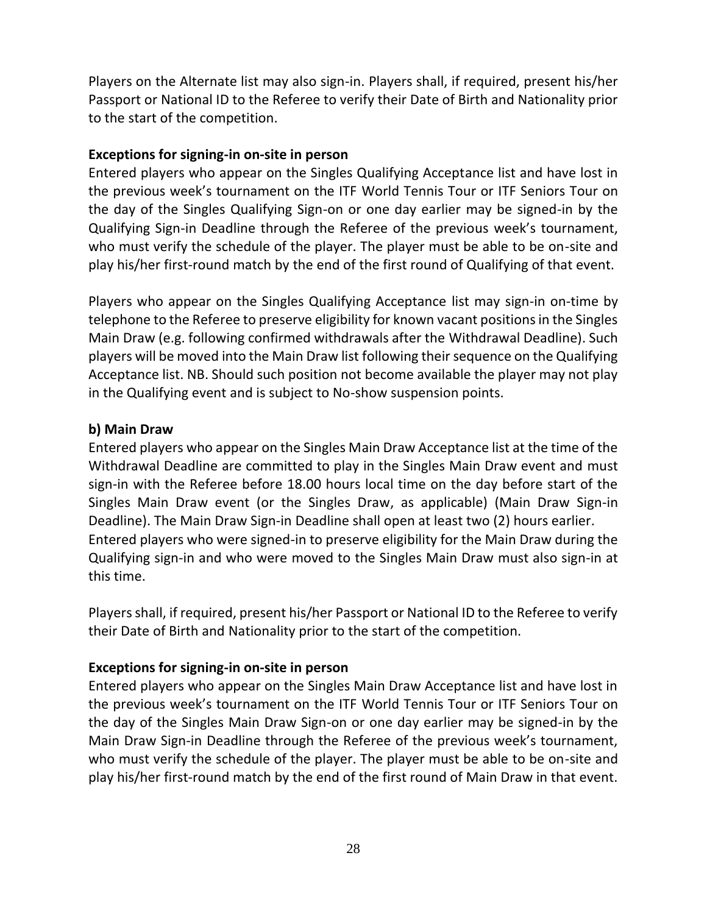Players on the Alternate list may also sign-in. Players shall, if required, present his/her Passport or National ID to the Referee to verify their Date of Birth and Nationality prior to the start of the competition.

**Exceptions for signing-in on-site in person**

Entered players who appear on the Singles Qualifying Acceptance list and have lost in the previous week's tournament on the ITF World Tennis Tour or ITF Seniors Tour on the day of the Singles Qualifying Sign-on or one day earlier may be signed-in by the Qualifying Sign-in Deadline through the Referee of the previous week's tournament, who must verify the schedule of the player. The player must be able to be on-site and play his/her first-round match by the end of the first round of Qualifying of that event.

Players who appear on the Singles Qualifying Acceptance list may sign-in on-time by telephone to the Referee to preserve eligibility for known vacant positions in the Singles Main Draw (e.g. following confirmed withdrawals after the Withdrawal Deadline). Such players will be moved into the Main Draw list following their sequence on the Qualifying Acceptance list. NB. Should such position not become available the player may not play in the Qualifying event and is subject to No-show suspension points.

**b) Main Draw**

Entered players who appear on the Singles Main Draw Acceptance list at the time of the Withdrawal Deadline are committed to play in the Singles Main Draw event and must sign-in with the Referee before 18.00 hours local time on the day before start of the Singles Main Draw event (or the Singles Draw, as applicable) (Main Draw Sign-in Deadline). The Main Draw Sign-in Deadline shall open at least two (2) hours earlier.
Entered players who were signed-in to preserve eligibility for the Main Draw during the Qualifying sign-in and who were moved to the Singles Main Draw must also sign-in at this time.

Players shall, if required, present his/her Passport or National ID to the Referee to verify their Date of Birth and Nationality prior to the start of the competition.

**Exceptions for signing-in on-site in person**

Entered players who appear on the Singles Main Draw Acceptance list and have lost in the previous week's tournament on the ITF World Tennis Tour or ITF Seniors Tour on the day of the Singles Main Draw Sign-on or one day earlier may be signed-in by the Main Draw Sign-in Deadline through the Referee of the previous week's tournament, who must verify the schedule of the player. The player must be able to be on-site and play his/her first-round match by the end of the first round of Main Draw in that event.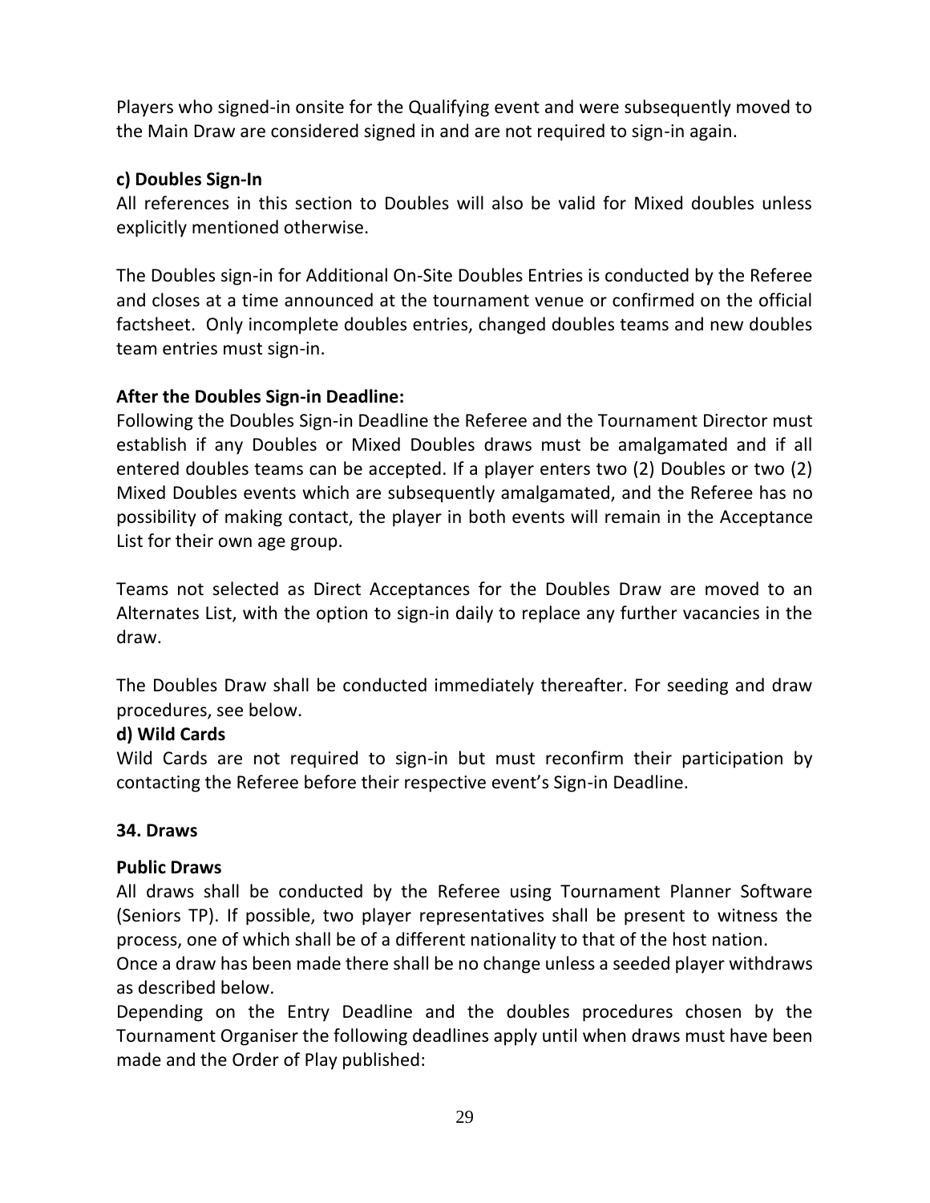Players who signed-in onsite for the Qualifying event and were subsequently moved to the Main Draw are considered signed in and are not required to sign-in again.

**c) Doubles Sign-In**

All references in this section to Doubles will also be valid for Mixed doubles unless explicitly mentioned otherwise.

The Doubles sign-in for Additional On-Site Doubles Entries is conducted by the Referee and closes at a time announced at the tournament venue or confirmed on the official factsheet. Only incomplete doubles entries, changed doubles teams and new doubles team entries must sign-in.

**After the Doubles Sign-in Deadline:**

Following the Doubles Sign-in Deadline the Referee and the Tournament Director must establish if any Doubles or Mixed Doubles draws must be amalgamated and if all entered doubles teams can be accepted. If a player enters two (2) Doubles or two (2) Mixed Doubles events which are subsequently amalgamated, and the Referee has no possibility of making contact, the player in both events will remain in the Acceptance List for their own age group.

Teams not selected as Direct Acceptances for the Doubles Draw are moved to an Alternates List, with the option to sign-in daily to replace any further vacancies in the draw.

The Doubles Draw shall be conducted immediately thereafter. For seeding and draw procedures, see below.

**d) Wild Cards**

Wild Cards are not required to sign-in but must reconfirm their participation by contacting the Referee before their respective event's Sign-in Deadline.

**34. Draws**

**Public Draws**

All draws shall be conducted by the Referee using Tournament Planner Software (Seniors TP). If possible, two player representatives shall be present to witness the process, one of which shall be of a different nationality to that of the host nation.

Once a draw has been made there shall be no change unless a seeded player withdraws as described below.

Depending on the Entry Deadline and the doubles procedures chosen by the Tournament Organiser the following deadlines apply until when draws must have been made and the Order of Play published: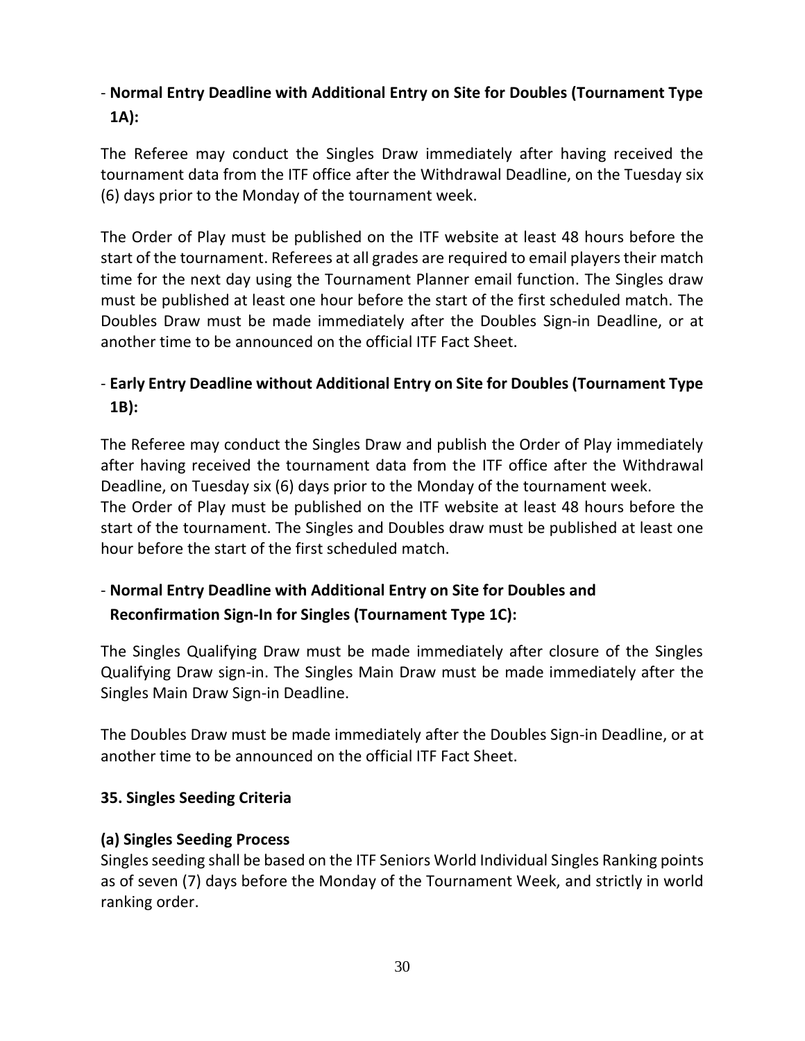- **Normal Entry Deadline with Additional Entry on Site for Doubles (Tournament Type 1A):**

The Referee may conduct the Singles Draw immediately after having received the tournament data from the ITF office after the Withdrawal Deadline, on the Tuesday six (6) days prior to the Monday of the tournament week.

The Order of Play must be published on the ITF website at least 48 hours before the start of the tournament. Referees at all grades are required to email players their match time for the next day using the Tournament Planner email function. The Singles draw must be published at least one hour before the start of the first scheduled match. The Doubles Draw must be made immediately after the Doubles Sign-in Deadline, or at another time to be announced on the official ITF Fact Sheet.

- **Early Entry Deadline without Additional Entry on Site for Doubles (Tournament Type 1B):**

The Referee may conduct the Singles Draw and publish the Order of Play immediately after having received the tournament data from the ITF office after the Withdrawal Deadline, on Tuesday six (6) days prior to the Monday of the tournament week.
The Order of Play must be published on the ITF website at least 48 hours before the start of the tournament. The Singles and Doubles draw must be published at least one hour before the start of the first scheduled match.

- **Normal Entry Deadline with Additional Entry on Site for Doubles and Reconfirmation Sign-In for Singles (Tournament Type 1C):**

The Singles Qualifying Draw must be made immediately after closure of the Singles Qualifying Draw sign-in. The Singles Main Draw must be made immediately after the Singles Main Draw Sign-in Deadline.

The Doubles Draw must be made immediately after the Doubles Sign-in Deadline, or at another time to be announced on the official ITF Fact Sheet.

## 35. Singles Seeding Criteria

### (a) Singles Seeding Process

Singles seeding shall be based on the ITF Seniors World Individual Singles Ranking points as of seven (7) days before the Monday of the Tournament Week, and strictly in world ranking order.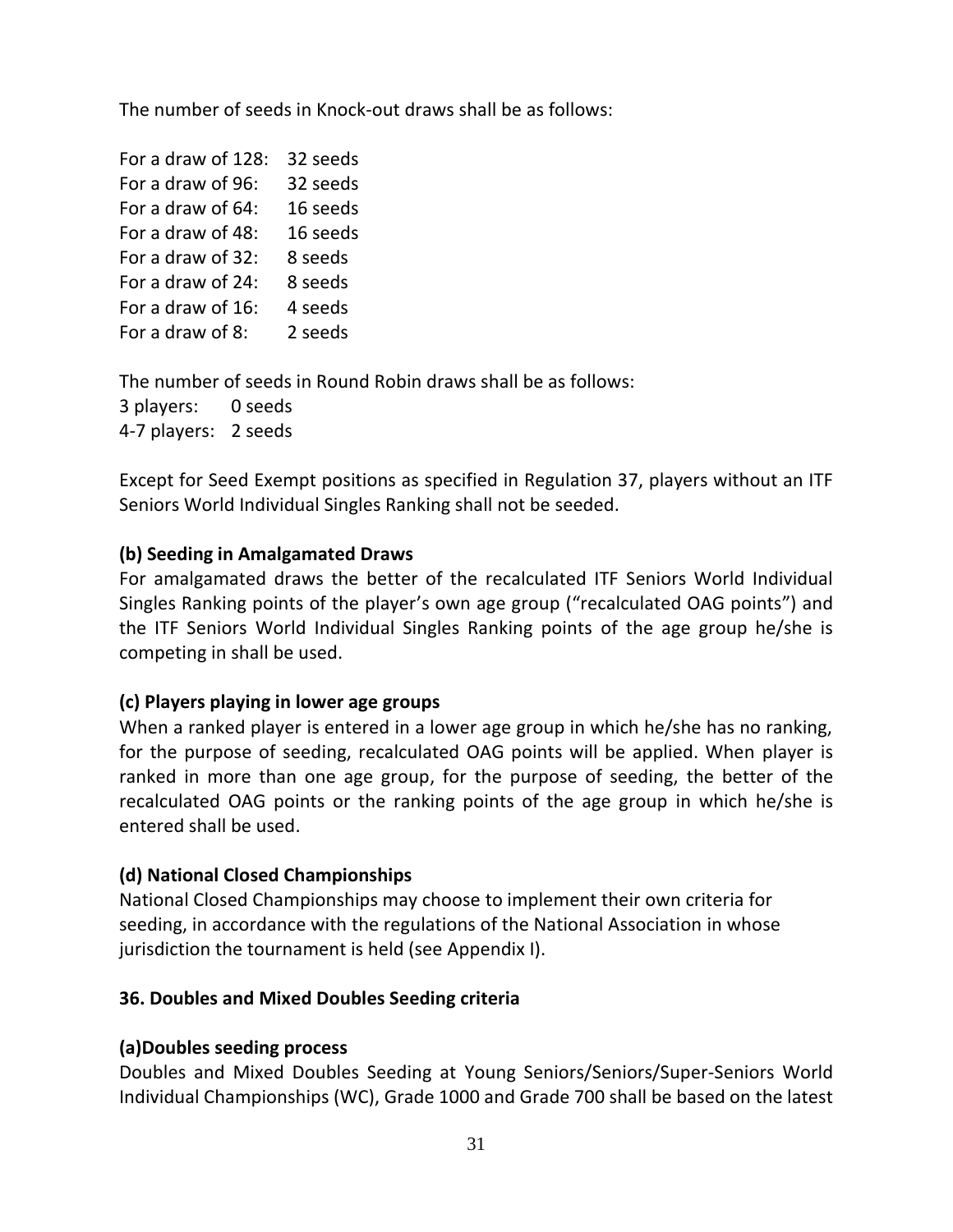The number of seeds in Knock-out draws shall be as follows:

For a draw of 128: 32 seeds
For a draw of 96: 32 seeds
For a draw of 64: 16 seeds
For a draw of 48: 16 seeds
For a draw of 32: 8 seeds
For a draw of 24: 8 seeds
For a draw of 16: 4 seeds
For a draw of 8: 2 seeds

The number of seeds in Round Robin draws shall be as follows:
3 players: 0 seeds
4-7 players: 2 seeds

Except for Seed Exempt positions as specified in Regulation 37, players without an ITF Seniors World Individual Singles Ranking shall not be seeded.

**(b) Seeding in Amalgamated Draws**

For amalgamated draws the better of the recalculated ITF Seniors World Individual Singles Ranking points of the player's own age group ("recalculated OAG points") and the ITF Seniors World Individual Singles Ranking points of the age group he/she is competing in shall be used.

**(c) Players playing in lower age groups**

When a ranked player is entered in a lower age group in which he/she has no ranking, for the purpose of seeding, recalculated OAG points will be applied. When player is ranked in more than one age group, for the purpose of seeding, the better of the recalculated OAG points or the ranking points of the age group in which he/she is entered shall be used.

**(d) National Closed Championships**

National Closed Championships may choose to implement their own criteria for seeding, in accordance with the regulations of the National Association in whose jurisdiction the tournament is held (see Appendix I).

**36. Doubles and Mixed Doubles Seeding criteria**

**(a)Doubles seeding process**

Doubles and Mixed Doubles Seeding at Young Seniors/Seniors/Super-Seniors World Individual Championships (WC), Grade 1000 and Grade 700 shall be based on the latest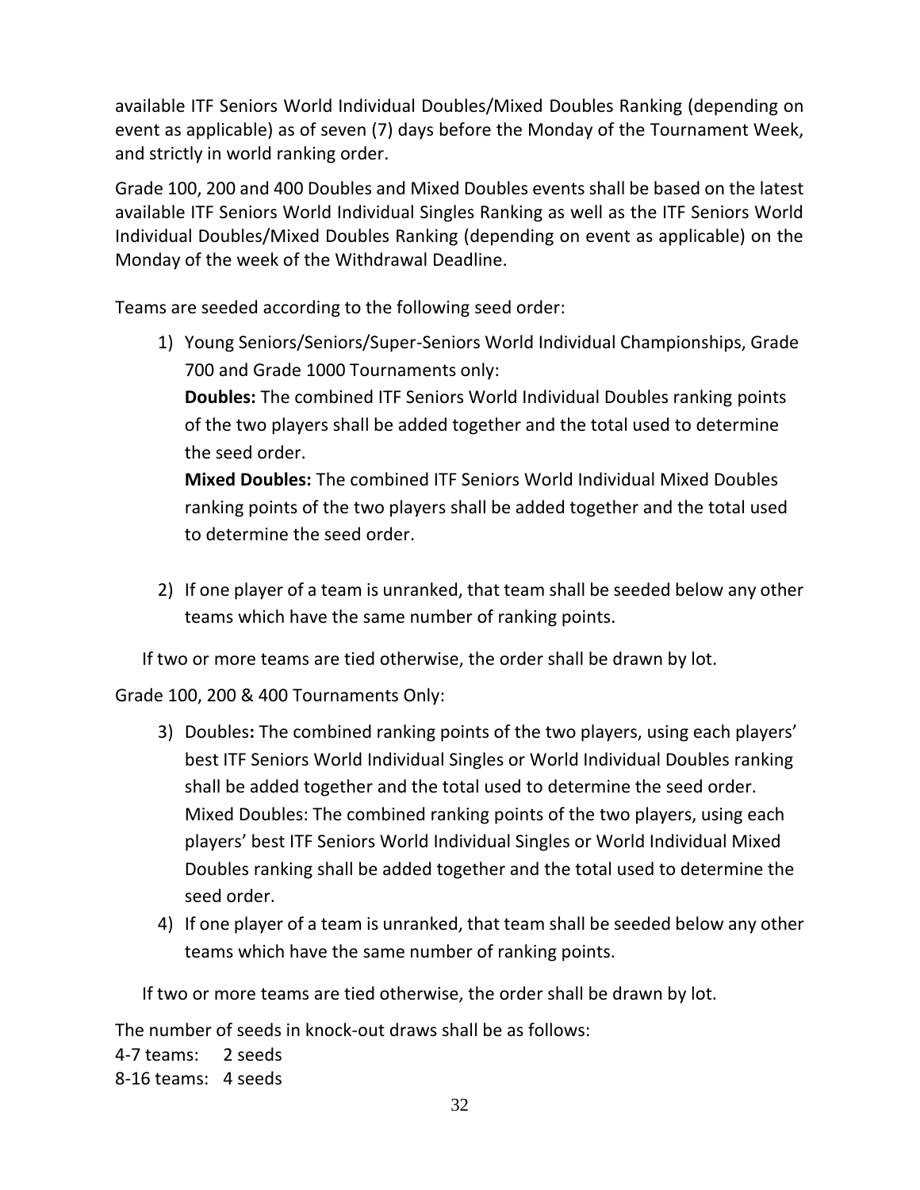available ITF Seniors World Individual Doubles/Mixed Doubles Ranking (depending on event as applicable) as of seven (7) days before the Monday of the Tournament Week, and strictly in world ranking order.

Grade 100, 200 and 400 Doubles and Mixed Doubles events shall be based on the latest available ITF Seniors World Individual Singles Ranking as well as the ITF Seniors World Individual Doubles/Mixed Doubles Ranking (depending on event as applicable) on the Monday of the week of the Withdrawal Deadline.

Teams are seeded according to the following seed order:

1) Young Seniors/Seniors/Super-Seniors World Individual Championships, Grade 700 and Grade 1000 Tournaments only:
   **Doubles:** The combined ITF Seniors World Individual Doubles ranking points of the two players shall be added together and the total used to determine the seed order.
   **Mixed Doubles:** The combined ITF Seniors World Individual Mixed Doubles ranking points of the two players shall be added together and the total used to determine the seed order.

2) If one player of a team is unranked, that team shall be seeded below any other teams which have the same number of ranking points.

If two or more teams are tied otherwise, the order shall be drawn by lot.

Grade 100, 200 & 400 Tournaments Only:

3) Doubles**:** The combined ranking points of the two players, using each players' best ITF Seniors World Individual Singles or World Individual Doubles ranking shall be added together and the total used to determine the seed order.
   Mixed Doubles: The combined ranking points of the two players, using each players' best ITF Seniors World Individual Singles or World Individual Mixed Doubles ranking shall be added together and the total used to determine the seed order.

4) If one player of a team is unranked, that team shall be seeded below any other teams which have the same number of ranking points.

If two or more teams are tied otherwise, the order shall be drawn by lot.

The number of seeds in knock-out draws shall be as follows:
4-7 teams: 2 seeds
8-16 teams: 4 seeds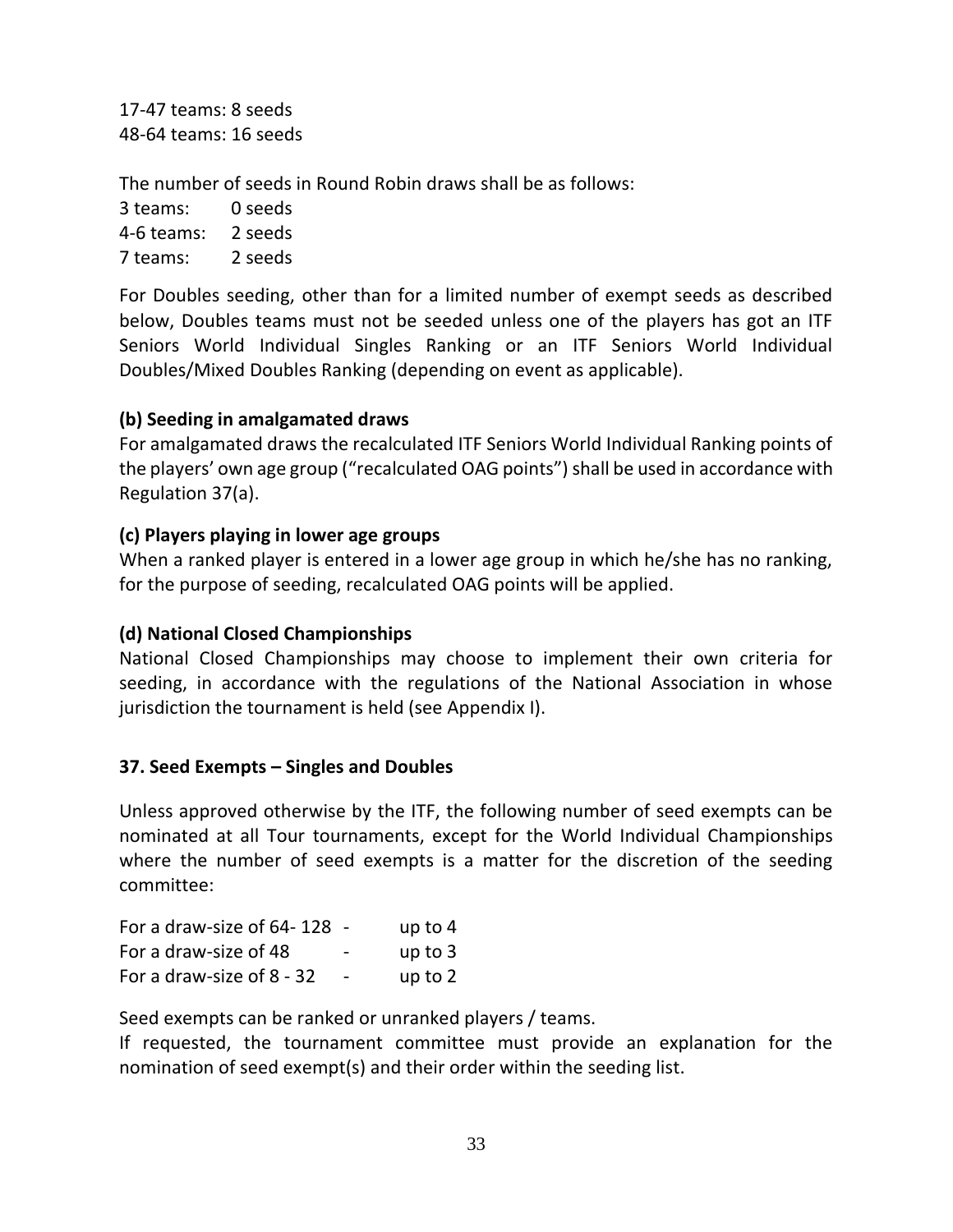17-47 teams: 8 seeds
48-64 teams: 16 seeds

The number of seeds in Round Robin draws shall be as follows:

3 teams: 0 seeds
4-6 teams: 2 seeds
7 teams: 2 seeds

For Doubles seeding, other than for a limited number of exempt seeds as described below, Doubles teams must not be seeded unless one of the players has got an ITF Seniors World Individual Singles Ranking or an ITF Seniors World Individual Doubles/Mixed Doubles Ranking (depending on event as applicable).

**(b) Seeding in amalgamated draws**

For amalgamated draws the recalculated ITF Seniors World Individual Ranking points of the players' own age group ("recalculated OAG points") shall be used in accordance with Regulation 37(a).

**(c) Players playing in lower age groups**

When a ranked player is entered in a lower age group in which he/she has no ranking, for the purpose of seeding, recalculated OAG points will be applied.

**(d) National Closed Championships**

National Closed Championships may choose to implement their own criteria for seeding, in accordance with the regulations of the National Association in whose jurisdiction the tournament is held (see Appendix I).

**37. Seed Exempts – Singles and Doubles**

Unless approved otherwise by the ITF, the following number of seed exempts can be nominated at all Tour tournaments, except for the World Individual Championships where the number of seed exempts is a matter for the discretion of the seeding committee:

For a draw-size of 64- 128 - up to 4
For a draw-size of 48 - up to 3
For a draw-size of 8 - 32 - up to 2

Seed exempts can be ranked or unranked players / teams.
If requested, the tournament committee must provide an explanation for the nomination of seed exempt(s) and their order within the seeding list.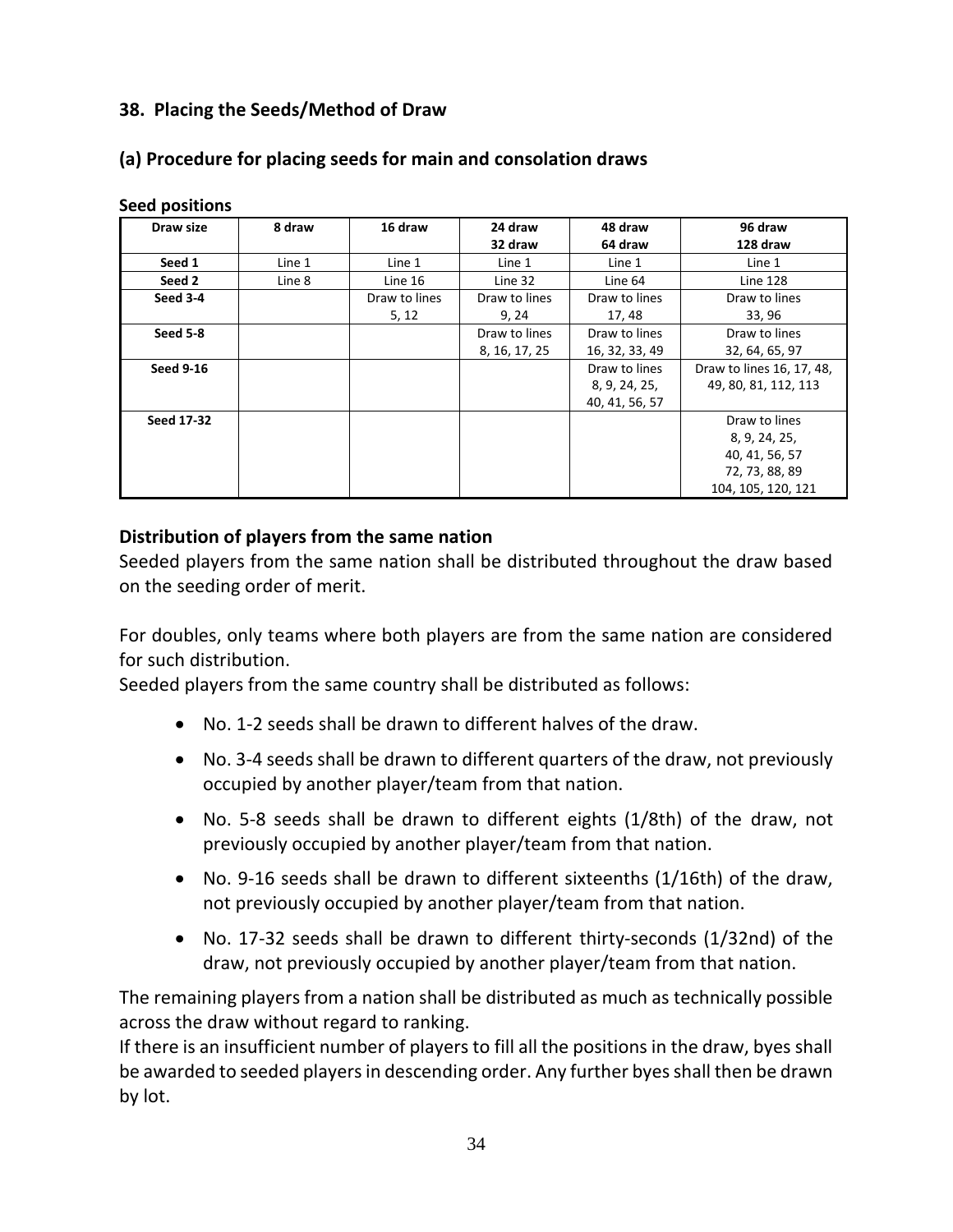### 38. Placing the Seeds/Method of Draw

### (a) Procedure for placing seeds for main and consolation draws

**Seed positions**

| Draw size | 8 draw | 16 draw | 24 draw 32 draw | 48 draw 64 draw | 96 draw 128 draw |
|---|---|---|---|---|---|
| **Seed 1** | Line 1 | Line 1 | Line 1 | Line 1 | Line 1 |
| **Seed 2** | Line 8 | Line 16 | Line 32 | Line 64 | Line 128 |
| **Seed 3-4** | | Draw to lines 5, 12 | Draw to lines 9, 24 | Draw to lines 17, 48 | Draw to lines 33, 96 |
| **Seed 5-8** | | | Draw to lines 8, 16, 17, 25 | Draw to lines 16, 32, 33, 49 | Draw to lines 32, 64, 65, 97 |
| **Seed 9-16** | | | | Draw to lines 8, 9, 24, 25, 40, 41, 56, 57 | Draw to lines 16, 17, 48, 49, 80, 81, 112, 113 |
| **Seed 17-32** | | | | | Draw to lines 8, 9, 24, 25, 40, 41, 56, 57 72, 73, 88, 89 104, 105, 120, 121 |

**Distribution of players from the same nation**

Seeded players from the same nation shall be distributed throughout the draw based on the seeding order of merit.

For doubles, only teams where both players are from the same nation are considered for such distribution.
Seeded players from the same country shall be distributed as follows:

- No. 1-2 seeds shall be drawn to different halves of the draw.
- No. 3-4 seeds shall be drawn to different quarters of the draw, not previously occupied by another player/team from that nation.
- No. 5-8 seeds shall be drawn to different eights (1/8th) of the draw, not previously occupied by another player/team from that nation.
- No. 9-16 seeds shall be drawn to different sixteenths (1/16th) of the draw, not previously occupied by another player/team from that nation.
- No. 17-32 seeds shall be drawn to different thirty-seconds (1/32nd) of the draw, not previously occupied by another player/team from that nation.

The remaining players from a nation shall be distributed as much as technically possible across the draw without regard to ranking.
If there is an insufficient number of players to fill all the positions in the draw, byes shall be awarded to seeded players in descending order. Any further byes shall then be drawn by lot.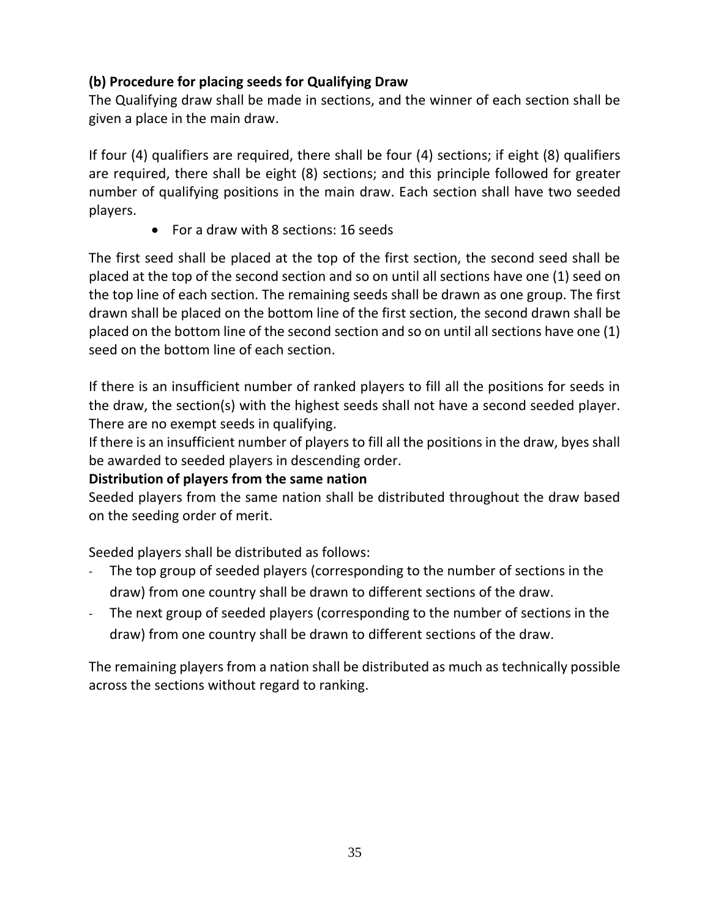**(b) Procedure for placing seeds for Qualifying Draw**

The Qualifying draw shall be made in sections, and the winner of each section shall be given a place in the main draw.

If four (4) qualifiers are required, there shall be four (4) sections; if eight (8) qualifiers are required, there shall be eight (8) sections; and this principle followed for greater number of qualifying positions in the main draw. Each section shall have two seeded players.

- For a draw with 8 sections: 16 seeds

The first seed shall be placed at the top of the first section, the second seed shall be placed at the top of the second section and so on until all sections have one (1) seed on the top line of each section. The remaining seeds shall be drawn as one group. The first drawn shall be placed on the bottom line of the first section, the second drawn shall be placed on the bottom line of the second section and so on until all sections have one (1) seed on the bottom line of each section.

If there is an insufficient number of ranked players to fill all the positions for seeds in the draw, the section(s) with the highest seeds shall not have a second seeded player. There are no exempt seeds in qualifying.

If there is an insufficient number of players to fill all the positions in the draw, byes shall be awarded to seeded players in descending order.

**Distribution of players from the same nation**

Seeded players from the same nation shall be distributed throughout the draw based on the seeding order of merit.

Seeded players shall be distributed as follows:

- The top group of seeded players (corresponding to the number of sections in the draw) from one country shall be drawn to different sections of the draw.
- The next group of seeded players (corresponding to the number of sections in the draw) from one country shall be drawn to different sections of the draw.

The remaining players from a nation shall be distributed as much as technically possible across the sections without regard to ranking.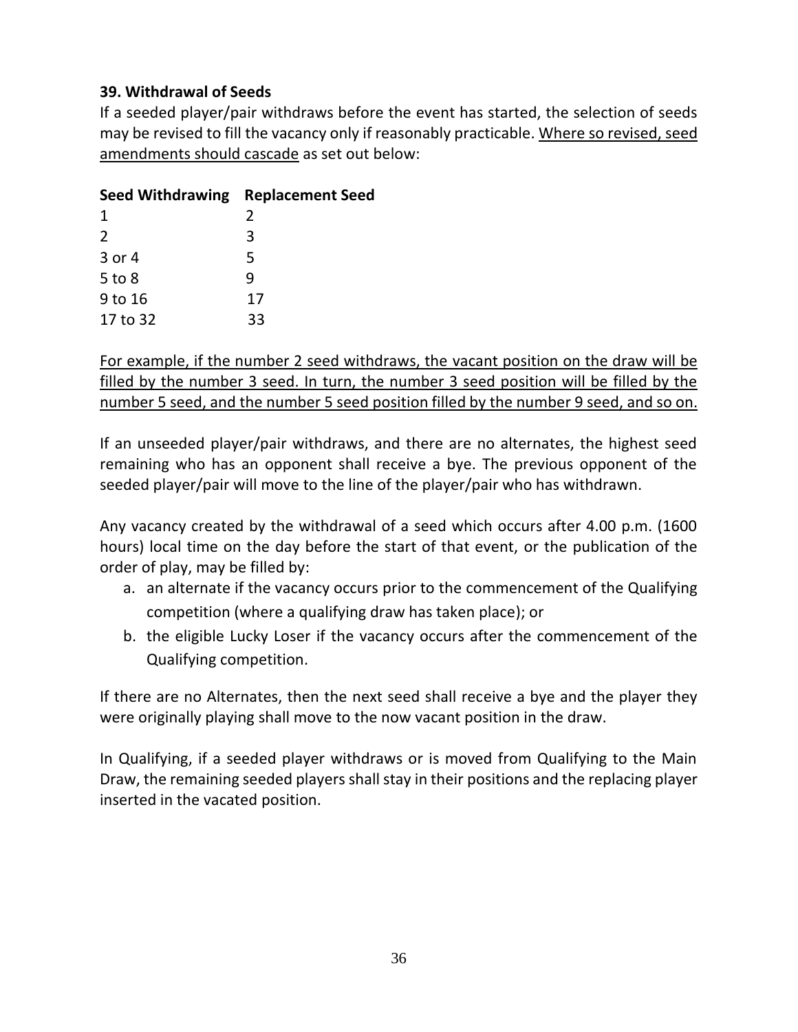**39. Withdrawal of Seeds**

If a seeded player/pair withdraws before the event has started, the selection of seeds may be revised to fill the vacancy only if reasonably practicable. <u>Where so revised, seed amendments should cascade</u> as set out below:

| Seed Withdrawing | Replacement Seed |
|---|---|
| 1 | 2 |
| 2 | 3 |
| 3 or 4 | 5 |
| 5 to 8 | 9 |
| 9 to 16 | 17 |
| 17 to 32 | 33 |

<u>For example, if the number 2 seed withdraws, the vacant position on the draw will be filled by the number 3 seed. In turn, the number 3 seed position will be filled by the number 5 seed, and the number 5 seed position filled by the number 9 seed, and so on.</u>

If an unseeded player/pair withdraws, and there are no alternates, the highest seed remaining who has an opponent shall receive a bye. The previous opponent of the seeded player/pair will move to the line of the player/pair who has withdrawn.

Any vacancy created by the withdrawal of a seed which occurs after 4.00 p.m. (1600 hours) local time on the day before the start of that event, or the publication of the order of play, may be filled by:

a. an alternate if the vacancy occurs prior to the commencement of the Qualifying competition (where a qualifying draw has taken place); or
b. the eligible Lucky Loser if the vacancy occurs after the commencement of the Qualifying competition.

If there are no Alternates, then the next seed shall receive a bye and the player they were originally playing shall move to the now vacant position in the draw.

In Qualifying, if a seeded player withdraws or is moved from Qualifying to the Main Draw, the remaining seeded players shall stay in their positions and the replacing player inserted in the vacated position.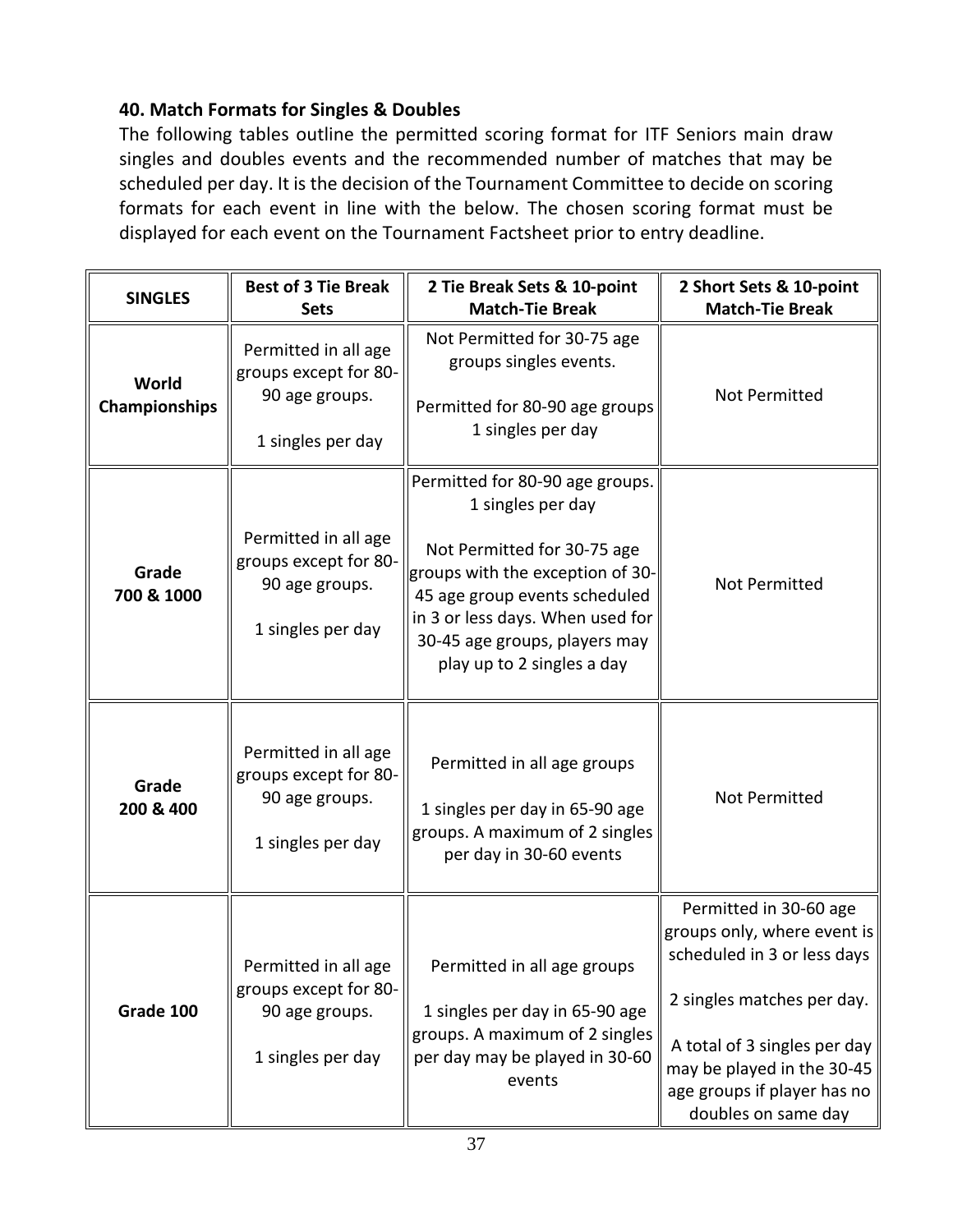### 40. Match Formats for Singles & Doubles

The following tables outline the permitted scoring format for ITF Seniors main draw singles and doubles events and the recommended number of matches that may be scheduled per day. It is the decision of the Tournament Committee to decide on scoring formats for each event in line with the below. The chosen scoring format must be displayed for each event on the Tournament Factsheet prior to entry deadline.

| SINGLES | Best of 3 Tie Break Sets | 2 Tie Break Sets & 10-point Match-Tie Break | 2 Short Sets & 10-point Match-Tie Break |
|---|---|---|---|
| **World Championships** | Permitted in all age groups except for 80-90 age groups.<br><br>1 singles per day | Not Permitted for 30-75 age groups singles events.<br><br>Permitted for 80-90 age groups 1 singles per day | Not Permitted |
| **Grade 700 & 1000** | Permitted in all age groups except for 80-90 age groups.<br><br>1 singles per day | Permitted for 80-90 age groups. 1 singles per day<br><br>Not Permitted for 30-75 age groups with the exception of 30-45 age group events scheduled in 3 or less days. When used for 30-45 age groups, players may play up to 2 singles a day | Not Permitted |
| **Grade 200 & 400** | Permitted in all age groups except for 80-90 age groups.<br><br>1 singles per day | Permitted in all age groups<br><br>1 singles per day in 65-90 age groups. A maximum of 2 singles per day in 30-60 events | Not Permitted |
| **Grade 100** | Permitted in all age groups except for 80-90 age groups.<br><br>1 singles per day | Permitted in all age groups<br><br>1 singles per day in 65-90 age groups. A maximum of 2 singles per day may be played in 30-60 events | Permitted in 30-60 age groups only, where event is scheduled in 3 or less days<br><br>2 singles matches per day.<br><br>A total of 3 singles per day may be played in the 30-45 age groups if player has no doubles on same day |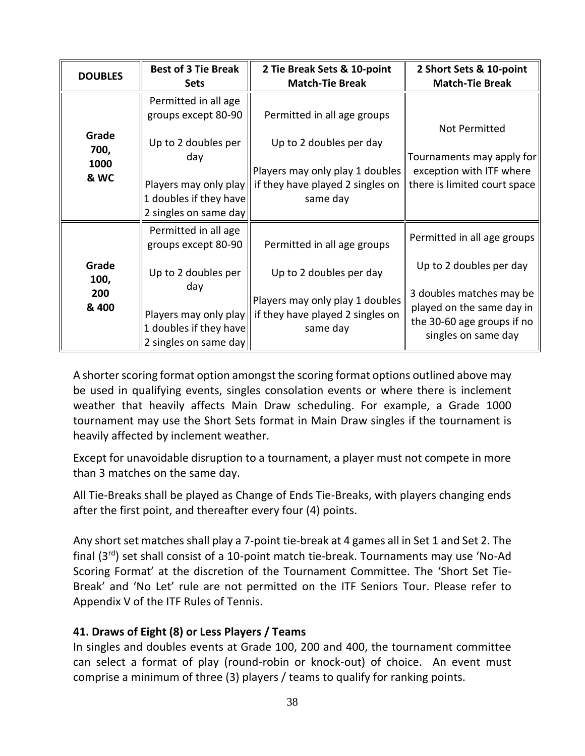| DOUBLES | Best of 3 Tie Break Sets | 2 Tie Break Sets & 10-point Match-Tie Break | 2 Short Sets & 10-point Match-Tie Break |
|---|---|---|---|
| Grade 700, 1000 & WC | Permitted in all age groups except 80-90<br><br>Up to 2 doubles per day<br><br>Players may only play 1 doubles if they have 2 singles on same day | Permitted in all age groups<br><br>Up to 2 doubles per day<br><br>Players may only play 1 doubles if they have played 2 singles on same day | Not Permitted<br><br>Tournaments may apply for exception with ITF where there is limited court space |
| Grade 100, 200 & 400 | Permitted in all age groups except 80-90<br><br>Up to 2 doubles per day<br><br>Players may only play 1 doubles if they have 2 singles on same day | Permitted in all age groups<br><br>Up to 2 doubles per day<br><br>Players may only play 1 doubles if they have played 2 singles on same day | Permitted in all age groups<br><br>Up to 2 doubles per day<br><br>3 doubles matches may be played on the same day in the 30-60 age groups if no singles on same day |

A shorter scoring format option amongst the scoring format options outlined above may be used in qualifying events, singles consolation events or where there is inclement weather that heavily affects Main Draw scheduling. For example, a Grade 1000 tournament may use the Short Sets format in Main Draw singles if the tournament is heavily affected by inclement weather.

Except for unavoidable disruption to a tournament, a player must not compete in more than 3 matches on the same day.

All Tie-Breaks shall be played as Change of Ends Tie-Breaks, with players changing ends after the first point, and thereafter every four (4) points.

Any short set matches shall play a 7-point tie-break at 4 games all in Set 1 and Set 2. The final (3rd) set shall consist of a 10-point match tie-break. Tournaments may use 'No-Ad Scoring Format' at the discretion of the Tournament Committee. The 'Short Set Tie-Break' and 'No Let' rule are not permitted on the ITF Seniors Tour. Please refer to Appendix V of the ITF Rules of Tennis.

**41. Draws of Eight (8) or Less Players / Teams**

In singles and doubles events at Grade 100, 200 and 400, the tournament committee can select a format of play (round-robin or knock-out) of choice. An event must comprise a minimum of three (3) players / teams to qualify for ranking points.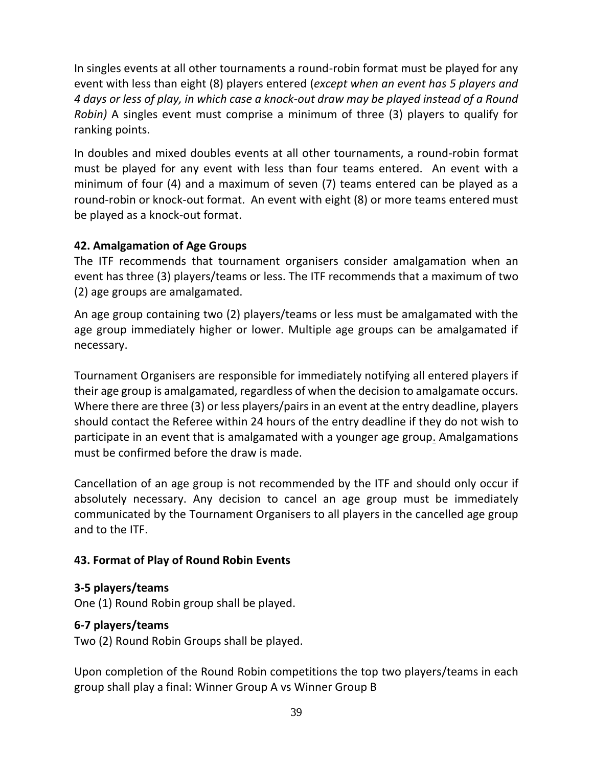In singles events at all other tournaments a round-robin format must be played for any event with less than eight (8) players entered (*except when an event has 5 players and 4 days or less of play, in which case a knock-out draw may be played instead of a Round Robin)* A singles event must comprise a minimum of three (3) players to qualify for ranking points.

In doubles and mixed doubles events at all other tournaments, a round-robin format must be played for any event with less than four teams entered. An event with a minimum of four (4) and a maximum of seven (7) teams entered can be played as a round-robin or knock-out format. An event with eight (8) or more teams entered must be played as a knock-out format.

**42. Amalgamation of Age Groups**

The ITF recommends that tournament organisers consider amalgamation when an event has three (3) players/teams or less. The ITF recommends that a maximum of two (2) age groups are amalgamated.

An age group containing two (2) players/teams or less must be amalgamated with the age group immediately higher or lower. Multiple age groups can be amalgamated if necessary.

Tournament Organisers are responsible for immediately notifying all entered players if their age group is amalgamated, regardless of when the decision to amalgamate occurs. Where there are three (3) or less players/pairs in an event at the entry deadline, players should contact the Referee within 24 hours of the entry deadline if they do not wish to participate in an event that is amalgamated with a younger age group. Amalgamations must be confirmed before the draw is made.

Cancellation of an age group is not recommended by the ITF and should only occur if absolutely necessary. Any decision to cancel an age group must be immediately communicated by the Tournament Organisers to all players in the cancelled age group and to the ITF.

**43. Format of Play of Round Robin Events**

**3-5 players/teams**

One (1) Round Robin group shall be played.

**6-7 players/teams**

Two (2) Round Robin Groups shall be played.

Upon completion of the Round Robin competitions the top two players/teams in each group shall play a final: Winner Group A vs Winner Group B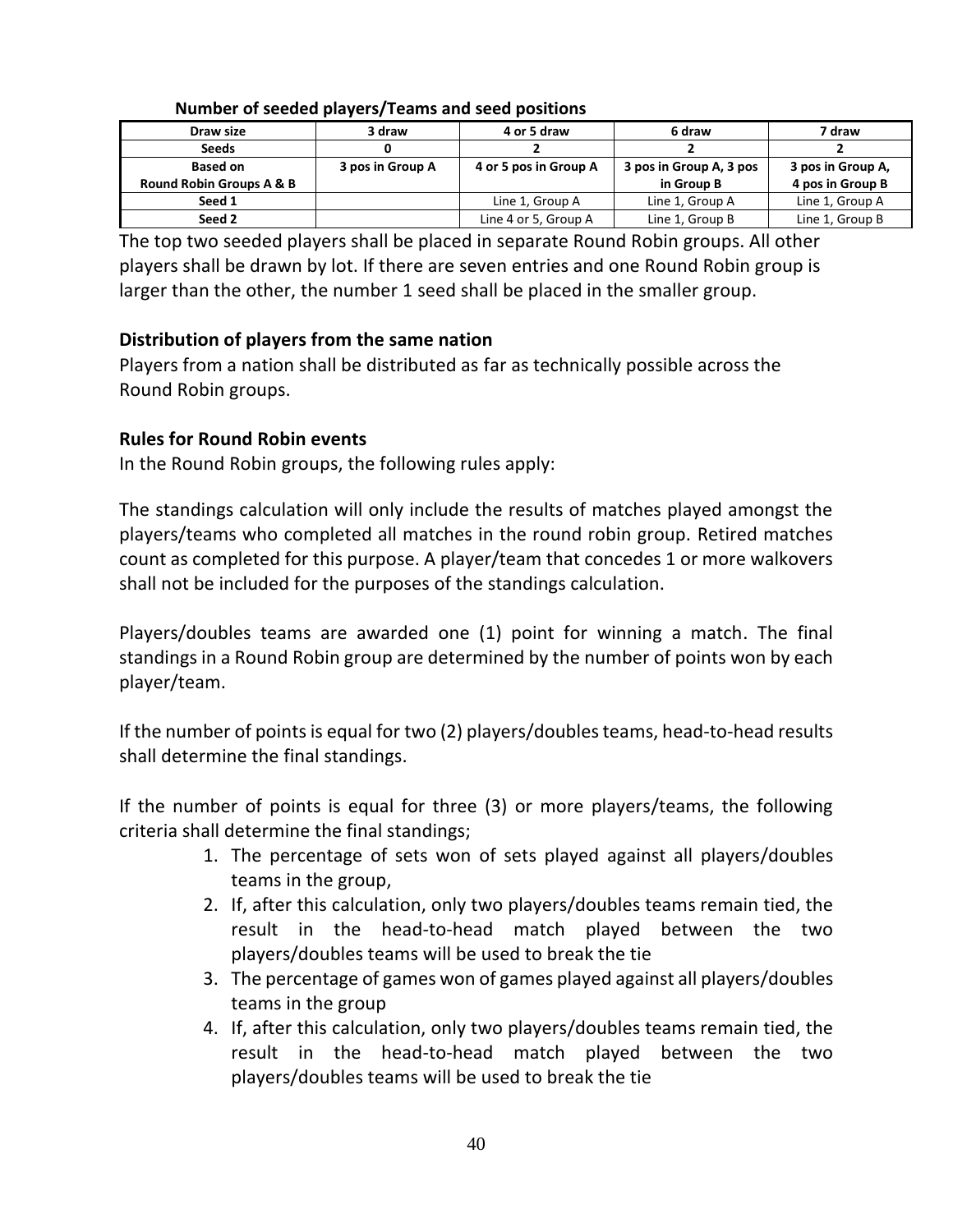**Number of seeded players/Teams and seed positions**

| Draw size | 3 draw | 4 or 5 draw | 6 draw | 7 draw |
|---|---|---|---|---|
| Seeds | 0 | 2 | 2 | 2 |
| Based on Round Robin Groups A & B | 3 pos in Group A | 4 or 5 pos in Group A | 3 pos in Group A, 3 pos in Group B | 3 pos in Group A, 4 pos in Group B |
| Seed 1 | | Line 1, Group A | Line 1, Group A | Line 1, Group A |
| Seed 2 | | Line 4 or 5, Group A | Line 1, Group B | Line 1, Group B |

The top two seeded players shall be placed in separate Round Robin groups. All other players shall be drawn by lot. If there are seven entries and one Round Robin group is larger than the other, the number 1 seed shall be placed in the smaller group.

**Distribution of players from the same nation**

Players from a nation shall be distributed as far as technically possible across the Round Robin groups.

**Rules for Round Robin events**

In the Round Robin groups, the following rules apply:

The standings calculation will only include the results of matches played amongst the players/teams who completed all matches in the round robin group. Retired matches count as completed for this purpose. A player/team that concedes 1 or more walkovers shall not be included for the purposes of the standings calculation.

Players/doubles teams are awarded one (1) point for winning a match. The final standings in a Round Robin group are determined by the number of points won by each player/team.

If the number of points is equal for two (2) players/doubles teams, head-to-head results shall determine the final standings.

If the number of points is equal for three (3) or more players/teams, the following criteria shall determine the final standings;

1. The percentage of sets won of sets played against all players/doubles teams in the group,
2. If, after this calculation, only two players/doubles teams remain tied, the result in the head-to-head match played between the two players/doubles teams will be used to break the tie
3. The percentage of games won of games played against all players/doubles teams in the group
4. If, after this calculation, only two players/doubles teams remain tied, the result in the head-to-head match played between the two players/doubles teams will be used to break the tie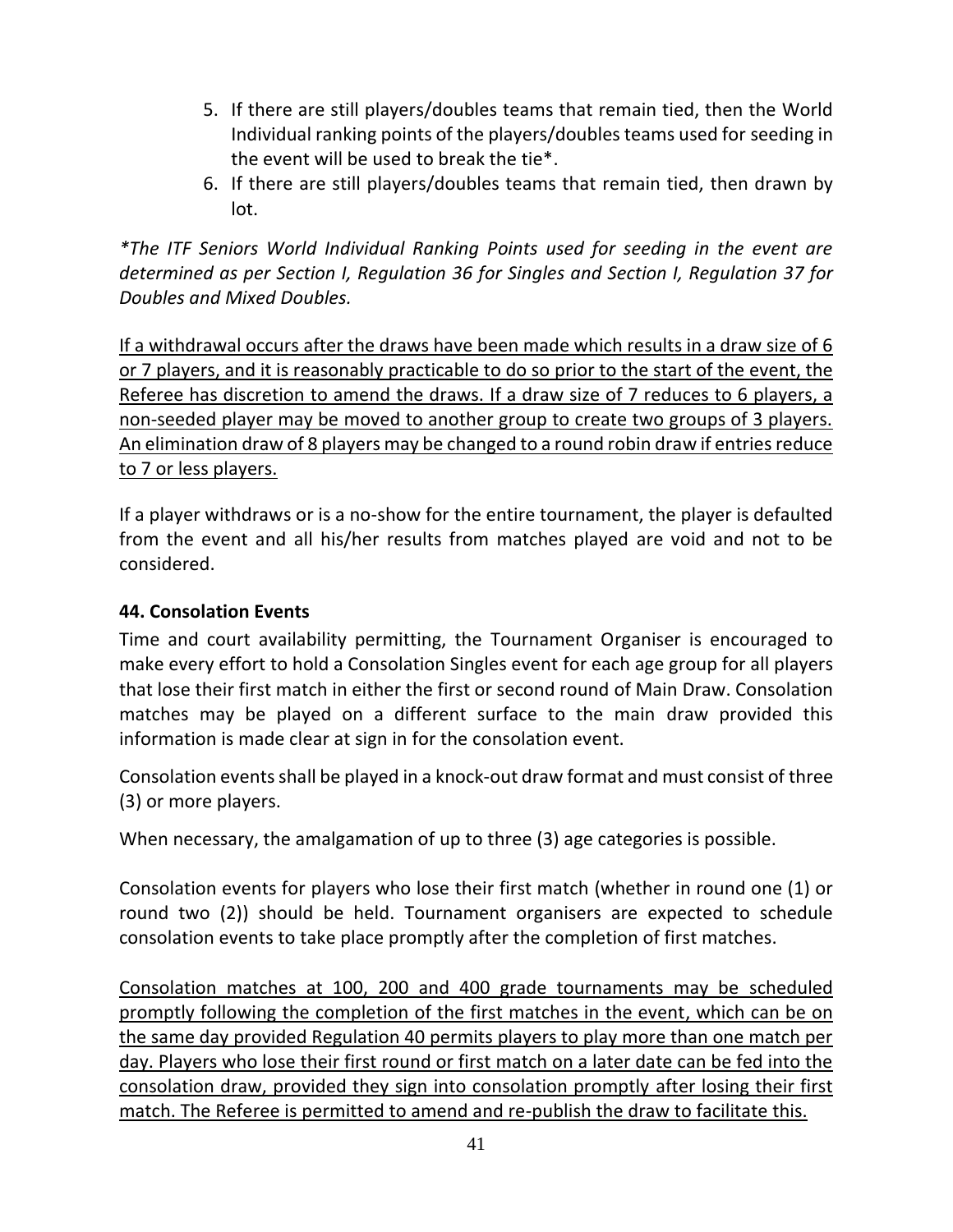5. If there are still players/doubles teams that remain tied, then the World Individual ranking points of the players/doubles teams used for seeding in the event will be used to break the tie*.
6. If there are still players/doubles teams that remain tied, then drawn by lot.

*\*The ITF Seniors World Individual Ranking Points used for seeding in the event are determined as per Section I, Regulation 36 for Singles and Section I, Regulation 37 for Doubles and Mixed Doubles.*

<u>If a withdrawal occurs after the draws have been made which results in a draw size of 6 or 7 players, and it is reasonably practicable to do so prior to the start of the event, the Referee has discretion to amend the draws. If a draw size of 7 reduces to 6 players, a non-seeded player may be moved to another group to create two groups of 3 players. An elimination draw of 8 players may be changed to a round robin draw if entries reduce to 7 or less players.</u>

If a player withdraws or is a no-show for the entire tournament, the player is defaulted from the event and all his/her results from matches played are void and not to be considered.

### 44. Consolation Events

Time and court availability permitting, the Tournament Organiser is encouraged to make every effort to hold a Consolation Singles event for each age group for all players that lose their first match in either the first or second round of Main Draw. Consolation matches may be played on a different surface to the main draw provided this information is made clear at sign in for the consolation event.

Consolation events shall be played in a knock-out draw format and must consist of three (3) or more players.

When necessary, the amalgamation of up to three (3) age categories is possible.

Consolation events for players who lose their first match (whether in round one (1) or round two (2)) should be held. Tournament organisers are expected to schedule consolation events to take place promptly after the completion of first matches.

<u>Consolation matches at 100, 200 and 400 grade tournaments may be scheduled promptly following the completion of the first matches in the event, which can be on the same day provided Regulation 40 permits players to play more than one match per day. Players who lose their first round or first match on a later date can be fed into the consolation draw, provided they sign into consolation promptly after losing their first match. The Referee is permitted to amend and re-publish the draw to facilitate this.</u>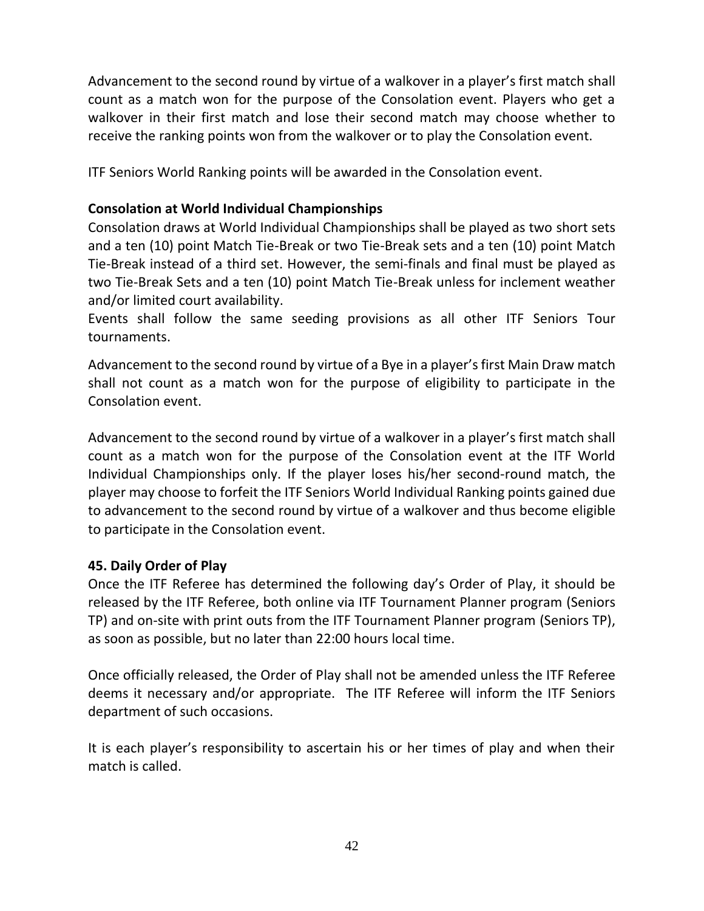Advancement to the second round by virtue of a walkover in a player's first match shall count as a match won for the purpose of the Consolation event. Players who get a walkover in their first match and lose their second match may choose whether to receive the ranking points won from the walkover or to play the Consolation event.

ITF Seniors World Ranking points will be awarded in the Consolation event.

**Consolation at World Individual Championships**

Consolation draws at World Individual Championships shall be played as two short sets and a ten (10) point Match Tie-Break or two Tie-Break sets and a ten (10) point Match Tie-Break instead of a third set. However, the semi-finals and final must be played as two Tie-Break Sets and a ten (10) point Match Tie-Break unless for inclement weather and/or limited court availability.

Events shall follow the same seeding provisions as all other ITF Seniors Tour tournaments.

Advancement to the second round by virtue of a Bye in a player's first Main Draw match shall not count as a match won for the purpose of eligibility to participate in the Consolation event.

Advancement to the second round by virtue of a walkover in a player's first match shall count as a match won for the purpose of the Consolation event at the ITF World Individual Championships only. If the player loses his/her second-round match, the player may choose to forfeit the ITF Seniors World Individual Ranking points gained due to advancement to the second round by virtue of a walkover and thus become eligible to participate in the Consolation event.

**45. Daily Order of Play**

Once the ITF Referee has determined the following day's Order of Play, it should be released by the ITF Referee, both online via ITF Tournament Planner program (Seniors TP) and on-site with print outs from the ITF Tournament Planner program (Seniors TP), as soon as possible, but no later than 22:00 hours local time.

Once officially released, the Order of Play shall not be amended unless the ITF Referee deems it necessary and/or appropriate. The ITF Referee will inform the ITF Seniors department of such occasions.

It is each player's responsibility to ascertain his or her times of play and when their match is called.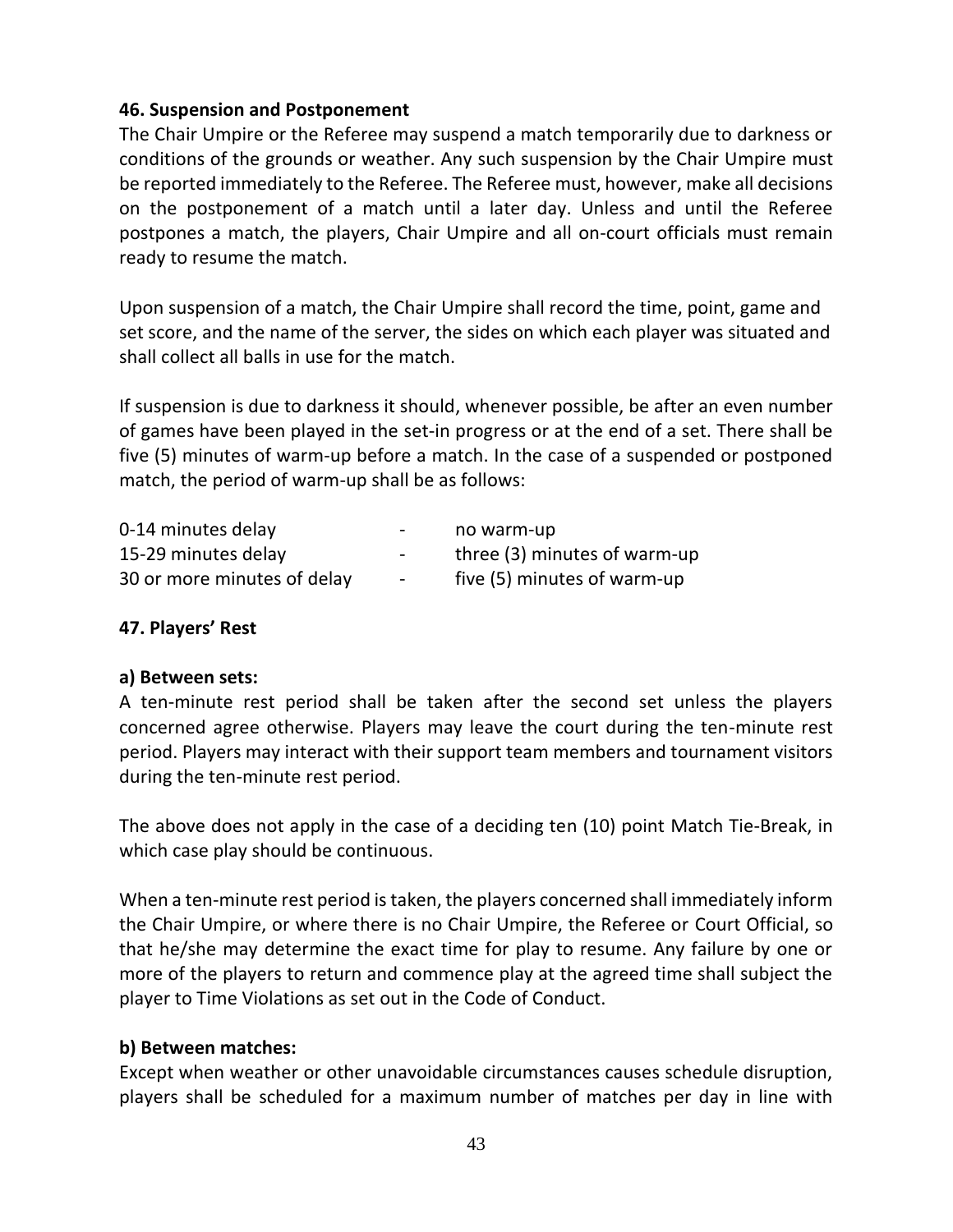### 46. Suspension and Postponement

The Chair Umpire or the Referee may suspend a match temporarily due to darkness or conditions of the grounds or weather. Any such suspension by the Chair Umpire must be reported immediately to the Referee. The Referee must, however, make all decisions on the postponement of a match until a later day. Unless and until the Referee postpones a match, the players, Chair Umpire and all on-court officials must remain ready to resume the match.

Upon suspension of a match, the Chair Umpire shall record the time, point, game and set score, and the name of the server, the sides on which each player was situated and shall collect all balls in use for the match.

If suspension is due to darkness it should, whenever possible, be after an even number of games have been played in the set-in progress or at the end of a set. There shall be five (5) minutes of warm-up before a match. In the case of a suspended or postponed match, the period of warm-up shall be as follows:

| | | |
|---|---|---|
| 0-14 minutes delay | - | no warm-up |
| 15-29 minutes delay | - | three (3) minutes of warm-up |
| 30 or more minutes of delay | - | five (5) minutes of warm-up |

### 47. Players' Rest

**a) Between sets:**

A ten-minute rest period shall be taken after the second set unless the players concerned agree otherwise. Players may leave the court during the ten-minute rest period. Players may interact with their support team members and tournament visitors during the ten-minute rest period.

The above does not apply in the case of a deciding ten (10) point Match Tie-Break, in which case play should be continuous.

When a ten-minute rest period is taken, the players concerned shall immediately inform the Chair Umpire, or where there is no Chair Umpire, the Referee or Court Official, so that he/she may determine the exact time for play to resume. Any failure by one or more of the players to return and commence play at the agreed time shall subject the player to Time Violations as set out in the Code of Conduct.

**b) Between matches:**

Except when weather or other unavoidable circumstances causes schedule disruption, players shall be scheduled for a maximum number of matches per day in line with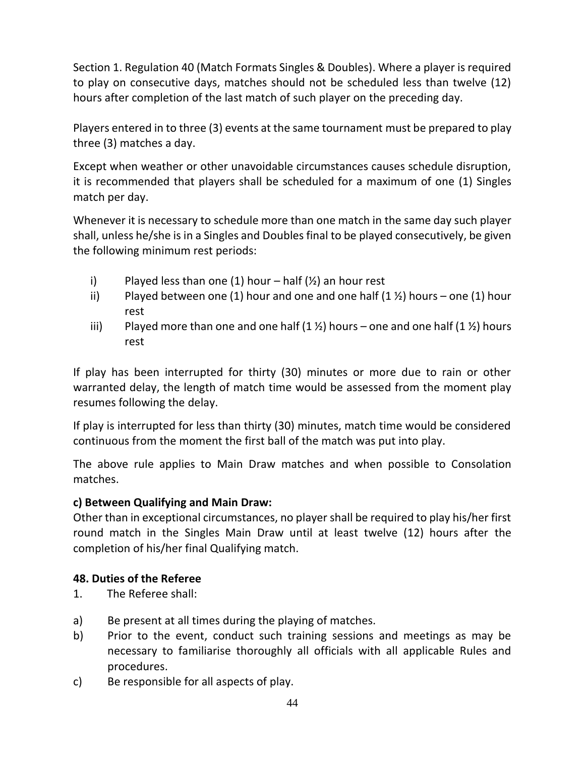Section 1. Regulation 40 (Match Formats Singles & Doubles). Where a player is required to play on consecutive days, matches should not be scheduled less than twelve (12) hours after completion of the last match of such player on the preceding day.

Players entered in to three (3) events at the same tournament must be prepared to play three (3) matches a day.

Except when weather or other unavoidable circumstances causes schedule disruption, it is recommended that players shall be scheduled for a maximum of one (1) Singles match per day.

Whenever it is necessary to schedule more than one match in the same day such player shall, unless he/she is in a Singles and Doubles final to be played consecutively, be given the following minimum rest periods:

i) Played less than one (1) hour – half (½) an hour rest
ii) Played between one (1) hour and one and one half (1 ½) hours – one (1) hour rest
iii) Played more than one and one half (1 ½) hours – one and one half (1 ½) hours rest

If play has been interrupted for thirty (30) minutes or more due to rain or other warranted delay, the length of match time would be assessed from the moment play resumes following the delay.

If play is interrupted for less than thirty (30) minutes, match time would be considered continuous from the moment the first ball of the match was put into play.

The above rule applies to Main Draw matches and when possible to Consolation matches.

**c) Between Qualifying and Main Draw:**
Other than in exceptional circumstances, no player shall be required to play his/her first round match in the Singles Main Draw until at least twelve (12) hours after the completion of his/her final Qualifying match.

**48. Duties of the Referee**

1. The Referee shall:

a) Be present at all times during the playing of matches.
b) Prior to the event, conduct such training sessions and meetings as may be necessary to familiarise thoroughly all officials with all applicable Rules and procedures.
c) Be responsible for all aspects of play.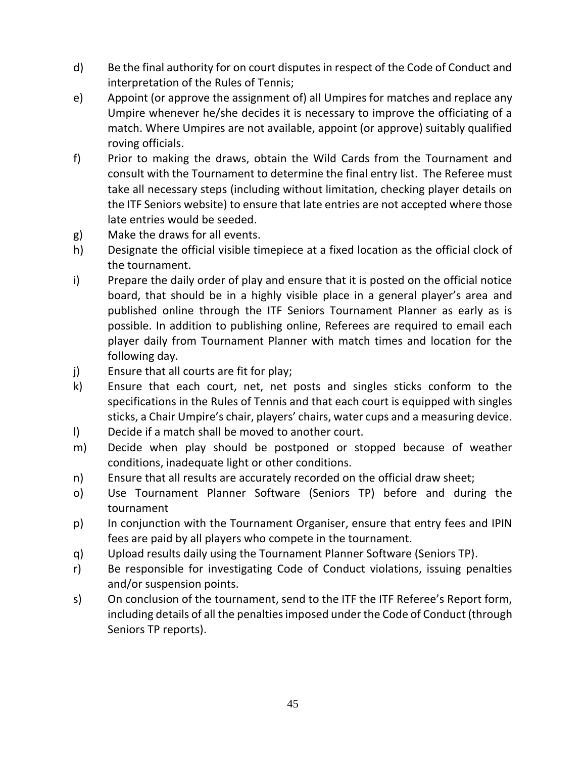d) Be the final authority for on court disputes in respect of the Code of Conduct and interpretation of the Rules of Tennis;

e) Appoint (or approve the assignment of) all Umpires for matches and replace any Umpire whenever he/she decides it is necessary to improve the officiating of a match. Where Umpires are not available, appoint (or approve) suitably qualified roving officials.

f) Prior to making the draws, obtain the Wild Cards from the Tournament and consult with the Tournament to determine the final entry list. The Referee must take all necessary steps (including without limitation, checking player details on the ITF Seniors website) to ensure that late entries are not accepted where those late entries would be seeded.

g) Make the draws for all events.

h) Designate the official visible timepiece at a fixed location as the official clock of the tournament.

i) Prepare the daily order of play and ensure that it is posted on the official notice board, that should be in a highly visible place in a general player's area and published online through the ITF Seniors Tournament Planner as early as is possible. In addition to publishing online, Referees are required to email each player daily from Tournament Planner with match times and location for the following day.

j) Ensure that all courts are fit for play;

k) Ensure that each court, net, net posts and singles sticks conform to the specifications in the Rules of Tennis and that each court is equipped with singles sticks, a Chair Umpire's chair, players' chairs, water cups and a measuring device.

l) Decide if a match shall be moved to another court.

m) Decide when play should be postponed or stopped because of weather conditions, inadequate light or other conditions.

n) Ensure that all results are accurately recorded on the official draw sheet;

o) Use Tournament Planner Software (Seniors TP) before and during the tournament

p) In conjunction with the Tournament Organiser, ensure that entry fees and IPIN fees are paid by all players who compete in the tournament.

q) Upload results daily using the Tournament Planner Software (Seniors TP).

r) Be responsible for investigating Code of Conduct violations, issuing penalties and/or suspension points.

s) On conclusion of the tournament, send to the ITF the ITF Referee's Report form, including details of all the penalties imposed under the Code of Conduct (through Seniors TP reports).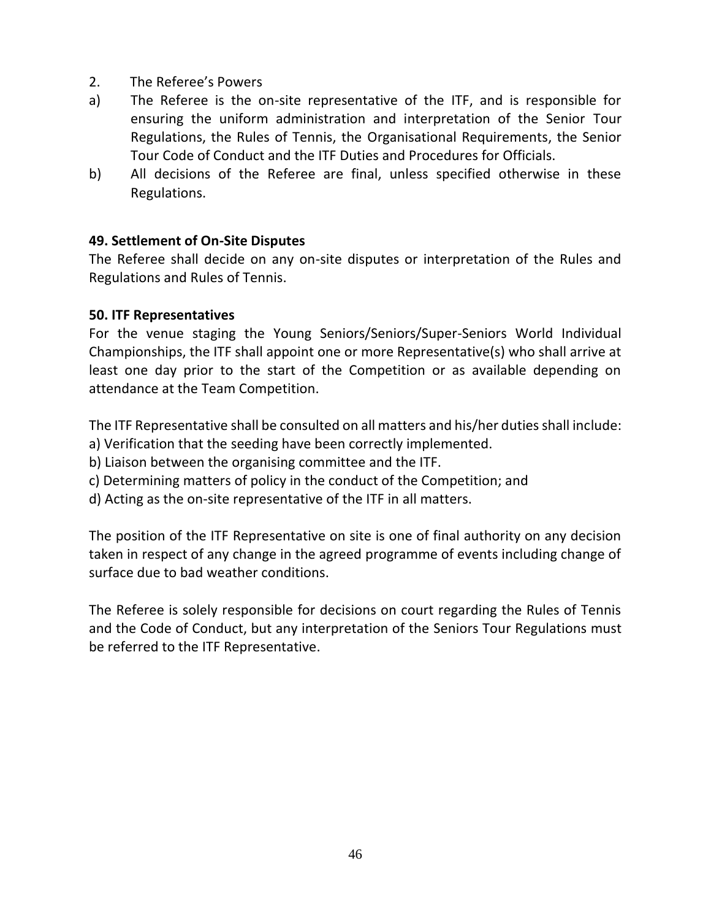2. The Referee's Powers

a) The Referee is the on-site representative of the ITF, and is responsible for ensuring the uniform administration and interpretation of the Senior Tour Regulations, the Rules of Tennis, the Organisational Requirements, the Senior Tour Code of Conduct and the ITF Duties and Procedures for Officials.

b) All decisions of the Referee are final, unless specified otherwise in these Regulations.

**49. Settlement of On-Site Disputes**

The Referee shall decide on any on-site disputes or interpretation of the Rules and Regulations and Rules of Tennis.

**50. ITF Representatives**

For the venue staging the Young Seniors/Seniors/Super-Seniors World Individual Championships, the ITF shall appoint one or more Representative(s) who shall arrive at least one day prior to the start of the Competition or as available depending on attendance at the Team Competition.

The ITF Representative shall be consulted on all matters and his/her duties shall include:

a) Verification that the seeding have been correctly implemented.

b) Liaison between the organising committee and the ITF.

c) Determining matters of policy in the conduct of the Competition; and

d) Acting as the on-site representative of the ITF in all matters.

The position of the ITF Representative on site is one of final authority on any decision taken in respect of any change in the agreed programme of events including change of surface due to bad weather conditions.

The Referee is solely responsible for decisions on court regarding the Rules of Tennis and the Code of Conduct, but any interpretation of the Seniors Tour Regulations must be referred to the ITF Representative.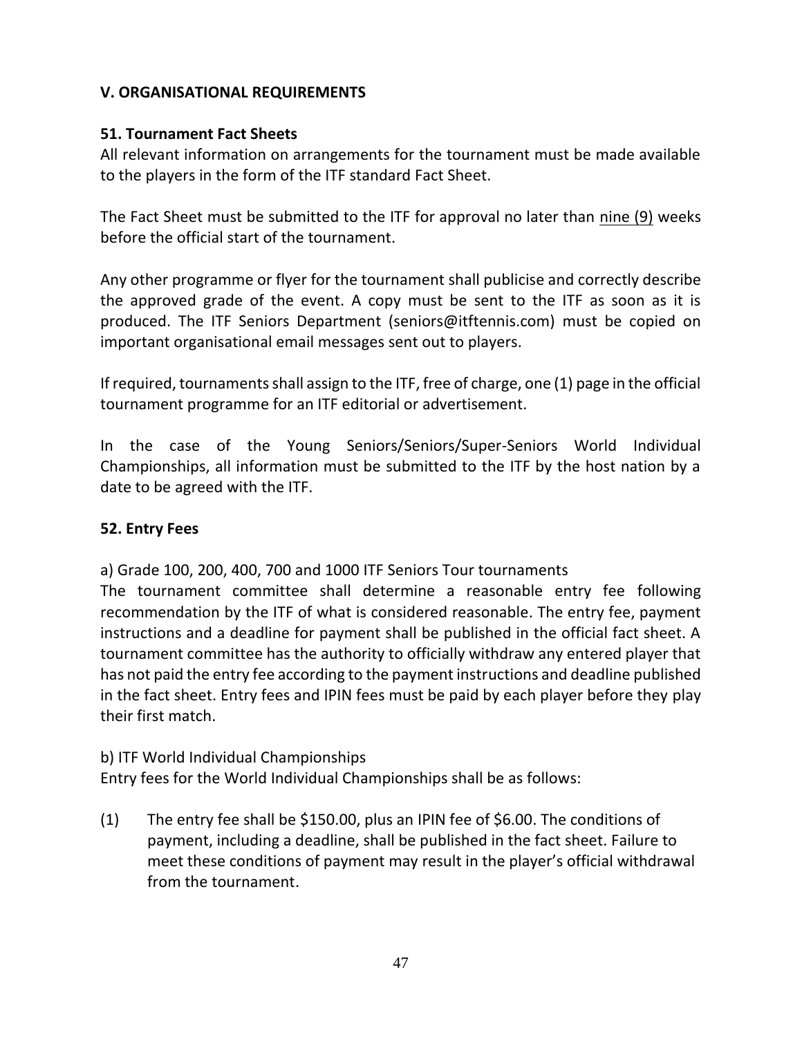## V. ORGANISATIONAL REQUIREMENTS

### 51. Tournament Fact Sheets

All relevant information on arrangements for the tournament must be made available to the players in the form of the ITF standard Fact Sheet.

The Fact Sheet must be submitted to the ITF for approval no later than nine (9) weeks before the official start of the tournament.

Any other programme or flyer for the tournament shall publicise and correctly describe the approved grade of the event. A copy must be sent to the ITF as soon as it is produced. The ITF Seniors Department (seniors@itftennis.com) must be copied on important organisational email messages sent out to players.

If required, tournaments shall assign to the ITF, free of charge, one (1) page in the official tournament programme for an ITF editorial or advertisement.

In the case of the Young Seniors/Seniors/Super-Seniors World Individual Championships, all information must be submitted to the ITF by the host nation by a date to be agreed with the ITF.

### 52. Entry Fees

a) Grade 100, 200, 400, 700 and 1000 ITF Seniors Tour tournaments

The tournament committee shall determine a reasonable entry fee following recommendation by the ITF of what is considered reasonable. The entry fee, payment instructions and a deadline for payment shall be published in the official fact sheet. A tournament committee has the authority to officially withdraw any entered player that has not paid the entry fee according to the payment instructions and deadline published in the fact sheet. Entry fees and IPIN fees must be paid by each player before they play their first match.

b) ITF World Individual Championships

Entry fees for the World Individual Championships shall be as follows:

(1) The entry fee shall be $150.00, plus an IPIN fee of $6.00. The conditions of payment, including a deadline, shall be published in the fact sheet. Failure to meet these conditions of payment may result in the player's official withdrawal from the tournament.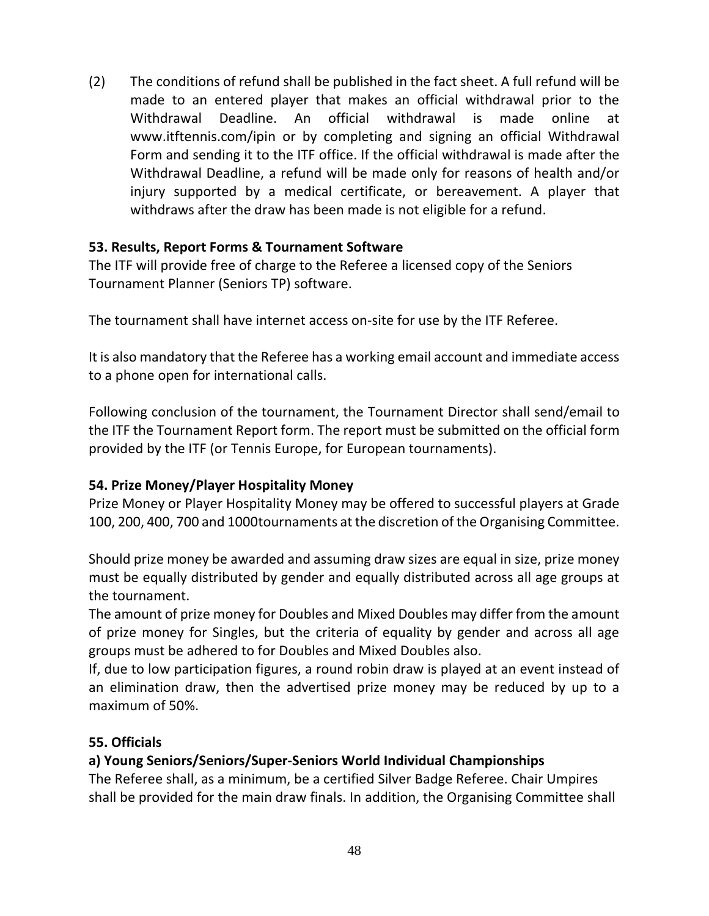(2) The conditions of refund shall be published in the fact sheet. A full refund will be made to an entered player that makes an official withdrawal prior to the Withdrawal Deadline. An official withdrawal is made online at www.itftennis.com/ipin or by completing and signing an official Withdrawal Form and sending it to the ITF office. If the official withdrawal is made after the Withdrawal Deadline, a refund will be made only for reasons of health and/or injury supported by a medical certificate, or bereavement. A player that withdraws after the draw has been made is not eligible for a refund.

**53. Results, Report Forms & Tournament Software**

The ITF will provide free of charge to the Referee a licensed copy of the Seniors Tournament Planner (Seniors TP) software.

The tournament shall have internet access on-site for use by the ITF Referee.

It is also mandatory that the Referee has a working email account and immediate access to a phone open for international calls.

Following conclusion of the tournament, the Tournament Director shall send/email to the ITF the Tournament Report form. The report must be submitted on the official form provided by the ITF (or Tennis Europe, for European tournaments).

**54. Prize Money/Player Hospitality Money**

Prize Money or Player Hospitality Money may be offered to successful players at Grade 100, 200, 400, 700 and 1000tournaments at the discretion of the Organising Committee.

Should prize money be awarded and assuming draw sizes are equal in size, prize money must be equally distributed by gender and equally distributed across all age groups at the tournament.

The amount of prize money for Doubles and Mixed Doubles may differ from the amount of prize money for Singles, but the criteria of equality by gender and across all age groups must be adhered to for Doubles and Mixed Doubles also.

If, due to low participation figures, a round robin draw is played at an event instead of an elimination draw, then the advertised prize money may be reduced by up to a maximum of 50%.

**55. Officials**

**a) Young Seniors/Seniors/Super-Seniors World Individual Championships**

The Referee shall, as a minimum, be a certified Silver Badge Referee. Chair Umpires shall be provided for the main draw finals. In addition, the Organising Committee shall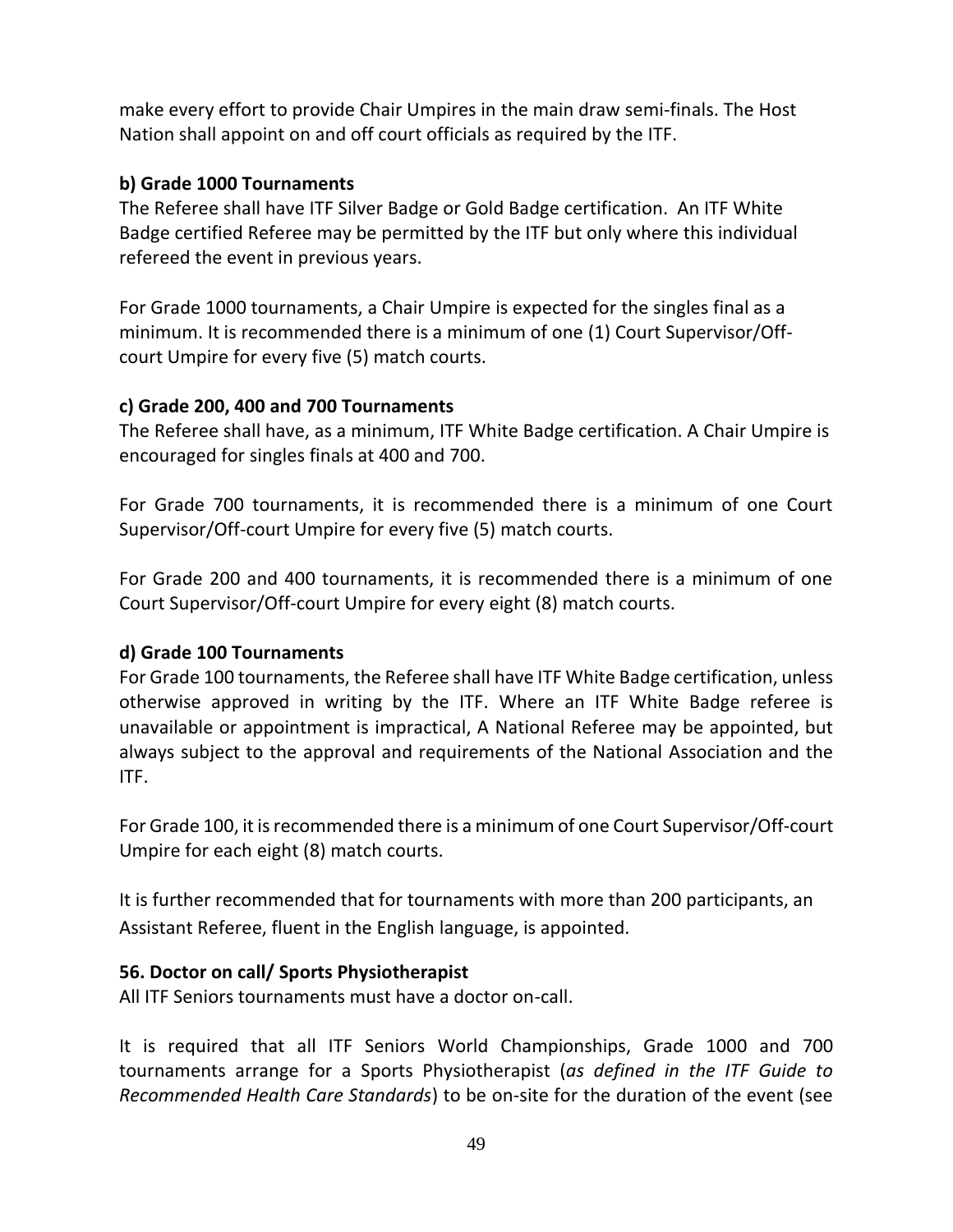make every effort to provide Chair Umpires in the main draw semi-finals. The Host Nation shall appoint on and off court officials as required by the ITF.

**b) Grade 1000 Tournaments**

The Referee shall have ITF Silver Badge or Gold Badge certification. An ITF White Badge certified Referee may be permitted by the ITF but only where this individual refereed the event in previous years.

For Grade 1000 tournaments, a Chair Umpire is expected for the singles final as a minimum. It is recommended there is a minimum of one (1) Court Supervisor/Off-court Umpire for every five (5) match courts.

**c) Grade 200, 400 and 700 Tournaments**

The Referee shall have, as a minimum, ITF White Badge certification. A Chair Umpire is encouraged for singles finals at 400 and 700.

For Grade 700 tournaments, it is recommended there is a minimum of one Court Supervisor/Off-court Umpire for every five (5) match courts.

For Grade 200 and 400 tournaments, it is recommended there is a minimum of one Court Supervisor/Off-court Umpire for every eight (8) match courts.

**d) Grade 100 Tournaments**

For Grade 100 tournaments, the Referee shall have ITF White Badge certification, unless otherwise approved in writing by the ITF. Where an ITF White Badge referee is unavailable or appointment is impractical, A National Referee may be appointed, but always subject to the approval and requirements of the National Association and the ITF.

For Grade 100, it is recommended there is a minimum of one Court Supervisor/Off-court Umpire for each eight (8) match courts.

It is further recommended that for tournaments with more than 200 participants, an Assistant Referee, fluent in the English language, is appointed.

**56. Doctor on call/ Sports Physiotherapist**

All ITF Seniors tournaments must have a doctor on-call.

It is required that all ITF Seniors World Championships, Grade 1000 and 700 tournaments arrange for a Sports Physiotherapist (*as defined in the ITF Guide to Recommended Health Care Standards*) to be on-site for the duration of the event (see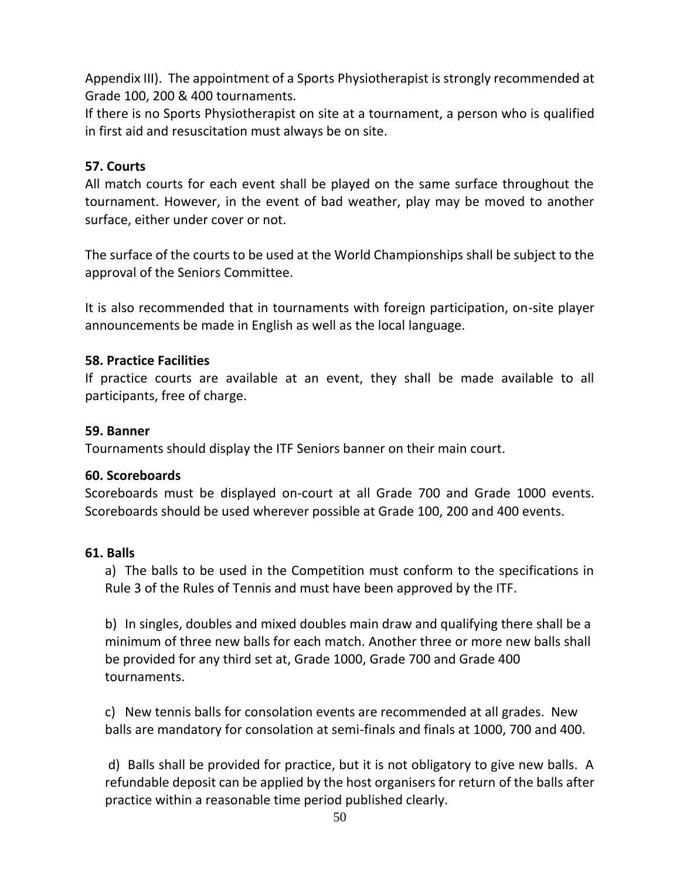Appendix III). The appointment of a Sports Physiotherapist is strongly recommended at Grade 100, 200 & 400 tournaments.
If there is no Sports Physiotherapist on site at a tournament, a person who is qualified in first aid and resuscitation must always be on site.

### 57. Courts

All match courts for each event shall be played on the same surface throughout the tournament. However, in the event of bad weather, play may be moved to another surface, either under cover or not.

The surface of the courts to be used at the World Championships shall be subject to the approval of the Seniors Committee.

It is also recommended that in tournaments with foreign participation, on-site player announcements be made in English as well as the local language.

### 58. Practice Facilities

If practice courts are available at an event, they shall be made available to all participants, free of charge.

### 59. Banner

Tournaments should display the ITF Seniors banner on their main court.

### 60. Scoreboards

Scoreboards must be displayed on-court at all Grade 700 and Grade 1000 events. Scoreboards should be used wherever possible at Grade 100, 200 and 400 events.

### 61. Balls

a) The balls to be used in the Competition must conform to the specifications in Rule 3 of the Rules of Tennis and must have been approved by the ITF.

b) In singles, doubles and mixed doubles main draw and qualifying there shall be a minimum of three new balls for each match. Another three or more new balls shall be provided for any third set at, Grade 1000, Grade 700 and Grade 400 tournaments.

c) New tennis balls for consolation events are recommended at all grades. New balls are mandatory for consolation at semi-finals and finals at 1000, 700 and 400.

d) Balls shall be provided for practice, but it is not obligatory to give new balls. A refundable deposit can be applied by the host organisers for return of the balls after practice within a reasonable time period published clearly.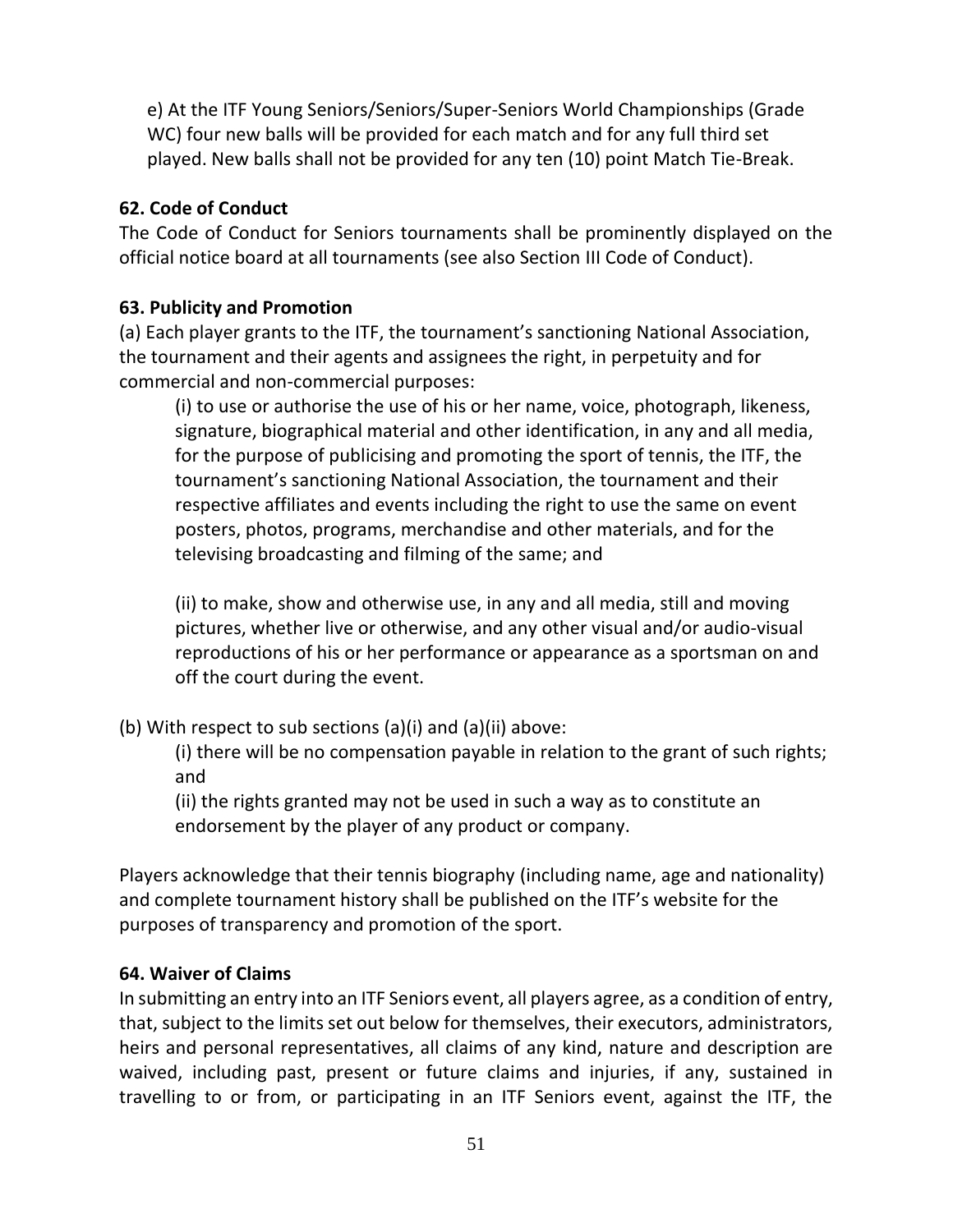e) At the ITF Young Seniors/Seniors/Super-Seniors World Championships (Grade WC) four new balls will be provided for each match and for any full third set played. New balls shall not be provided for any ten (10) point Match Tie-Break.

**62. Code of Conduct**

The Code of Conduct for Seniors tournaments shall be prominently displayed on the official notice board at all tournaments (see also Section III Code of Conduct).

**63. Publicity and Promotion**

(a) Each player grants to the ITF, the tournament's sanctioning National Association, the tournament and their agents and assignees the right, in perpetuity and for commercial and non-commercial purposes:

(i) to use or authorise the use of his or her name, voice, photograph, likeness, signature, biographical material and other identification, in any and all media, for the purpose of publicising and promoting the sport of tennis, the ITF, the tournament's sanctioning National Association, the tournament and their respective affiliates and events including the right to use the same on event posters, photos, programs, merchandise and other materials, and for the televising broadcasting and filming of the same; and

(ii) to make, show and otherwise use, in any and all media, still and moving pictures, whether live or otherwise, and any other visual and/or audio-visual reproductions of his or her performance or appearance as a sportsman on and off the court during the event.

(b) With respect to sub sections (a)(i) and (a)(ii) above:

(i) there will be no compensation payable in relation to the grant of such rights; and

(ii) the rights granted may not be used in such a way as to constitute an endorsement by the player of any product or company.

Players acknowledge that their tennis biography (including name, age and nationality) and complete tournament history shall be published on the ITF's website for the purposes of transparency and promotion of the sport.

**64. Waiver of Claims**

In submitting an entry into an ITF Seniors event, all players agree, as a condition of entry, that, subject to the limits set out below for themselves, their executors, administrators, heirs and personal representatives, all claims of any kind, nature and description are waived, including past, present or future claims and injuries, if any, sustained in travelling to or from, or participating in an ITF Seniors event, against the ITF, the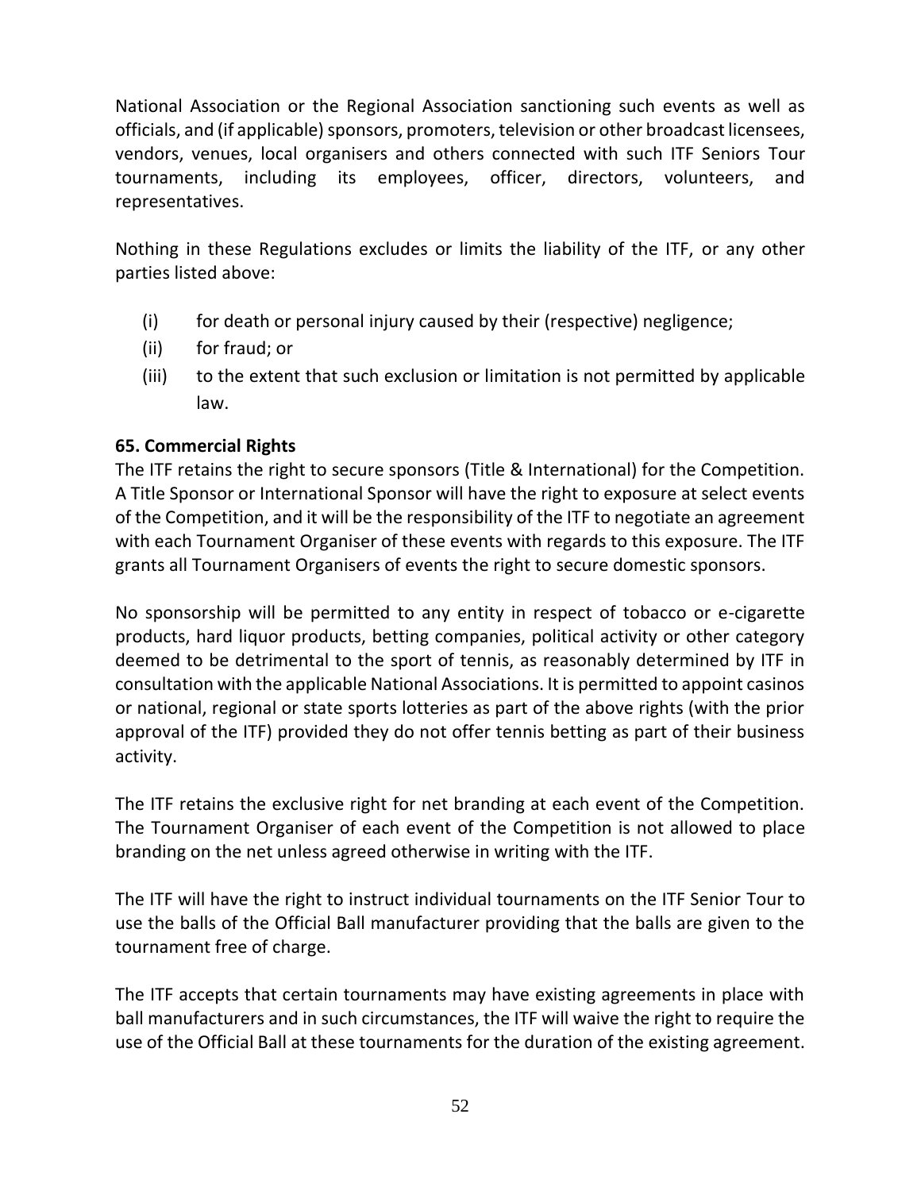National Association or the Regional Association sanctioning such events as well as officials, and (if applicable) sponsors, promoters, television or other broadcast licensees, vendors, venues, local organisers and others connected with such ITF Seniors Tour tournaments, including its employees, officer, directors, volunteers, and representatives.

Nothing in these Regulations excludes or limits the liability of the ITF, or any other parties listed above:

(i) for death or personal injury caused by their (respective) negligence;
(ii) for fraud; or
(iii) to the extent that such exclusion or limitation is not permitted by applicable law.

**65. Commercial Rights**

The ITF retains the right to secure sponsors (Title & International) for the Competition. A Title Sponsor or International Sponsor will have the right to exposure at select events of the Competition, and it will be the responsibility of the ITF to negotiate an agreement with each Tournament Organiser of these events with regards to this exposure. The ITF grants all Tournament Organisers of events the right to secure domestic sponsors.

No sponsorship will be permitted to any entity in respect of tobacco or e-cigarette products, hard liquor products, betting companies, political activity or other category deemed to be detrimental to the sport of tennis, as reasonably determined by ITF in consultation with the applicable National Associations. It is permitted to appoint casinos or national, regional or state sports lotteries as part of the above rights (with the prior approval of the ITF) provided they do not offer tennis betting as part of their business activity.

The ITF retains the exclusive right for net branding at each event of the Competition. The Tournament Organiser of each event of the Competition is not allowed to place branding on the net unless agreed otherwise in writing with the ITF.

The ITF will have the right to instruct individual tournaments on the ITF Senior Tour to use the balls of the Official Ball manufacturer providing that the balls are given to the tournament free of charge.

The ITF accepts that certain tournaments may have existing agreements in place with ball manufacturers and in such circumstances, the ITF will waive the right to require the use of the Official Ball at these tournaments for the duration of the existing agreement.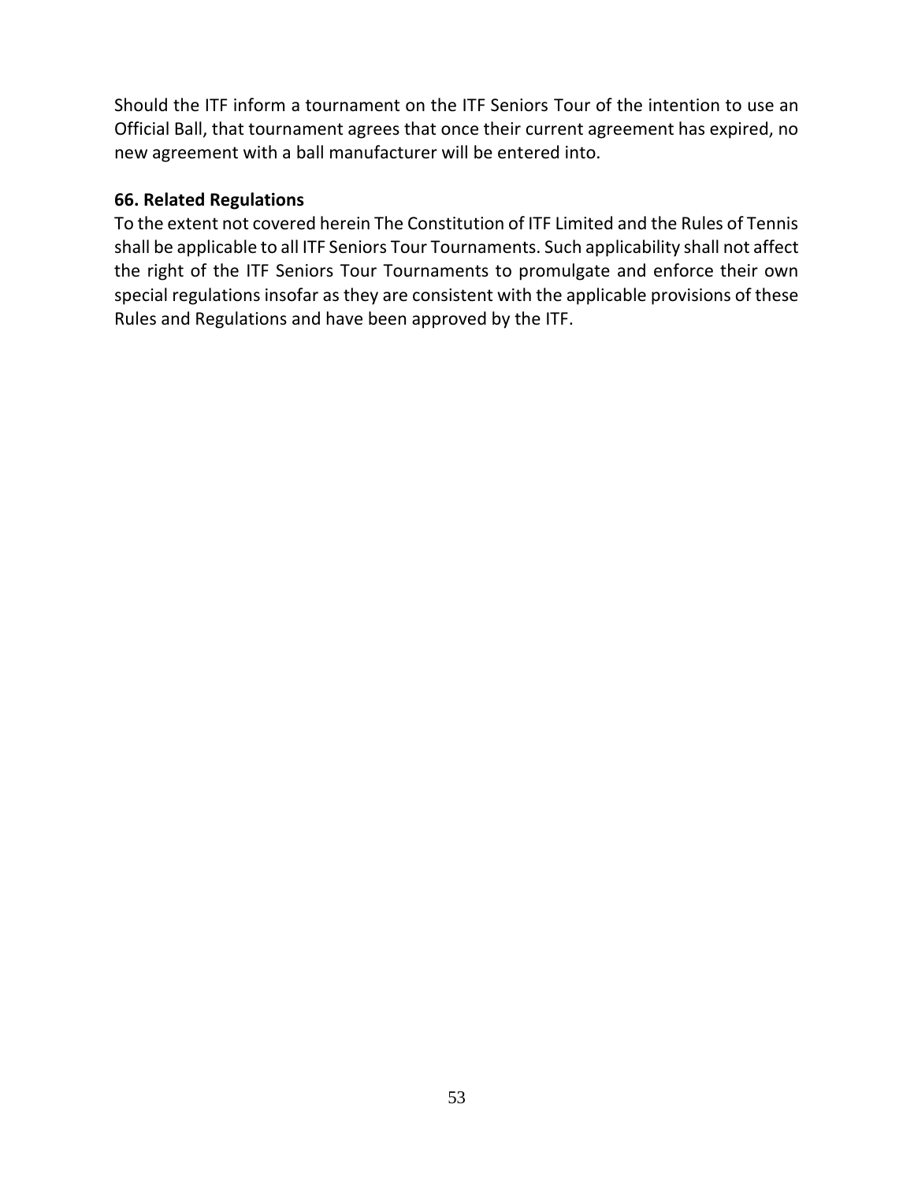Should the ITF inform a tournament on the ITF Seniors Tour of the intention to use an Official Ball, that tournament agrees that once their current agreement has expired, no new agreement with a ball manufacturer will be entered into.

**66. Related Regulations**

To the extent not covered herein The Constitution of ITF Limited and the Rules of Tennis shall be applicable to all ITF Seniors Tour Tournaments. Such applicability shall not affect the right of the ITF Seniors Tour Tournaments to promulgate and enforce their own special regulations insofar as they are consistent with the applicable provisions of these Rules and Regulations and have been approved by the ITF.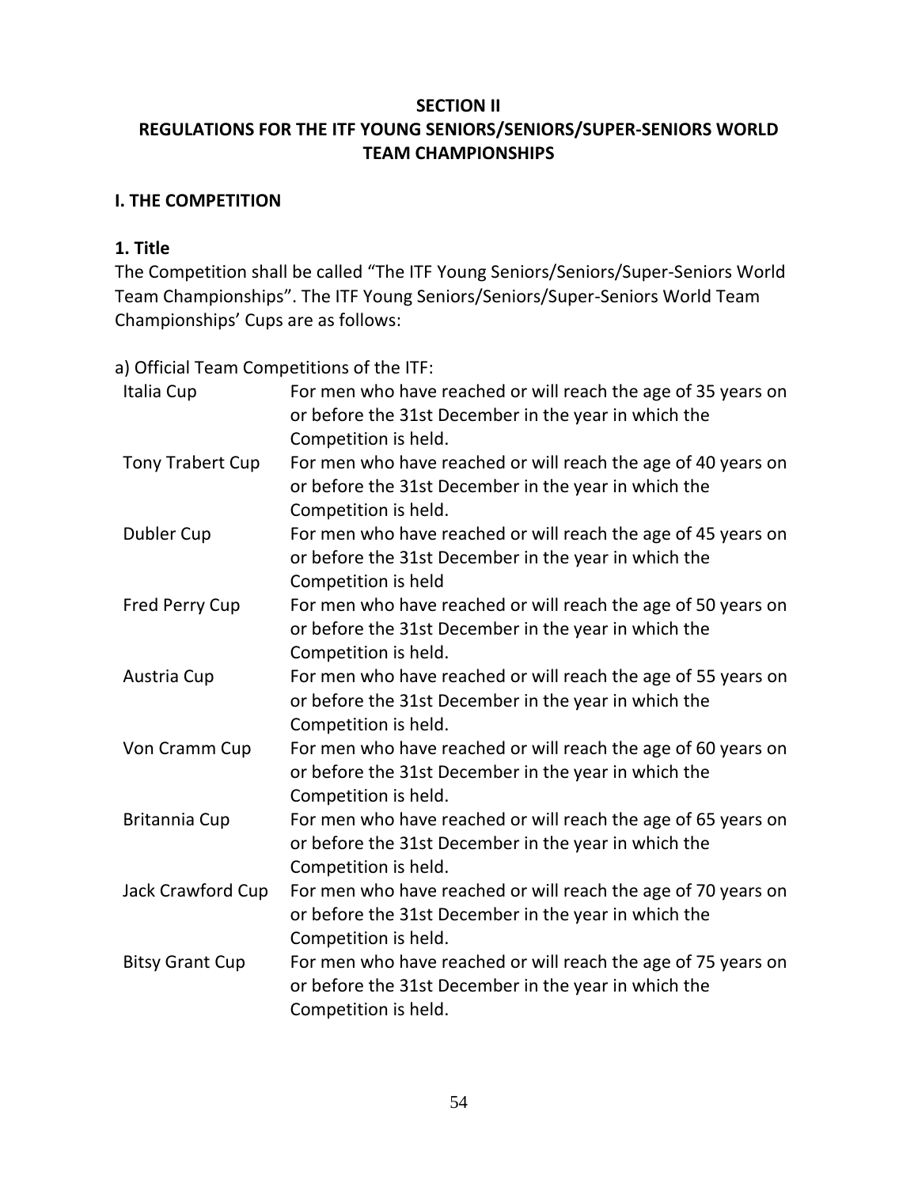# SECTION II
# REGULATIONS FOR THE ITF YOUNG SENIORS/SENIORS/SUPER-SENIORS WORLD TEAM CHAMPIONSHIPS

## I. THE COMPETITION

### 1. Title

The Competition shall be called "The ITF Young Seniors/Seniors/Super-Seniors World Team Championships". The ITF Young Seniors/Seniors/Super-Seniors World Team Championships' Cups are as follows:

a) Official Team Competitions of the ITF:

| | |
|---|---|
| Italia Cup | For men who have reached or will reach the age of 35 years on or before the 31st December in the year in which the Competition is held. |
| Tony Trabert Cup | For men who have reached or will reach the age of 40 years on or before the 31st December in the year in which the Competition is held. |
| Dubler Cup | For men who have reached or will reach the age of 45 years on or before the 31st December in the year in which the Competition is held |
| Fred Perry Cup | For men who have reached or will reach the age of 50 years on or before the 31st December in the year in which the Competition is held. |
| Austria Cup | For men who have reached or will reach the age of 55 years on or before the 31st December in the year in which the Competition is held. |
| Von Cramm Cup | For men who have reached or will reach the age of 60 years on or before the 31st December in the year in which the Competition is held. |
| Britannia Cup | For men who have reached or will reach the age of 65 years on or before the 31st December in the year in which the Competition is held. |
| Jack Crawford Cup | For men who have reached or will reach the age of 70 years on or before the 31st December in the year in which the Competition is held. |
| Bitsy Grant Cup | For men who have reached or will reach the age of 75 years on or before the 31st December in the year in which the Competition is held. |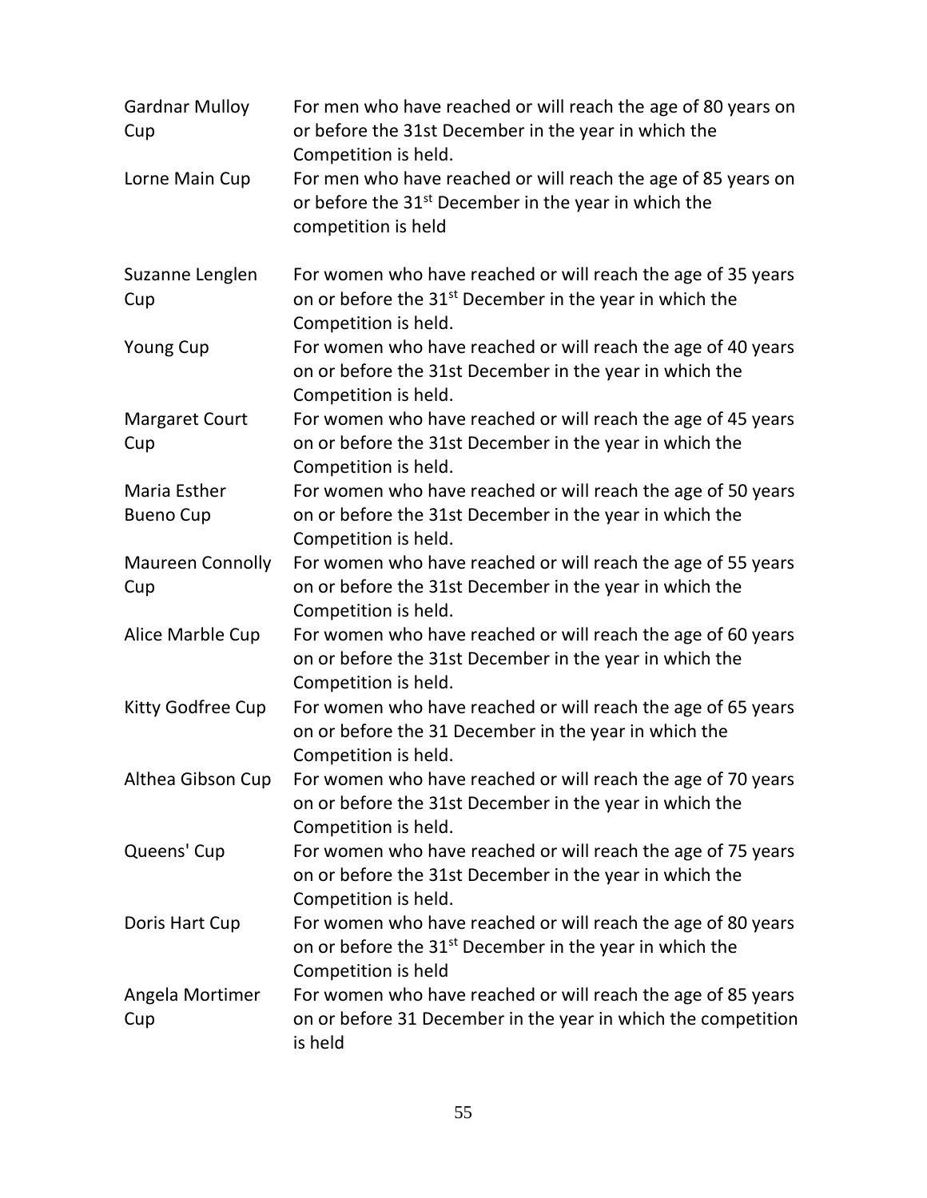| | |
|---|---|
| Gardnar Mulloy Cup | For men who have reached or will reach the age of 80 years on or before the 31st December in the year in which the Competition is held. |
| Lorne Main Cup | For men who have reached or will reach the age of 85 years on or before the 31st December in the year in which the competition is held |
| Suzanne Lenglen Cup | For women who have reached or will reach the age of 35 years on or before the 31st December in the year in which the Competition is held. |
| Young Cup | For women who have reached or will reach the age of 40 years on or before the 31st December in the year in which the Competition is held. |
| Margaret Court Cup | For women who have reached or will reach the age of 45 years on or before the 31st December in the year in which the Competition is held. |
| Maria Esther Bueno Cup | For women who have reached or will reach the age of 50 years on or before the 31st December in the year in which the Competition is held. |
| Maureen Connolly Cup | For women who have reached or will reach the age of 55 years on or before the 31st December in the year in which the Competition is held. |
| Alice Marble Cup | For women who have reached or will reach the age of 60 years on or before the 31st December in the year in which the Competition is held. |
| Kitty Godfree Cup | For women who have reached or will reach the age of 65 years on or before the 31 December in the year in which the Competition is held. |
| Althea Gibson Cup | For women who have reached or will reach the age of 70 years on or before the 31st December in the year in which the Competition is held. |
| Queens' Cup | For women who have reached or will reach the age of 75 years on or before the 31st December in the year in which the Competition is held. |
| Doris Hart Cup | For women who have reached or will reach the age of 80 years on or before the 31st December in the year in which the Competition is held |
| Angela Mortimer Cup | For women who have reached or will reach the age of 85 years on or before 31 December in the year in which the competition is held |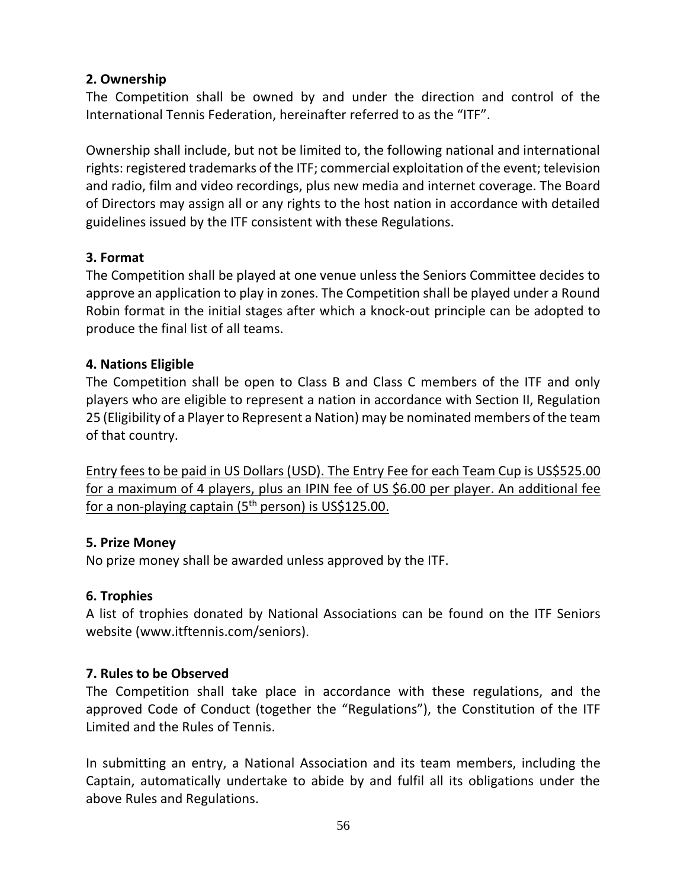### 2. Ownership

The Competition shall be owned by and under the direction and control of the International Tennis Federation, hereinafter referred to as the "ITF".

Ownership shall include, but not be limited to, the following national and international rights: registered trademarks of the ITF; commercial exploitation of the event; television and radio, film and video recordings, plus new media and internet coverage. The Board of Directors may assign all or any rights to the host nation in accordance with detailed guidelines issued by the ITF consistent with these Regulations.

### 3. Format

The Competition shall be played at one venue unless the Seniors Committee decides to approve an application to play in zones. The Competition shall be played under a Round Robin format in the initial stages after which a knock-out principle can be adopted to produce the final list of all teams.

### 4. Nations Eligible

The Competition shall be open to Class B and Class C members of the ITF and only players who are eligible to represent a nation in accordance with Section II, Regulation 25 (Eligibility of a Player to Represent a Nation) may be nominated members of the team of that country.

<u>Entry fees to be paid in US Dollars (USD). The Entry Fee for each Team Cup is US$525.00 for a maximum of 4 players, plus an IPIN fee of US $6.00 per player. An additional fee for a non-playing captain (5th person) is US$125.00.</u>

### 5. Prize Money

No prize money shall be awarded unless approved by the ITF.

### 6. Trophies

A list of trophies donated by National Associations can be found on the ITF Seniors website (www.itftennis.com/seniors).

### 7. Rules to be Observed

The Competition shall take place in accordance with these regulations, and the approved Code of Conduct (together the "Regulations"), the Constitution of the ITF Limited and the Rules of Tennis.

In submitting an entry, a National Association and its team members, including the Captain, automatically undertake to abide by and fulfil all its obligations under the above Rules and Regulations.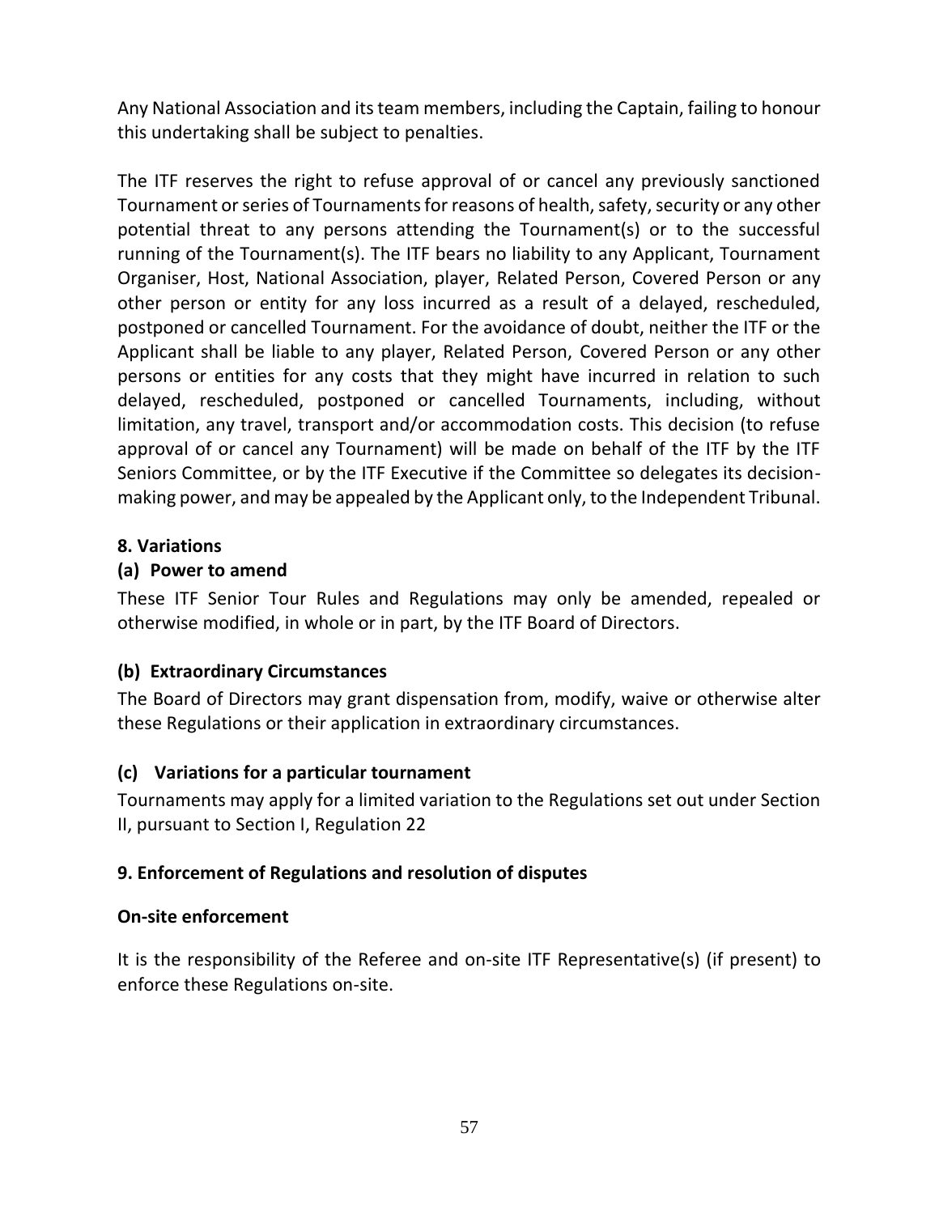Any National Association and its team members, including the Captain, failing to honour this undertaking shall be subject to penalties.

The ITF reserves the right to refuse approval of or cancel any previously sanctioned Tournament or series of Tournaments for reasons of health, safety, security or any other potential threat to any persons attending the Tournament(s) or to the successful running of the Tournament(s). The ITF bears no liability to any Applicant, Tournament Organiser, Host, National Association, player, Related Person, Covered Person or any other person or entity for any loss incurred as a result of a delayed, rescheduled, postponed or cancelled Tournament. For the avoidance of doubt, neither the ITF or the Applicant shall be liable to any player, Related Person, Covered Person or any other persons or entities for any costs that they might have incurred in relation to such delayed, rescheduled, postponed or cancelled Tournaments, including, without limitation, any travel, transport and/or accommodation costs. This decision (to refuse approval of or cancel any Tournament) will be made on behalf of the ITF by the ITF Seniors Committee, or by the ITF Executive if the Committee so delegates its decision-making power, and may be appealed by the Applicant only, to the Independent Tribunal.

### 8. Variations

#### (a) Power to amend

These ITF Senior Tour Rules and Regulations may only be amended, repealed or otherwise modified, in whole or in part, by the ITF Board of Directors.

#### (b) Extraordinary Circumstances

The Board of Directors may grant dispensation from, modify, waive or otherwise alter these Regulations or their application in extraordinary circumstances.

#### (c) Variations for a particular tournament

Tournaments may apply for a limited variation to the Regulations set out under Section II, pursuant to Section I, Regulation 22

### 9. Enforcement of Regulations and resolution of disputes

#### On-site enforcement

It is the responsibility of the Referee and on-site ITF Representative(s) (if present) to enforce these Regulations on-site.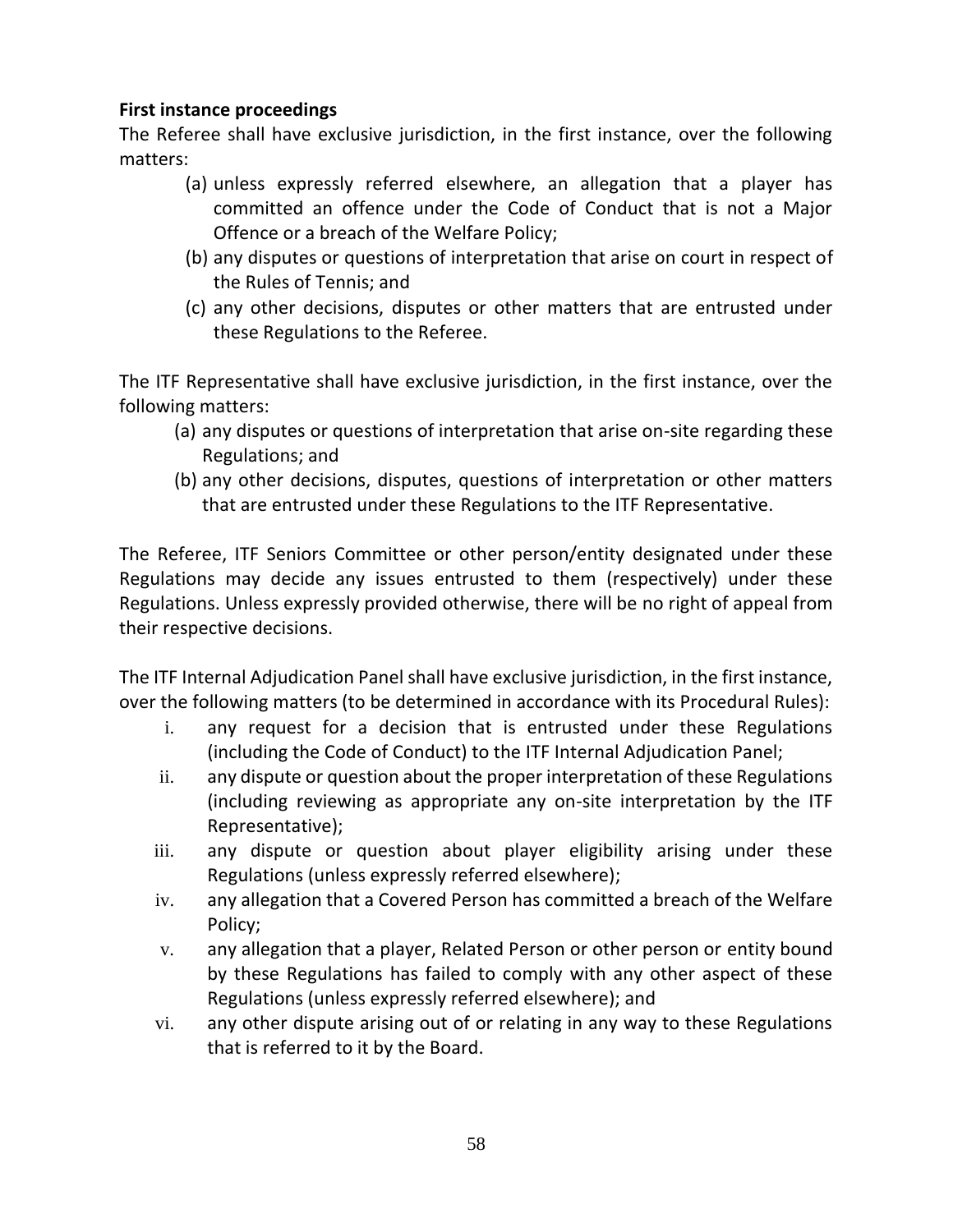**First instance proceedings**

The Referee shall have exclusive jurisdiction, in the first instance, over the following matters:

(a) unless expressly referred elsewhere, an allegation that a player has committed an offence under the Code of Conduct that is not a Major Offence or a breach of the Welfare Policy;

(b) any disputes or questions of interpretation that arise on court in respect of the Rules of Tennis; and

(c) any other decisions, disputes or other matters that are entrusted under these Regulations to the Referee.

The ITF Representative shall have exclusive jurisdiction, in the first instance, over the following matters:

(a) any disputes or questions of interpretation that arise on-site regarding these Regulations; and

(b) any other decisions, disputes, questions of interpretation or other matters that are entrusted under these Regulations to the ITF Representative.

The Referee, ITF Seniors Committee or other person/entity designated under these Regulations may decide any issues entrusted to them (respectively) under these Regulations. Unless expressly provided otherwise, there will be no right of appeal from their respective decisions.

The ITF Internal Adjudication Panel shall have exclusive jurisdiction, in the first instance, over the following matters (to be determined in accordance with its Procedural Rules):

i. any request for a decision that is entrusted under these Regulations (including the Code of Conduct) to the ITF Internal Adjudication Panel;

ii. any dispute or question about the proper interpretation of these Regulations (including reviewing as appropriate any on-site interpretation by the ITF Representative);

iii. any dispute or question about player eligibility arising under these Regulations (unless expressly referred elsewhere);

iv. any allegation that a Covered Person has committed a breach of the Welfare Policy;

v. any allegation that a player, Related Person or other person or entity bound by these Regulations has failed to comply with any other aspect of these Regulations (unless expressly referred elsewhere); and

vi. any other dispute arising out of or relating in any way to these Regulations that is referred to it by the Board.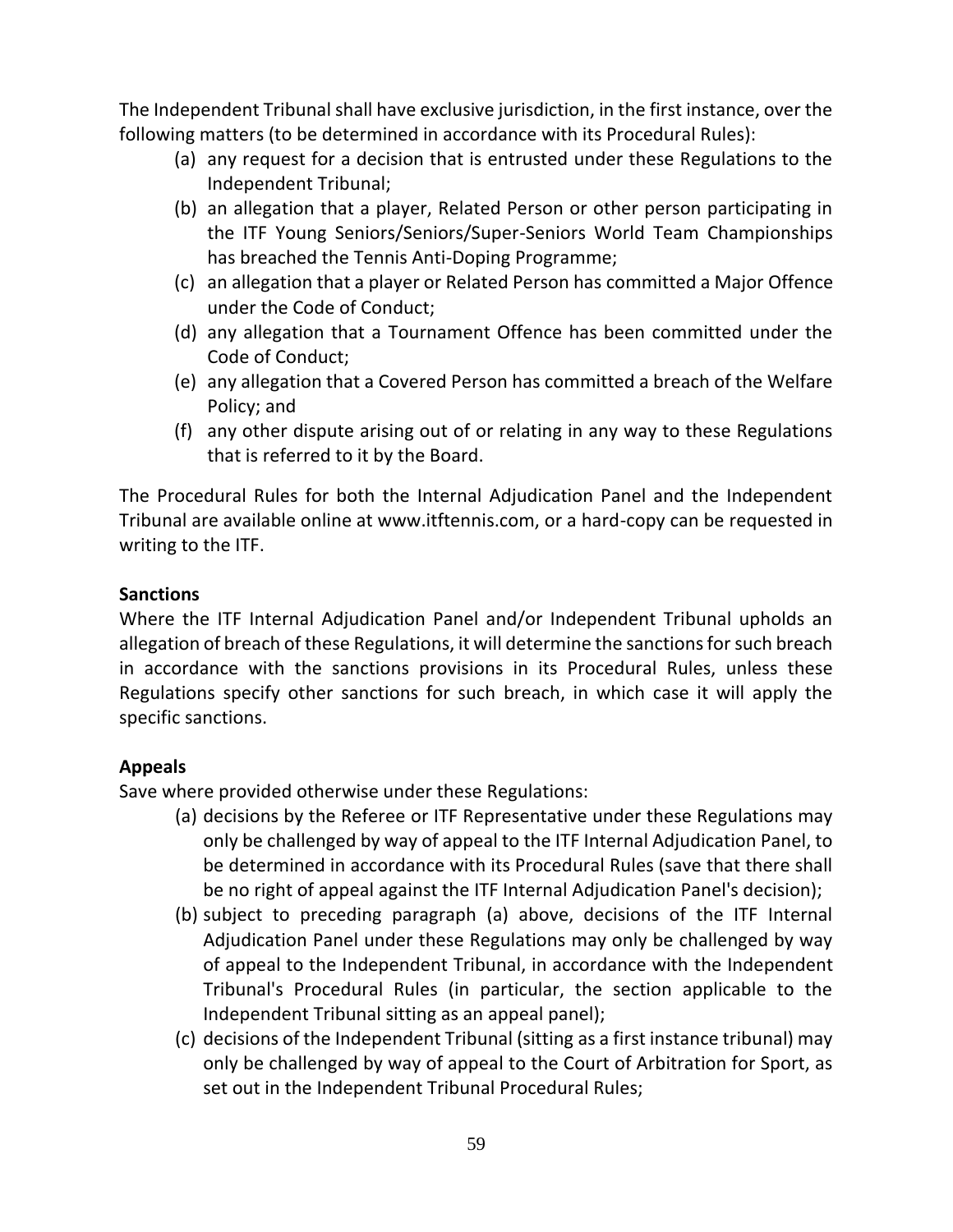The Independent Tribunal shall have exclusive jurisdiction, in the first instance, over the following matters (to be determined in accordance with its Procedural Rules):

(a) any request for a decision that is entrusted under these Regulations to the Independent Tribunal;
(b) an allegation that a player, Related Person or other person participating in the ITF Young Seniors/Seniors/Super-Seniors World Team Championships has breached the Tennis Anti-Doping Programme;
(c) an allegation that a player or Related Person has committed a Major Offence under the Code of Conduct;
(d) any allegation that a Tournament Offence has been committed under the Code of Conduct;
(e) any allegation that a Covered Person has committed a breach of the Welfare Policy; and
(f) any other dispute arising out of or relating in any way to these Regulations that is referred to it by the Board.

The Procedural Rules for both the Internal Adjudication Panel and the Independent Tribunal are available online at www.itftennis.com, or a hard-copy can be requested in writing to the ITF.

**Sanctions**

Where the ITF Internal Adjudication Panel and/or Independent Tribunal upholds an allegation of breach of these Regulations, it will determine the sanctions for such breach in accordance with the sanctions provisions in its Procedural Rules, unless these Regulations specify other sanctions for such breach, in which case it will apply the specific sanctions.

**Appeals**

Save where provided otherwise under these Regulations:

(a) decisions by the Referee or ITF Representative under these Regulations may only be challenged by way of appeal to the ITF Internal Adjudication Panel, to be determined in accordance with its Procedural Rules (save that there shall be no right of appeal against the ITF Internal Adjudication Panel's decision);
(b) subject to preceding paragraph (a) above, decisions of the ITF Internal Adjudication Panel under these Regulations may only be challenged by way of appeal to the Independent Tribunal, in accordance with the Independent Tribunal's Procedural Rules (in particular, the section applicable to the Independent Tribunal sitting as an appeal panel);
(c) decisions of the Independent Tribunal (sitting as a first instance tribunal) may only be challenged by way of appeal to the Court of Arbitration for Sport, as set out in the Independent Tribunal Procedural Rules;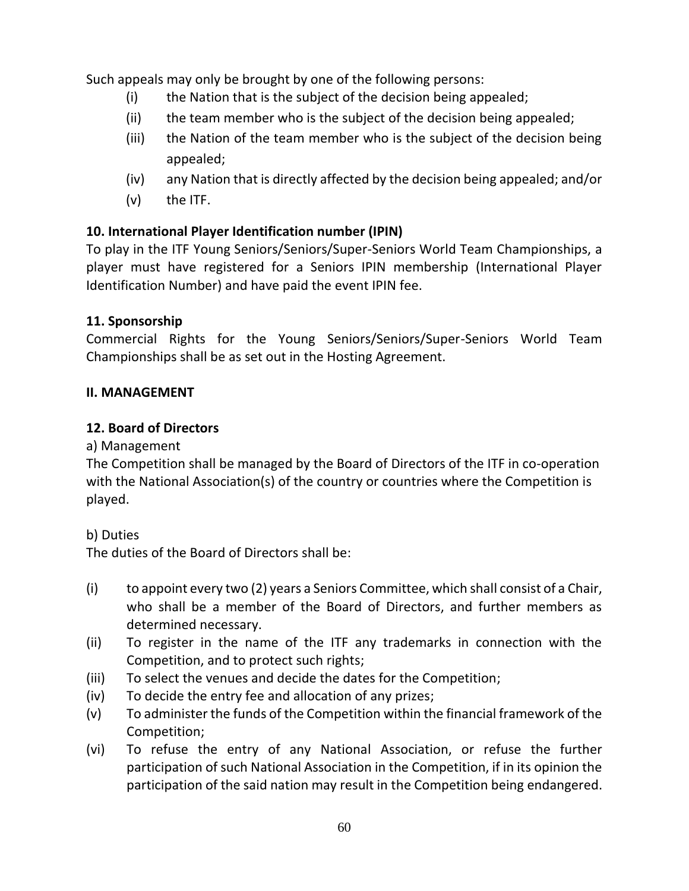Such appeals may only be brought by one of the following persons:

(i) the Nation that is the subject of the decision being appealed;
(ii) the team member who is the subject of the decision being appealed;
(iii) the Nation of the team member who is the subject of the decision being appealed;
(iv) any Nation that is directly affected by the decision being appealed; and/or
(v) the ITF.

**10. International Player Identification number (IPIN)**

To play in the ITF Young Seniors/Seniors/Super-Seniors World Team Championships, a player must have registered for a Seniors IPIN membership (International Player Identification Number) and have paid the event IPIN fee.

**11. Sponsorship**

Commercial Rights for the Young Seniors/Seniors/Super-Seniors World Team Championships shall be as set out in the Hosting Agreement.

## II. MANAGEMENT

**12. Board of Directors**

a) Management

The Competition shall be managed by the Board of Directors of the ITF in co-operation with the National Association(s) of the country or countries where the Competition is played.

b) Duties

The duties of the Board of Directors shall be:

(i) to appoint every two (2) years a Seniors Committee, which shall consist of a Chair, who shall be a member of the Board of Directors, and further members as determined necessary.
(ii) To register in the name of the ITF any trademarks in connection with the Competition, and to protect such rights;
(iii) To select the venues and decide the dates for the Competition;
(iv) To decide the entry fee and allocation of any prizes;
(v) To administer the funds of the Competition within the financial framework of the Competition;
(vi) To refuse the entry of any National Association, or refuse the further participation of such National Association in the Competition, if in its opinion the participation of the said nation may result in the Competition being endangered.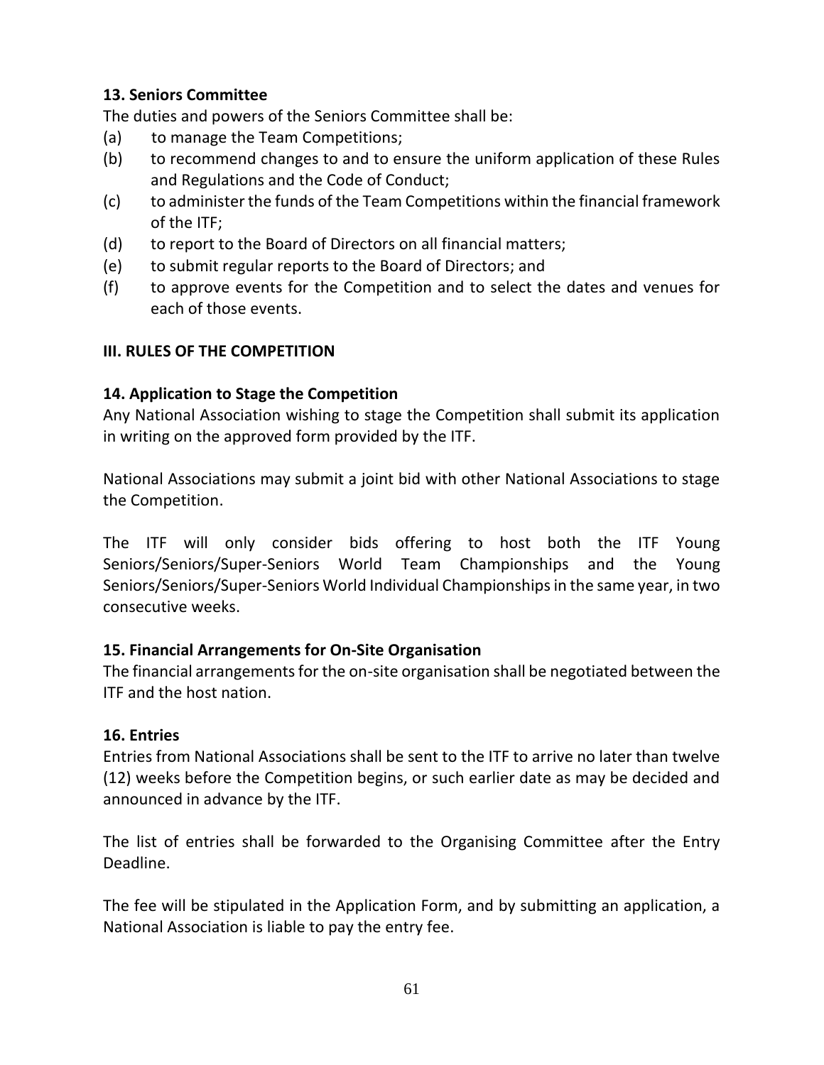**13. Seniors Committee**

The duties and powers of the Seniors Committee shall be:

(a) to manage the Team Competitions;

(b) to recommend changes to and to ensure the uniform application of these Rules and Regulations and the Code of Conduct;

(c) to administer the funds of the Team Competitions within the financial framework of the ITF;

(d) to report to the Board of Directors on all financial matters;

(e) to submit regular reports to the Board of Directors; and

(f) to approve events for the Competition and to select the dates and venues for each of those events.

## III. RULES OF THE COMPETITION

**14. Application to Stage the Competition**

Any National Association wishing to stage the Competition shall submit its application in writing on the approved form provided by the ITF.

National Associations may submit a joint bid with other National Associations to stage the Competition.

The ITF will only consider bids offering to host both the ITF Young Seniors/Seniors/Super-Seniors World Team Championships and the Young Seniors/Seniors/Super-Seniors World Individual Championships in the same year, in two consecutive weeks.

**15. Financial Arrangements for On-Site Organisation**

The financial arrangements for the on-site organisation shall be negotiated between the ITF and the host nation.

**16. Entries**

Entries from National Associations shall be sent to the ITF to arrive no later than twelve (12) weeks before the Competition begins, or such earlier date as may be decided and announced in advance by the ITF.

The list of entries shall be forwarded to the Organising Committee after the Entry Deadline.

The fee will be stipulated in the Application Form, and by submitting an application, a National Association is liable to pay the entry fee.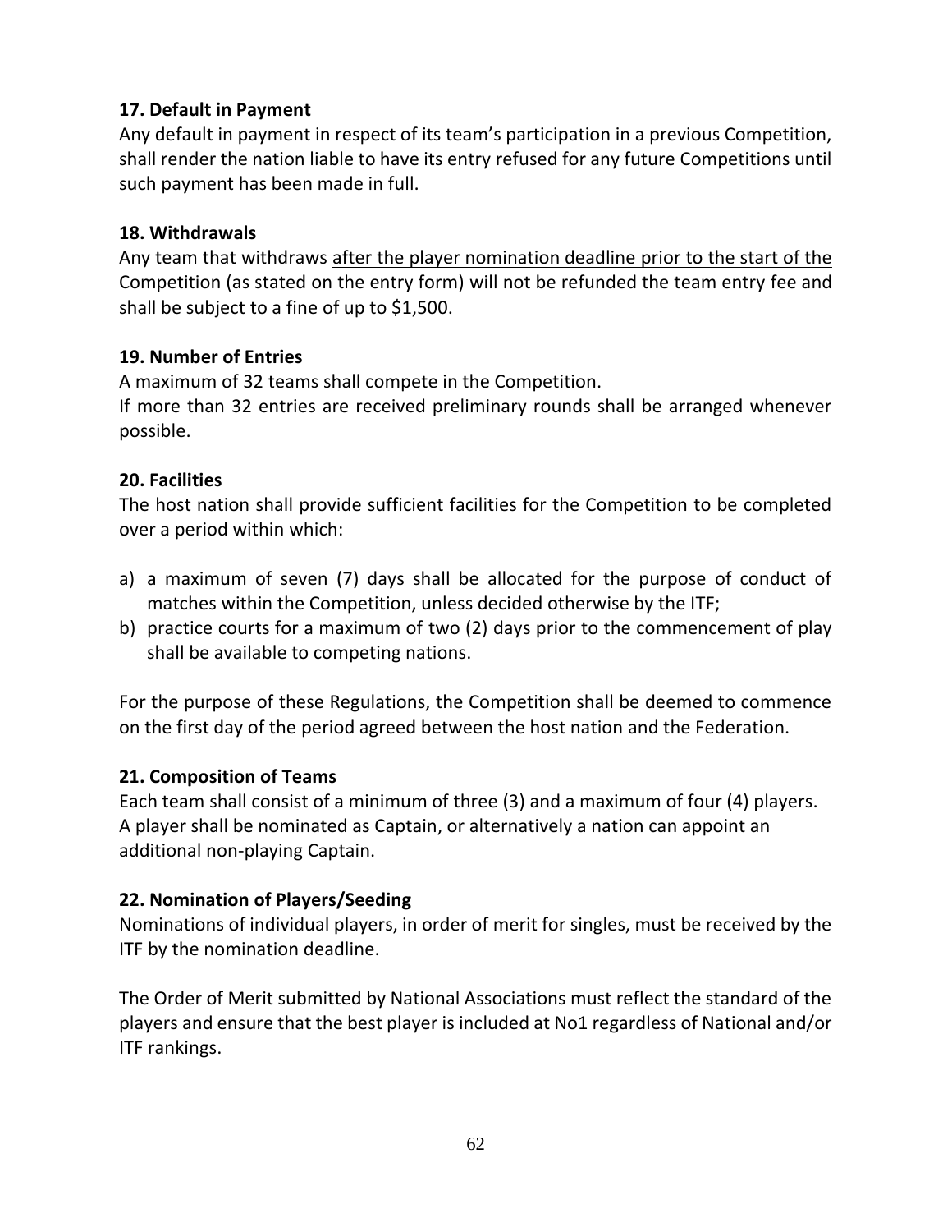**17. Default in Payment**

Any default in payment in respect of its team's participation in a previous Competition, shall render the nation liable to have its entry refused for any future Competitions until such payment has been made in full.

**18. Withdrawals**

Any team that withdraws after the player nomination deadline prior to the start of the Competition (as stated on the entry form) will not be refunded the team entry fee and shall be subject to a fine of up to $1,500.

**19. Number of Entries**

A maximum of 32 teams shall compete in the Competition.
If more than 32 entries are received preliminary rounds shall be arranged whenever possible.

**20. Facilities**

The host nation shall provide sufficient facilities for the Competition to be completed over a period within which:

a) a maximum of seven (7) days shall be allocated for the purpose of conduct of matches within the Competition, unless decided otherwise by the ITF;
b) practice courts for a maximum of two (2) days prior to the commencement of play shall be available to competing nations.

For the purpose of these Regulations, the Competition shall be deemed to commence on the first day of the period agreed between the host nation and the Federation.

**21. Composition of Teams**

Each team shall consist of a minimum of three (3) and a maximum of four (4) players.
A player shall be nominated as Captain, or alternatively a nation can appoint an additional non-playing Captain.

**22. Nomination of Players/Seeding**

Nominations of individual players, in order of merit for singles, must be received by the ITF by the nomination deadline.

The Order of Merit submitted by National Associations must reflect the standard of the players and ensure that the best player is included at No1 regardless of National and/or ITF rankings.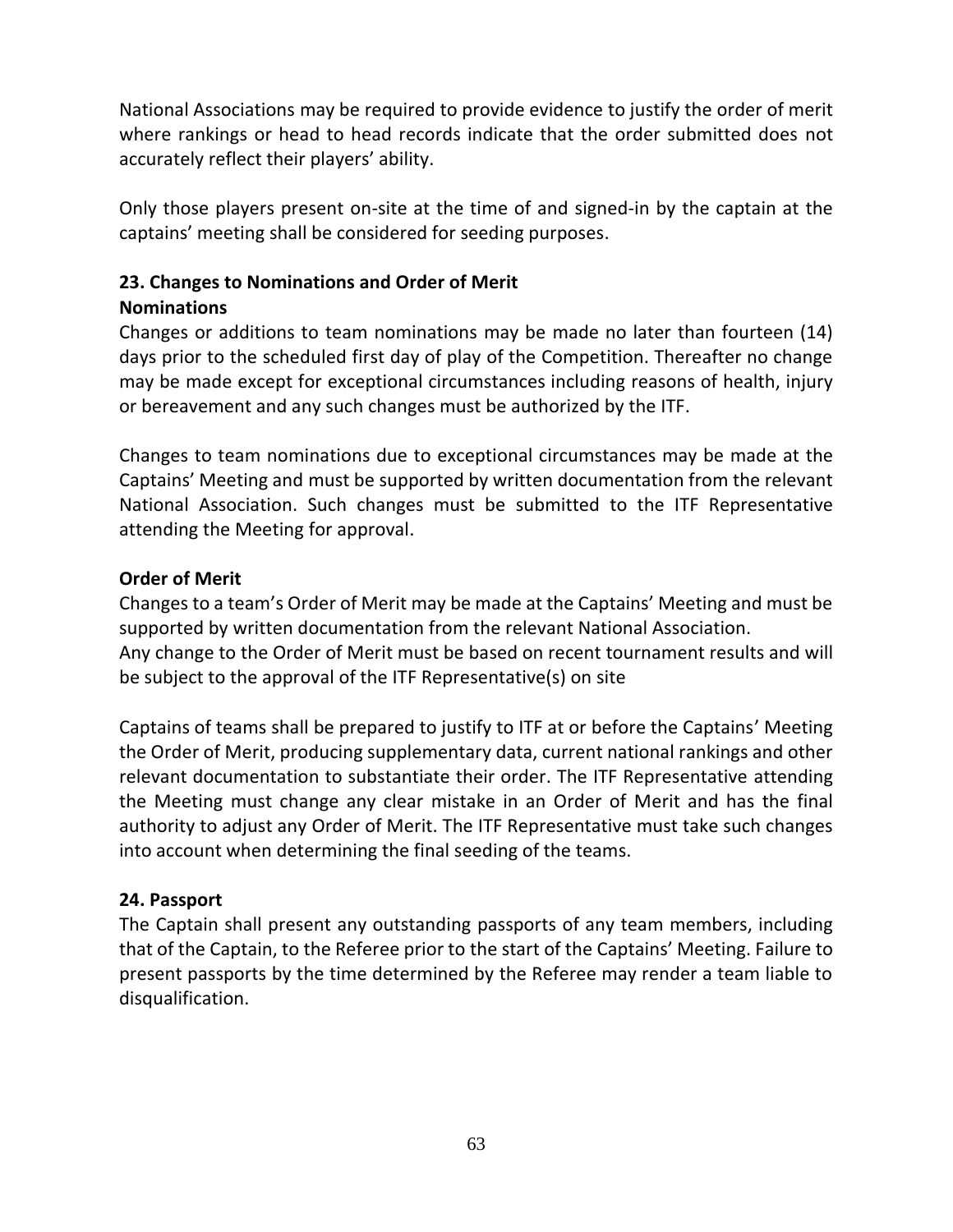National Associations may be required to provide evidence to justify the order of merit where rankings or head to head records indicate that the order submitted does not accurately reflect their players' ability.

Only those players present on-site at the time of and signed-in by the captain at the captains' meeting shall be considered for seeding purposes.

**23. Changes to Nominations and Order of Merit**

**Nominations**

Changes or additions to team nominations may be made no later than fourteen (14) days prior to the scheduled first day of play of the Competition. Thereafter no change may be made except for exceptional circumstances including reasons of health, injury or bereavement and any such changes must be authorized by the ITF.

Changes to team nominations due to exceptional circumstances may be made at the Captains' Meeting and must be supported by written documentation from the relevant National Association. Such changes must be submitted to the ITF Representative attending the Meeting for approval.

**Order of Merit**

Changes to a team's Order of Merit may be made at the Captains' Meeting and must be supported by written documentation from the relevant National Association.
Any change to the Order of Merit must be based on recent tournament results and will be subject to the approval of the ITF Representative(s) on site

Captains of teams shall be prepared to justify to ITF at or before the Captains' Meeting the Order of Merit, producing supplementary data, current national rankings and other relevant documentation to substantiate their order. The ITF Representative attending the Meeting must change any clear mistake in an Order of Merit and has the final authority to adjust any Order of Merit. The ITF Representative must take such changes into account when determining the final seeding of the teams.

**24. Passport**

The Captain shall present any outstanding passports of any team members, including that of the Captain, to the Referee prior to the start of the Captains' Meeting. Failure to present passports by the time determined by the Referee may render a team liable to disqualification.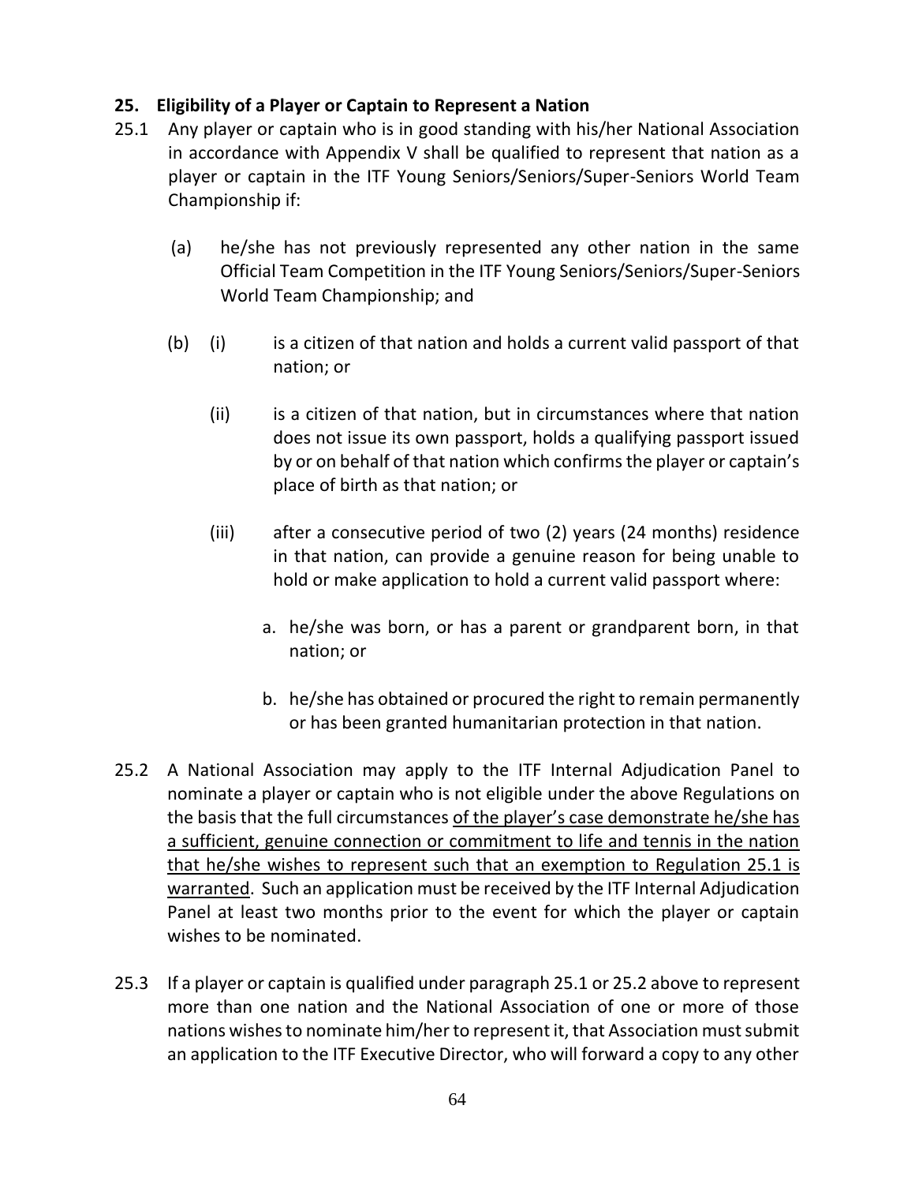### 25. Eligibility of a Player or Captain to Represent a Nation

25.1 Any player or captain who is in good standing with his/her National Association in accordance with Appendix V shall be qualified to represent that nation as a player or captain in the ITF Young Seniors/Seniors/Super-Seniors World Team Championship if:

(a) he/she has not previously represented any other nation in the same Official Team Competition in the ITF Young Seniors/Seniors/Super-Seniors World Team Championship; and

(b) (i) is a citizen of that nation and holds a current valid passport of that nation; or

(ii) is a citizen of that nation, but in circumstances where that nation does not issue its own passport, holds a qualifying passport issued by or on behalf of that nation which confirms the player or captain's place of birth as that nation; or

(iii) after a consecutive period of two (2) years (24 months) residence in that nation, can provide a genuine reason for being unable to hold or make application to hold a current valid passport where:

a. he/she was born, or has a parent or grandparent born, in that nation; or

b. he/she has obtained or procured the right to remain permanently or has been granted humanitarian protection in that nation.

25.2 A National Association may apply to the ITF Internal Adjudication Panel to nominate a player or captain who is not eligible under the above Regulations on the basis that the full circumstances <u>of the player's case demonstrate he/she has a sufficient, genuine connection or commitment to life and tennis in the nation that he/she wishes to represent such that an exemption to Regulation 25.1 is warranted</u>. Such an application must be received by the ITF Internal Adjudication Panel at least two months prior to the event for which the player or captain wishes to be nominated.

25.3 If a player or captain is qualified under paragraph 25.1 or 25.2 above to represent more than one nation and the National Association of one or more of those nations wishes to nominate him/her to represent it, that Association must submit an application to the ITF Executive Director, who will forward a copy to any other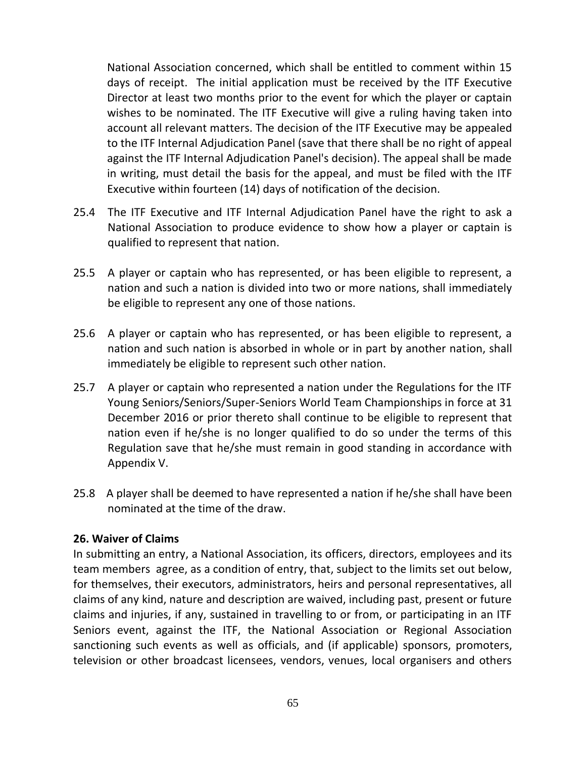National Association concerned, which shall be entitled to comment within 15 days of receipt. The initial application must be received by the ITF Executive Director at least two months prior to the event for which the player or captain wishes to be nominated. The ITF Executive will give a ruling having taken into account all relevant matters. The decision of the ITF Executive may be appealed to the ITF Internal Adjudication Panel (save that there shall be no right of appeal against the ITF Internal Adjudication Panel's decision). The appeal shall be made in writing, must detail the basis for the appeal, and must be filed with the ITF Executive within fourteen (14) days of notification of the decision.

25.4 The ITF Executive and ITF Internal Adjudication Panel have the right to ask a National Association to produce evidence to show how a player or captain is qualified to represent that nation.

25.5 A player or captain who has represented, or has been eligible to represent, a nation and such a nation is divided into two or more nations, shall immediately be eligible to represent any one of those nations.

25.6 A player or captain who has represented, or has been eligible to represent, a nation and such nation is absorbed in whole or in part by another nation, shall immediately be eligible to represent such other nation.

25.7 A player or captain who represented a nation under the Regulations for the ITF Young Seniors/Seniors/Super-Seniors World Team Championships in force at 31 December 2016 or prior thereto shall continue to be eligible to represent that nation even if he/she is no longer qualified to do so under the terms of this Regulation save that he/she must remain in good standing in accordance with Appendix V.

25.8 A player shall be deemed to have represented a nation if he/she shall have been nominated at the time of the draw.

**26. Waiver of Claims**

In submitting an entry, a National Association, its officers, directors, employees and its team members agree, as a condition of entry, that, subject to the limits set out below, for themselves, their executors, administrators, heirs and personal representatives, all claims of any kind, nature and description are waived, including past, present or future claims and injuries, if any, sustained in travelling to or from, or participating in an ITF Seniors event, against the ITF, the National Association or Regional Association sanctioning such events as well as officials, and (if applicable) sponsors, promoters, television or other broadcast licensees, vendors, venues, local organisers and others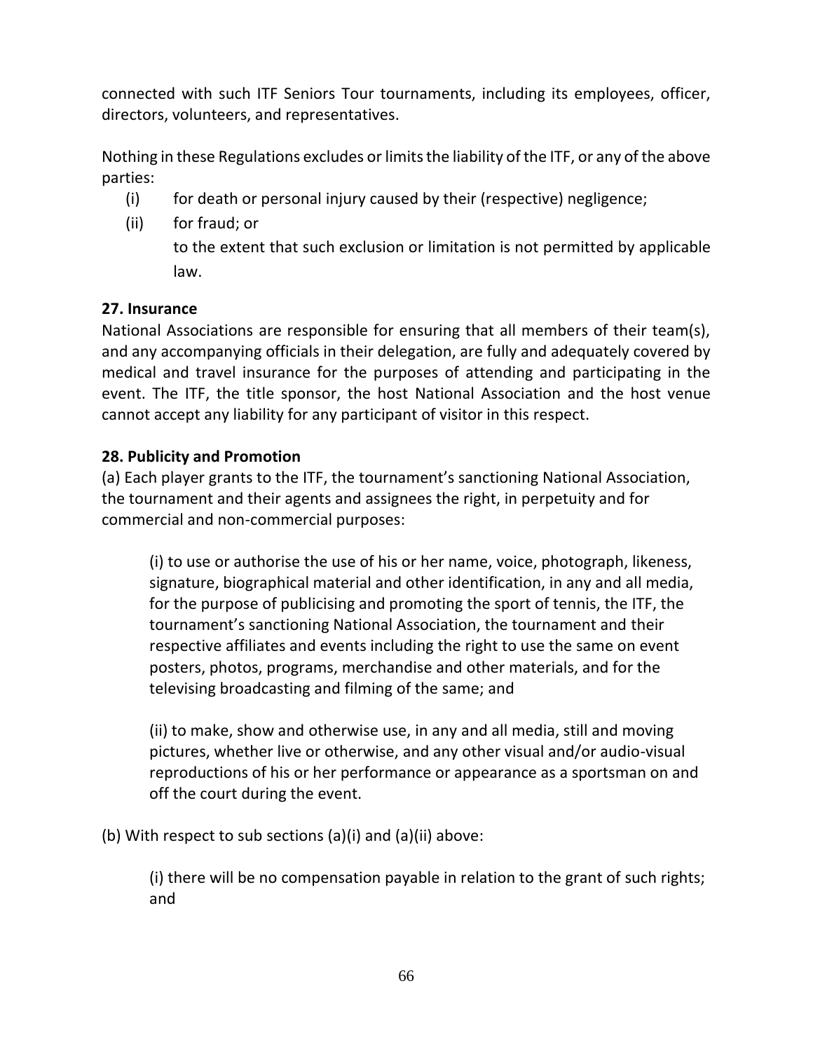connected with such ITF Seniors Tour tournaments, including its employees, officer, directors, volunteers, and representatives.

Nothing in these Regulations excludes or limits the liability of the ITF, or any of the above parties:

(i) for death or personal injury caused by their (respective) negligence;

(ii) for fraud; or

to the extent that such exclusion or limitation is not permitted by applicable law.

**27. Insurance**

National Associations are responsible for ensuring that all members of their team(s), and any accompanying officials in their delegation, are fully and adequately covered by medical and travel insurance for the purposes of attending and participating in the event. The ITF, the title sponsor, the host National Association and the host venue cannot accept any liability for any participant of visitor in this respect.

**28. Publicity and Promotion**

(a) Each player grants to the ITF, the tournament's sanctioning National Association, the tournament and their agents and assignees the right, in perpetuity and for commercial and non-commercial purposes:

(i) to use or authorise the use of his or her name, voice, photograph, likeness, signature, biographical material and other identification, in any and all media, for the purpose of publicising and promoting the sport of tennis, the ITF, the tournament's sanctioning National Association, the tournament and their respective affiliates and events including the right to use the same on event posters, photos, programs, merchandise and other materials, and for the televising broadcasting and filming of the same; and

(ii) to make, show and otherwise use, in any and all media, still and moving pictures, whether live or otherwise, and any other visual and/or audio-visual reproductions of his or her performance or appearance as a sportsman on and off the court during the event.

(b) With respect to sub sections (a)(i) and (a)(ii) above:

(i) there will be no compensation payable in relation to the grant of such rights; and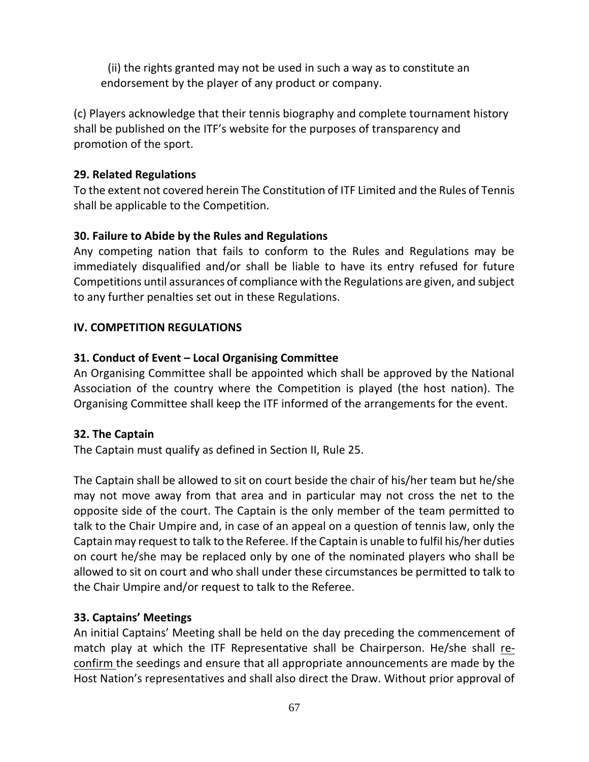(ii) the rights granted may not be used in such a way as to constitute an endorsement by the player of any product or company.

(c) Players acknowledge that their tennis biography and complete tournament history shall be published on the ITF's website for the purposes of transparency and promotion of the sport.

**29. Related Regulations**

To the extent not covered herein The Constitution of ITF Limited and the Rules of Tennis shall be applicable to the Competition.

**30. Failure to Abide by the Rules and Regulations**

Any competing nation that fails to conform to the Rules and Regulations may be immediately disqualified and/or shall be liable to have its entry refused for future Competitions until assurances of compliance with the Regulations are given, and subject to any further penalties set out in these Regulations.

## IV. COMPETITION REGULATIONS

**31. Conduct of Event – Local Organising Committee**

An Organising Committee shall be appointed which shall be approved by the National Association of the country where the Competition is played (the host nation). The Organising Committee shall keep the ITF informed of the arrangements for the event.

**32. The Captain**

The Captain must qualify as defined in Section II, Rule 25.

The Captain shall be allowed to sit on court beside the chair of his/her team but he/she may not move away from that area and in particular may not cross the net to the opposite side of the court. The Captain is the only member of the team permitted to talk to the Chair Umpire and, in case of an appeal on a question of tennis law, only the Captain may request to talk to the Referee. If the Captain is unable to fulfil his/her duties on court he/she may be replaced only by one of the nominated players who shall be allowed to sit on court and who shall under these circumstances be permitted to talk to the Chair Umpire and/or request to talk to the Referee.

**33. Captains' Meetings**

An initial Captains' Meeting shall be held on the day preceding the commencement of match play at which the ITF Representative shall be Chairperson. He/she shall re-confirm the seedings and ensure that all appropriate announcements are made by the Host Nation's representatives and shall also direct the Draw. Without prior approval of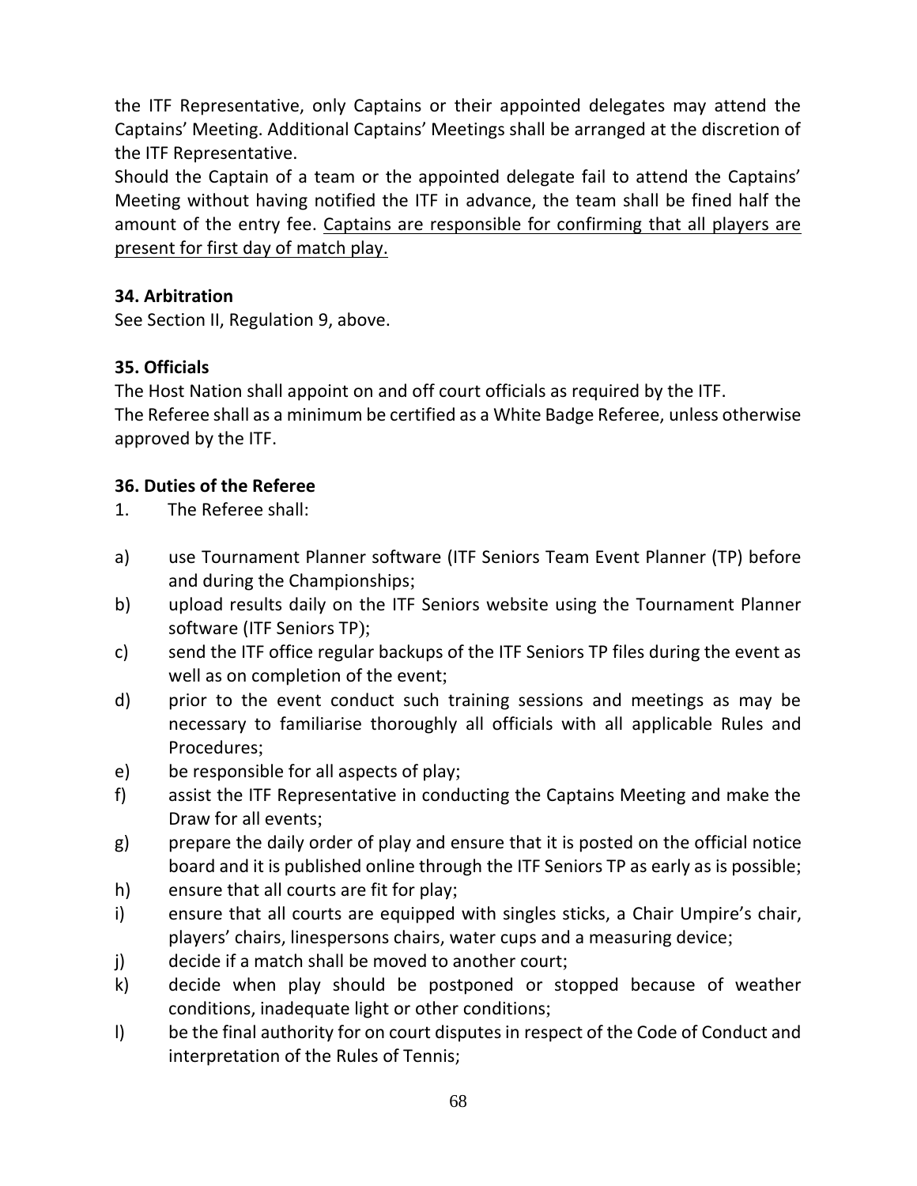the ITF Representative, only Captains or their appointed delegates may attend the Captains' Meeting. Additional Captains' Meetings shall be arranged at the discretion of the ITF Representative.

Should the Captain of a team or the appointed delegate fail to attend the Captains' Meeting without having notified the ITF in advance, the team shall be fined half the amount of the entry fee. <u>Captains are responsible for confirming that all players are present for first day of match play.</u>

**34. Arbitration**

See Section II, Regulation 9, above.

**35. Officials**

The Host Nation shall appoint on and off court officials as required by the ITF.

The Referee shall as a minimum be certified as a White Badge Referee, unless otherwise approved by the ITF.

**36. Duties of the Referee**

1. The Referee shall:

a) use Tournament Planner software (ITF Seniors Team Event Planner (TP) before and during the Championships;

b) upload results daily on the ITF Seniors website using the Tournament Planner software (ITF Seniors TP);

c) send the ITF office regular backups of the ITF Seniors TP files during the event as well as on completion of the event;

d) prior to the event conduct such training sessions and meetings as may be necessary to familiarise thoroughly all officials with all applicable Rules and Procedures;

e) be responsible for all aspects of play;

f) assist the ITF Representative in conducting the Captains Meeting and make the Draw for all events;

g) prepare the daily order of play and ensure that it is posted on the official notice board and it is published online through the ITF Seniors TP as early as is possible;

h) ensure that all courts are fit for play;

i) ensure that all courts are equipped with singles sticks, a Chair Umpire's chair, players' chairs, linespersons chairs, water cups and a measuring device;

j) decide if a match shall be moved to another court;

k) decide when play should be postponed or stopped because of weather conditions, inadequate light or other conditions;

l) be the final authority for on court disputes in respect of the Code of Conduct and interpretation of the Rules of Tennis;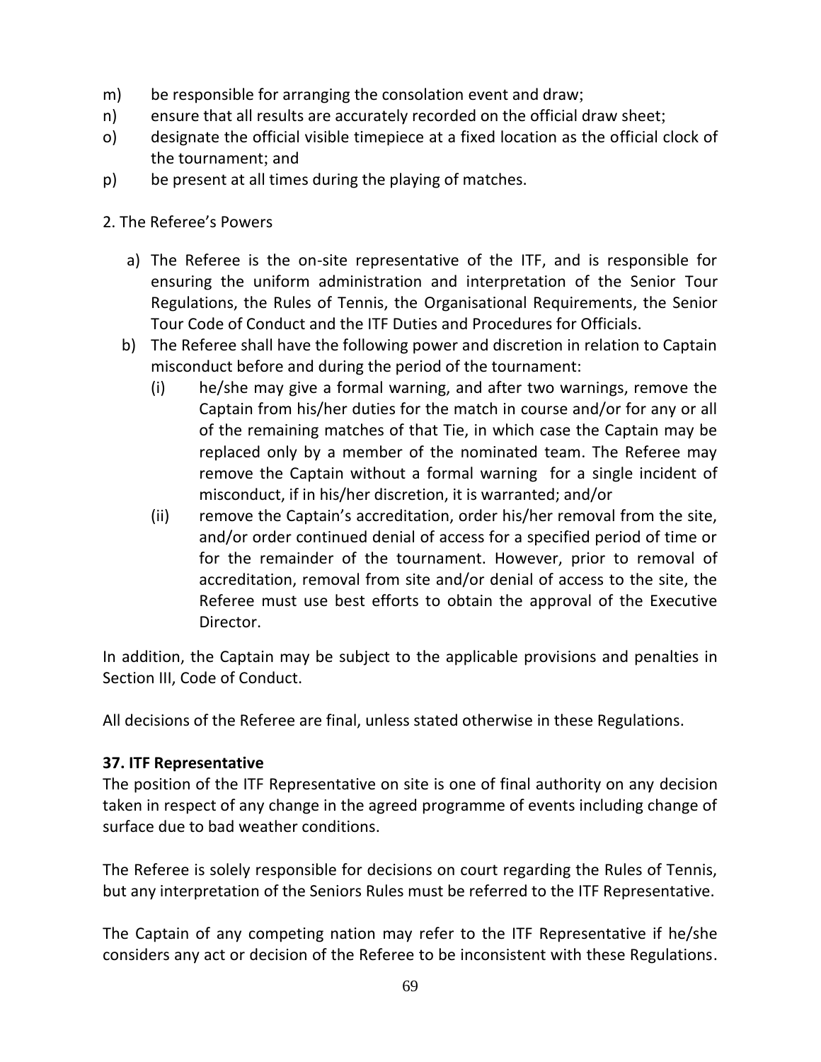m) be responsible for arranging the consolation event and draw;
n) ensure that all results are accurately recorded on the official draw sheet;
o) designate the official visible timepiece at a fixed location as the official clock of the tournament; and
p) be present at all times during the playing of matches.

2. The Referee's Powers

a) The Referee is the on-site representative of the ITF, and is responsible for ensuring the uniform administration and interpretation of the Senior Tour Regulations, the Rules of Tennis, the Organisational Requirements, the Senior Tour Code of Conduct and the ITF Duties and Procedures for Officials.
b) The Referee shall have the following power and discretion in relation to Captain misconduct before and during the period of the tournament:
   (i) he/she may give a formal warning, and after two warnings, remove the Captain from his/her duties for the match in course and/or for any or all of the remaining matches of that Tie, in which case the Captain may be replaced only by a member of the nominated team. The Referee may remove the Captain without a formal warning for a single incident of misconduct, if in his/her discretion, it is warranted; and/or
   (ii) remove the Captain's accreditation, order his/her removal from the site, and/or order continued denial of access for a specified period of time or for the remainder of the tournament. However, prior to removal of accreditation, removal from site and/or denial of access to the site, the Referee must use best efforts to obtain the approval of the Executive Director.

In addition, the Captain may be subject to the applicable provisions and penalties in Section III, Code of Conduct.

All decisions of the Referee are final, unless stated otherwise in these Regulations.

**37. ITF Representative**

The position of the ITF Representative on site is one of final authority on any decision taken in respect of any change in the agreed programme of events including change of surface due to bad weather conditions.

The Referee is solely responsible for decisions on court regarding the Rules of Tennis, but any interpretation of the Seniors Rules must be referred to the ITF Representative.

The Captain of any competing nation may refer to the ITF Representative if he/she considers any act or decision of the Referee to be inconsistent with these Regulations.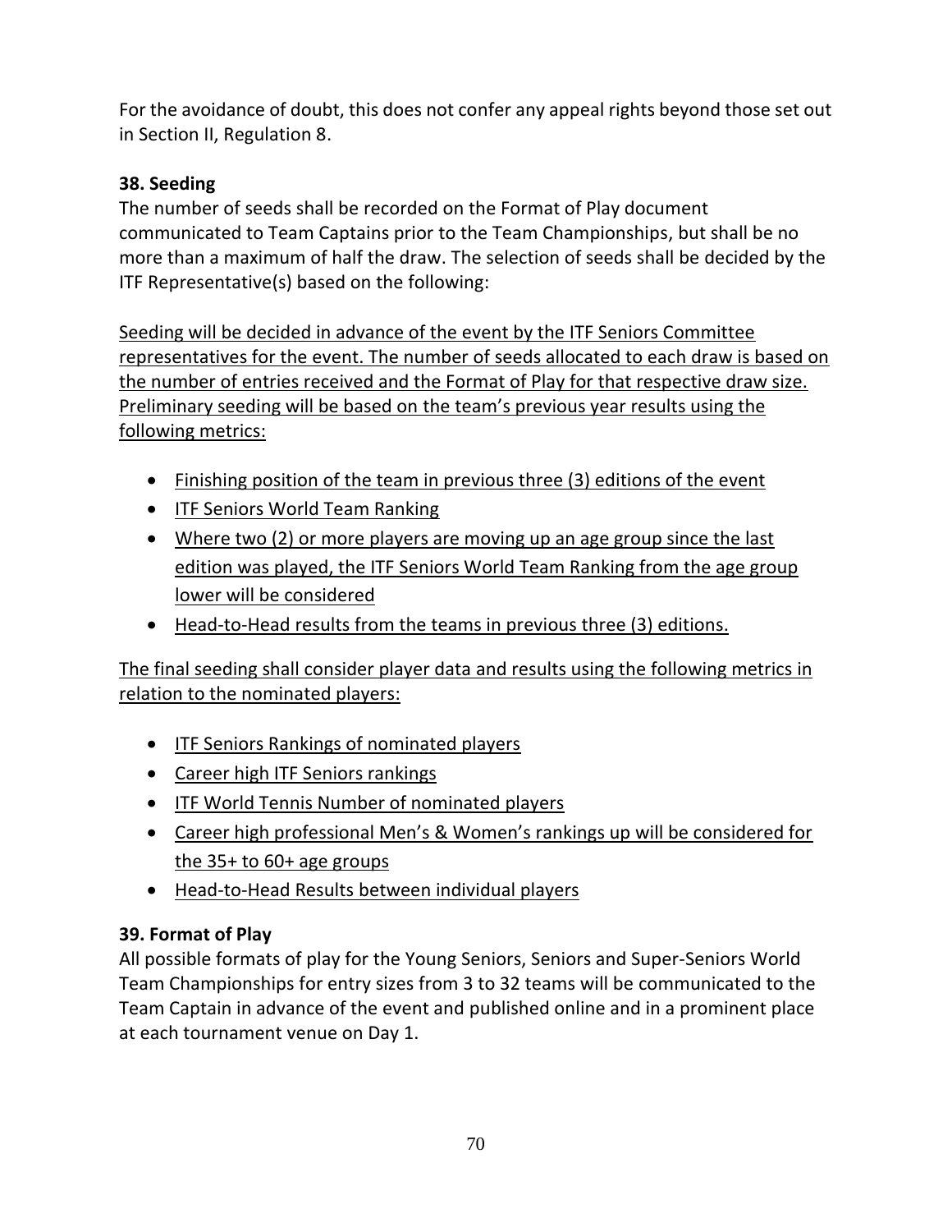For the avoidance of doubt, this does not confer any appeal rights beyond those set out in Section II, Regulation 8.

### 38. Seeding

The number of seeds shall be recorded on the Format of Play document communicated to Team Captains prior to the Team Championships, but shall be no more than a maximum of half the draw. The selection of seeds shall be decided by the ITF Representative(s) based on the following:

<u>Seeding will be decided in advance of the event by the ITF Seniors Committee representatives for the event. The number of seeds allocated to each draw is based on the number of entries received and the Format of Play for that respective draw size. Preliminary seeding will be based on the team's previous year results using the following metrics:</u>

- <u>Finishing position of the team in previous three (3) editions of the event</u>
- <u>ITF Seniors World Team Ranking</u>
- <u>Where two (2) or more players are moving up an age group since the last edition was played, the ITF Seniors World Team Ranking from the age group lower will be considered</u>
- <u>Head-to-Head results from the teams in previous three (3) editions.</u>

<u>The final seeding shall consider player data and results using the following metrics in relation to the nominated players:</u>

- <u>ITF Seniors Rankings of nominated players</u>
- <u>Career high ITF Seniors rankings</u>
- <u>ITF World Tennis Number of nominated players</u>
- <u>Career high professional Men's & Women's rankings up will be considered for the 35+ to 60+ age groups</u>
- <u>Head-to-Head Results between individual players</u>

### 39. Format of Play

All possible formats of play for the Young Seniors, Seniors and Super-Seniors World Team Championships for entry sizes from 3 to 32 teams will be communicated to the Team Captain in advance of the event and published online and in a prominent place at each tournament venue on Day 1.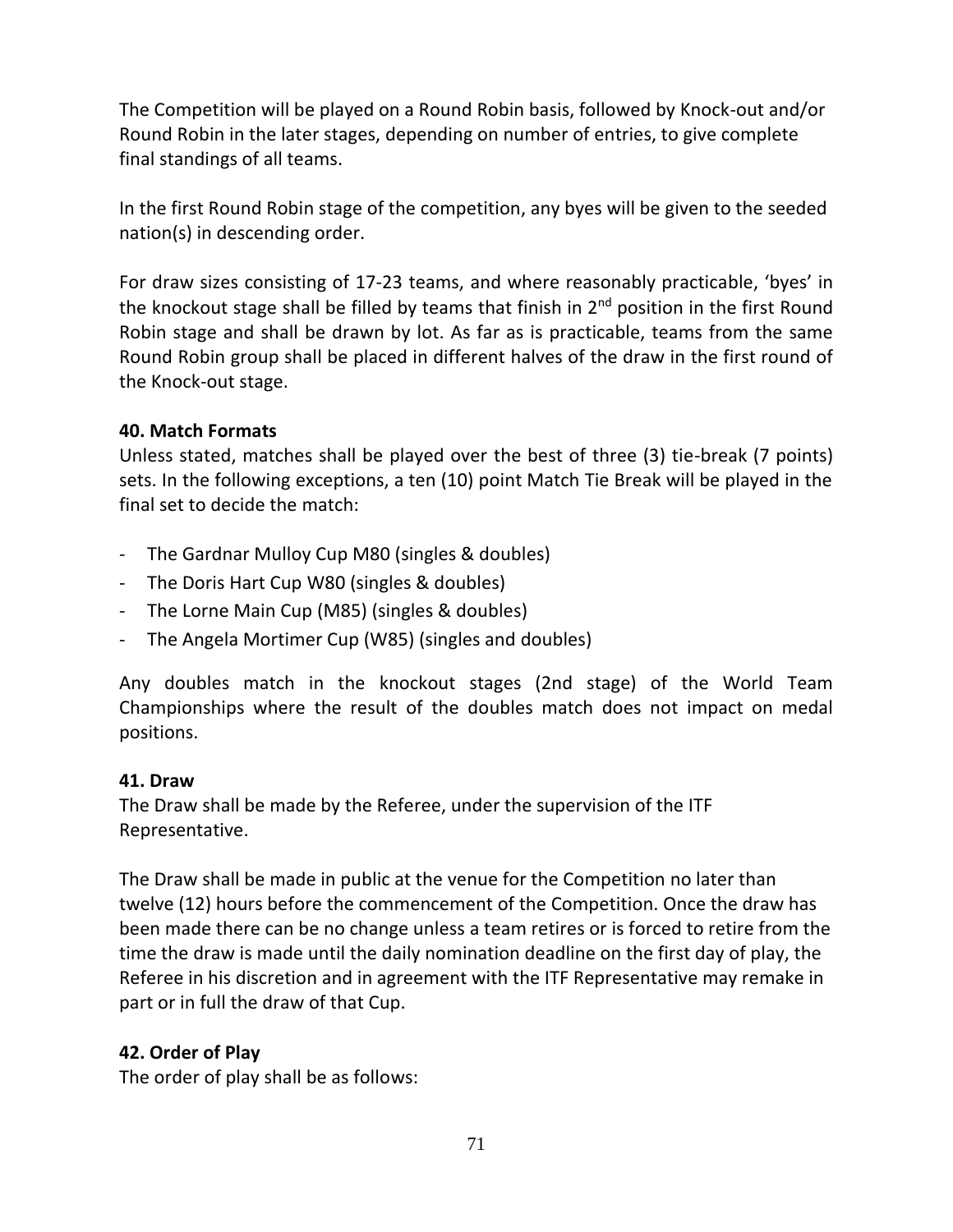The Competition will be played on a Round Robin basis, followed by Knock-out and/or Round Robin in the later stages, depending on number of entries, to give complete final standings of all teams.

In the first Round Robin stage of the competition, any byes will be given to the seeded nation(s) in descending order.

For draw sizes consisting of 17-23 teams, and where reasonably practicable, 'byes' in the knockout stage shall be filled by teams that finish in 2nd position in the first Round Robin stage and shall be drawn by lot. As far as is practicable, teams from the same Round Robin group shall be placed in different halves of the draw in the first round of the Knock-out stage.

### 40. Match Formats

Unless stated, matches shall be played over the best of three (3) tie-break (7 points) sets. In the following exceptions, a ten (10) point Match Tie Break will be played in the final set to decide the match:

- The Gardnar Mulloy Cup M80 (singles & doubles)
- The Doris Hart Cup W80 (singles & doubles)
- The Lorne Main Cup (M85) (singles & doubles)
- The Angela Mortimer Cup (W85) (singles and doubles)

Any doubles match in the knockout stages (2nd stage) of the World Team Championships where the result of the doubles match does not impact on medal positions.

### 41. Draw

The Draw shall be made by the Referee, under the supervision of the ITF Representative.

The Draw shall be made in public at the venue for the Competition no later than twelve (12) hours before the commencement of the Competition. Once the draw has been made there can be no change unless a team retires or is forced to retire from the time the draw is made until the daily nomination deadline on the first day of play, the Referee in his discretion and in agreement with the ITF Representative may remake in part or in full the draw of that Cup.

### 42. Order of Play

The order of play shall be as follows: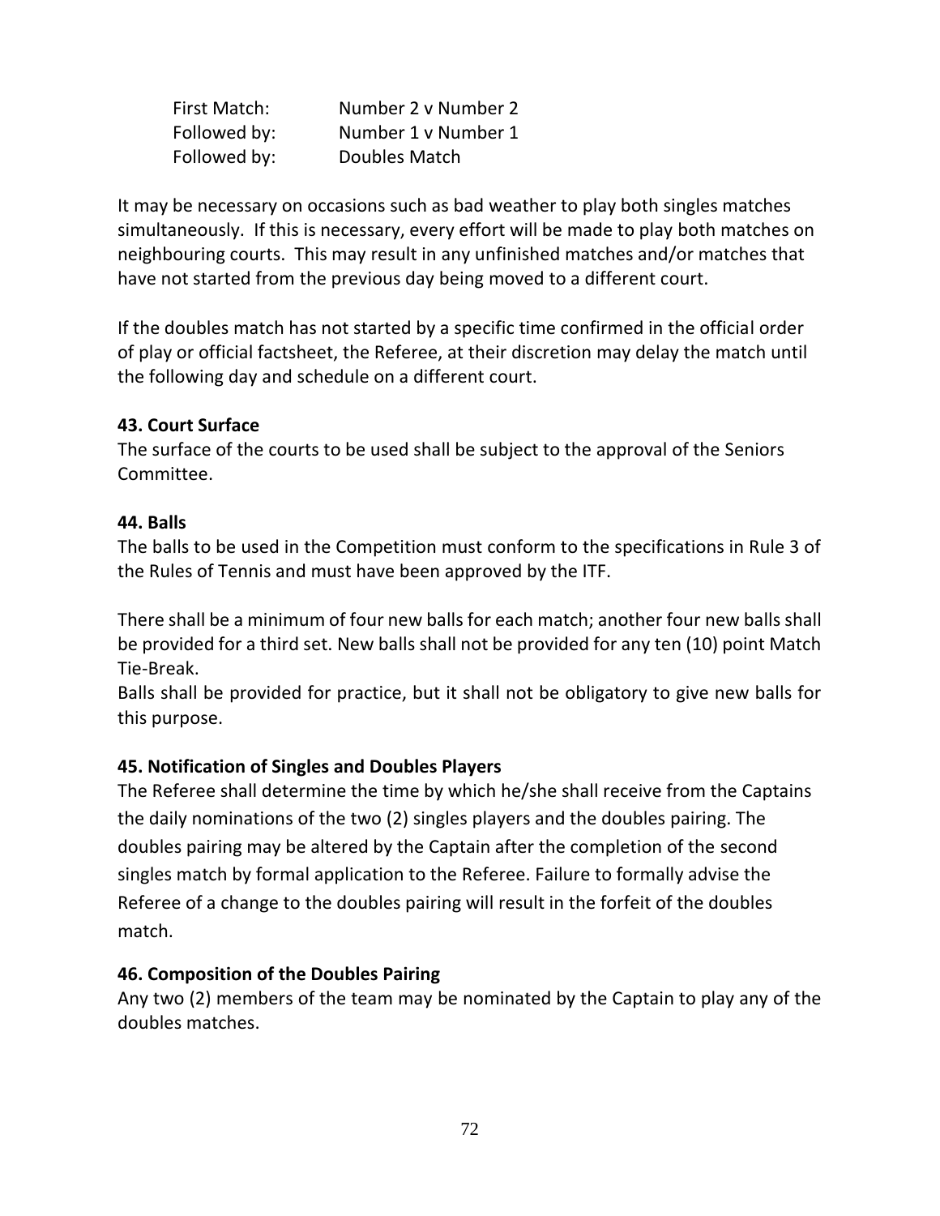| | |
|---|---|
| First Match: | Number 2 v Number 2 |
| Followed by: | Number 1 v Number 1 |
| Followed by: | Doubles Match |

It may be necessary on occasions such as bad weather to play both singles matches simultaneously. If this is necessary, every effort will be made to play both matches on neighbouring courts. This may result in any unfinished matches and/or matches that have not started from the previous day being moved to a different court.

If the doubles match has not started by a specific time confirmed in the official order of play or official factsheet, the Referee, at their discretion may delay the match until the following day and schedule on a different court.

**43. Court Surface**

The surface of the courts to be used shall be subject to the approval of the Seniors Committee.

**44. Balls**

The balls to be used in the Competition must conform to the specifications in Rule 3 of the Rules of Tennis and must have been approved by the ITF.

There shall be a minimum of four new balls for each match; another four new balls shall be provided for a third set. New balls shall not be provided for any ten (10) point Match Tie-Break.

Balls shall be provided for practice, but it shall not be obligatory to give new balls for this purpose.

**45. Notification of Singles and Doubles Players**

The Referee shall determine the time by which he/she shall receive from the Captains the daily nominations of the two (2) singles players and the doubles pairing. The doubles pairing may be altered by the Captain after the completion of the second singles match by formal application to the Referee. Failure to formally advise the Referee of a change to the doubles pairing will result in the forfeit of the doubles match.

**46. Composition of the Doubles Pairing**

Any two (2) members of the team may be nominated by the Captain to play any of the doubles matches.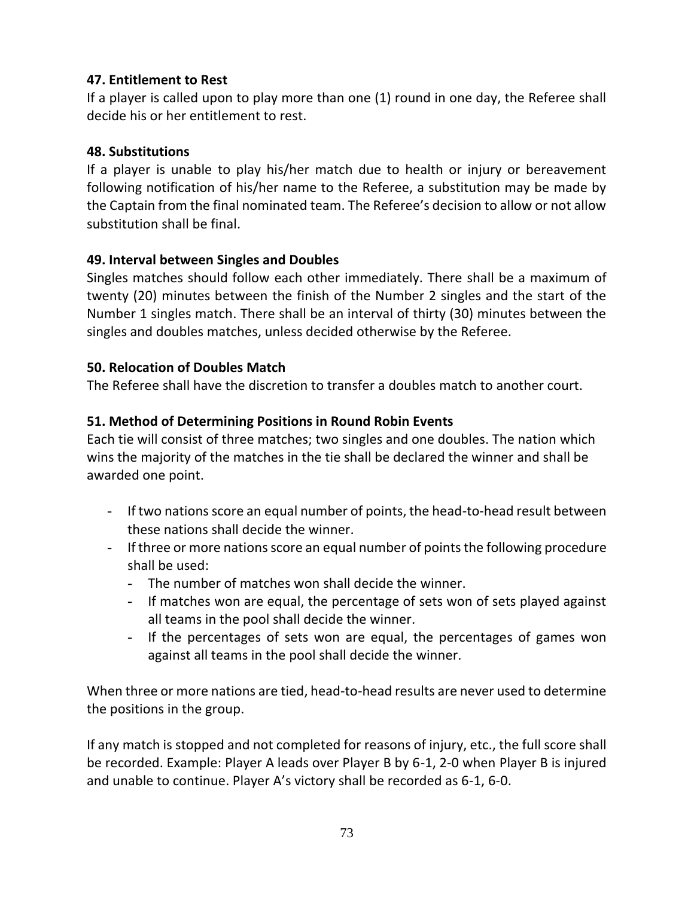**47. Entitlement to Rest**

If a player is called upon to play more than one (1) round in one day, the Referee shall decide his or her entitlement to rest.

**48. Substitutions**

If a player is unable to play his/her match due to health or injury or bereavement following notification of his/her name to the Referee, a substitution may be made by the Captain from the final nominated team. The Referee's decision to allow or not allow substitution shall be final.

**49. Interval between Singles and Doubles**

Singles matches should follow each other immediately. There shall be a maximum of twenty (20) minutes between the finish of the Number 2 singles and the start of the Number 1 singles match. There shall be an interval of thirty (30) minutes between the singles and doubles matches, unless decided otherwise by the Referee.

**50. Relocation of Doubles Match**

The Referee shall have the discretion to transfer a doubles match to another court.

**51. Method of Determining Positions in Round Robin Events**

Each tie will consist of three matches; two singles and one doubles. The nation which wins the majority of the matches in the tie shall be declared the winner and shall be awarded one point.

- If two nations score an equal number of points, the head-to-head result between these nations shall decide the winner.
- If three or more nations score an equal number of points the following procedure shall be used:
  - The number of matches won shall decide the winner.
  - If matches won are equal, the percentage of sets won of sets played against all teams in the pool shall decide the winner.
  - If the percentages of sets won are equal, the percentages of games won against all teams in the pool shall decide the winner.

When three or more nations are tied, head-to-head results are never used to determine the positions in the group.

If any match is stopped and not completed for reasons of injury, etc., the full score shall be recorded. Example: Player A leads over Player B by 6-1, 2-0 when Player B is injured and unable to continue. Player A's victory shall be recorded as 6-1, 6-0.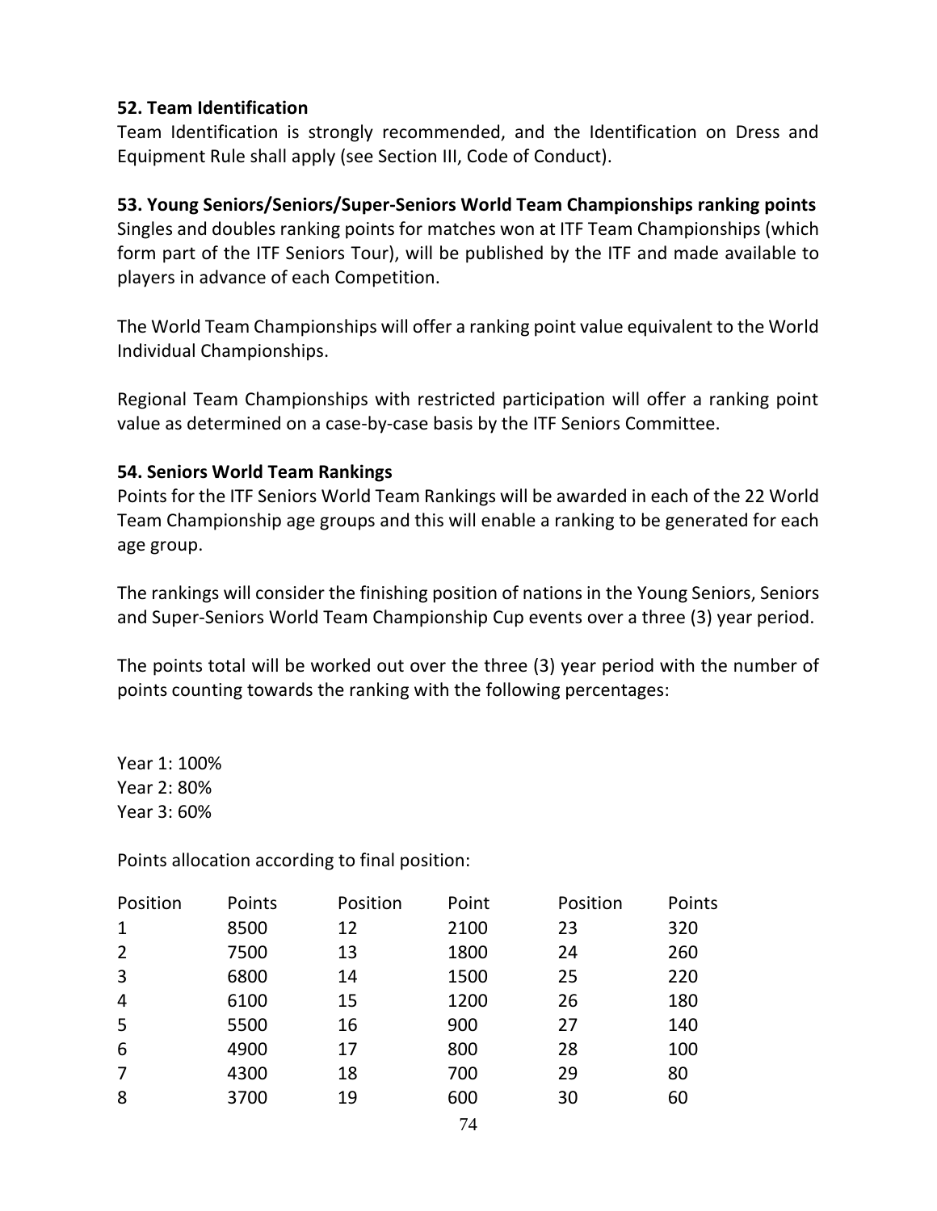**52. Team Identification**

Team Identification is strongly recommended, and the Identification on Dress and Equipment Rule shall apply (see Section III, Code of Conduct).

**53. Young Seniors/Seniors/Super-Seniors World Team Championships ranking points**

Singles and doubles ranking points for matches won at ITF Team Championships (which form part of the ITF Seniors Tour), will be published by the ITF and made available to players in advance of each Competition.

The World Team Championships will offer a ranking point value equivalent to the World Individual Championships.

Regional Team Championships with restricted participation will offer a ranking point value as determined on a case-by-case basis by the ITF Seniors Committee.

**54. Seniors World Team Rankings**

Points for the ITF Seniors World Team Rankings will be awarded in each of the 22 World Team Championship age groups and this will enable a ranking to be generated for each age group.

The rankings will consider the finishing position of nations in the Young Seniors, Seniors and Super-Seniors World Team Championship Cup events over a three (3) year period.

The points total will be worked out over the three (3) year period with the number of points counting towards the ranking with the following percentages:

Year 1: 100%
Year 2: 80%
Year 3: 60%

Points allocation according to final position:

| Position | Points | Position | Point | Position | Points |
|---|---|---|---|---|---|
| 1 | 8500 | 12 | 2100 | 23 | 320 |
| 2 | 7500 | 13 | 1800 | 24 | 260 |
| 3 | 6800 | 14 | 1500 | 25 | 220 |
| 4 | 6100 | 15 | 1200 | 26 | 180 |
| 5 | 5500 | 16 | 900 | 27 | 140 |
| 6 | 4900 | 17 | 800 | 28 | 100 |
| 7 | 4300 | 18 | 700 | 29 | 80 |
| 8 | 3700 | 19 | 600 | 30 | 60 |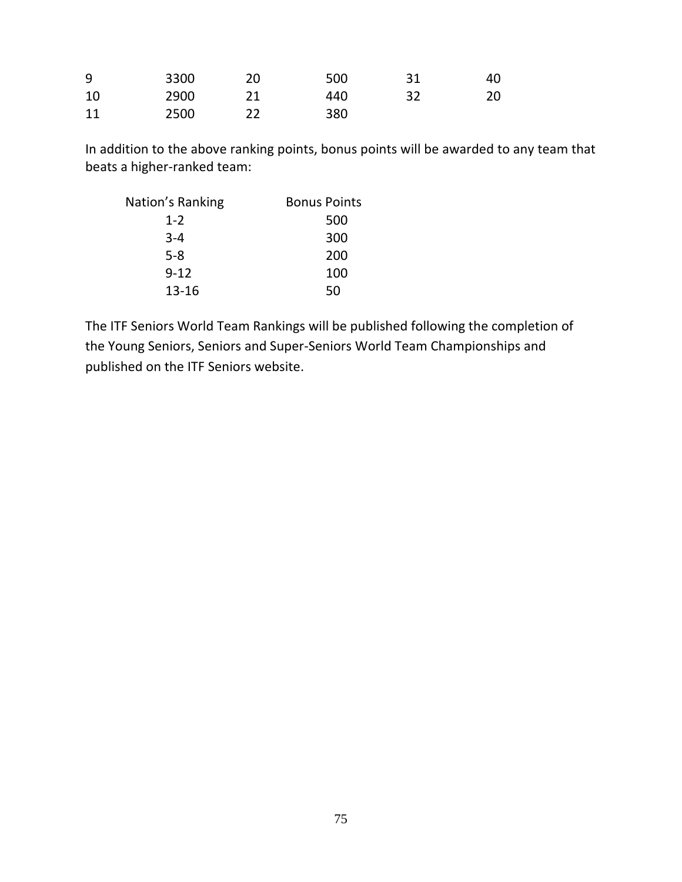| | | | | | |
|---|---|---|---|---|---|
| 9 | 3300 | 20 | 500 | 31 | 40 |
| 10 | 2900 | 21 | 440 | 32 | 20 |
| 11 | 2500 | 22 | 380 | | |

In addition to the above ranking points, bonus points will be awarded to any team that beats a higher-ranked team:

| Nation's Ranking | Bonus Points |
|---|---|
| 1-2 | 500 |
| 3-4 | 300 |
| 5-8 | 200 |
| 9-12 | 100 |
| 13-16 | 50 |

The ITF Seniors World Team Rankings will be published following the completion of the Young Seniors, Seniors and Super-Seniors World Team Championships and published on the ITF Seniors website.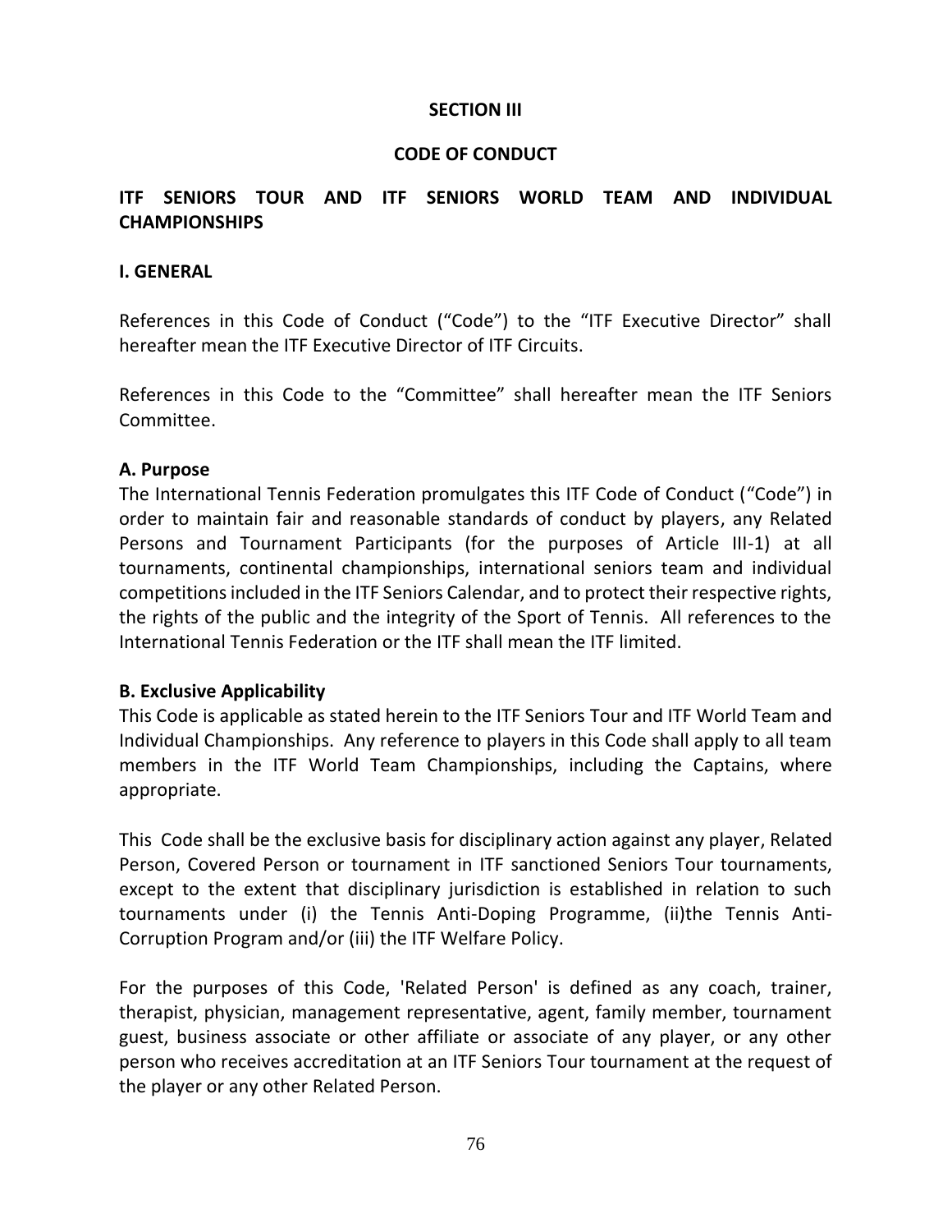# SECTION III

# CODE OF CONDUCT

## ITF SENIORS TOUR AND ITF SENIORS WORLD TEAM AND INDIVIDUAL CHAMPIONSHIPS

### I. GENERAL

References in this Code of Conduct (“Code”) to the “ITF Executive Director” shall hereafter mean the ITF Executive Director of ITF Circuits.

References in this Code to the “Committee” shall hereafter mean the ITF Seniors Committee.

### A. Purpose

The International Tennis Federation promulgates this ITF Code of Conduct (“Code”) in order to maintain fair and reasonable standards of conduct by players, any Related Persons and Tournament Participants (for the purposes of Article III-1) at all tournaments, continental championships, international seniors team and individual competitions included in the ITF Seniors Calendar, and to protect their respective rights, the rights of the public and the integrity of the Sport of Tennis. All references to the International Tennis Federation or the ITF shall mean the ITF limited.

### B. Exclusive Applicability

This Code is applicable as stated herein to the ITF Seniors Tour and ITF World Team and Individual Championships. Any reference to players in this Code shall apply to all team members in the ITF World Team Championships, including the Captains, where appropriate.

This Code shall be the exclusive basis for disciplinary action against any player, Related Person, Covered Person or tournament in ITF sanctioned Seniors Tour tournaments, except to the extent that disciplinary jurisdiction is established in relation to such tournaments under (i) the Tennis Anti-Doping Programme, (ii)the Tennis Anti-Corruption Program and/or (iii) the ITF Welfare Policy.

For the purposes of this Code, 'Related Person' is defined as any coach, trainer, therapist, physician, management representative, agent, family member, tournament guest, business associate or other affiliate or associate of any player, or any other person who receives accreditation at an ITF Seniors Tour tournament at the request of the player or any other Related Person.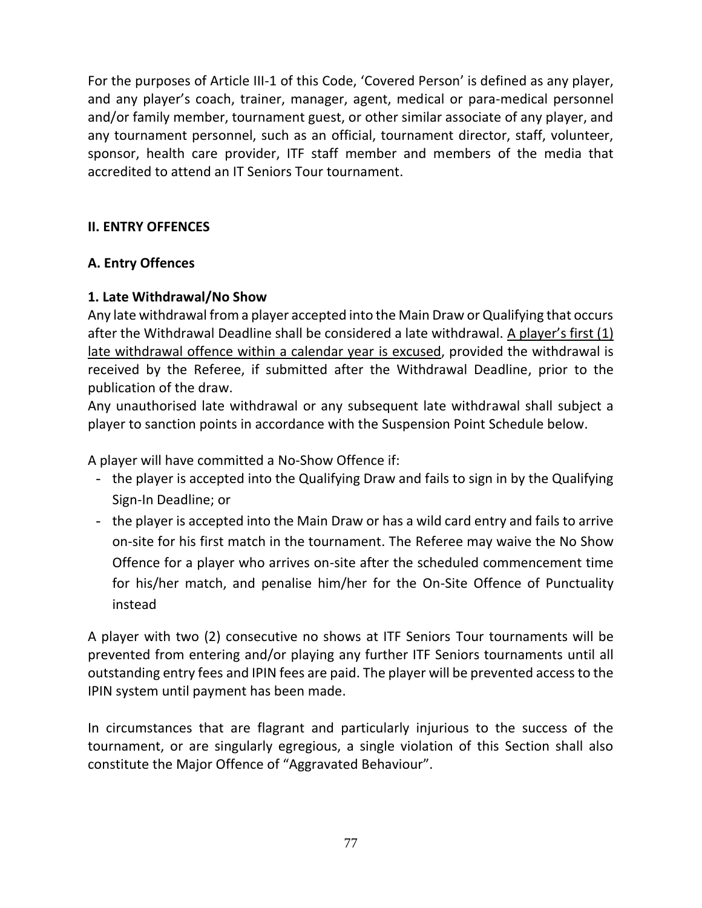For the purposes of Article III-1 of this Code, 'Covered Person' is defined as any player, and any player's coach, trainer, manager, agent, medical or para-medical personnel and/or family member, tournament guest, or other similar associate of any player, and any tournament personnel, such as an official, tournament director, staff, volunteer, sponsor, health care provider, ITF staff member and members of the media that accredited to attend an IT Seniors Tour tournament.

## II. ENTRY OFFENCES

### A. Entry Offences

#### 1. Late Withdrawal/No Show

Any late withdrawal from a player accepted into the Main Draw or Qualifying that occurs after the Withdrawal Deadline shall be considered a late withdrawal. <u>A player's first (1) late withdrawal offence within a calendar year is excused</u>, provided the withdrawal is received by the Referee, if submitted after the Withdrawal Deadline, prior to the publication of the draw.

Any unauthorised late withdrawal or any subsequent late withdrawal shall subject a player to sanction points in accordance with the Suspension Point Schedule below.

A player will have committed a No-Show Offence if:

- the player is accepted into the Qualifying Draw and fails to sign in by the Qualifying Sign-In Deadline; or
- the player is accepted into the Main Draw or has a wild card entry and fails to arrive on-site for his first match in the tournament. The Referee may waive the No Show Offence for a player who arrives on-site after the scheduled commencement time for his/her match, and penalise him/her for the On-Site Offence of Punctuality instead

A player with two (2) consecutive no shows at ITF Seniors Tour tournaments will be prevented from entering and/or playing any further ITF Seniors tournaments until all outstanding entry fees and IPIN fees are paid. The player will be prevented access to the IPIN system until payment has been made.

In circumstances that are flagrant and particularly injurious to the success of the tournament, or are singularly egregious, a single violation of this Section shall also constitute the Major Offence of "Aggravated Behaviour".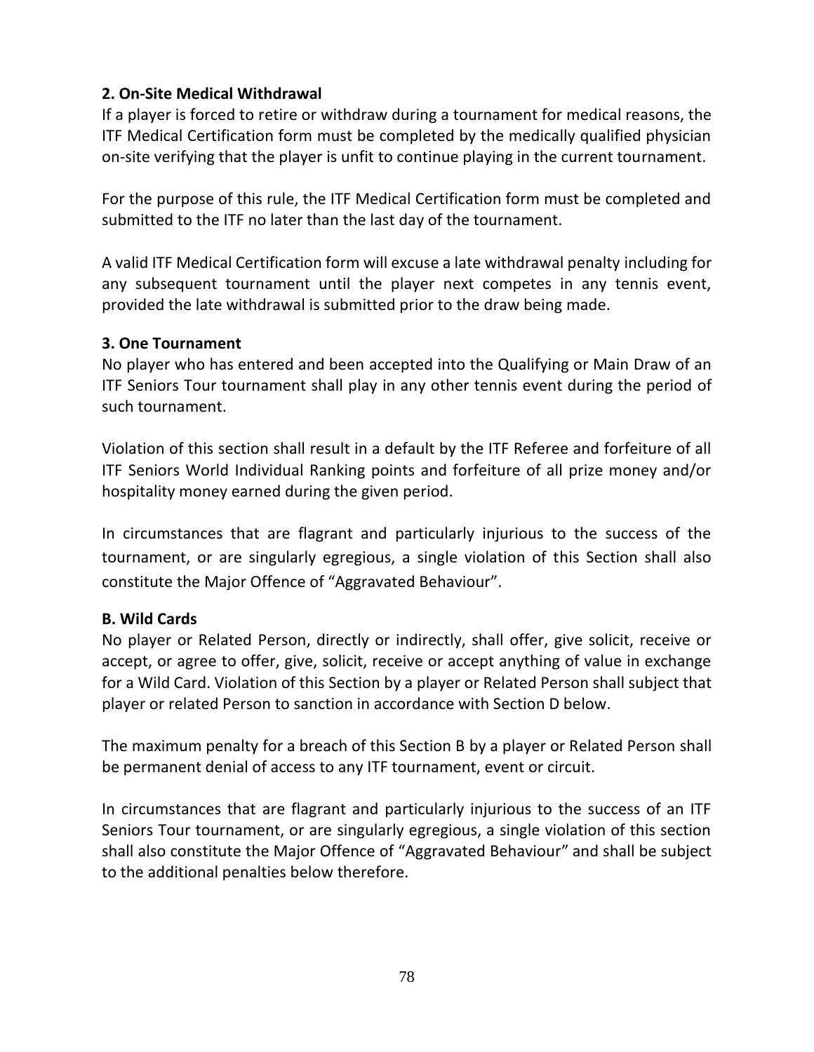**2. On-Site Medical Withdrawal**

If a player is forced to retire or withdraw during a tournament for medical reasons, the ITF Medical Certification form must be completed by the medically qualified physician on-site verifying that the player is unfit to continue playing in the current tournament.

For the purpose of this rule, the ITF Medical Certification form must be completed and submitted to the ITF no later than the last day of the tournament.

A valid ITF Medical Certification form will excuse a late withdrawal penalty including for any subsequent tournament until the player next competes in any tennis event, provided the late withdrawal is submitted prior to the draw being made.

**3. One Tournament**

No player who has entered and been accepted into the Qualifying or Main Draw of an ITF Seniors Tour tournament shall play in any other tennis event during the period of such tournament.

Violation of this section shall result in a default by the ITF Referee and forfeiture of all ITF Seniors World Individual Ranking points and forfeiture of all prize money and/or hospitality money earned during the given period.

In circumstances that are flagrant and particularly injurious to the success of the tournament, or are singularly egregious, a single violation of this Section shall also constitute the Major Offence of "Aggravated Behaviour".

**B. Wild Cards**

No player or Related Person, directly or indirectly, shall offer, give solicit, receive or accept, or agree to offer, give, solicit, receive or accept anything of value in exchange for a Wild Card. Violation of this Section by a player or Related Person shall subject that player or related Person to sanction in accordance with Section D below.

The maximum penalty for a breach of this Section B by a player or Related Person shall be permanent denial of access to any ITF tournament, event or circuit.

In circumstances that are flagrant and particularly injurious to the success of an ITF Seniors Tour tournament, or are singularly egregious, a single violation of this section shall also constitute the Major Offence of "Aggravated Behaviour" and shall be subject to the additional penalties below therefore.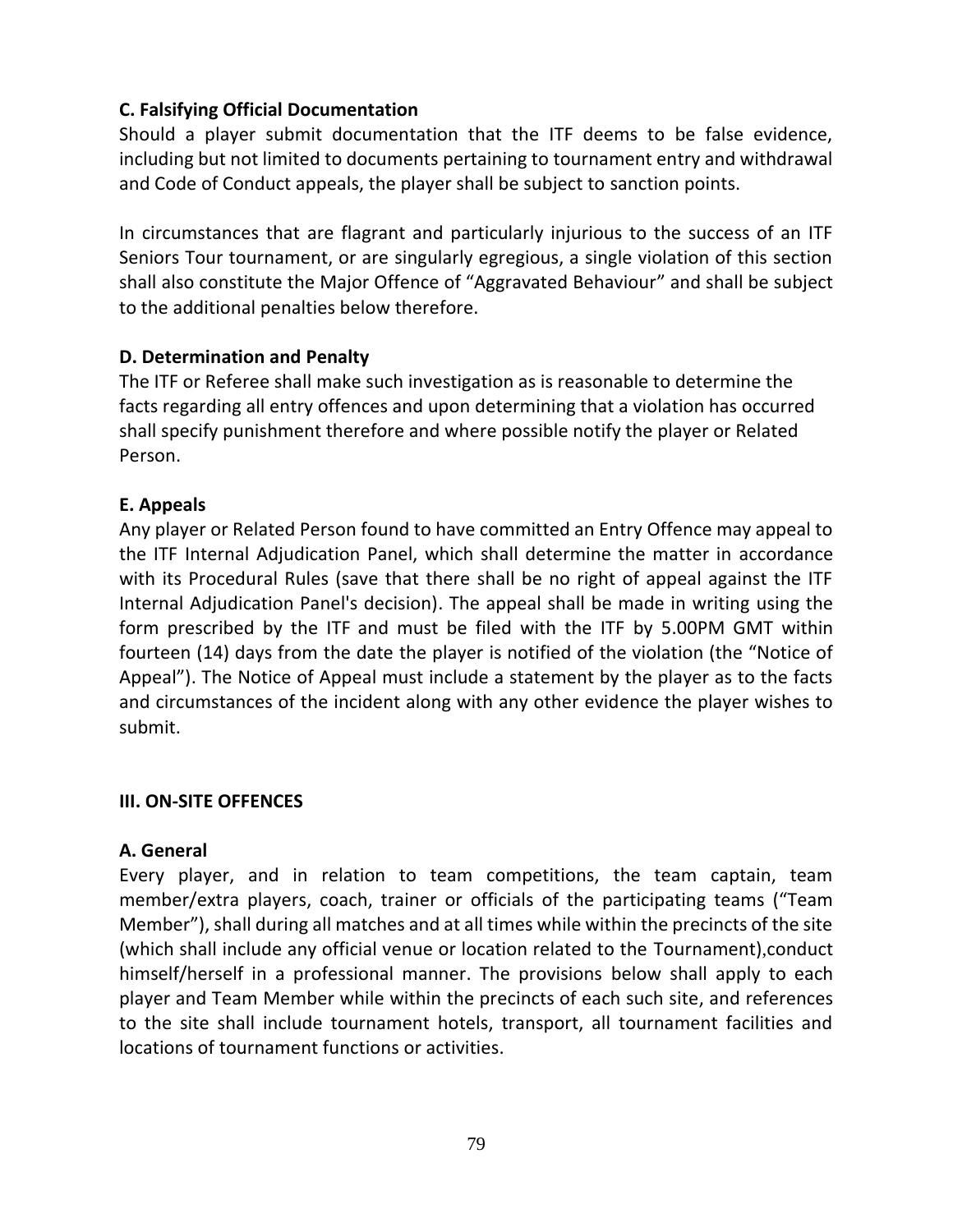### C. Falsifying Official Documentation

Should a player submit documentation that the ITF deems to be false evidence, including but not limited to documents pertaining to tournament entry and withdrawal and Code of Conduct appeals, the player shall be subject to sanction points.

In circumstances that are flagrant and particularly injurious to the success of an ITF Seniors Tour tournament, or are singularly egregious, a single violation of this section shall also constitute the Major Offence of "Aggravated Behaviour" and shall be subject to the additional penalties below therefore.

### D. Determination and Penalty

The ITF or Referee shall make such investigation as is reasonable to determine the facts regarding all entry offences and upon determining that a violation has occurred shall specify punishment therefore and where possible notify the player or Related Person.

### E. Appeals

Any player or Related Person found to have committed an Entry Offence may appeal to the ITF Internal Adjudication Panel, which shall determine the matter in accordance with its Procedural Rules (save that there shall be no right of appeal against the ITF Internal Adjudication Panel's decision). The appeal shall be made in writing using the form prescribed by the ITF and must be filed with the ITF by 5.00PM GMT within fourteen (14) days from the date the player is notified of the violation (the "Notice of Appeal"). The Notice of Appeal must include a statement by the player as to the facts and circumstances of the incident along with any other evidence the player wishes to submit.

## III. ON-SITE OFFENCES

### A. General

Every player, and in relation to team competitions, the team captain, team member/extra players, coach, trainer or officials of the participating teams ("Team Member"), shall during all matches and at all times while within the precincts of the site (which shall include any official venue or location related to the Tournament),conduct himself/herself in a professional manner. The provisions below shall apply to each player and Team Member while within the precincts of each such site, and references to the site shall include tournament hotels, transport, all tournament facilities and locations of tournament functions or activities.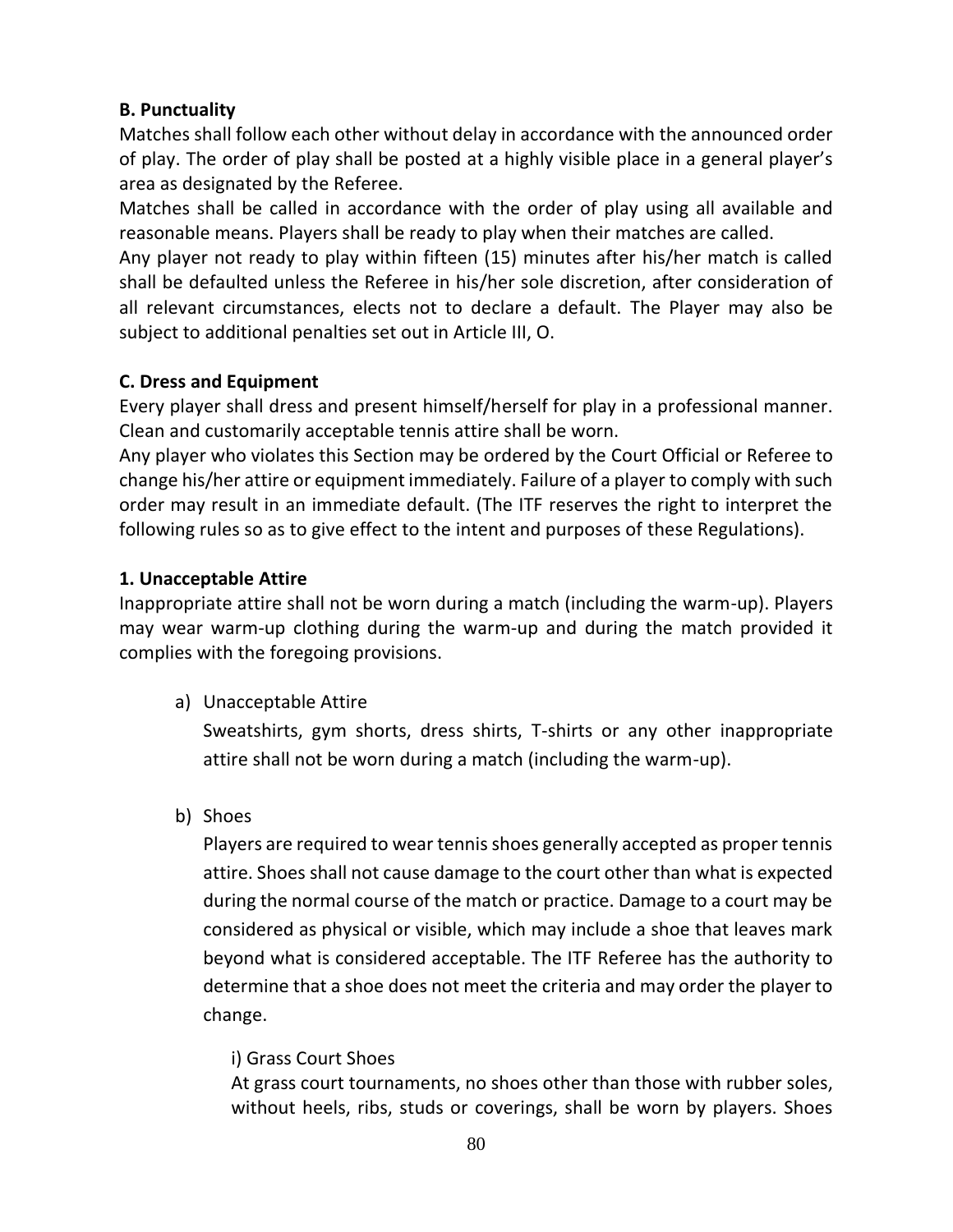**B. Punctuality**

Matches shall follow each other without delay in accordance with the announced order of play. The order of play shall be posted at a highly visible place in a general player's area as designated by the Referee.

Matches shall be called in accordance with the order of play using all available and reasonable means. Players shall be ready to play when their matches are called.

Any player not ready to play within fifteen (15) minutes after his/her match is called shall be defaulted unless the Referee in his/her sole discretion, after consideration of all relevant circumstances, elects not to declare a default. The Player may also be subject to additional penalties set out in Article III, O.

**C. Dress and Equipment**

Every player shall dress and present himself/herself for play in a professional manner. Clean and customarily acceptable tennis attire shall be worn.

Any player who violates this Section may be ordered by the Court Official or Referee to change his/her attire or equipment immediately. Failure of a player to comply with such order may result in an immediate default. (The ITF reserves the right to interpret the following rules so as to give effect to the intent and purposes of these Regulations).

**1. Unacceptable Attire**

Inappropriate attire shall not be worn during a match (including the warm-up). Players may wear warm-up clothing during the warm-up and during the match provided it complies with the foregoing provisions.

a) Unacceptable Attire

   Sweatshirts, gym shorts, dress shirts, T-shirts or any other inappropriate attire shall not be worn during a match (including the warm-up).

b) Shoes

   Players are required to wear tennis shoes generally accepted as proper tennis attire. Shoes shall not cause damage to the court other than what is expected during the normal course of the match or practice. Damage to a court may be considered as physical or visible, which may include a shoe that leaves mark beyond what is considered acceptable. The ITF Referee has the authority to determine that a shoe does not meet the criteria and may order the player to change.

   i) Grass Court Shoes

   At grass court tournaments, no shoes other than those with rubber soles, without heels, ribs, studs or coverings, shall be worn by players. Shoes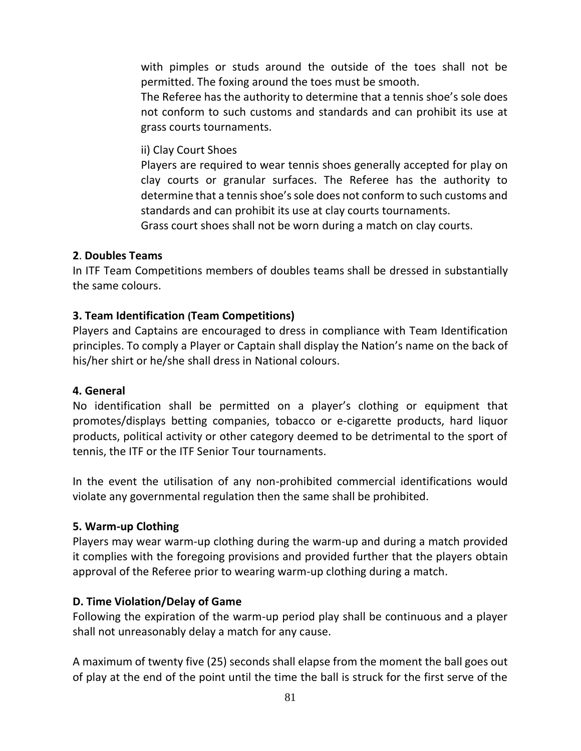with pimples or studs around the outside of the toes shall not be permitted. The foxing around the toes must be smooth.

The Referee has the authority to determine that a tennis shoe's sole does not conform to such customs and standards and can prohibit its use at grass courts tournaments.

ii) Clay Court Shoes

Players are required to wear tennis shoes generally accepted for play on clay courts or granular surfaces. The Referee has the authority to determine that a tennis shoe's sole does not conform to such customs and standards and can prohibit its use at clay courts tournaments.

Grass court shoes shall not be worn during a match on clay courts.

**2**. **Doubles Teams**

In ITF Team Competitions members of doubles teams shall be dressed in substantially the same colours.

**3. Team Identification (Team Competitions)**

Players and Captains are encouraged to dress in compliance with Team Identification principles. To comply a Player or Captain shall display the Nation's name on the back of his/her shirt or he/she shall dress in National colours.

**4. General**

No identification shall be permitted on a player's clothing or equipment that promotes/displays betting companies, tobacco or e-cigarette products, hard liquor products, political activity or other category deemed to be detrimental to the sport of tennis, the ITF or the ITF Senior Tour tournaments.

In the event the utilisation of any non-prohibited commercial identifications would violate any governmental regulation then the same shall be prohibited.

**5. Warm-up Clothing**

Players may wear warm-up clothing during the warm-up and during a match provided it complies with the foregoing provisions and provided further that the players obtain approval of the Referee prior to wearing warm-up clothing during a match.

**D. Time Violation/Delay of Game**

Following the expiration of the warm-up period play shall be continuous and a player shall not unreasonably delay a match for any cause.

A maximum of twenty five (25) seconds shall elapse from the moment the ball goes out of play at the end of the point until the time the ball is struck for the first serve of the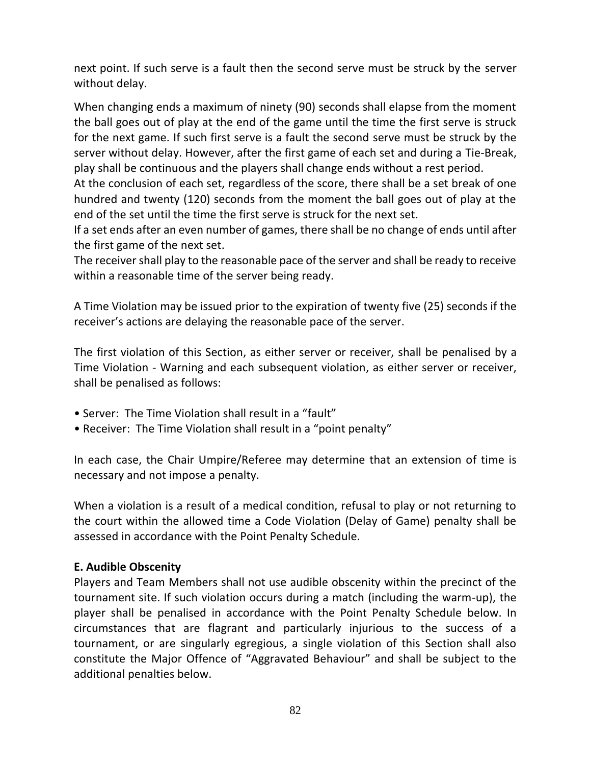next point. If such serve is a fault then the second serve must be struck by the server without delay.

When changing ends a maximum of ninety (90) seconds shall elapse from the moment the ball goes out of play at the end of the game until the time the first serve is struck for the next game. If such first serve is a fault the second serve must be struck by the server without delay. However, after the first game of each set and during a Tie-Break, play shall be continuous and the players shall change ends without a rest period.
At the conclusion of each set, regardless of the score, there shall be a set break of one hundred and twenty (120) seconds from the moment the ball goes out of play at the end of the set until the time the first serve is struck for the next set.
If a set ends after an even number of games, there shall be no change of ends until after the first game of the next set.
The receiver shall play to the reasonable pace of the server and shall be ready to receive within a reasonable time of the server being ready.

A Time Violation may be issued prior to the expiration of twenty five (25) seconds if the receiver's actions are delaying the reasonable pace of the server.

The first violation of this Section, as either server or receiver, shall be penalised by a Time Violation - Warning and each subsequent violation, as either server or receiver, shall be penalised as follows:

- Server: The Time Violation shall result in a "fault"
- Receiver: The Time Violation shall result in a "point penalty"

In each case, the Chair Umpire/Referee may determine that an extension of time is necessary and not impose a penalty.

When a violation is a result of a medical condition, refusal to play or not returning to the court within the allowed time a Code Violation (Delay of Game) penalty shall be assessed in accordance with the Point Penalty Schedule.

**E. Audible Obscenity**
Players and Team Members shall not use audible obscenity within the precinct of the tournament site. If such violation occurs during a match (including the warm-up), the player shall be penalised in accordance with the Point Penalty Schedule below. In circumstances that are flagrant and particularly injurious to the success of a tournament, or are singularly egregious, a single violation of this Section shall also constitute the Major Offence of "Aggravated Behaviour" and shall be subject to the additional penalties below.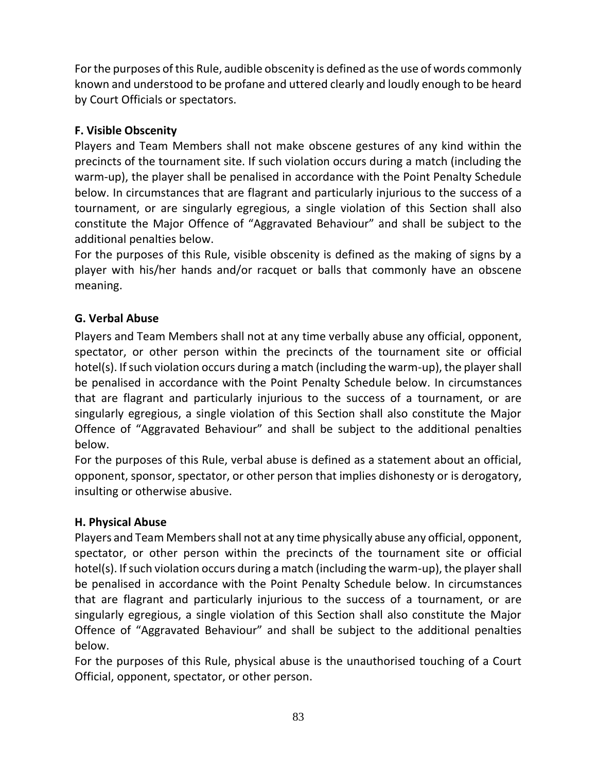For the purposes of this Rule, audible obscenity is defined as the use of words commonly known and understood to be profane and uttered clearly and loudly enough to be heard by Court Officials or spectators.

**F. Visible Obscenity**

Players and Team Members shall not make obscene gestures of any kind within the precincts of the tournament site. If such violation occurs during a match (including the warm-up), the player shall be penalised in accordance with the Point Penalty Schedule below. In circumstances that are flagrant and particularly injurious to the success of a tournament, or are singularly egregious, a single violation of this Section shall also constitute the Major Offence of "Aggravated Behaviour" and shall be subject to the additional penalties below.

For the purposes of this Rule, visible obscenity is defined as the making of signs by a player with his/her hands and/or racquet or balls that commonly have an obscene meaning.

**G. Verbal Abuse**

Players and Team Members shall not at any time verbally abuse any official, opponent, spectator, or other person within the precincts of the tournament site or official hotel(s). If such violation occurs during a match (including the warm-up), the player shall be penalised in accordance with the Point Penalty Schedule below. In circumstances that are flagrant and particularly injurious to the success of a tournament, or are singularly egregious, a single violation of this Section shall also constitute the Major Offence of "Aggravated Behaviour" and shall be subject to the additional penalties below.

For the purposes of this Rule, verbal abuse is defined as a statement about an official, opponent, sponsor, spectator, or other person that implies dishonesty or is derogatory, insulting or otherwise abusive.

**H. Physical Abuse**

Players and Team Members shall not at any time physically abuse any official, opponent, spectator, or other person within the precincts of the tournament site or official hotel(s). If such violation occurs during a match (including the warm-up), the player shall be penalised in accordance with the Point Penalty Schedule below. In circumstances that are flagrant and particularly injurious to the success of a tournament, or are singularly egregious, a single violation of this Section shall also constitute the Major Offence of "Aggravated Behaviour" and shall be subject to the additional penalties below.

For the purposes of this Rule, physical abuse is the unauthorised touching of a Court Official, opponent, spectator, or other person.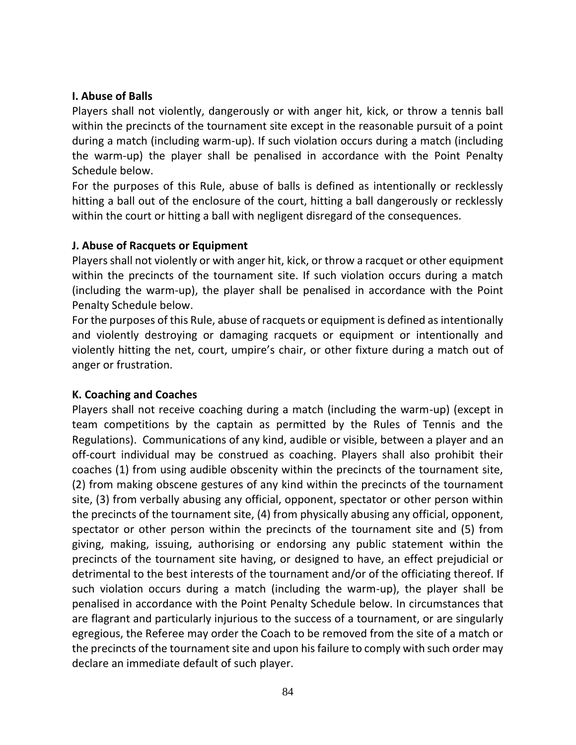**I. Abuse of Balls**

Players shall not violently, dangerously or with anger hit, kick, or throw a tennis ball within the precincts of the tournament site except in the reasonable pursuit of a point during a match (including warm-up). If such violation occurs during a match (including the warm-up) the player shall be penalised in accordance with the Point Penalty Schedule below.

For the purposes of this Rule, abuse of balls is defined as intentionally or recklessly hitting a ball out of the enclosure of the court, hitting a ball dangerously or recklessly within the court or hitting a ball with negligent disregard of the consequences.

**J. Abuse of Racquets or Equipment**

Players shall not violently or with anger hit, kick, or throw a racquet or other equipment within the precincts of the tournament site. If such violation occurs during a match (including the warm-up), the player shall be penalised in accordance with the Point Penalty Schedule below.

For the purposes of this Rule, abuse of racquets or equipment is defined as intentionally and violently destroying or damaging racquets or equipment or intentionally and violently hitting the net, court, umpire's chair, or other fixture during a match out of anger or frustration.

**K. Coaching and Coaches**

Players shall not receive coaching during a match (including the warm-up) (except in team competitions by the captain as permitted by the Rules of Tennis and the Regulations). Communications of any kind, audible or visible, between a player and an off-court individual may be construed as coaching. Players shall also prohibit their coaches (1) from using audible obscenity within the precincts of the tournament site, (2) from making obscene gestures of any kind within the precincts of the tournament site, (3) from verbally abusing any official, opponent, spectator or other person within the precincts of the tournament site, (4) from physically abusing any official, opponent, spectator or other person within the precincts of the tournament site and (5) from giving, making, issuing, authorising or endorsing any public statement within the precincts of the tournament site having, or designed to have, an effect prejudicial or detrimental to the best interests of the tournament and/or of the officiating thereof. If such violation occurs during a match (including the warm-up), the player shall be penalised in accordance with the Point Penalty Schedule below. In circumstances that are flagrant and particularly injurious to the success of a tournament, or are singularly egregious, the Referee may order the Coach to be removed from the site of a match or the precincts of the tournament site and upon his failure to comply with such order may declare an immediate default of such player.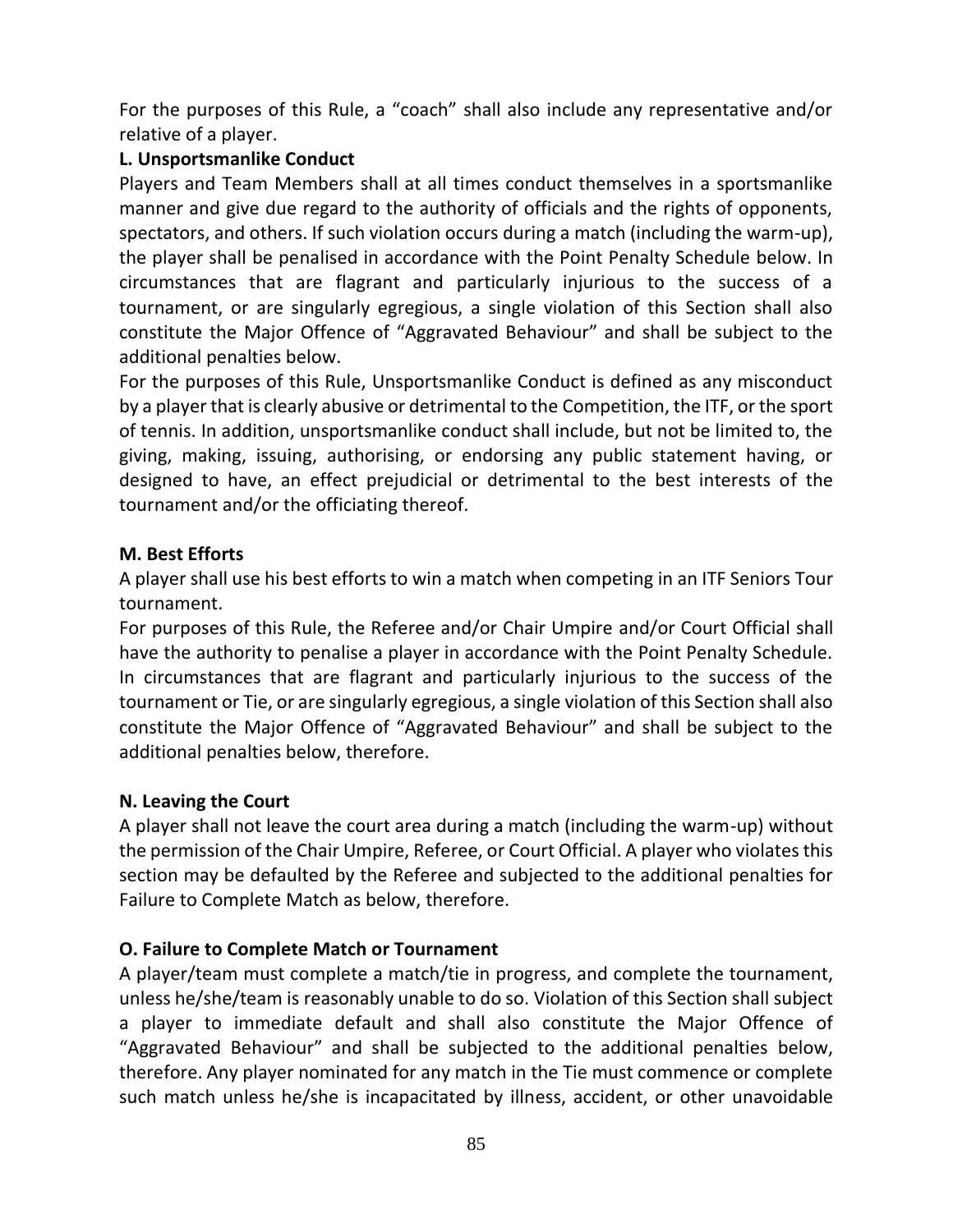For the purposes of this Rule, a “coach” shall also include any representative and/or relative of a player.

**L. Unsportsmanlike Conduct**

Players and Team Members shall at all times conduct themselves in a sportsmanlike manner and give due regard to the authority of officials and the rights of opponents, spectators, and others. If such violation occurs during a match (including the warm-up), the player shall be penalised in accordance with the Point Penalty Schedule below. In circumstances that are flagrant and particularly injurious to the success of a tournament, or are singularly egregious, a single violation of this Section shall also constitute the Major Offence of “Aggravated Behaviour” and shall be subject to the additional penalties below.

For the purposes of this Rule, Unsportsmanlike Conduct is defined as any misconduct by a player that is clearly abusive or detrimental to the Competition, the ITF, or the sport of tennis. In addition, unsportsmanlike conduct shall include, but not be limited to, the giving, making, issuing, authorising, or endorsing any public statement having, or designed to have, an effect prejudicial or detrimental to the best interests of the tournament and/or the officiating thereof.

**M. Best Efforts**

A player shall use his best efforts to win a match when competing in an ITF Seniors Tour tournament.

For purposes of this Rule, the Referee and/or Chair Umpire and/or Court Official shall have the authority to penalise a player in accordance with the Point Penalty Schedule. In circumstances that are flagrant and particularly injurious to the success of the tournament or Tie, or are singularly egregious, a single violation of this Section shall also constitute the Major Offence of “Aggravated Behaviour” and shall be subject to the additional penalties below, therefore.

**N. Leaving the Court**

A player shall not leave the court area during a match (including the warm-up) without the permission of the Chair Umpire, Referee, or Court Official. A player who violates this section may be defaulted by the Referee and subjected to the additional penalties for Failure to Complete Match as below, therefore.

**O. Failure to Complete Match or Tournament**

A player/team must complete a match/tie in progress, and complete the tournament, unless he/she/team is reasonably unable to do so. Violation of this Section shall subject a player to immediate default and shall also constitute the Major Offence of “Aggravated Behaviour” and shall be subjected to the additional penalties below, therefore. Any player nominated for any match in the Tie must commence or complete such match unless he/she is incapacitated by illness, accident, or other unavoidable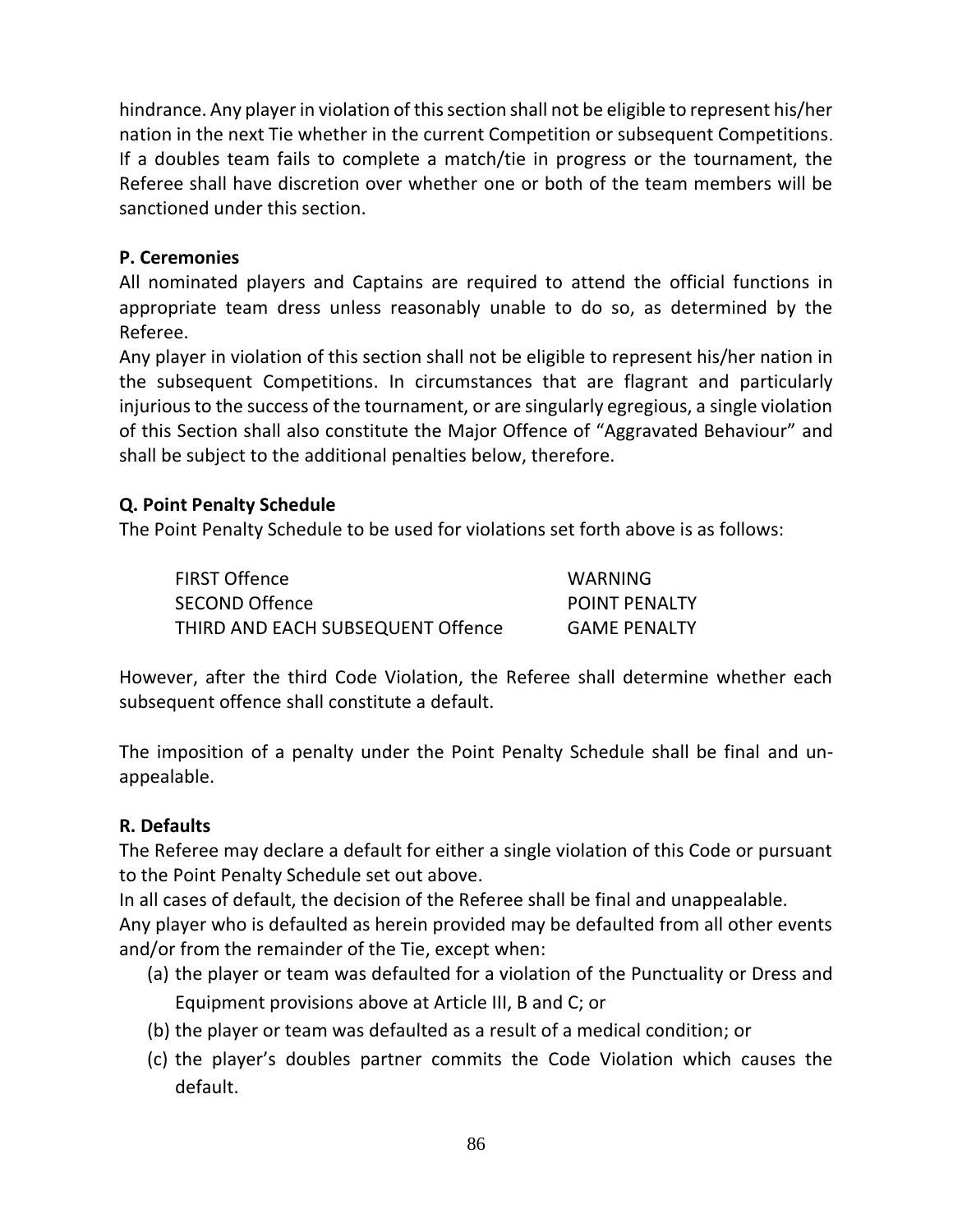hindrance. Any player in violation of this section shall not be eligible to represent his/her nation in the next Tie whether in the current Competition or subsequent Competitions. If a doubles team fails to complete a match/tie in progress or the tournament, the Referee shall have discretion over whether one or both of the team members will be sanctioned under this section.

**P. Ceremonies**

All nominated players and Captains are required to attend the official functions in appropriate team dress unless reasonably unable to do so, as determined by the Referee.

Any player in violation of this section shall not be eligible to represent his/her nation in the subsequent Competitions. In circumstances that are flagrant and particularly injurious to the success of the tournament, or are singularly egregious, a single violation of this Section shall also constitute the Major Offence of "Aggravated Behaviour" and shall be subject to the additional penalties below, therefore.

**Q. Point Penalty Schedule**

The Point Penalty Schedule to be used for violations set forth above is as follows:

| | |
|---|---|
| FIRST Offence | WARNING |
| SECOND Offence | POINT PENALTY |
| THIRD AND EACH SUBSEQUENT Offence | GAME PENALTY |

However, after the third Code Violation, the Referee shall determine whether each subsequent offence shall constitute a default.

The imposition of a penalty under the Point Penalty Schedule shall be final and un-appealable.

**R. Defaults**

The Referee may declare a default for either a single violation of this Code or pursuant to the Point Penalty Schedule set out above.

In all cases of default, the decision of the Referee shall be final and unappealable.

Any player who is defaulted as herein provided may be defaulted from all other events and/or from the remainder of the Tie, except when:

(a) the player or team was defaulted for a violation of the Punctuality or Dress and Equipment provisions above at Article III, B and C; or

(b) the player or team was defaulted as a result of a medical condition; or

(c) the player's doubles partner commits the Code Violation which causes the default.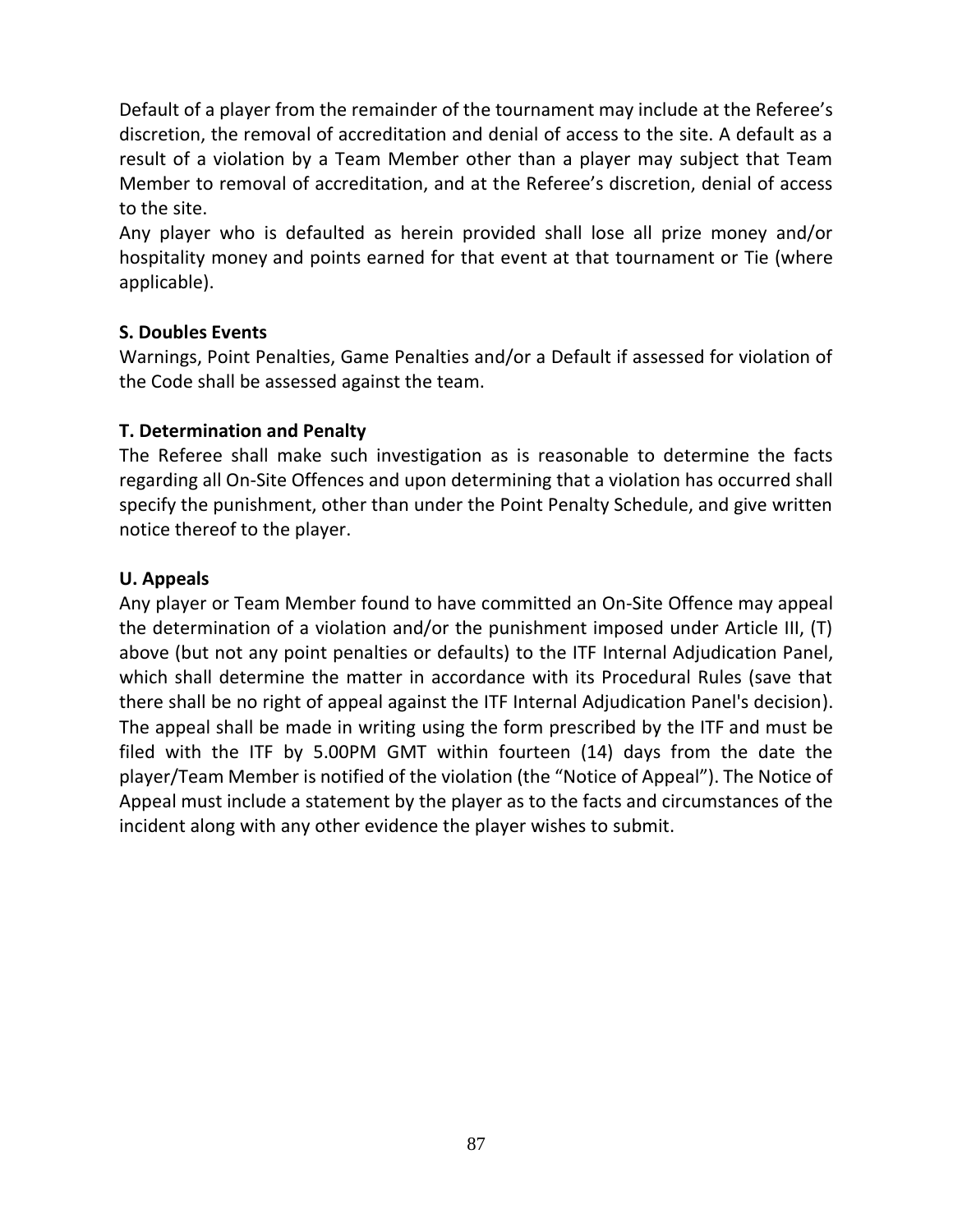Default of a player from the remainder of the tournament may include at the Referee's discretion, the removal of accreditation and denial of access to the site. A default as a result of a violation by a Team Member other than a player may subject that Team Member to removal of accreditation, and at the Referee's discretion, denial of access to the site.

Any player who is defaulted as herein provided shall lose all prize money and/or hospitality money and points earned for that event at that tournament or Tie (where applicable).

**S. Doubles Events**

Warnings, Point Penalties, Game Penalties and/or a Default if assessed for violation of the Code shall be assessed against the team.

**T. Determination and Penalty**

The Referee shall make such investigation as is reasonable to determine the facts regarding all On-Site Offences and upon determining that a violation has occurred shall specify the punishment, other than under the Point Penalty Schedule, and give written notice thereof to the player.

**U. Appeals**

Any player or Team Member found to have committed an On-Site Offence may appeal the determination of a violation and/or the punishment imposed under Article III, (T) above (but not any point penalties or defaults) to the ITF Internal Adjudication Panel, which shall determine the matter in accordance with its Procedural Rules (save that there shall be no right of appeal against the ITF Internal Adjudication Panel's decision). The appeal shall be made in writing using the form prescribed by the ITF and must be filed with the ITF by 5.00PM GMT within fourteen (14) days from the date the player/Team Member is notified of the violation (the "Notice of Appeal"). The Notice of Appeal must include a statement by the player as to the facts and circumstances of the incident along with any other evidence the player wishes to submit.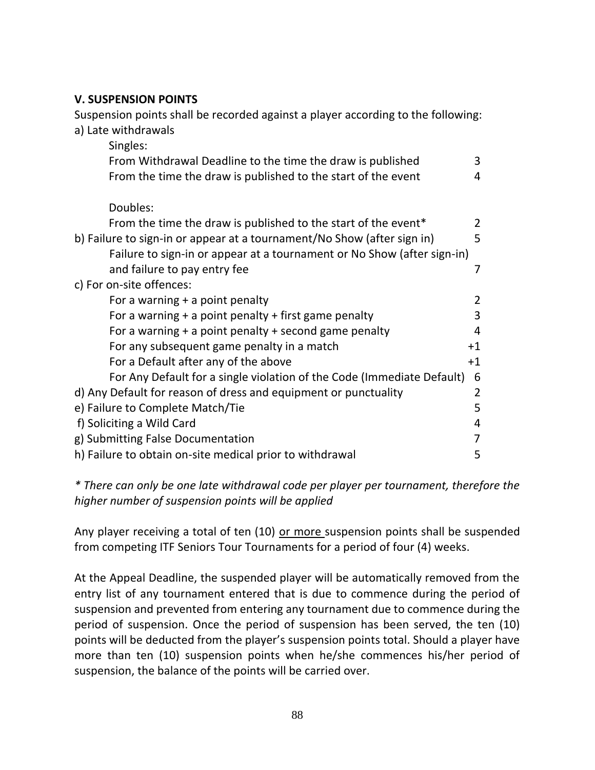### V. SUSPENSION POINTS

Suspension points shall be recorded against a player according to the following:

| | |
|---|---|
| a) Late withdrawals | |
| Singles: | |
| From Withdrawal Deadline to the time the draw is published | 3 |
| From the time the draw is published to the start of the event | 4 |
| Doubles: | |
| From the time the draw is published to the start of the event* | 2 |
| b) Failure to sign-in or appear at a tournament/No Show (after sign in) | 5 |
| Failure to sign-in or appear at a tournament or No Show (after sign-in) and failure to pay entry fee | 7 |
| c) For on-site offences: | |
| For a warning + a point penalty | 2 |
| For a warning + a point penalty + first game penalty | 3 |
| For a warning + a point penalty + second game penalty | 4 |
| For any subsequent game penalty in a match | +1 |
| For a Default after any of the above | +1 |
| For Any Default for a single violation of the Code (Immediate Default) | 6 |
| d) Any Default for reason of dress and equipment or punctuality | 2 |
| e) Failure to Complete Match/Tie | 5 |
| f) Soliciting a Wild Card | 4 |
| g) Submitting False Documentation | 7 |
| h) Failure to obtain on-site medical prior to withdrawal | 5 |

*\* There can only be one late withdrawal code per player per tournament, therefore the higher number of suspension points will be applied*

Any player receiving a total of ten (10) <u>or more</u> suspension points shall be suspended from competing ITF Seniors Tour Tournaments for a period of four (4) weeks.

At the Appeal Deadline, the suspended player will be automatically removed from the entry list of any tournament entered that is due to commence during the period of suspension and prevented from entering any tournament due to commence during the period of suspension. Once the period of suspension has been served, the ten (10) points will be deducted from the player's suspension points total. Should a player have more than ten (10) suspension points when he/she commences his/her period of suspension, the balance of the points will be carried over.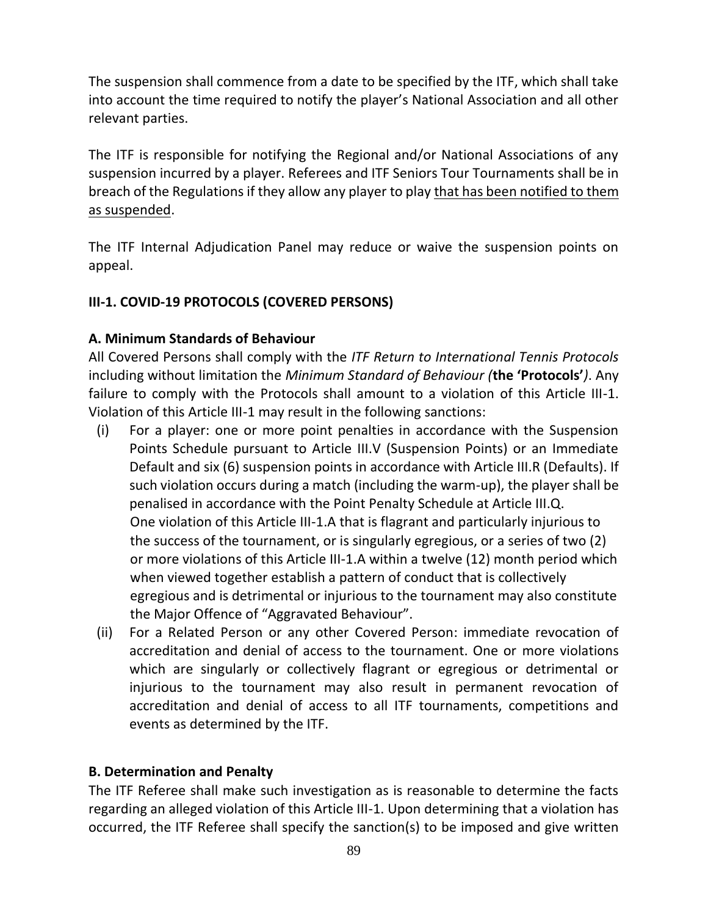The suspension shall commence from a date to be specified by the ITF, which shall take into account the time required to notify the player's National Association and all other relevant parties.

The ITF is responsible for notifying the Regional and/or National Associations of any suspension incurred by a player. Referees and ITF Seniors Tour Tournaments shall be in breach of the Regulations if they allow any player to play <u>that has been notified to them as suspended</u>.

The ITF Internal Adjudication Panel may reduce or waive the suspension points on appeal.

## III-1. COVID-19 PROTOCOLS (COVERED PERSONS)

### A. Minimum Standards of Behaviour

All Covered Persons shall comply with the *ITF Return to International Tennis Protocols* including without limitation the *Minimum Standard of Behaviour (***the 'Protocols'***)*. Any failure to comply with the Protocols shall amount to a violation of this Article III-1. Violation of this Article III-1 may result in the following sanctions:

(i) For a player: one or more point penalties in accordance with the Suspension Points Schedule pursuant to Article III.V (Suspension Points) or an Immediate Default and six (6) suspension points in accordance with Article III.R (Defaults). If such violation occurs during a match (including the warm-up), the player shall be penalised in accordance with the Point Penalty Schedule at Article III.Q.
One violation of this Article III-1.A that is flagrant and particularly injurious to the success of the tournament, or is singularly egregious, or a series of two (2) or more violations of this Article III-1.A within a twelve (12) month period which when viewed together establish a pattern of conduct that is collectively egregious and is detrimental or injurious to the tournament may also constitute the Major Offence of "Aggravated Behaviour".

(ii) For a Related Person or any other Covered Person: immediate revocation of accreditation and denial of access to the tournament. One or more violations which are singularly or collectively flagrant or egregious or detrimental or injurious to the tournament may also result in permanent revocation of accreditation and denial of access to all ITF tournaments, competitions and events as determined by the ITF.

### B. Determination and Penalty

The ITF Referee shall make such investigation as is reasonable to determine the facts regarding an alleged violation of this Article III-1. Upon determining that a violation has occurred, the ITF Referee shall specify the sanction(s) to be imposed and give written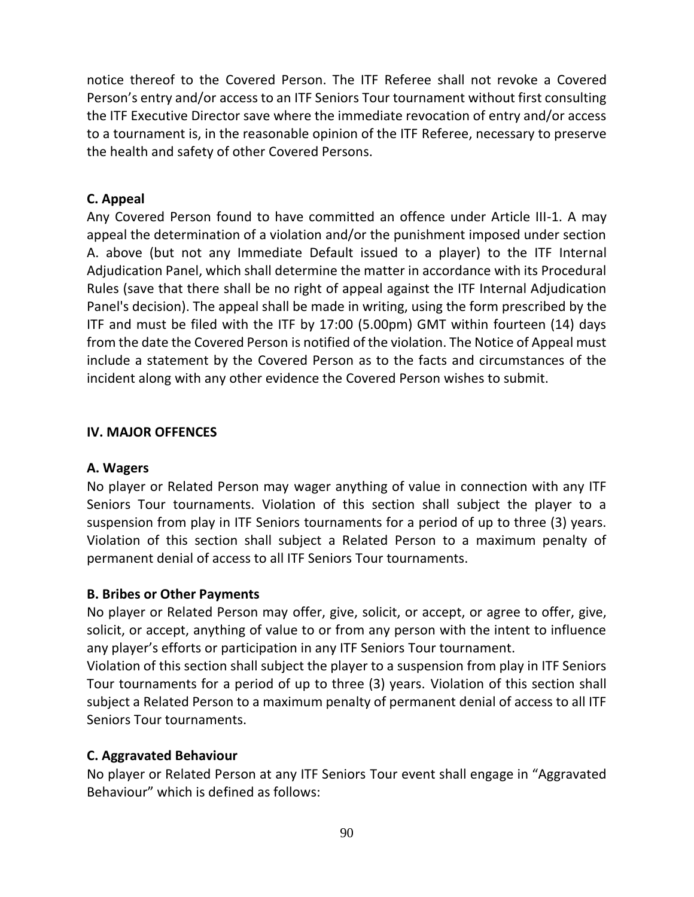notice thereof to the Covered Person. The ITF Referee shall not revoke a Covered Person's entry and/or access to an ITF Seniors Tour tournament without first consulting the ITF Executive Director save where the immediate revocation of entry and/or access to a tournament is, in the reasonable opinion of the ITF Referee, necessary to preserve the health and safety of other Covered Persons.

**C. Appeal**

Any Covered Person found to have committed an offence under Article III-1. A may appeal the determination of a violation and/or the punishment imposed under section A. above (but not any Immediate Default issued to a player) to the ITF Internal Adjudication Panel, which shall determine the matter in accordance with its Procedural Rules (save that there shall be no right of appeal against the ITF Internal Adjudication Panel's decision). The appeal shall be made in writing, using the form prescribed by the ITF and must be filed with the ITF by 17:00 (5.00pm) GMT within fourteen (14) days from the date the Covered Person is notified of the violation. The Notice of Appeal must include a statement by the Covered Person as to the facts and circumstances of the incident along with any other evidence the Covered Person wishes to submit.

**IV. MAJOR OFFENCES**

**A. Wagers**

No player or Related Person may wager anything of value in connection with any ITF Seniors Tour tournaments. Violation of this section shall subject the player to a suspension from play in ITF Seniors tournaments for a period of up to three (3) years. Violation of this section shall subject a Related Person to a maximum penalty of permanent denial of access to all ITF Seniors Tour tournaments.

**B. Bribes or Other Payments**

No player or Related Person may offer, give, solicit, or accept, or agree to offer, give, solicit, or accept, anything of value to or from any person with the intent to influence any player's efforts or participation in any ITF Seniors Tour tournament.

Violation of this section shall subject the player to a suspension from play in ITF Seniors Tour tournaments for a period of up to three (3) years. Violation of this section shall subject a Related Person to a maximum penalty of permanent denial of access to all ITF Seniors Tour tournaments.

**C. Aggravated Behaviour**

No player or Related Person at any ITF Seniors Tour event shall engage in "Aggravated Behaviour" which is defined as follows: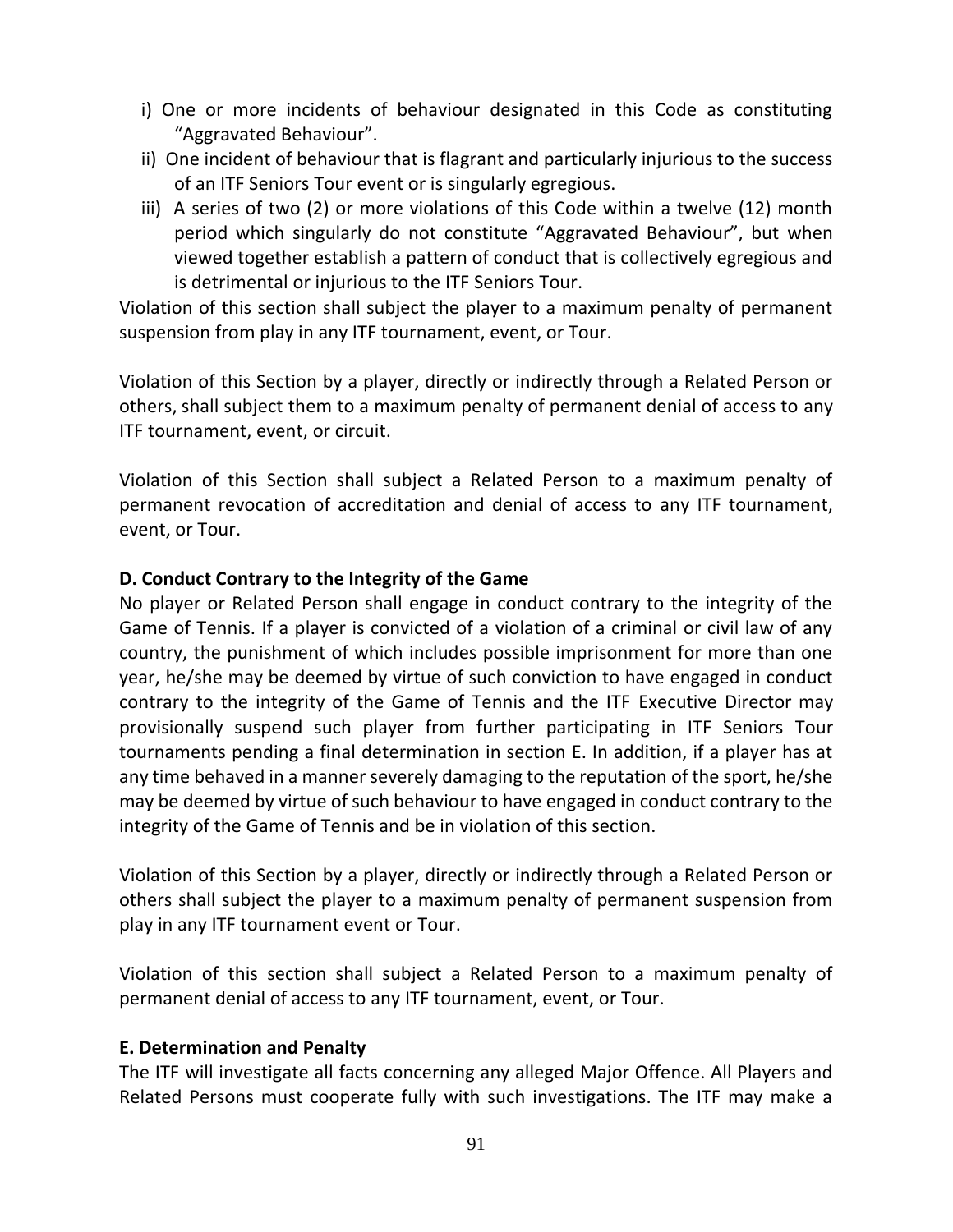i) One or more incidents of behaviour designated in this Code as constituting "Aggravated Behaviour".
ii) One incident of behaviour that is flagrant and particularly injurious to the success of an ITF Seniors Tour event or is singularly egregious.
iii) A series of two (2) or more violations of this Code within a twelve (12) month period which singularly do not constitute "Aggravated Behaviour", but when viewed together establish a pattern of conduct that is collectively egregious and is detrimental or injurious to the ITF Seniors Tour.

Violation of this section shall subject the player to a maximum penalty of permanent suspension from play in any ITF tournament, event, or Tour.

Violation of this Section by a player, directly or indirectly through a Related Person or others, shall subject them to a maximum penalty of permanent denial of access to any ITF tournament, event, or circuit.

Violation of this Section shall subject a Related Person to a maximum penalty of permanent revocation of accreditation and denial of access to any ITF tournament, event, or Tour.

**D. Conduct Contrary to the Integrity of the Game**

No player or Related Person shall engage in conduct contrary to the integrity of the Game of Tennis. If a player is convicted of a violation of a criminal or civil law of any country, the punishment of which includes possible imprisonment for more than one year, he/she may be deemed by virtue of such conviction to have engaged in conduct contrary to the integrity of the Game of Tennis and the ITF Executive Director may provisionally suspend such player from further participating in ITF Seniors Tour tournaments pending a final determination in section E. In addition, if a player has at any time behaved in a manner severely damaging to the reputation of the sport, he/she may be deemed by virtue of such behaviour to have engaged in conduct contrary to the integrity of the Game of Tennis and be in violation of this section.

Violation of this Section by a player, directly or indirectly through a Related Person or others shall subject the player to a maximum penalty of permanent suspension from play in any ITF tournament event or Tour.

Violation of this section shall subject a Related Person to a maximum penalty of permanent denial of access to any ITF tournament, event, or Tour.

**E. Determination and Penalty**

The ITF will investigate all facts concerning any alleged Major Offence. All Players and Related Persons must cooperate fully with such investigations. The ITF may make a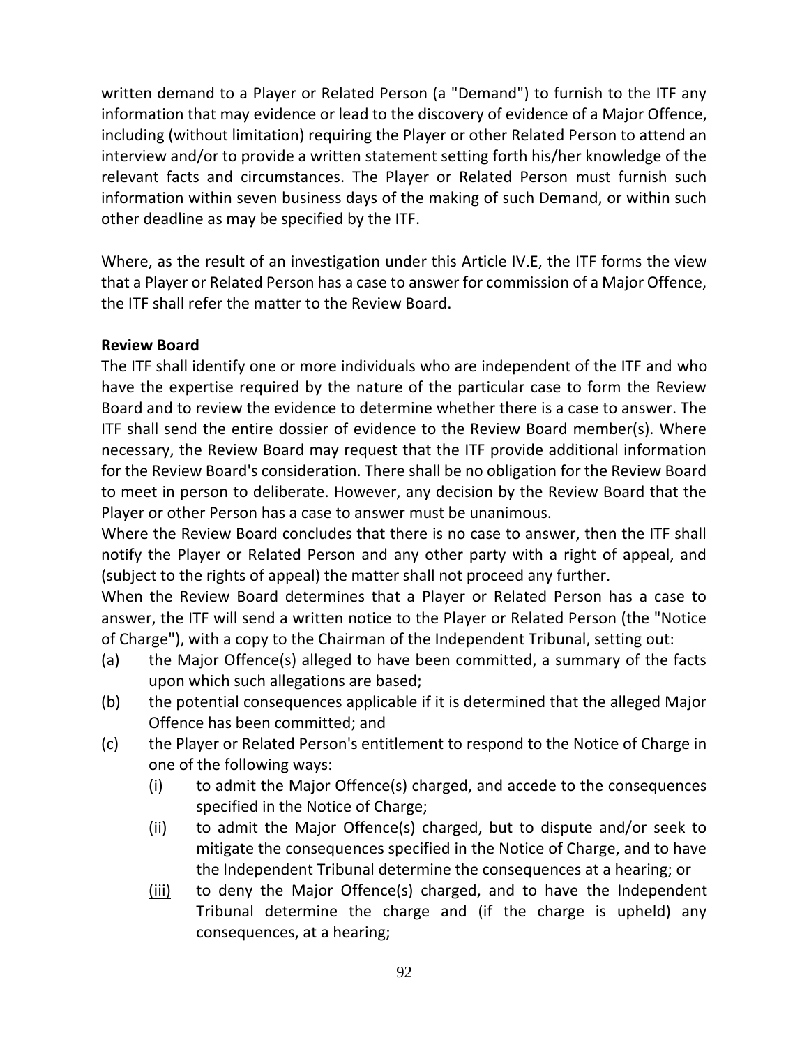written demand to a Player or Related Person (a "Demand") to furnish to the ITF any information that may evidence or lead to the discovery of evidence of a Major Offence, including (without limitation) requiring the Player or other Related Person to attend an interview and/or to provide a written statement setting forth his/her knowledge of the relevant facts and circumstances. The Player or Related Person must furnish such information within seven business days of the making of such Demand, or within such other deadline as may be specified by the ITF.

Where, as the result of an investigation under this Article IV.E, the ITF forms the view that a Player or Related Person has a case to answer for commission of a Major Offence, the ITF shall refer the matter to the Review Board.

**Review Board**

The ITF shall identify one or more individuals who are independent of the ITF and who have the expertise required by the nature of the particular case to form the Review Board and to review the evidence to determine whether there is a case to answer. The ITF shall send the entire dossier of evidence to the Review Board member(s). Where necessary, the Review Board may request that the ITF provide additional information for the Review Board's consideration. There shall be no obligation for the Review Board to meet in person to deliberate. However, any decision by the Review Board that the Player or other Person has a case to answer must be unanimous.

Where the Review Board concludes that there is no case to answer, then the ITF shall notify the Player or Related Person and any other party with a right of appeal, and (subject to the rights of appeal) the matter shall not proceed any further.

When the Review Board determines that a Player or Related Person has a case to answer, the ITF will send a written notice to the Player or Related Person (the "Notice of Charge"), with a copy to the Chairman of the Independent Tribunal, setting out:

(a) the Major Offence(s) alleged to have been committed, a summary of the facts upon which such allegations are based;

(b) the potential consequences applicable if it is determined that the alleged Major Offence has been committed; and

(c) the Player or Related Person's entitlement to respond to the Notice of Charge in one of the following ways:

  (i) to admit the Major Offence(s) charged, and accede to the consequences specified in the Notice of Charge;

  (ii) to admit the Major Offence(s) charged, but to dispute and/or seek to mitigate the consequences specified in the Notice of Charge, and to have the Independent Tribunal determine the consequences at a hearing; or

  (iii) to deny the Major Offence(s) charged, and to have the Independent Tribunal determine the charge and (if the charge is upheld) any consequences, at a hearing;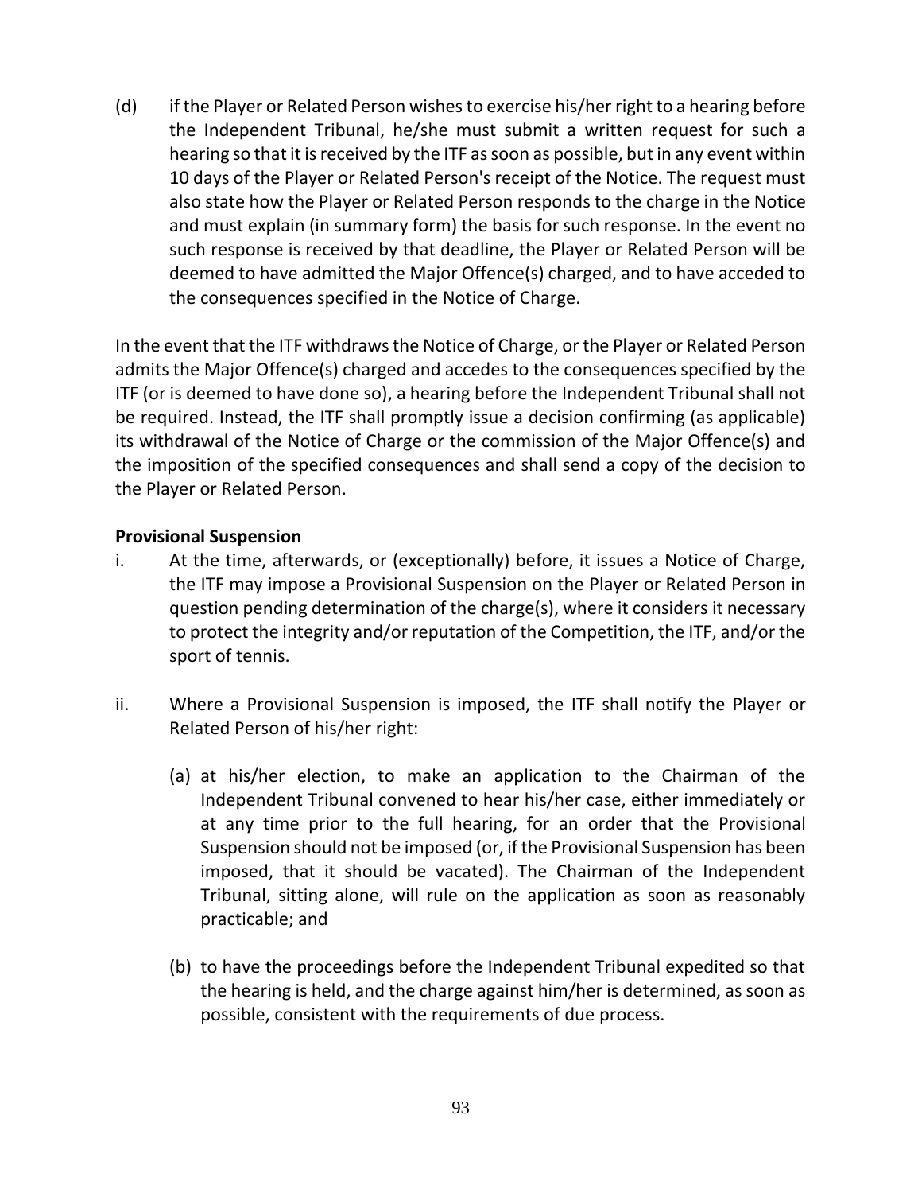(d) if the Player or Related Person wishes to exercise his/her right to a hearing before the Independent Tribunal, he/she must submit a written request for such a hearing so that it is received by the ITF as soon as possible, but in any event within 10 days of the Player or Related Person's receipt of the Notice. The request must also state how the Player or Related Person responds to the charge in the Notice and must explain (in summary form) the basis for such response. In the event no such response is received by that deadline, the Player or Related Person will be deemed to have admitted the Major Offence(s) charged, and to have acceded to the consequences specified in the Notice of Charge.

In the event that the ITF withdraws the Notice of Charge, or the Player or Related Person admits the Major Offence(s) charged and accedes to the consequences specified by the ITF (or is deemed to have done so), a hearing before the Independent Tribunal shall not be required. Instead, the ITF shall promptly issue a decision confirming (as applicable) its withdrawal of the Notice of Charge or the commission of the Major Offence(s) and the imposition of the specified consequences and shall send a copy of the decision to the Player or Related Person.

**Provisional Suspension**

i. At the time, afterwards, or (exceptionally) before, it issues a Notice of Charge, the ITF may impose a Provisional Suspension on the Player or Related Person in question pending determination of the charge(s), where it considers it necessary to protect the integrity and/or reputation of the Competition, the ITF, and/or the sport of tennis.

ii. Where a Provisional Suspension is imposed, the ITF shall notify the Player or Related Person of his/her right:

   (a) at his/her election, to make an application to the Chairman of the Independent Tribunal convened to hear his/her case, either immediately or at any time prior to the full hearing, for an order that the Provisional Suspension should not be imposed (or, if the Provisional Suspension has been imposed, that it should be vacated). The Chairman of the Independent Tribunal, sitting alone, will rule on the application as soon as reasonably practicable; and

   (b) to have the proceedings before the Independent Tribunal expedited so that the hearing is held, and the charge against him/her is determined, as soon as possible, consistent with the requirements of due process.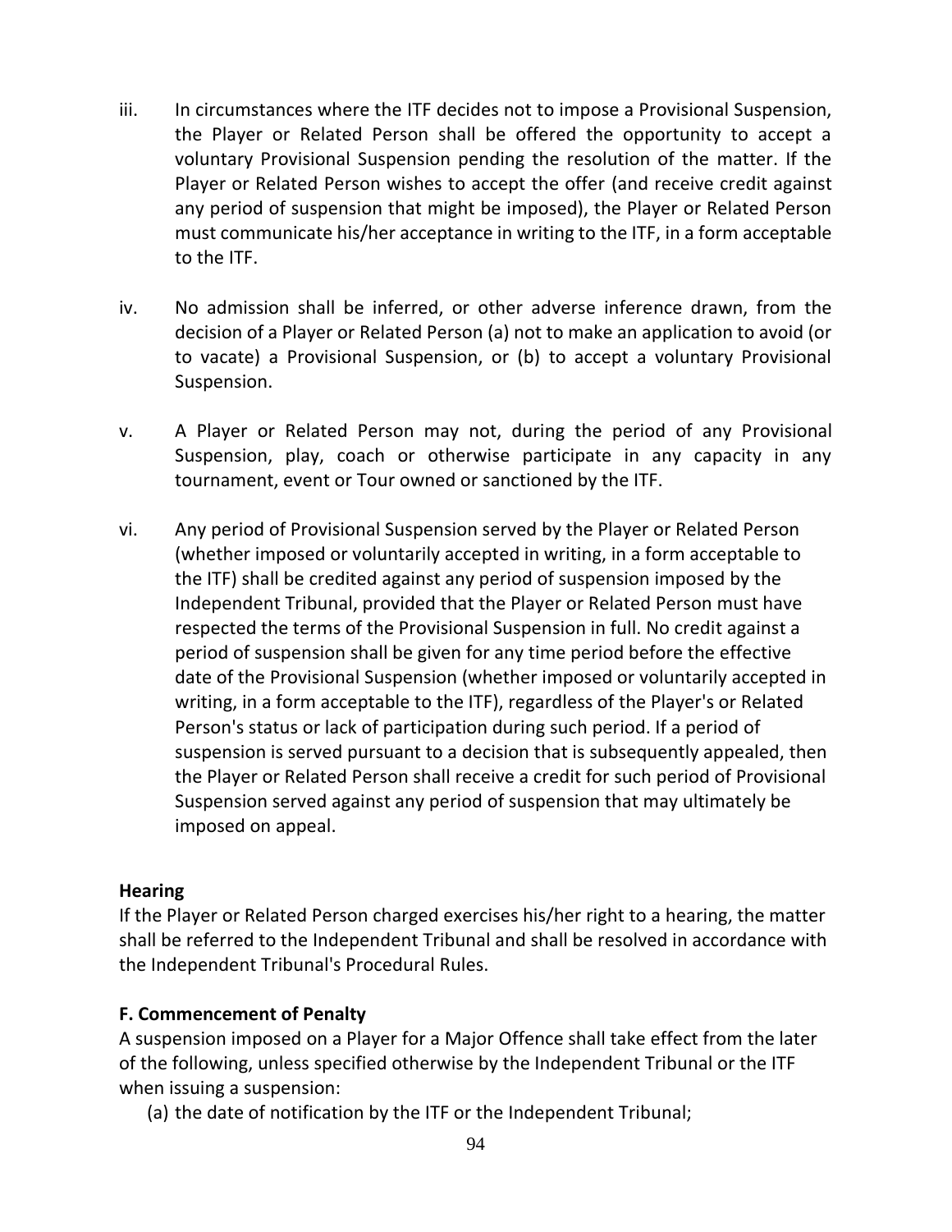iii. In circumstances where the ITF decides not to impose a Provisional Suspension, the Player or Related Person shall be offered the opportunity to accept a voluntary Provisional Suspension pending the resolution of the matter. If the Player or Related Person wishes to accept the offer (and receive credit against any period of suspension that might be imposed), the Player or Related Person must communicate his/her acceptance in writing to the ITF, in a form acceptable to the ITF.

iv. No admission shall be inferred, or other adverse inference drawn, from the decision of a Player or Related Person (a) not to make an application to avoid (or to vacate) a Provisional Suspension, or (b) to accept a voluntary Provisional Suspension.

v. A Player or Related Person may not, during the period of any Provisional Suspension, play, coach or otherwise participate in any capacity in any tournament, event or Tour owned or sanctioned by the ITF.

vi. Any period of Provisional Suspension served by the Player or Related Person (whether imposed or voluntarily accepted in writing, in a form acceptable to the ITF) shall be credited against any period of suspension imposed by the Independent Tribunal, provided that the Player or Related Person must have respected the terms of the Provisional Suspension in full. No credit against a period of suspension shall be given for any time period before the effective date of the Provisional Suspension (whether imposed or voluntarily accepted in writing, in a form acceptable to the ITF), regardless of the Player's or Related Person's status or lack of participation during such period. If a period of suspension is served pursuant to a decision that is subsequently appealed, then the Player or Related Person shall receive a credit for such period of Provisional Suspension served against any period of suspension that may ultimately be imposed on appeal.

**Hearing**

If the Player or Related Person charged exercises his/her right to a hearing, the matter shall be referred to the Independent Tribunal and shall be resolved in accordance with the Independent Tribunal's Procedural Rules.

**F. Commencement of Penalty**

A suspension imposed on a Player for a Major Offence shall take effect from the later of the following, unless specified otherwise by the Independent Tribunal or the ITF when issuing a suspension:

(a) the date of notification by the ITF or the Independent Tribunal;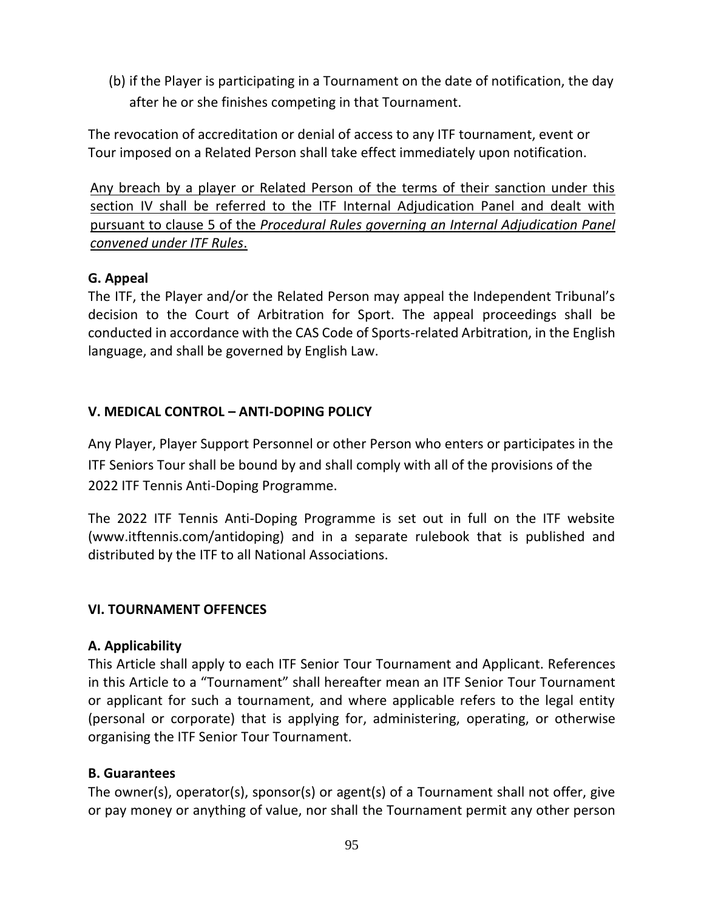(b) if the Player is participating in a Tournament on the date of notification, the day after he or she finishes competing in that Tournament.

The revocation of accreditation or denial of access to any ITF tournament, event or Tour imposed on a Related Person shall take effect immediately upon notification.

<u>Any breach by a player or Related Person of the terms of their sanction under this section IV shall be referred to the ITF Internal Adjudication Panel and dealt with pursuant to clause 5 of the *Procedural Rules governing an Internal Adjudication Panel convened under ITF Rules*.</u>

**G. Appeal**

The ITF, the Player and/or the Related Person may appeal the Independent Tribunal's decision to the Court of Arbitration for Sport. The appeal proceedings shall be conducted in accordance with the CAS Code of Sports-related Arbitration, in the English language, and shall be governed by English Law.

## V. MEDICAL CONTROL – ANTI-DOPING POLICY

Any Player, Player Support Personnel or other Person who enters or participates in the ITF Seniors Tour shall be bound by and shall comply with all of the provisions of the 2022 ITF Tennis Anti-Doping Programme.

The 2022 ITF Tennis Anti-Doping Programme is set out in full on the ITF website (www.itftennis.com/antidoping) and in a separate rulebook that is published and distributed by the ITF to all National Associations.

## VI. TOURNAMENT OFFENCES

**A. Applicability**

This Article shall apply to each ITF Senior Tour Tournament and Applicant. References in this Article to a "Tournament" shall hereafter mean an ITF Senior Tour Tournament or applicant for such a tournament, and where applicable refers to the legal entity (personal or corporate) that is applying for, administering, operating, or otherwise organising the ITF Senior Tour Tournament.

**B. Guarantees**

The owner(s), operator(s), sponsor(s) or agent(s) of a Tournament shall not offer, give or pay money or anything of value, nor shall the Tournament permit any other person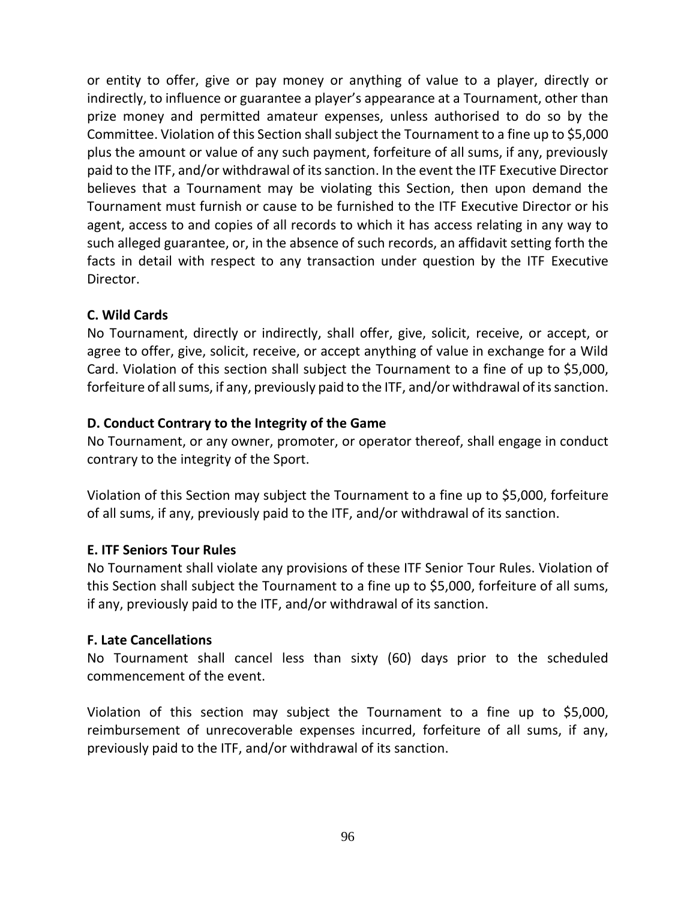or entity to offer, give or pay money or anything of value to a player, directly or indirectly, to influence or guarantee a player's appearance at a Tournament, other than prize money and permitted amateur expenses, unless authorised to do so by the Committee. Violation of this Section shall subject the Tournament to a fine up to $5,000 plus the amount or value of any such payment, forfeiture of all sums, if any, previously paid to the ITF, and/or withdrawal of its sanction. In the event the ITF Executive Director believes that a Tournament may be violating this Section, then upon demand the Tournament must furnish or cause to be furnished to the ITF Executive Director or his agent, access to and copies of all records to which it has access relating in any way to such alleged guarantee, or, in the absence of such records, an affidavit setting forth the facts in detail with respect to any transaction under question by the ITF Executive Director.

**C. Wild Cards**

No Tournament, directly or indirectly, shall offer, give, solicit, receive, or accept, or agree to offer, give, solicit, receive, or accept anything of value in exchange for a Wild Card. Violation of this section shall subject the Tournament to a fine of up to $5,000, forfeiture of all sums, if any, previously paid to the ITF, and/or withdrawal of its sanction.

**D. Conduct Contrary to the Integrity of the Game**

No Tournament, or any owner, promoter, or operator thereof, shall engage in conduct contrary to the integrity of the Sport.

Violation of this Section may subject the Tournament to a fine up to $5,000, forfeiture of all sums, if any, previously paid to the ITF, and/or withdrawal of its sanction.

**E. ITF Seniors Tour Rules**

No Tournament shall violate any provisions of these ITF Senior Tour Rules. Violation of this Section shall subject the Tournament to a fine up to $5,000, forfeiture of all sums, if any, previously paid to the ITF, and/or withdrawal of its sanction.

**F. Late Cancellations**

No Tournament shall cancel less than sixty (60) days prior to the scheduled commencement of the event.

Violation of this section may subject the Tournament to a fine up to $5,000, reimbursement of unrecoverable expenses incurred, forfeiture of all sums, if any, previously paid to the ITF, and/or withdrawal of its sanction.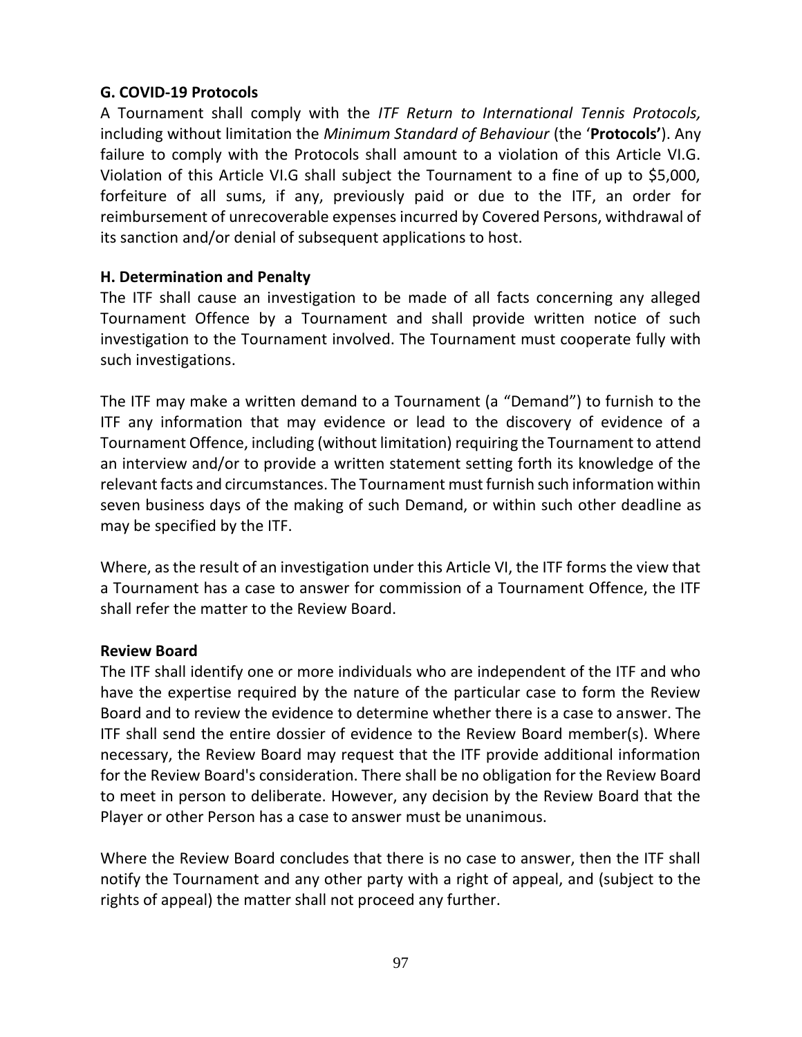**G. COVID-19 Protocols**

A Tournament shall comply with the *ITF Return to International Tennis Protocols,* including without limitation the *Minimum Standard of Behaviour* (the '**Protocols'**). Any failure to comply with the Protocols shall amount to a violation of this Article VI.G. Violation of this Article VI.G shall subject the Tournament to a fine of up to $5,000, forfeiture of all sums, if any, previously paid or due to the ITF, an order for reimbursement of unrecoverable expenses incurred by Covered Persons, withdrawal of its sanction and/or denial of subsequent applications to host.

**H. Determination and Penalty**

The ITF shall cause an investigation to be made of all facts concerning any alleged Tournament Offence by a Tournament and shall provide written notice of such investigation to the Tournament involved. The Tournament must cooperate fully with such investigations.

The ITF may make a written demand to a Tournament (a "Demand") to furnish to the ITF any information that may evidence or lead to the discovery of evidence of a Tournament Offence, including (without limitation) requiring the Tournament to attend an interview and/or to provide a written statement setting forth its knowledge of the relevant facts and circumstances. The Tournament must furnish such information within seven business days of the making of such Demand, or within such other deadline as may be specified by the ITF.

Where, as the result of an investigation under this Article VI, the ITF forms the view that a Tournament has a case to answer for commission of a Tournament Offence, the ITF shall refer the matter to the Review Board.

**Review Board**

The ITF shall identify one or more individuals who are independent of the ITF and who have the expertise required by the nature of the particular case to form the Review Board and to review the evidence to determine whether there is a case to answer. The ITF shall send the entire dossier of evidence to the Review Board member(s). Where necessary, the Review Board may request that the ITF provide additional information for the Review Board's consideration. There shall be no obligation for the Review Board to meet in person to deliberate. However, any decision by the Review Board that the Player or other Person has a case to answer must be unanimous.

Where the Review Board concludes that there is no case to answer, then the ITF shall notify the Tournament and any other party with a right of appeal, and (subject to the rights of appeal) the matter shall not proceed any further.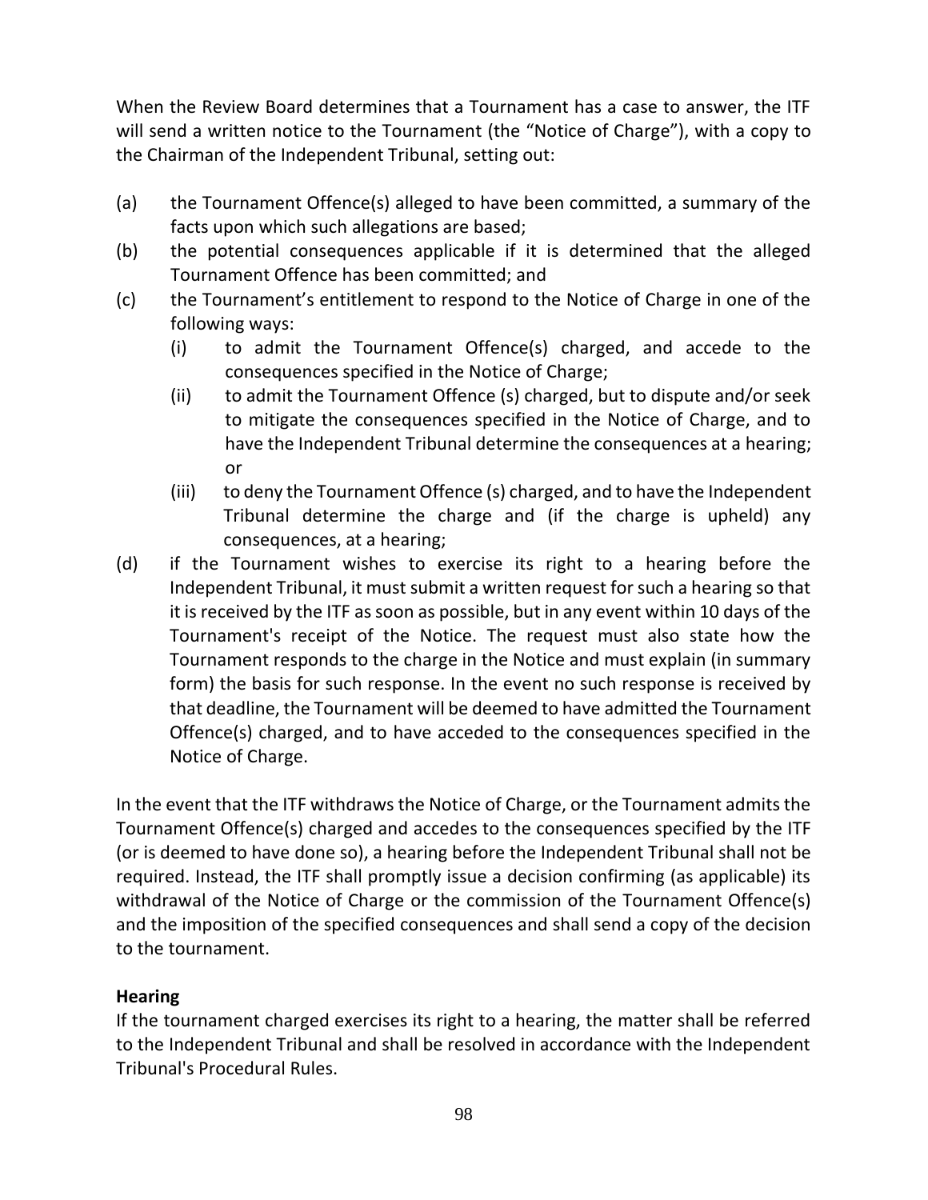When the Review Board determines that a Tournament has a case to answer, the ITF will send a written notice to the Tournament (the "Notice of Charge"), with a copy to the Chairman of the Independent Tribunal, setting out:

(a) the Tournament Offence(s) alleged to have been committed, a summary of the facts upon which such allegations are based;

(b) the potential consequences applicable if it is determined that the alleged Tournament Offence has been committed; and

(c) the Tournament's entitlement to respond to the Notice of Charge in one of the following ways:

   (i) to admit the Tournament Offence(s) charged, and accede to the consequences specified in the Notice of Charge;

   (ii) to admit the Tournament Offence (s) charged, but to dispute and/or seek to mitigate the consequences specified in the Notice of Charge, and to have the Independent Tribunal determine the consequences at a hearing; or

   (iii) to deny the Tournament Offence (s) charged, and to have the Independent Tribunal determine the charge and (if the charge is upheld) any consequences, at a hearing;

(d) if the Tournament wishes to exercise its right to a hearing before the Independent Tribunal, it must submit a written request for such a hearing so that it is received by the ITF as soon as possible, but in any event within 10 days of the Tournament's receipt of the Notice. The request must also state how the Tournament responds to the charge in the Notice and must explain (in summary form) the basis for such response. In the event no such response is received by that deadline, the Tournament will be deemed to have admitted the Tournament Offence(s) charged, and to have acceded to the consequences specified in the Notice of Charge.

In the event that the ITF withdraws the Notice of Charge, or the Tournament admits the Tournament Offence(s) charged and accedes to the consequences specified by the ITF (or is deemed to have done so), a hearing before the Independent Tribunal shall not be required. Instead, the ITF shall promptly issue a decision confirming (as applicable) its withdrawal of the Notice of Charge or the commission of the Tournament Offence(s) and the imposition of the specified consequences and shall send a copy of the decision to the tournament.

**Hearing**

If the tournament charged exercises its right to a hearing, the matter shall be referred to the Independent Tribunal and shall be resolved in accordance with the Independent Tribunal's Procedural Rules.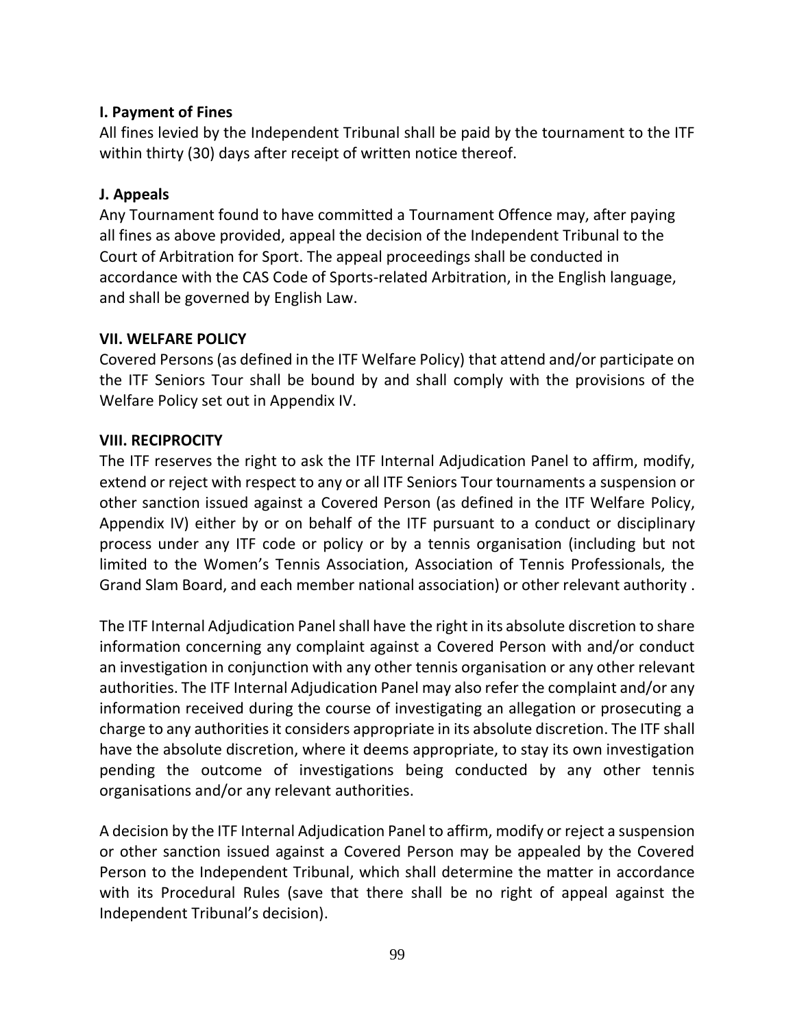### I. Payment of Fines

All fines levied by the Independent Tribunal shall be paid by the tournament to the ITF within thirty (30) days after receipt of written notice thereof.

### J. Appeals

Any Tournament found to have committed a Tournament Offence may, after paying all fines as above provided, appeal the decision of the Independent Tribunal to the Court of Arbitration for Sport. The appeal proceedings shall be conducted in accordance with the CAS Code of Sports-related Arbitration, in the English language, and shall be governed by English Law.

## VII. WELFARE POLICY

Covered Persons (as defined in the ITF Welfare Policy) that attend and/or participate on the ITF Seniors Tour shall be bound by and shall comply with the provisions of the Welfare Policy set out in Appendix IV.

## VIII. RECIPROCITY

The ITF reserves the right to ask the ITF Internal Adjudication Panel to affirm, modify, extend or reject with respect to any or all ITF Seniors Tour tournaments a suspension or other sanction issued against a Covered Person (as defined in the ITF Welfare Policy, Appendix IV) either by or on behalf of the ITF pursuant to a conduct or disciplinary process under any ITF code or policy or by a tennis organisation (including but not limited to the Women's Tennis Association, Association of Tennis Professionals, the Grand Slam Board, and each member national association) or other relevant authority .

The ITF Internal Adjudication Panel shall have the right in its absolute discretion to share information concerning any complaint against a Covered Person with and/or conduct an investigation in conjunction with any other tennis organisation or any other relevant authorities. The ITF Internal Adjudication Panel may also refer the complaint and/or any information received during the course of investigating an allegation or prosecuting a charge to any authorities it considers appropriate in its absolute discretion. The ITF shall have the absolute discretion, where it deems appropriate, to stay its own investigation pending the outcome of investigations being conducted by any other tennis organisations and/or any relevant authorities.

A decision by the ITF Internal Adjudication Panel to affirm, modify or reject a suspension or other sanction issued against a Covered Person may be appealed by the Covered Person to the Independent Tribunal, which shall determine the matter in accordance with its Procedural Rules (save that there shall be no right of appeal against the Independent Tribunal's decision).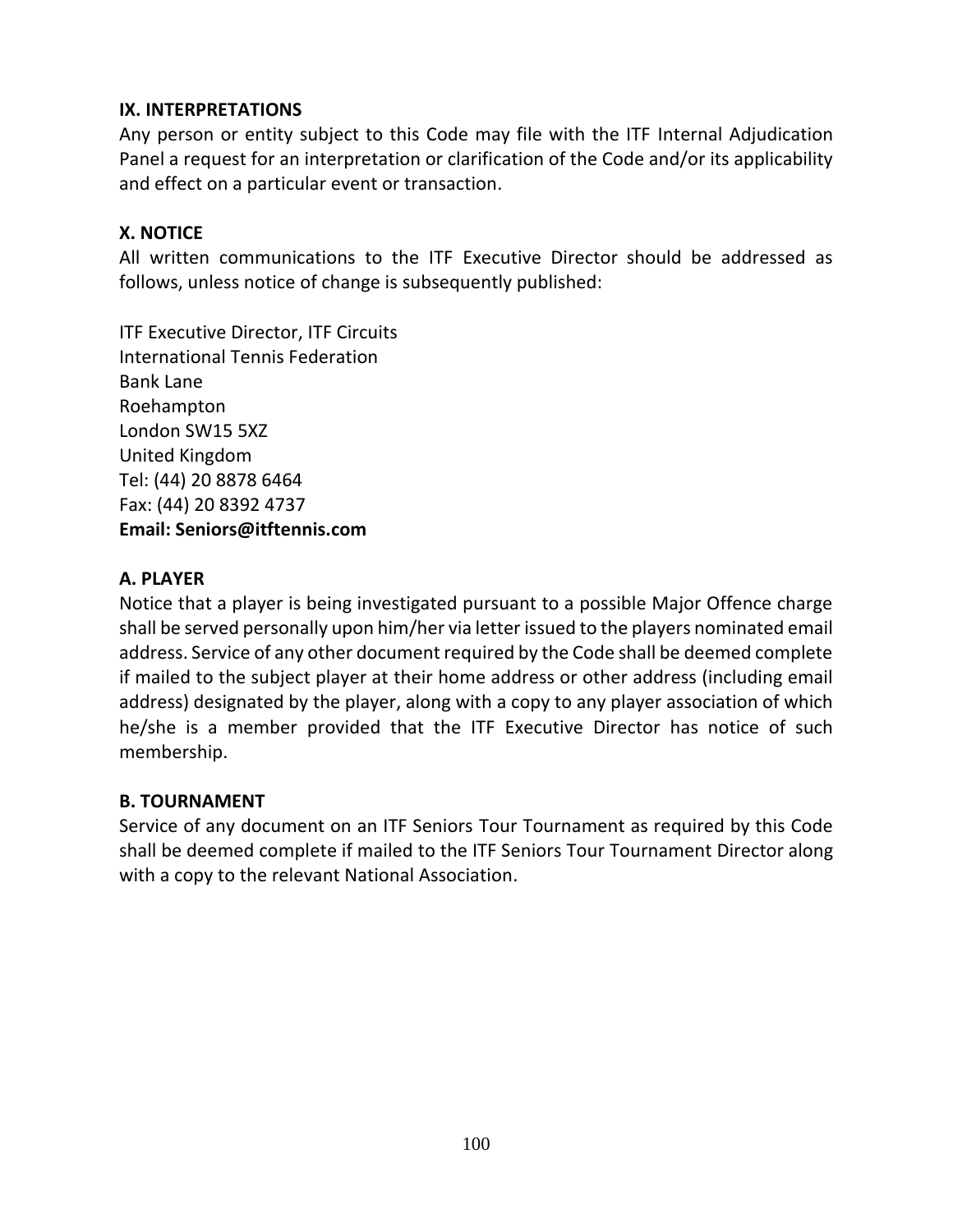## IX. INTERPRETATIONS

Any person or entity subject to this Code may file with the ITF Internal Adjudication Panel a request for an interpretation or clarification of the Code and/or its applicability and effect on a particular event or transaction.

## X. NOTICE

All written communications to the ITF Executive Director should be addressed as follows, unless notice of change is subsequently published:

ITF Executive Director, ITF Circuits
International Tennis Federation
Bank Lane
Roehampton
London SW15 5XZ
United Kingdom
Tel: (44) 20 8878 6464
Fax: (44) 20 8392 4737
**Email: Seniors@itftennis.com**

### A. PLAYER

Notice that a player is being investigated pursuant to a possible Major Offence charge shall be served personally upon him/her via letter issued to the players nominated email address. Service of any other document required by the Code shall be deemed complete if mailed to the subject player at their home address or other address (including email address) designated by the player, along with a copy to any player association of which he/she is a member provided that the ITF Executive Director has notice of such membership.

### B. TOURNAMENT

Service of any document on an ITF Seniors Tour Tournament as required by this Code shall be deemed complete if mailed to the ITF Seniors Tour Tournament Director along with a copy to the relevant National Association.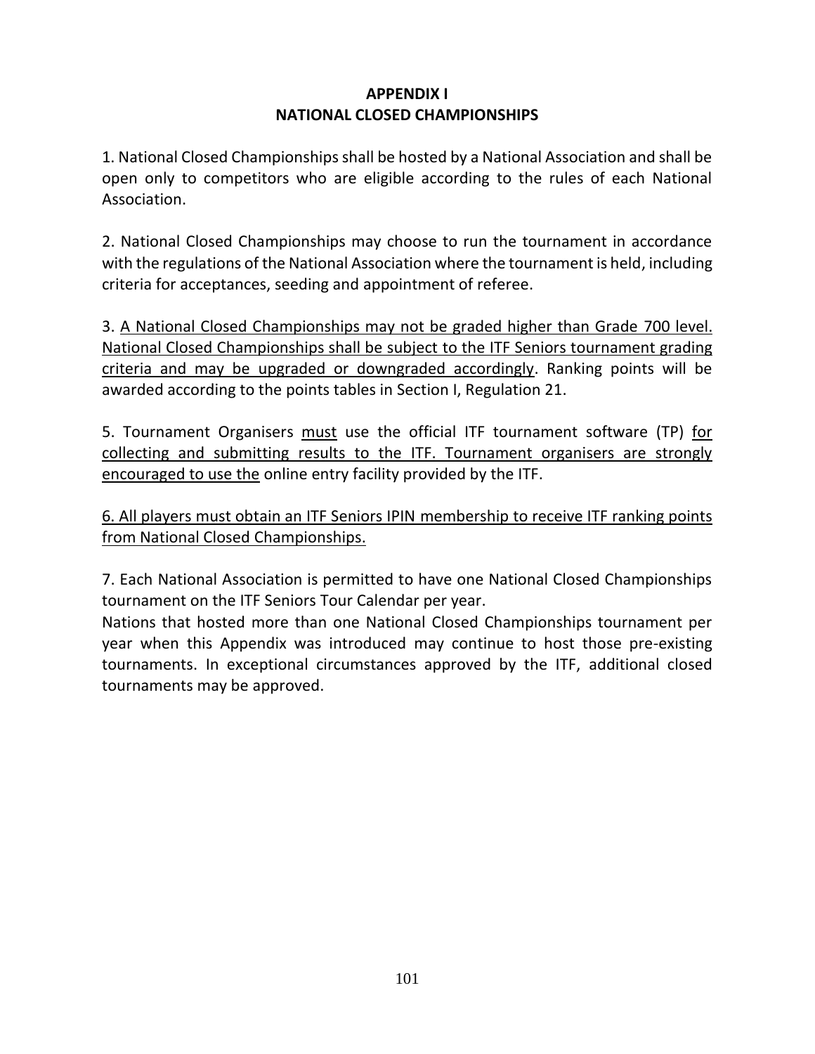# APPENDIX I
# NATIONAL CLOSED CHAMPIONSHIPS

1. National Closed Championships shall be hosted by a National Association and shall be open only to competitors who are eligible according to the rules of each National Association.

2. National Closed Championships may choose to run the tournament in accordance with the regulations of the National Association where the tournament is held, including criteria for acceptances, seeding and appointment of referee.

3. <u>A National Closed Championships may not be graded higher than Grade 700 level. National Closed Championships shall be subject to the ITF Seniors tournament grading criteria and may be upgraded or downgraded accordingly</u>. Ranking points will be awarded according to the points tables in Section I, Regulation 21.

5. Tournament Organisers <u>must</u> use the official ITF tournament software (TP) <u>for collecting and submitting results to the ITF. Tournament organisers are strongly encouraged to use the</u> online entry facility provided by the ITF.

<u>6. All players must obtain an ITF Seniors IPIN membership to receive ITF ranking points from National Closed Championships.</u>

7. Each National Association is permitted to have one National Closed Championships tournament on the ITF Seniors Tour Calendar per year.
Nations that hosted more than one National Closed Championships tournament per year when this Appendix was introduced may continue to host those pre-existing tournaments. In exceptional circumstances approved by the ITF, additional closed tournaments may be approved.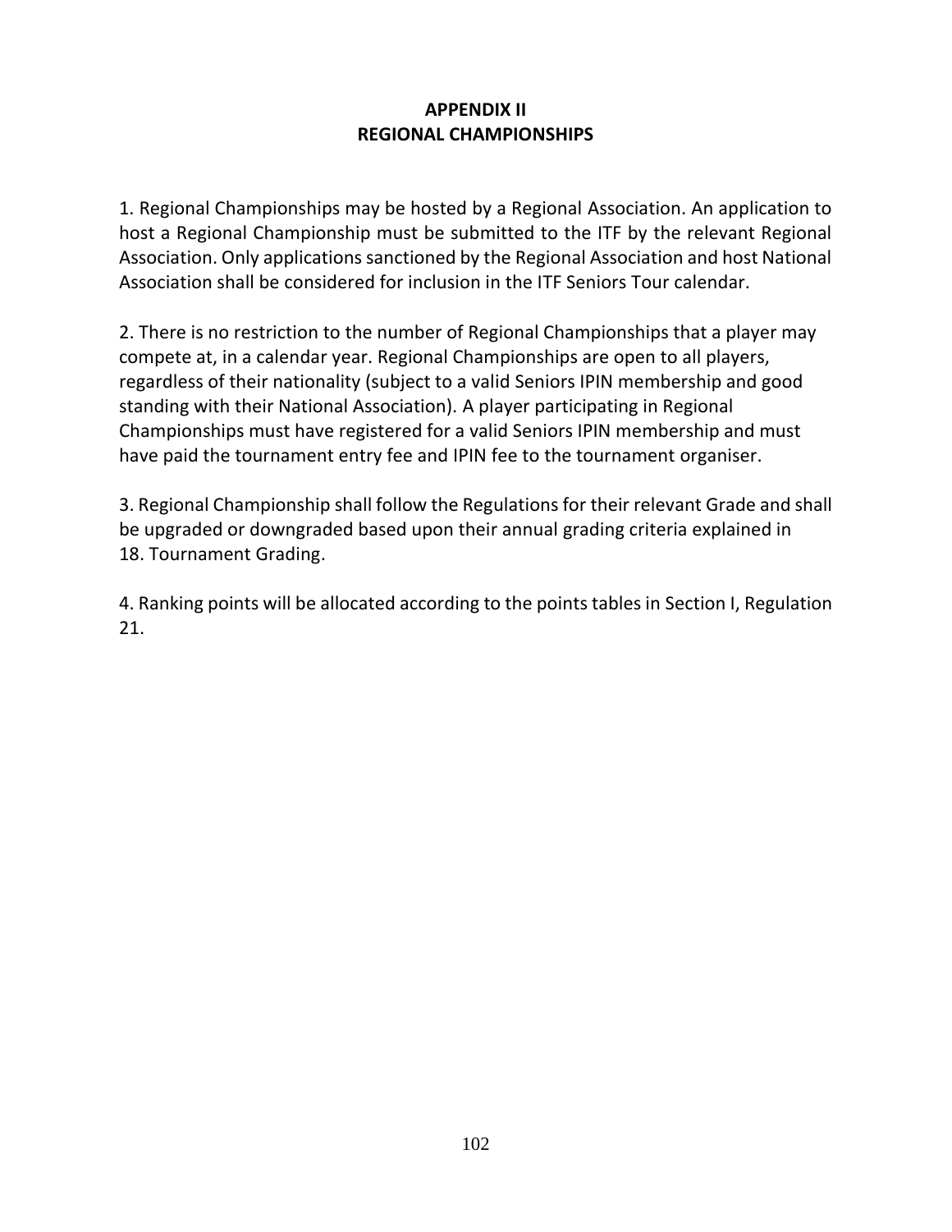# APPENDIX II
# REGIONAL CHAMPIONSHIPS

1. Regional Championships may be hosted by a Regional Association. An application to host a Regional Championship must be submitted to the ITF by the relevant Regional Association. Only applications sanctioned by the Regional Association and host National Association shall be considered for inclusion in the ITF Seniors Tour calendar.

2. There is no restriction to the number of Regional Championships that a player may compete at, in a calendar year. Regional Championships are open to all players, regardless of their nationality (subject to a valid Seniors IPIN membership and good standing with their National Association). A player participating in Regional Championships must have registered for a valid Seniors IPIN membership and must have paid the tournament entry fee and IPIN fee to the tournament organiser.

3. Regional Championship shall follow the Regulations for their relevant Grade and shall be upgraded or downgraded based upon their annual grading criteria explained in 18. Tournament Grading.

4. Ranking points will be allocated according to the points tables in Section I, Regulation 21.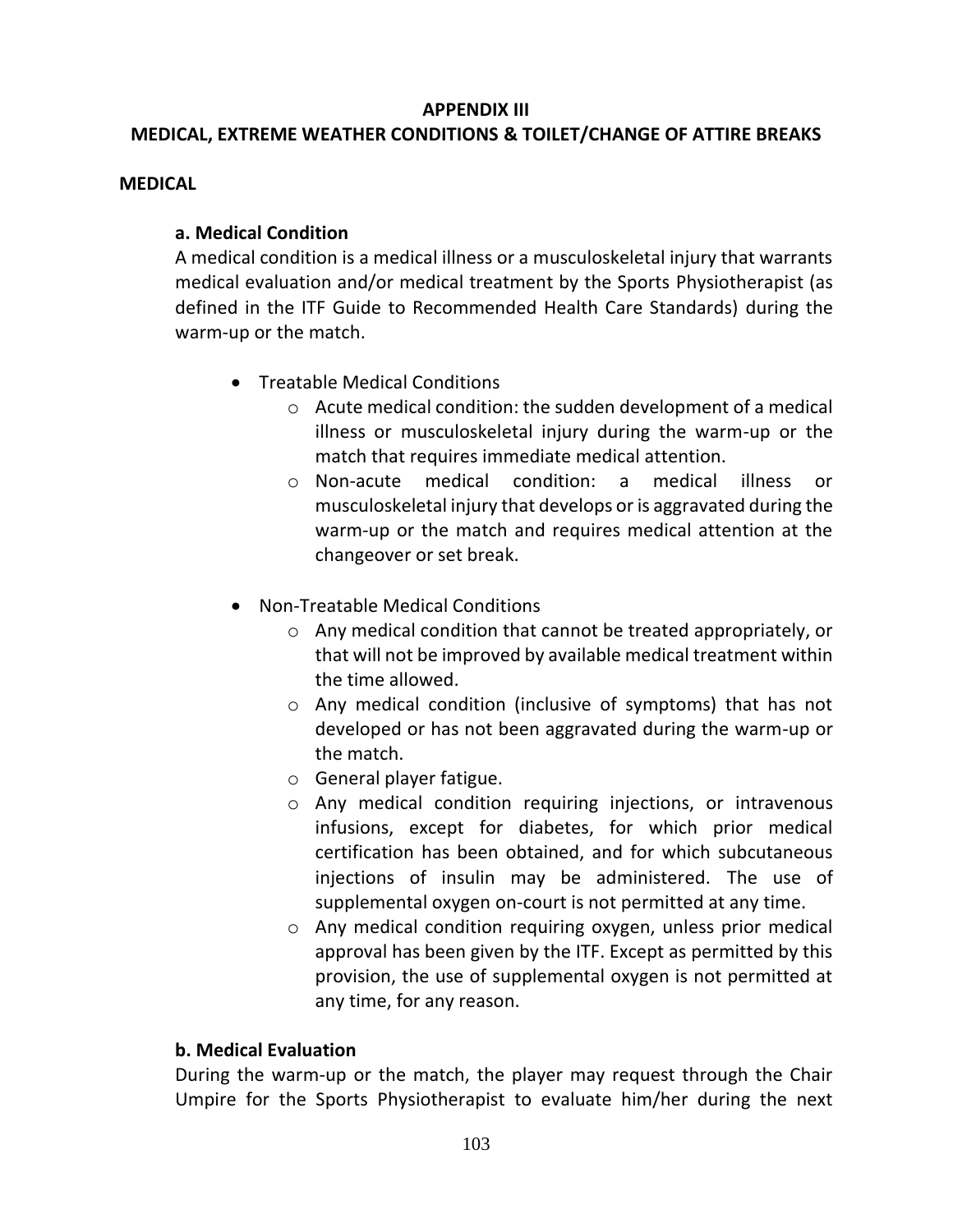# APPENDIX III
# MEDICAL, EXTREME WEATHER CONDITIONS & TOILET/CHANGE OF ATTIRE BREAKS

## MEDICAL

### a. Medical Condition

A medical condition is a medical illness or a musculoskeletal injury that warrants medical evaluation and/or medical treatment by the Sports Physiotherapist (as defined in the ITF Guide to Recommended Health Care Standards) during the warm-up or the match.

- Treatable Medical Conditions
  - Acute medical condition: the sudden development of a medical illness or musculoskeletal injury during the warm-up or the match that requires immediate medical attention.
  - Non-acute medical condition: a medical illness or musculoskeletal injury that develops or is aggravated during the warm-up or the match and requires medical attention at the changeover or set break.
- Non-Treatable Medical Conditions
  - Any medical condition that cannot be treated appropriately, or that will not be improved by available medical treatment within the time allowed.
  - Any medical condition (inclusive of symptoms) that has not developed or has not been aggravated during the warm-up or the match.
  - General player fatigue.
  - Any medical condition requiring injections, or intravenous infusions, except for diabetes, for which prior medical certification has been obtained, and for which subcutaneous injections of insulin may be administered. The use of supplemental oxygen on-court is not permitted at any time.
  - Any medical condition requiring oxygen, unless prior medical approval has been given by the ITF. Except as permitted by this provision, the use of supplemental oxygen is not permitted at any time, for any reason.

### b. Medical Evaluation

During the warm-up or the match, the player may request through the Chair Umpire for the Sports Physiotherapist to evaluate him/her during the next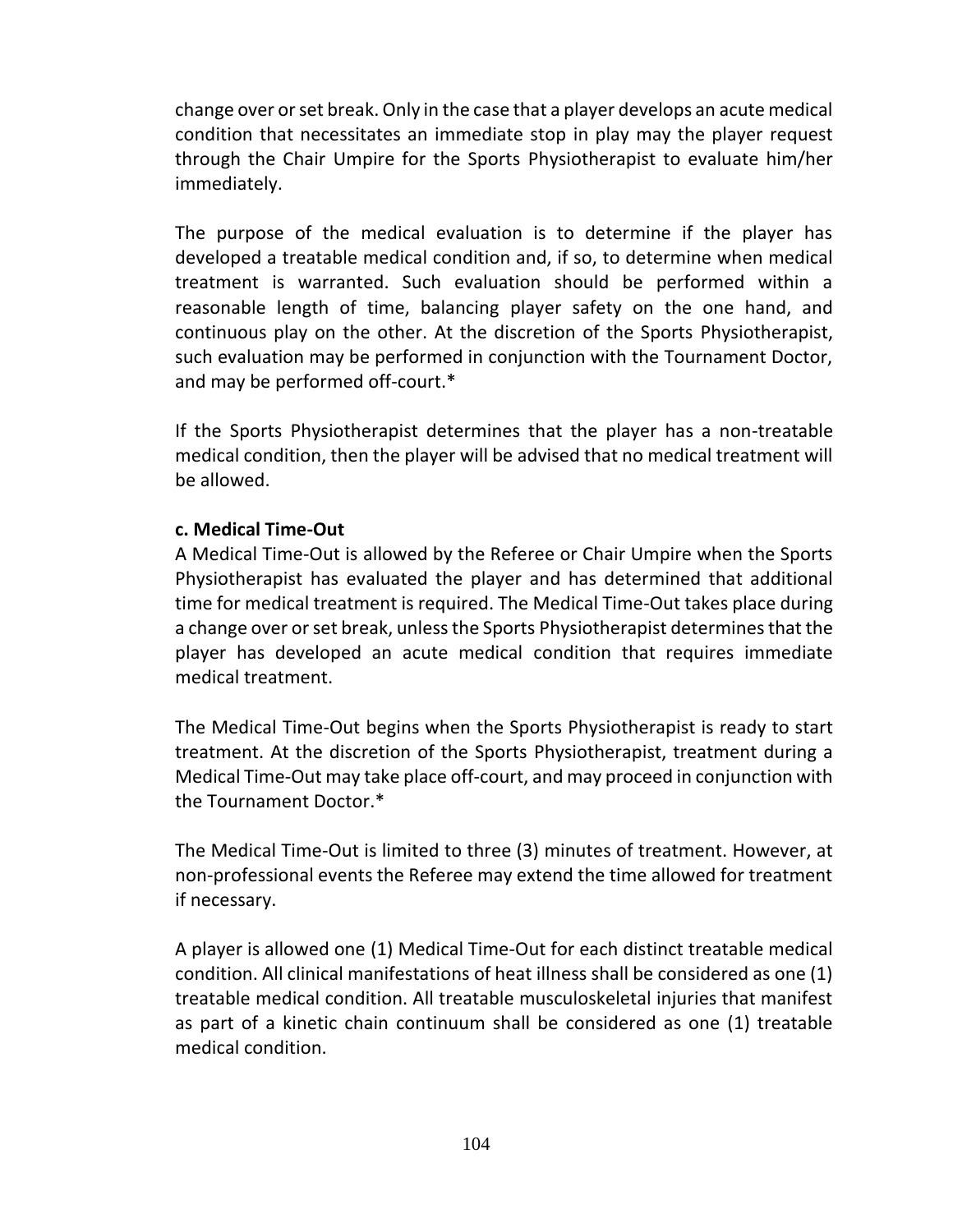change over or set break. Only in the case that a player develops an acute medical condition that necessitates an immediate stop in play may the player request through the Chair Umpire for the Sports Physiotherapist to evaluate him/her immediately.

The purpose of the medical evaluation is to determine if the player has developed a treatable medical condition and, if so, to determine when medical treatment is warranted. Such evaluation should be performed within a reasonable length of time, balancing player safety on the one hand, and continuous play on the other. At the discretion of the Sports Physiotherapist, such evaluation may be performed in conjunction with the Tournament Doctor, and may be performed off-court.*

If the Sports Physiotherapist determines that the player has a non-treatable medical condition, then the player will be advised that no medical treatment will be allowed.

**c. Medical Time-Out**

A Medical Time-Out is allowed by the Referee or Chair Umpire when the Sports Physiotherapist has evaluated the player and has determined that additional time for medical treatment is required. The Medical Time-Out takes place during a change over or set break, unless the Sports Physiotherapist determines that the player has developed an acute medical condition that requires immediate medical treatment.

The Medical Time-Out begins when the Sports Physiotherapist is ready to start treatment. At the discretion of the Sports Physiotherapist, treatment during a Medical Time-Out may take place off-court, and may proceed in conjunction with the Tournament Doctor.*

The Medical Time-Out is limited to three (3) minutes of treatment. However, at non-professional events the Referee may extend the time allowed for treatment if necessary.

A player is allowed one (1) Medical Time-Out for each distinct treatable medical condition. All clinical manifestations of heat illness shall be considered as one (1) treatable medical condition. All treatable musculoskeletal injuries that manifest as part of a kinetic chain continuum shall be considered as one (1) treatable medical condition.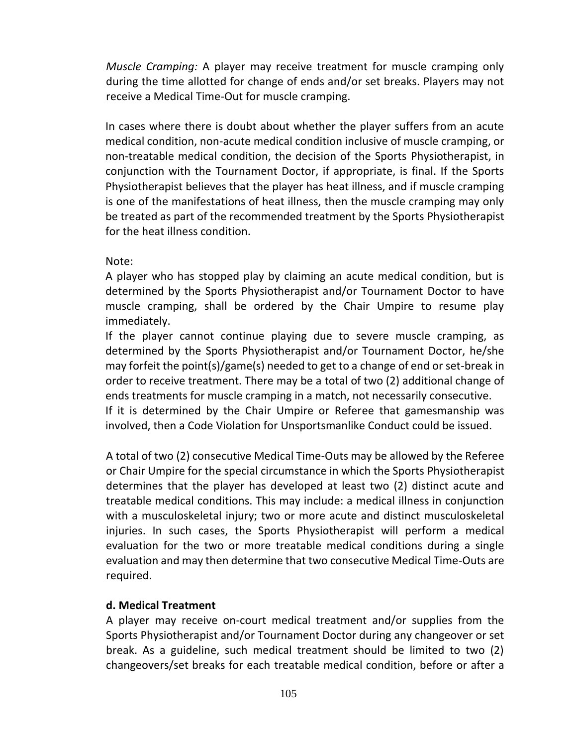*Muscle Cramping:* A player may receive treatment for muscle cramping only during the time allotted for change of ends and/or set breaks. Players may not receive a Medical Time-Out for muscle cramping.

In cases where there is doubt about whether the player suffers from an acute medical condition, non-acute medical condition inclusive of muscle cramping, or non-treatable medical condition, the decision of the Sports Physiotherapist, in conjunction with the Tournament Doctor, if appropriate, is final. If the Sports Physiotherapist believes that the player has heat illness, and if muscle cramping is one of the manifestations of heat illness, then the muscle cramping may only be treated as part of the recommended treatment by the Sports Physiotherapist for the heat illness condition.

Note:
A player who has stopped play by claiming an acute medical condition, but is determined by the Sports Physiotherapist and/or Tournament Doctor to have muscle cramping, shall be ordered by the Chair Umpire to resume play immediately.
If the player cannot continue playing due to severe muscle cramping, as determined by the Sports Physiotherapist and/or Tournament Doctor, he/she may forfeit the point(s)/game(s) needed to get to a change of end or set-break in order to receive treatment. There may be a total of two (2) additional change of ends treatments for muscle cramping in a match, not necessarily consecutive.
If it is determined by the Chair Umpire or Referee that gamesmanship was involved, then a Code Violation for Unsportsmanlike Conduct could be issued.

A total of two (2) consecutive Medical Time-Outs may be allowed by the Referee or Chair Umpire for the special circumstance in which the Sports Physiotherapist determines that the player has developed at least two (2) distinct acute and treatable medical conditions. This may include: a medical illness in conjunction with a musculoskeletal injury; two or more acute and distinct musculoskeletal injuries. In such cases, the Sports Physiotherapist will perform a medical evaluation for the two or more treatable medical conditions during a single evaluation and may then determine that two consecutive Medical Time-Outs are required.

**d. Medical Treatment**

A player may receive on-court medical treatment and/or supplies from the Sports Physiotherapist and/or Tournament Doctor during any changeover or set break. As a guideline, such medical treatment should be limited to two (2) changeovers/set breaks for each treatable medical condition, before or after a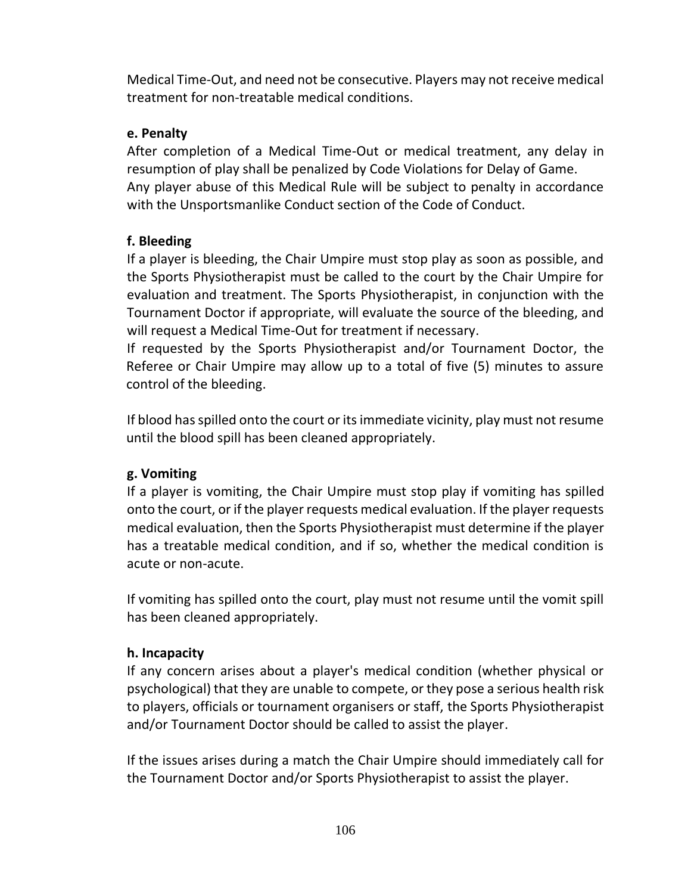Medical Time-Out, and need not be consecutive. Players may not receive medical treatment for non-treatable medical conditions.

**e. Penalty**

After completion of a Medical Time-Out or medical treatment, any delay in resumption of play shall be penalized by Code Violations for Delay of Game.
Any player abuse of this Medical Rule will be subject to penalty in accordance with the Unsportsmanlike Conduct section of the Code of Conduct.

**f. Bleeding**

If a player is bleeding, the Chair Umpire must stop play as soon as possible, and the Sports Physiotherapist must be called to the court by the Chair Umpire for evaluation and treatment. The Sports Physiotherapist, in conjunction with the Tournament Doctor if appropriate, will evaluate the source of the bleeding, and will request a Medical Time-Out for treatment if necessary.
If requested by the Sports Physiotherapist and/or Tournament Doctor, the Referee or Chair Umpire may allow up to a total of five (5) minutes to assure control of the bleeding.

If blood has spilled onto the court or its immediate vicinity, play must not resume until the blood spill has been cleaned appropriately.

**g. Vomiting**

If a player is vomiting, the Chair Umpire must stop play if vomiting has spilled onto the court, or if the player requests medical evaluation. If the player requests medical evaluation, then the Sports Physiotherapist must determine if the player has a treatable medical condition, and if so, whether the medical condition is acute or non-acute.

If vomiting has spilled onto the court, play must not resume until the vomit spill has been cleaned appropriately.

**h. Incapacity**

If any concern arises about a player's medical condition (whether physical or psychological) that they are unable to compete, or they pose a serious health risk to players, officials or tournament organisers or staff, the Sports Physiotherapist and/or Tournament Doctor should be called to assist the player.

If the issues arises during a match the Chair Umpire should immediately call for the Tournament Doctor and/or Sports Physiotherapist to assist the player.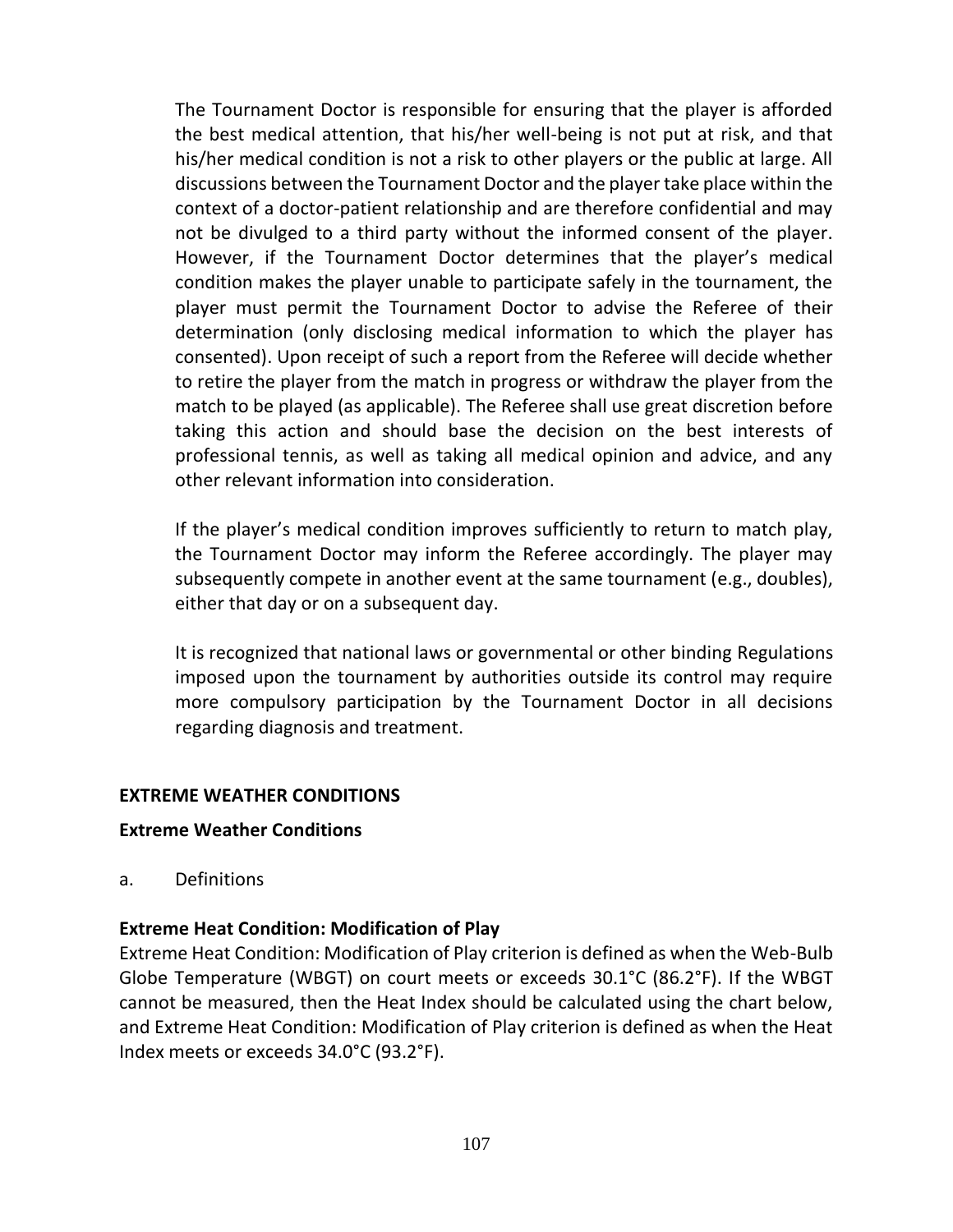The Tournament Doctor is responsible for ensuring that the player is afforded the best medical attention, that his/her well-being is not put at risk, and that his/her medical condition is not a risk to other players or the public at large. All discussions between the Tournament Doctor and the player take place within the context of a doctor-patient relationship and are therefore confidential and may not be divulged to a third party without the informed consent of the player. However, if the Tournament Doctor determines that the player's medical condition makes the player unable to participate safely in the tournament, the player must permit the Tournament Doctor to advise the Referee of their determination (only disclosing medical information to which the player has consented). Upon receipt of such a report from the Referee will decide whether to retire the player from the match in progress or withdraw the player from the match to be played (as applicable). The Referee shall use great discretion before taking this action and should base the decision on the best interests of professional tennis, as well as taking all medical opinion and advice, and any other relevant information into consideration.

If the player's medical condition improves sufficiently to return to match play, the Tournament Doctor may inform the Referee accordingly. The player may subsequently compete in another event at the same tournament (e.g., doubles), either that day or on a subsequent day.

It is recognized that national laws or governmental or other binding Regulations imposed upon the tournament by authorities outside its control may require more compulsory participation by the Tournament Doctor in all decisions regarding diagnosis and treatment.

## EXTREME WEATHER CONDITIONS

### Extreme Weather Conditions

a. Definitions

**Extreme Heat Condition: Modification of Play**

Extreme Heat Condition: Modification of Play criterion is defined as when the Web-Bulb Globe Temperature (WBGT) on court meets or exceeds 30.1°C (86.2°F). If the WBGT cannot be measured, then the Heat Index should be calculated using the chart below, and Extreme Heat Condition: Modification of Play criterion is defined as when the Heat Index meets or exceeds 34.0°C (93.2°F).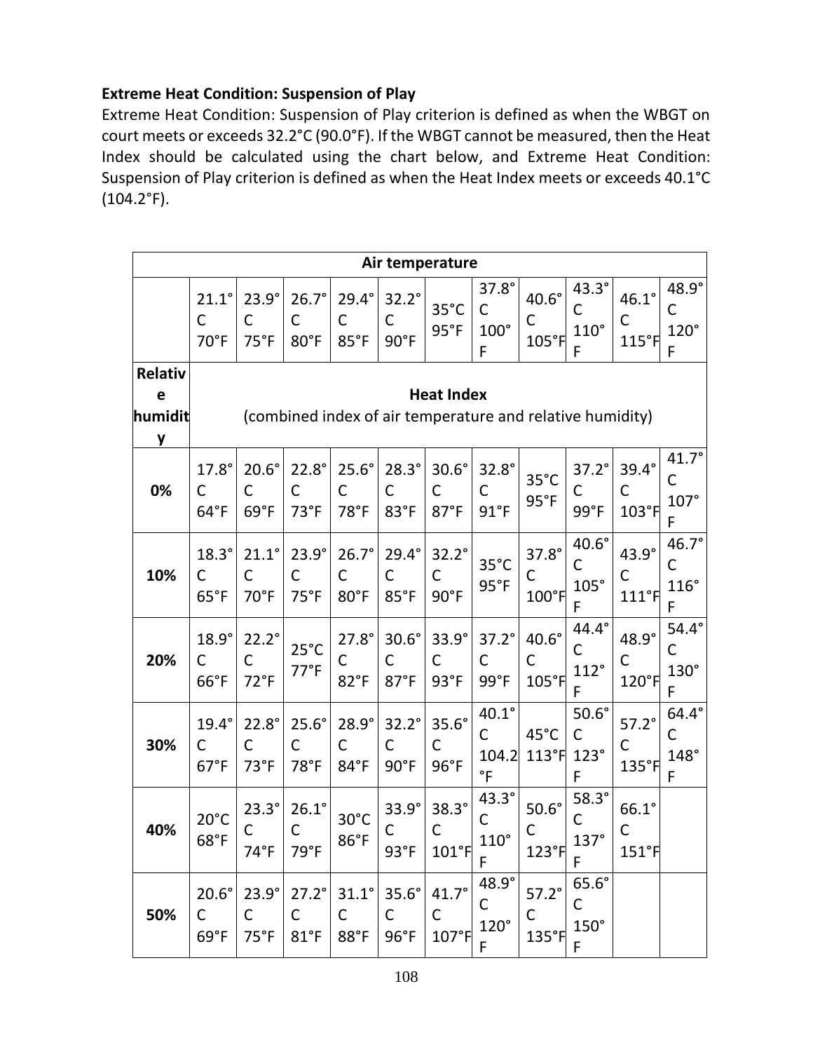**Extreme Heat Condition: Suspension of Play**

Extreme Heat Condition: Suspension of Play criterion is defined as when the WBGT on court meets or exceeds 32.2°C (90.0°F). If the WBGT cannot be measured, then the Heat Index should be calculated using the chart below, and Extreme Heat Condition: Suspension of Play criterion is defined as when the Heat Index meets or exceeds 40.1°C (104.2°F).

| Air temperature | | | | | | | | | | | |
|---|---|---|---|---|---|---|---|---|---|---|---|
| | 21.1°C 70°F | 23.9°C 75°F | 26.7°C 80°F | 29.4°C 85°F | 32.2°C 90°F | 35°C 95°F | 37.8°C 100°F | 40.6°C 105°F | 43.3°C 110°F | 46.1°C 115°F | 48.9°C 120°F |
| **Relative humidity** | **Heat Index** (combined index of air temperature and relative humidity) | | | | | | | | | | |
| **0%** | 17.8°C 64°F | 20.6°C 69°F | 22.8°C 73°F | 25.6°C 78°F | 28.3°C 83°F | 30.6°C 87°F | 32.8°C 91°F | 35°C 95°F | 37.2°C 99°F | 39.4°C 103°F | 41.7°C 107°F |
| **10%** | 18.3°C 65°F | 21.1°C 70°F | 23.9°C 75°F | 26.7°C 80°F | 29.4°C 85°F | 32.2°C 90°F | 35°C 95°F | 37.8°C 100°F | 40.6°C 105°F | 43.9°C 111°F | 46.7°C 116°F |
| **20%** | 18.9°C 66°F | 22.2°C 72°F | 25°C 77°F | 27.8°C 82°F | 30.6°C 87°F | 33.9°C 93°F | 37.2°C 99°F | 40.6°C 105°F | 44.4°C 112°F | 48.9°C 120°F | 54.4°C 130°F |
| **30%** | 19.4°C 67°F | 22.8°C 73°F | 25.6°C 78°F | 28.9°C 84°F | 32.2°C 90°F | 35.6°C 96°F | 40.1°C 104.2°F | 45°C 113°F | 50.6°C 123°F | 57.2°C 135°F | 64.4°C 148°F |
| **40%** | 20°C 68°F | 23.3°C 74°F | 26.1°C 79°F | 30°C 86°F | 33.9°C 93°F | 38.3°C 101°F | 43.3°C 110°F | 50.6°C 123°F | 58.3°C 137°F | 66.1°C 151°F | |
| **50%** | 20.6°C 69°F | 23.9°C 75°F | 27.2°C 81°F | 31.1°C 88°F | 35.6°C 96°F | 41.7°C 107°F | 48.9°C 120°F | 57.2°C 135°F | 65.6°C 150°F | | |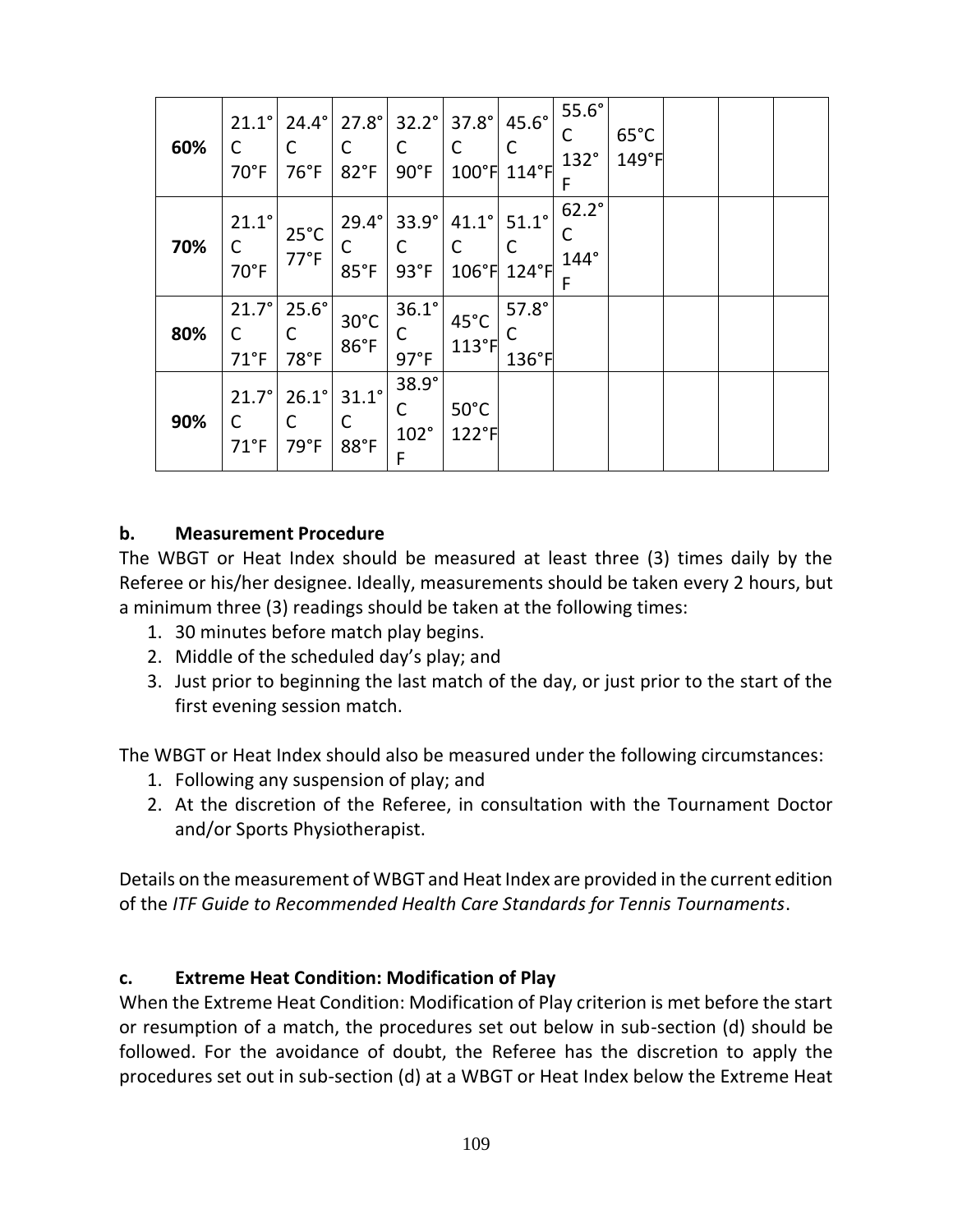| 60% | 21.1°C 70°F | 24.4°C 76°F | 27.8°C 82°F | 32.2°C 90°F | 37.8°C 100°F | 45.6°C 114°F | 55.6°C 132°F | 65°C 149°F | | | |
|---|---|---|---|---|---|---|---|---|---|---|---|
| 70% | 21.1°C 70°F | 25°C 77°F | 29.4°C 85°F | 33.9°C 93°F | 41.1°C 106°F | 51.1°C 124°F | 62.2°C 144°F | | | | |
| 80% | 21.7°C 71°F | 25.6°C 78°F | 30°C 86°F | 36.1°C 97°F | 45°C 113°F | 57.8°C 136°F | | | | | |
| 90% | 21.7°C 71°F | 26.1°C 79°F | 31.1°C 88°F | 38.9°C 102°F | 50°C 122°F | | | | | | |

**b. Measurement Procedure**

The WBGT or Heat Index should be measured at least three (3) times daily by the Referee or his/her designee. Ideally, measurements should be taken every 2 hours, but a minimum three (3) readings should be taken at the following times:

1. 30 minutes before match play begins.
2. Middle of the scheduled day's play; and
3. Just prior to beginning the last match of the day, or just prior to the start of the first evening session match.

The WBGT or Heat Index should also be measured under the following circumstances:

1. Following any suspension of play; and
2. At the discretion of the Referee, in consultation with the Tournament Doctor and/or Sports Physiotherapist.

Details on the measurement of WBGT and Heat Index are provided in the current edition of the *ITF Guide to Recommended Health Care Standards for Tennis Tournaments*.

**c. Extreme Heat Condition: Modification of Play**

When the Extreme Heat Condition: Modification of Play criterion is met before the start or resumption of a match, the procedures set out below in sub-section (d) should be followed. For the avoidance of doubt, the Referee has the discretion to apply the procedures set out in sub-section (d) at a WBGT or Heat Index below the Extreme Heat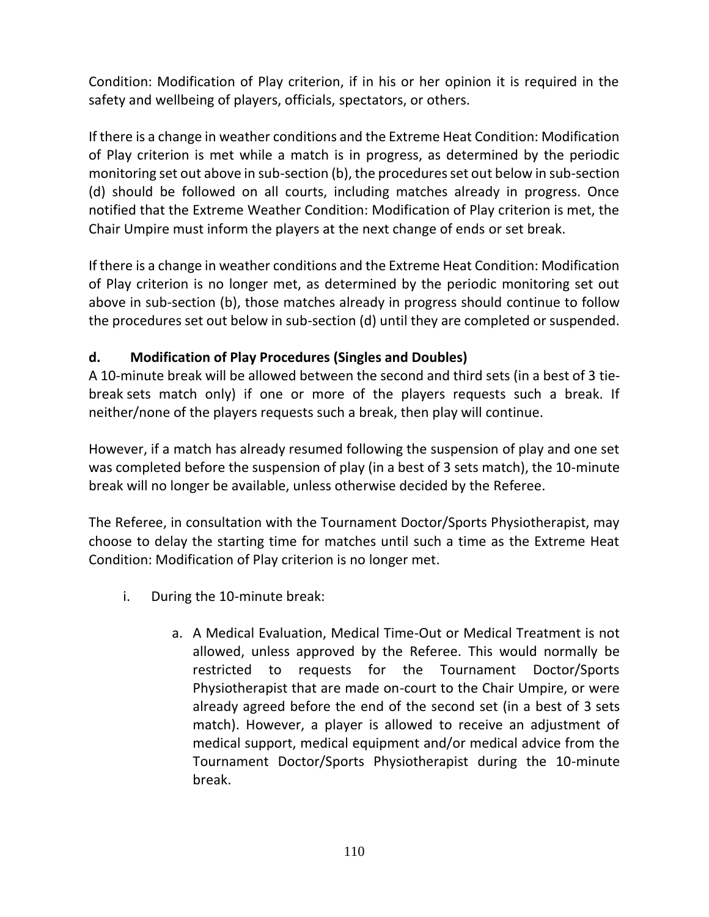Condition: Modification of Play criterion, if in his or her opinion it is required in the safety and wellbeing of players, officials, spectators, or others.

If there is a change in weather conditions and the Extreme Heat Condition: Modification of Play criterion is met while a match is in progress, as determined by the periodic monitoring set out above in sub-section (b), the procedures set out below in sub-section (d) should be followed on all courts, including matches already in progress. Once notified that the Extreme Weather Condition: Modification of Play criterion is met, the Chair Umpire must inform the players at the next change of ends or set break.

If there is a change in weather conditions and the Extreme Heat Condition: Modification of Play criterion is no longer met, as determined by the periodic monitoring set out above in sub-section (b), those matches already in progress should continue to follow the procedures set out below in sub-section (d) until they are completed or suspended.

**d. Modification of Play Procedures (Singles and Doubles)**

A 10-minute break will be allowed between the second and third sets (in a best of 3 tie-break sets match only) if one or more of the players requests such a break. If neither/none of the players requests such a break, then play will continue.

However, if a match has already resumed following the suspension of play and one set was completed before the suspension of play (in a best of 3 sets match), the 10-minute break will no longer be available, unless otherwise decided by the Referee.

The Referee, in consultation with the Tournament Doctor/Sports Physiotherapist, may choose to delay the starting time for matches until such a time as the Extreme Heat Condition: Modification of Play criterion is no longer met.

i. During the 10-minute break:

   a. A Medical Evaluation, Medical Time-Out or Medical Treatment is not allowed, unless approved by the Referee. This would normally be restricted to requests for the Tournament Doctor/Sports Physiotherapist that are made on-court to the Chair Umpire, or were already agreed before the end of the second set (in a best of 3 sets match). However, a player is allowed to receive an adjustment of medical support, medical equipment and/or medical advice from the Tournament Doctor/Sports Physiotherapist during the 10-minute break.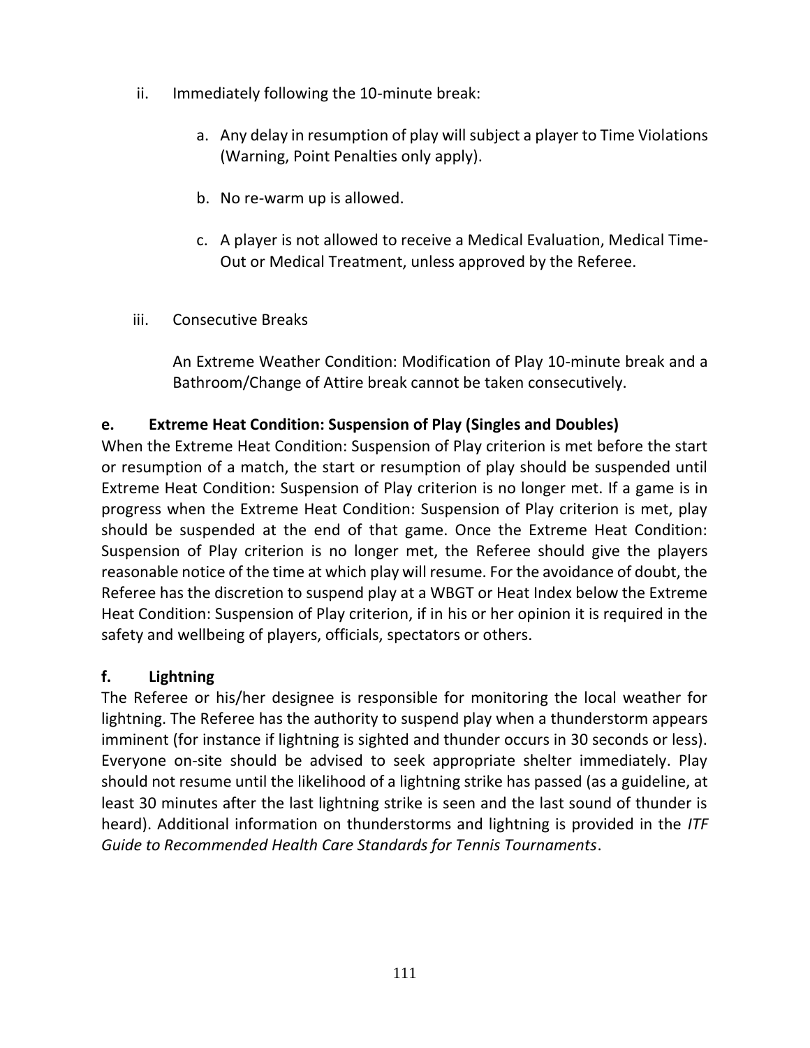ii. Immediately following the 10-minute break:

   a. Any delay in resumption of play will subject a player to Time Violations (Warning, Point Penalties only apply).

   b. No re-warm up is allowed.

   c. A player is not allowed to receive a Medical Evaluation, Medical Time-Out or Medical Treatment, unless approved by the Referee.

iii. Consecutive Breaks

   An Extreme Weather Condition: Modification of Play 10-minute break and a Bathroom/Change of Attire break cannot be taken consecutively.

**e. Extreme Heat Condition: Suspension of Play (Singles and Doubles)**

When the Extreme Heat Condition: Suspension of Play criterion is met before the start or resumption of a match, the start or resumption of play should be suspended until Extreme Heat Condition: Suspension of Play criterion is no longer met. If a game is in progress when the Extreme Heat Condition: Suspension of Play criterion is met, play should be suspended at the end of that game. Once the Extreme Heat Condition: Suspension of Play criterion is no longer met, the Referee should give the players reasonable notice of the time at which play will resume. For the avoidance of doubt, the Referee has the discretion to suspend play at a WBGT or Heat Index below the Extreme Heat Condition: Suspension of Play criterion, if in his or her opinion it is required in the safety and wellbeing of players, officials, spectators or others.

**f. Lightning**

The Referee or his/her designee is responsible for monitoring the local weather for lightning. The Referee has the authority to suspend play when a thunderstorm appears imminent (for instance if lightning is sighted and thunder occurs in 30 seconds or less). Everyone on-site should be advised to seek appropriate shelter immediately. Play should not resume until the likelihood of a lightning strike has passed (as a guideline, at least 30 minutes after the last lightning strike is seen and the last sound of thunder is heard). Additional information on thunderstorms and lightning is provided in the *ITF Guide to Recommended Health Care Standards for Tennis Tournaments*.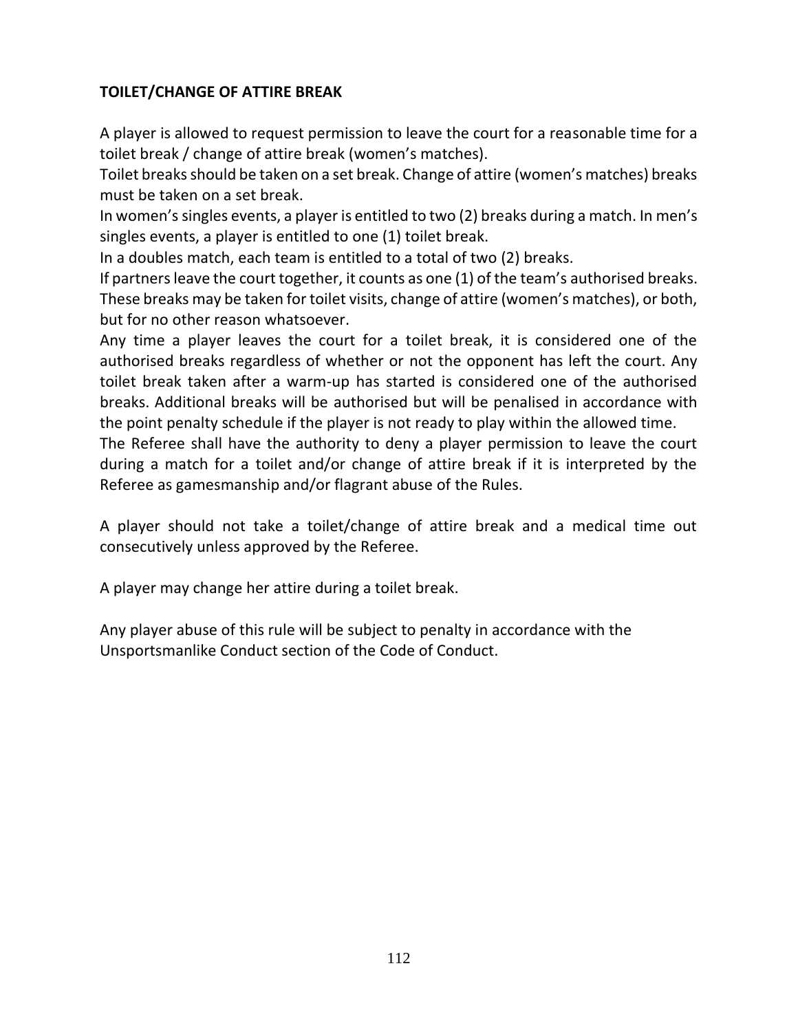**TOILET/CHANGE OF ATTIRE BREAK**

A player is allowed to request permission to leave the court for a reasonable time for a toilet break / change of attire break (women's matches).
Toilet breaks should be taken on a set break. Change of attire (women's matches) breaks must be taken on a set break.
In women's singles events, a player is entitled to two (2) breaks during a match. In men's singles events, a player is entitled to one (1) toilet break.
In a doubles match, each team is entitled to a total of two (2) breaks.
If partners leave the court together, it counts as one (1) of the team's authorised breaks.
These breaks may be taken for toilet visits, change of attire (women's matches), or both, but for no other reason whatsoever.
Any time a player leaves the court for a toilet break, it is considered one of the authorised breaks regardless of whether or not the opponent has left the court. Any toilet break taken after a warm-up has started is considered one of the authorised breaks. Additional breaks will be authorised but will be penalised in accordance with the point penalty schedule if the player is not ready to play within the allowed time.
The Referee shall have the authority to deny a player permission to leave the court during a match for a toilet and/or change of attire break if it is interpreted by the Referee as gamesmanship and/or flagrant abuse of the Rules.

A player should not take a toilet/change of attire break and a medical time out consecutively unless approved by the Referee.

A player may change her attire during a toilet break.

Any player abuse of this rule will be subject to penalty in accordance with the Unsportsmanlike Conduct section of the Code of Conduct.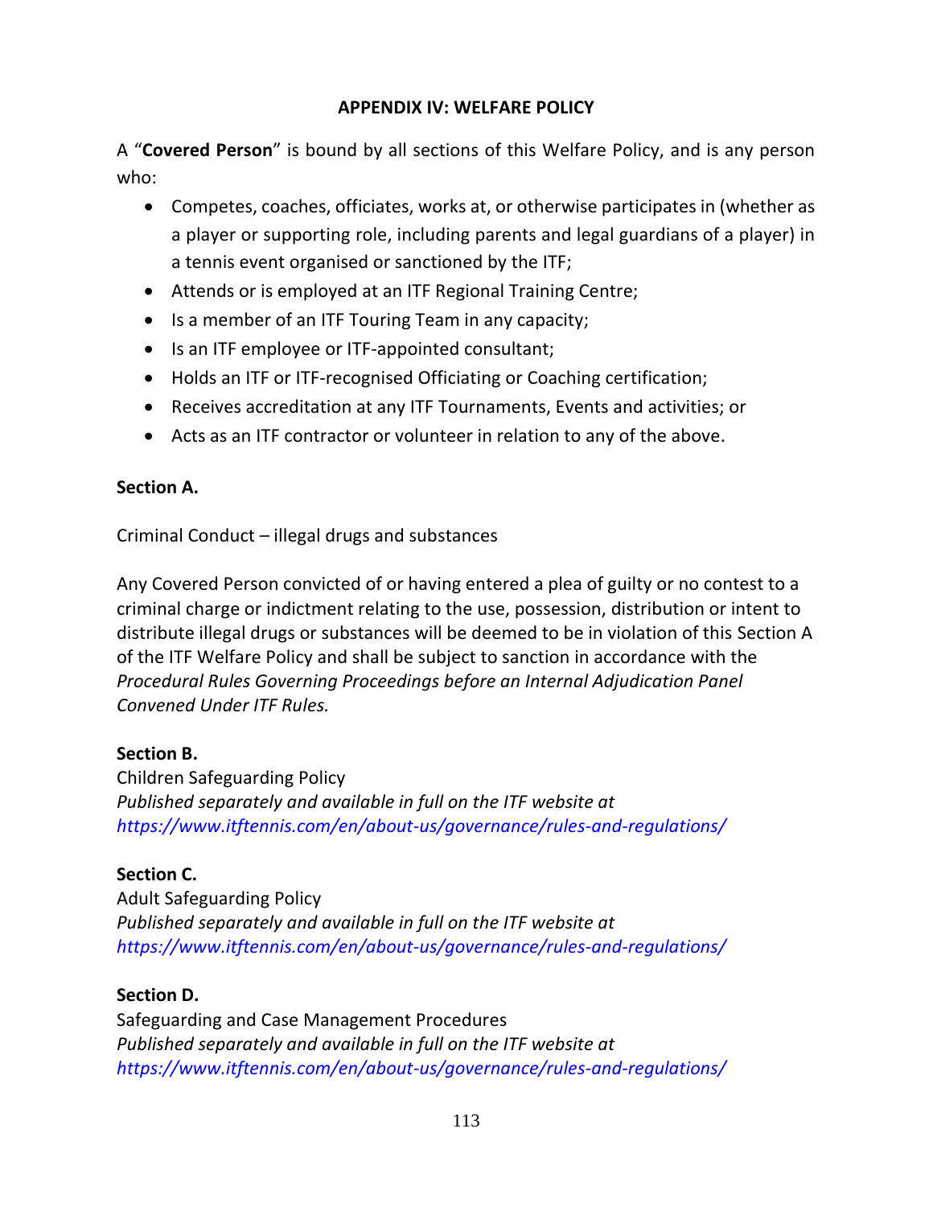# APPENDIX IV: WELFARE POLICY

A "**Covered Person**" is bound by all sections of this Welfare Policy, and is any person who:

- Competes, coaches, officiates, works at, or otherwise participates in (whether as a player or supporting role, including parents and legal guardians of a player) in a tennis event organised or sanctioned by the ITF;
- Attends or is employed at an ITF Regional Training Centre;
- Is a member of an ITF Touring Team in any capacity;
- Is an ITF employee or ITF-appointed consultant;
- Holds an ITF or ITF-recognised Officiating or Coaching certification;
- Receives accreditation at any ITF Tournaments, Events and activities; or
- Acts as an ITF contractor or volunteer in relation to any of the above.

**Section A.**

Criminal Conduct – illegal drugs and substances

Any Covered Person convicted of or having entered a plea of guilty or no contest to a criminal charge or indictment relating to the use, possession, distribution or intent to distribute illegal drugs or substances will be deemed to be in violation of this Section A of the ITF Welfare Policy and shall be subject to sanction in accordance with the *Procedural Rules Governing Proceedings before an Internal Adjudication Panel Convened Under ITF Rules.*

**Section B.**
Children Safeguarding Policy
*Published separately and available in full on the ITF website at https://www.itftennis.com/en/about-us/governance/rules-and-regulations/*

**Section C.**
Adult Safeguarding Policy
*Published separately and available in full on the ITF website at https://www.itftennis.com/en/about-us/governance/rules-and-regulations/*

**Section D.**
Safeguarding and Case Management Procedures
*Published separately and available in full on the ITF website at https://www.itftennis.com/en/about-us/governance/rules-and-regulations/*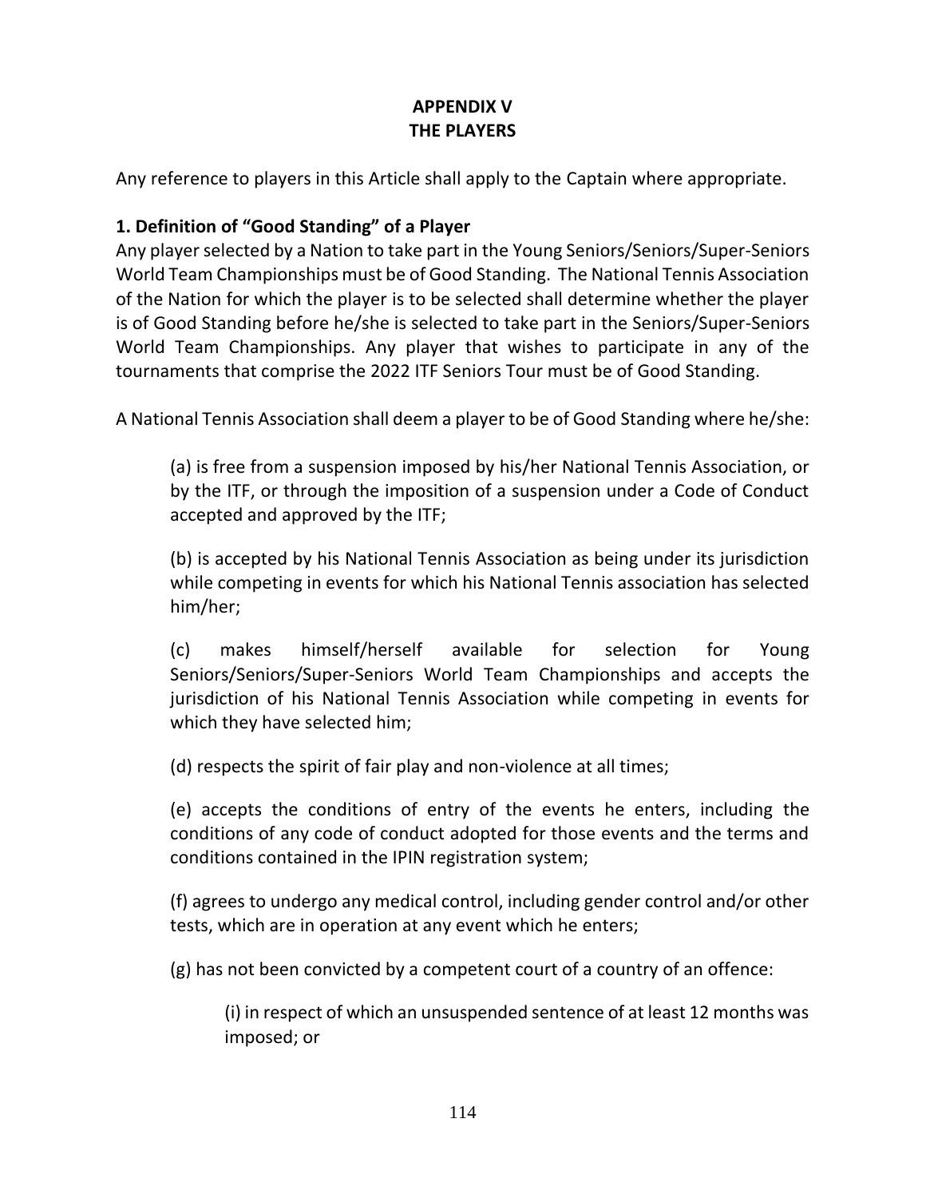# APPENDIX V
# THE PLAYERS

Any reference to players in this Article shall apply to the Captain where appropriate.

### 1. Definition of "Good Standing" of a Player

Any player selected by a Nation to take part in the Young Seniors/Seniors/Super-Seniors World Team Championships must be of Good Standing. The National Tennis Association of the Nation for which the player is to be selected shall determine whether the player is of Good Standing before he/she is selected to take part in the Seniors/Super-Seniors World Team Championships. Any player that wishes to participate in any of the tournaments that comprise the 2022 ITF Seniors Tour must be of Good Standing.

A National Tennis Association shall deem a player to be of Good Standing where he/she:

(a) is free from a suspension imposed by his/her National Tennis Association, or by the ITF, or through the imposition of a suspension under a Code of Conduct accepted and approved by the ITF;

(b) is accepted by his National Tennis Association as being under its jurisdiction while competing in events for which his National Tennis association has selected him/her;

(c) makes himself/herself available for selection for Young Seniors/Seniors/Super-Seniors World Team Championships and accepts the jurisdiction of his National Tennis Association while competing in events for which they have selected him;

(d) respects the spirit of fair play and non-violence at all times;

(e) accepts the conditions of entry of the events he enters, including the conditions of any code of conduct adopted for those events and the terms and conditions contained in the IPIN registration system;

(f) agrees to undergo any medical control, including gender control and/or other tests, which are in operation at any event which he enters;

(g) has not been convicted by a competent court of a country of an offence:

> (i) in respect of which an unsuspended sentence of at least 12 months was imposed; or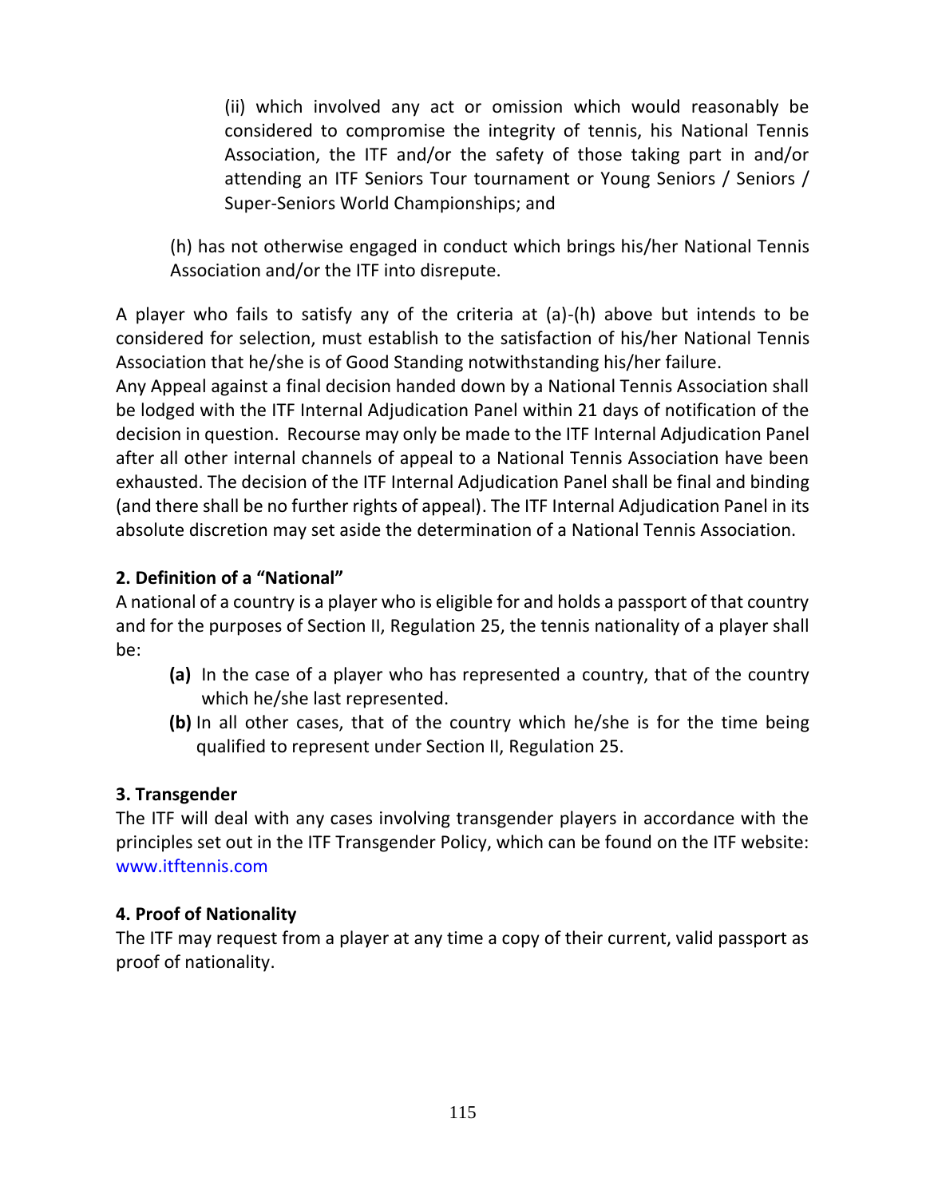(ii) which involved any act or omission which would reasonably be considered to compromise the integrity of tennis, his National Tennis Association, the ITF and/or the safety of those taking part in and/or attending an ITF Seniors Tour tournament or Young Seniors / Seniors / Super-Seniors World Championships; and

(h) has not otherwise engaged in conduct which brings his/her National Tennis Association and/or the ITF into disrepute.

A player who fails to satisfy any of the criteria at (a)-(h) above but intends to be considered for selection, must establish to the satisfaction of his/her National Tennis Association that he/she is of Good Standing notwithstanding his/her failure.

Any Appeal against a final decision handed down by a National Tennis Association shall be lodged with the ITF Internal Adjudication Panel within 21 days of notification of the decision in question. Recourse may only be made to the ITF Internal Adjudication Panel after all other internal channels of appeal to a National Tennis Association have been exhausted. The decision of the ITF Internal Adjudication Panel shall be final and binding (and there shall be no further rights of appeal). The ITF Internal Adjudication Panel in its absolute discretion may set aside the determination of a National Tennis Association.

**2. Definition of a "National"**

A national of a country is a player who is eligible for and holds a passport of that country and for the purposes of Section II, Regulation 25, the tennis nationality of a player shall be:

- **(a)** In the case of a player who has represented a country, that of the country which he/she last represented.
- **(b)** In all other cases, that of the country which he/she is for the time being qualified to represent under Section II, Regulation 25.

**3. Transgender**

The ITF will deal with any cases involving transgender players in accordance with the principles set out in the ITF Transgender Policy, which can be found on the ITF website: www.itftennis.com

**4. Proof of Nationality**

The ITF may request from a player at any time a copy of their current, valid passport as proof of nationality.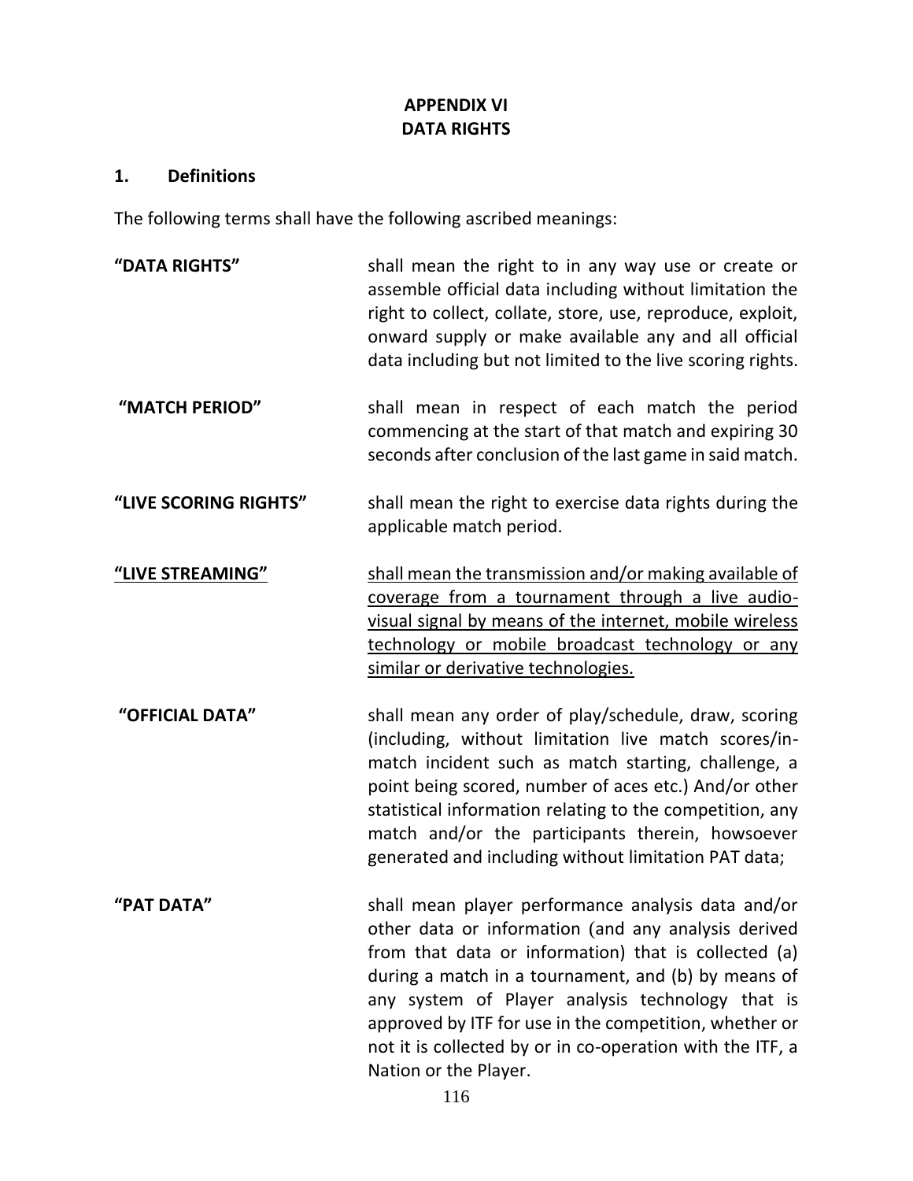# APPENDIX VI
# DATA RIGHTS

## 1. Definitions

The following terms shall have the following ascribed meanings:

**"DATA RIGHTS"** shall mean the right to in any way use or create or assemble official data including without limitation the right to collect, collate, store, use, reproduce, exploit, onward supply or make available any and all official data including but not limited to the live scoring rights.

**"MATCH PERIOD"** shall mean in respect of each match the period commencing at the start of that match and expiring 30 seconds after conclusion of the last game in said match.

**"LIVE SCORING RIGHTS"** shall mean the right to exercise data rights during the applicable match period.

<u>**"LIVE STREAMING"**</u> <u>shall mean the transmission and/or making available of coverage from a tournament through a live audio-visual signal by means of the internet, mobile wireless technology or mobile broadcast technology or any similar or derivative technologies.</u>

**"OFFICIAL DATA"** shall mean any order of play/schedule, draw, scoring (including, without limitation live match scores/in-match incident such as match starting, challenge, a point being scored, number of aces etc.) And/or other statistical information relating to the competition, any match and/or the participants therein, howsoever generated and including without limitation PAT data;

**"PAT DATA"** shall mean player performance analysis data and/or other data or information (and any analysis derived from that data or information) that is collected (a) during a match in a tournament, and (b) by means of any system of Player analysis technology that is approved by ITF for use in the competition, whether or not it is collected by or in co-operation with the ITF, a Nation or the Player.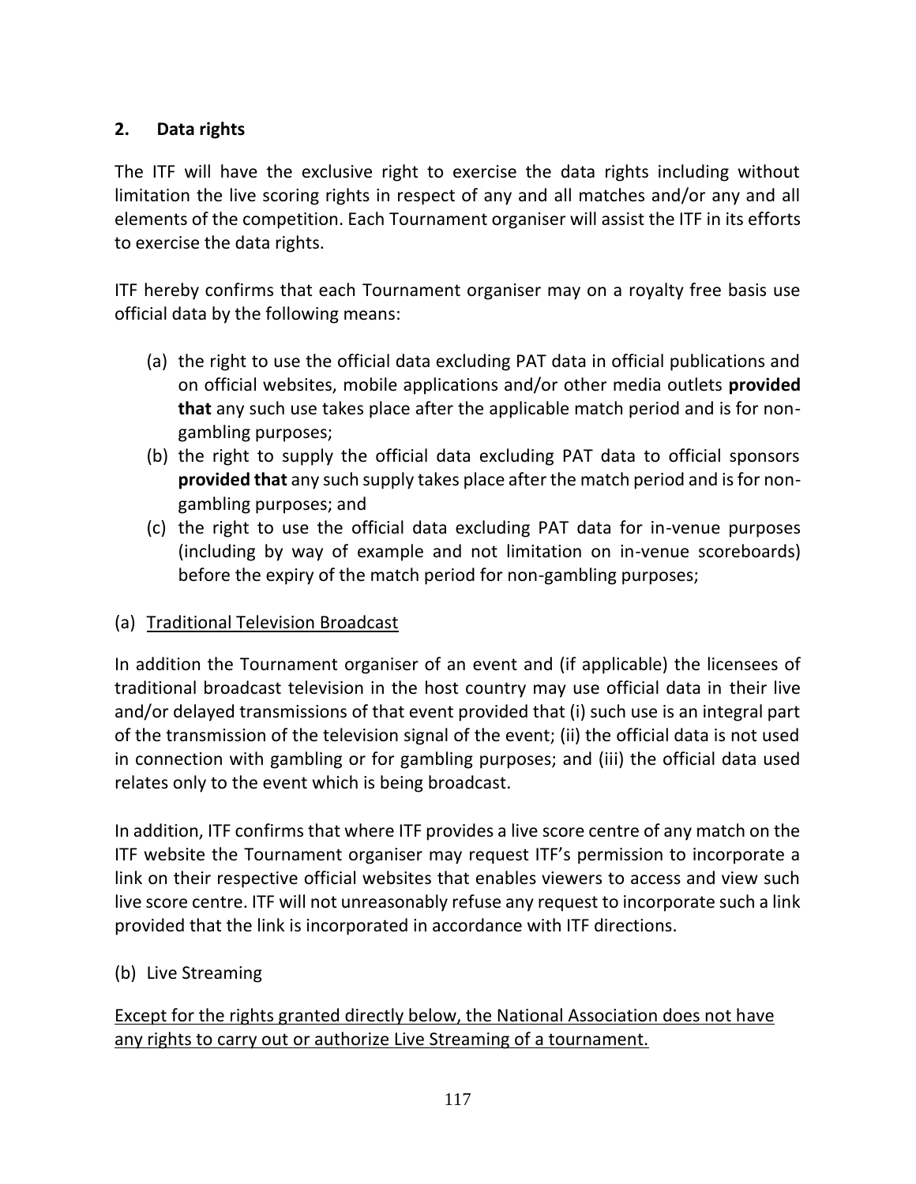## 2. Data rights

The ITF will have the exclusive right to exercise the data rights including without limitation the live scoring rights in respect of any and all matches and/or any and all elements of the competition. Each Tournament organiser will assist the ITF in its efforts to exercise the data rights.

ITF hereby confirms that each Tournament organiser may on a royalty free basis use official data by the following means:

(a) the right to use the official data excluding PAT data in official publications and on official websites, mobile applications and/or other media outlets **provided that** any such use takes place after the applicable match period and is for non-gambling purposes;
(b) the right to supply the official data excluding PAT data to official sponsors **provided that** any such supply takes place after the match period and is for non-gambling purposes; and
(c) the right to use the official data excluding PAT data for in-venue purposes (including by way of example and not limitation on in-venue scoreboards) before the expiry of the match period for non-gambling purposes;

(a) <u>Traditional Television Broadcast</u>

In addition the Tournament organiser of an event and (if applicable) the licensees of traditional broadcast television in the host country may use official data in their live and/or delayed transmissions of that event provided that (i) such use is an integral part of the transmission of the television signal of the event; (ii) the official data is not used in connection with gambling or for gambling purposes; and (iii) the official data used relates only to the event which is being broadcast.

In addition, ITF confirms that where ITF provides a live score centre of any match on the ITF website the Tournament organiser may request ITF's permission to incorporate a link on their respective official websites that enables viewers to access and view such live score centre. ITF will not unreasonably refuse any request to incorporate such a link provided that the link is incorporated in accordance with ITF directions.

(b) Live Streaming

<u>Except for the rights granted directly below, the National Association does not have any rights to carry out or authorize Live Streaming of a tournament.</u>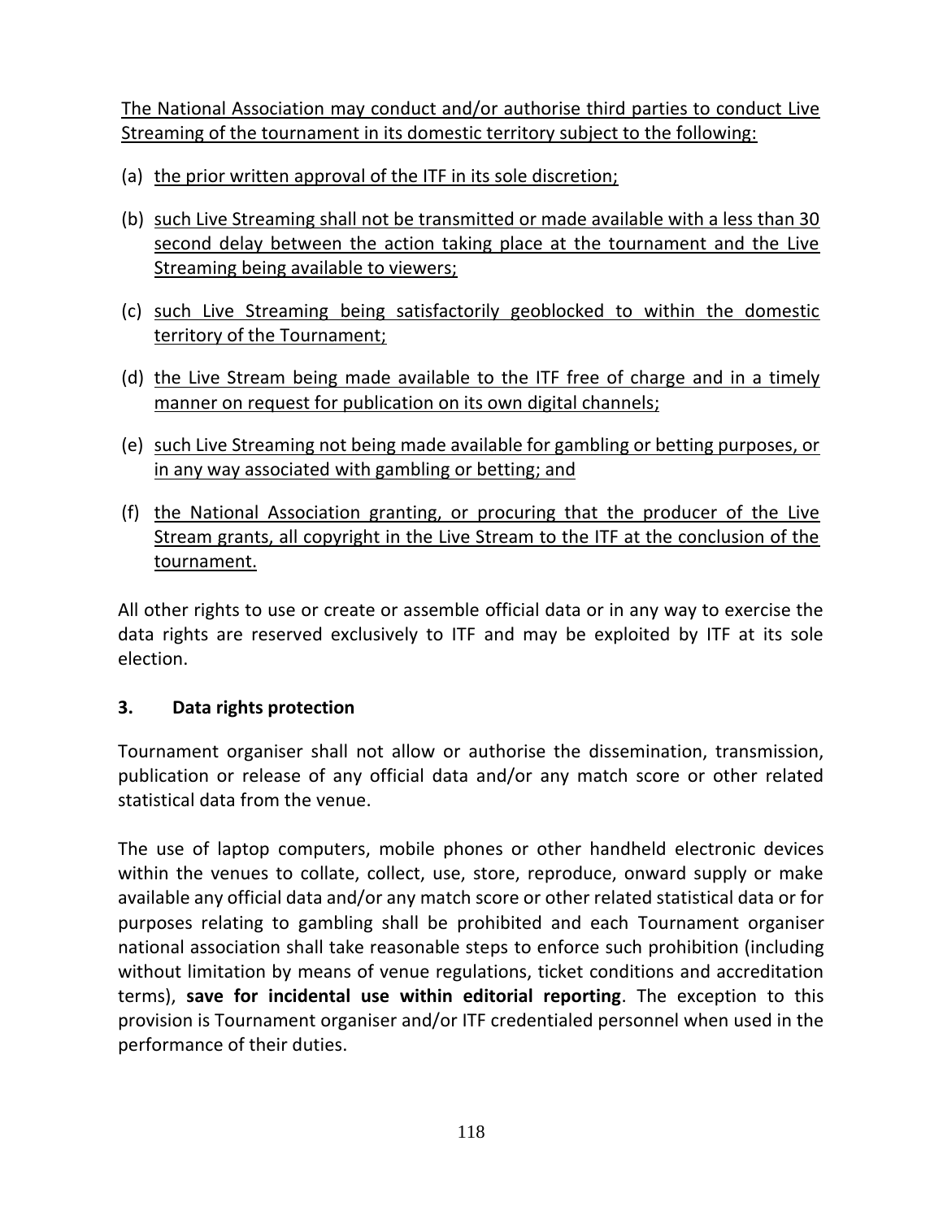The National Association may conduct and/or authorise third parties to conduct Live Streaming of the tournament in its domestic territory subject to the following:

(a) the prior written approval of the ITF in its sole discretion;

(b) such Live Streaming shall not be transmitted or made available with a less than 30 second delay between the action taking place at the tournament and the Live Streaming being available to viewers;

(c) such Live Streaming being satisfactorily geoblocked to within the domestic territory of the Tournament;

(d) the Live Stream being made available to the ITF free of charge and in a timely manner on request for publication on its own digital channels;

(e) such Live Streaming not being made available for gambling or betting purposes, or in any way associated with gambling or betting; and

(f) the National Association granting, or procuring that the producer of the Live Stream grants, all copyright in the Live Stream to the ITF at the conclusion of the tournament.

All other rights to use or create or assemble official data or in any way to exercise the data rights are reserved exclusively to ITF and may be exploited by ITF at its sole election.

### 3. Data rights protection

Tournament organiser shall not allow or authorise the dissemination, transmission, publication or release of any official data and/or any match score or other related statistical data from the venue.

The use of laptop computers, mobile phones or other handheld electronic devices within the venues to collate, collect, use, store, reproduce, onward supply or make available any official data and/or any match score or other related statistical data or for purposes relating to gambling shall be prohibited and each Tournament organiser national association shall take reasonable steps to enforce such prohibition (including without limitation by means of venue regulations, ticket conditions and accreditation terms), **save for incidental use within editorial reporting**. The exception to this provision is Tournament organiser and/or ITF credentialed personnel when used in the performance of their duties.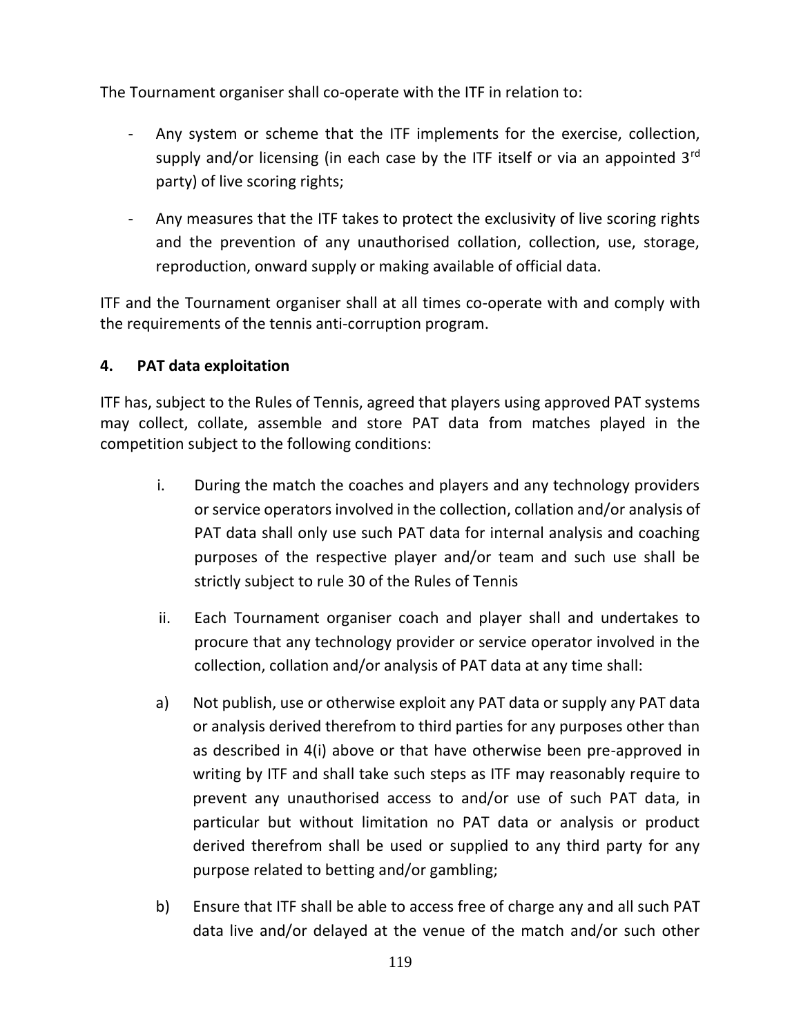The Tournament organiser shall co-operate with the ITF in relation to:

- Any system or scheme that the ITF implements for the exercise, collection, supply and/or licensing (in each case by the ITF itself or via an appointed 3rd party) of live scoring rights;
- Any measures that the ITF takes to protect the exclusivity of live scoring rights and the prevention of any unauthorised collation, collection, use, storage, reproduction, onward supply or making available of official data.

ITF and the Tournament organiser shall at all times co-operate with and comply with the requirements of the tennis anti-corruption program.

**4. PAT data exploitation**

ITF has, subject to the Rules of Tennis, agreed that players using approved PAT systems may collect, collate, assemble and store PAT data from matches played in the competition subject to the following conditions:

i. During the match the coaches and players and any technology providers or service operators involved in the collection, collation and/or analysis of PAT data shall only use such PAT data for internal analysis and coaching purposes of the respective player and/or team and such use shall be strictly subject to rule 30 of the Rules of Tennis

ii. Each Tournament organiser coach and player shall and undertakes to procure that any technology provider or service operator involved in the collection, collation and/or analysis of PAT data at any time shall:

a) Not publish, use or otherwise exploit any PAT data or supply any PAT data or analysis derived therefrom to third parties for any purposes other than as described in 4(i) above or that have otherwise been pre-approved in writing by ITF and shall take such steps as ITF may reasonably require to prevent any unauthorised access to and/or use of such PAT data, in particular but without limitation no PAT data or analysis or product derived therefrom shall be used or supplied to any third party for any purpose related to betting and/or gambling;

b) Ensure that ITF shall be able to access free of charge any and all such PAT data live and/or delayed at the venue of the match and/or such other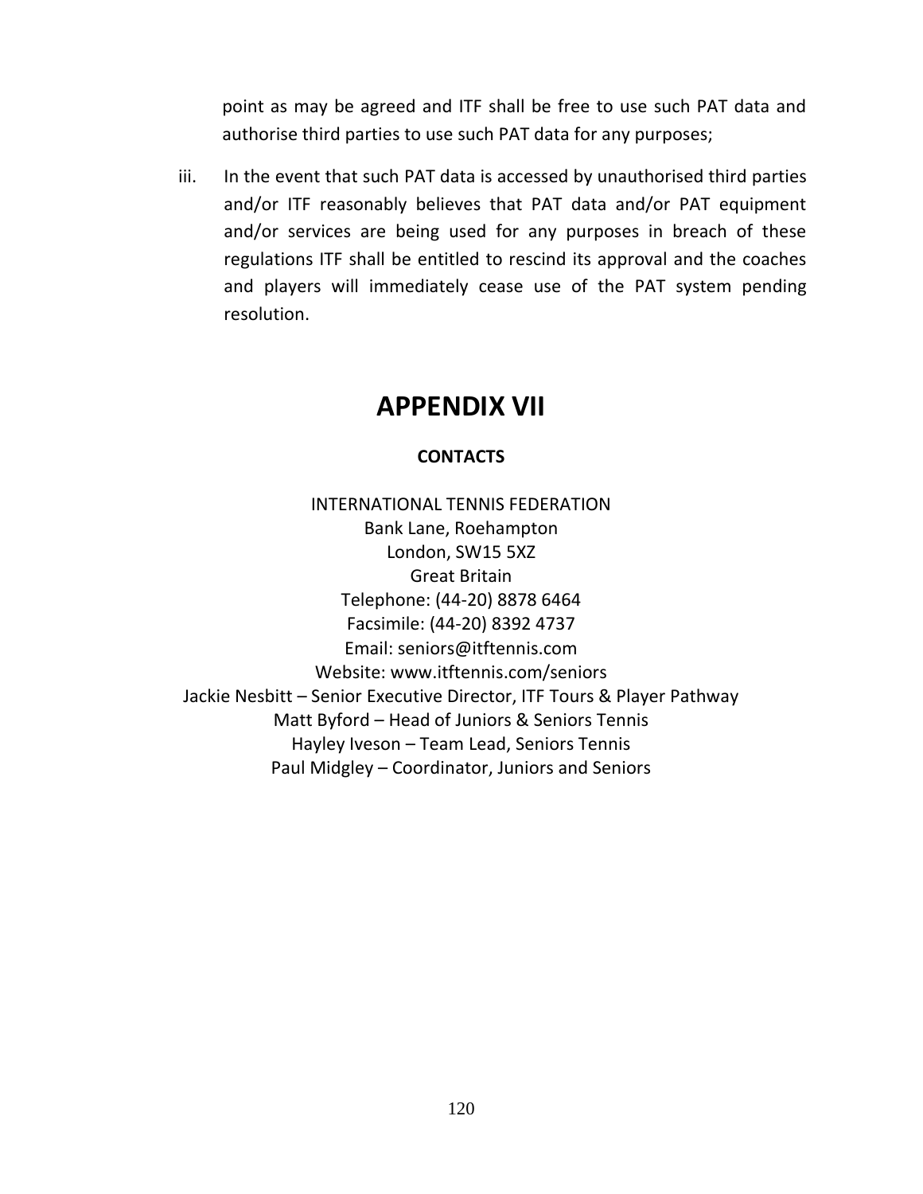point as may be agreed and ITF shall be free to use such PAT data and authorise third parties to use such PAT data for any purposes;

iii. In the event that such PAT data is accessed by unauthorised third parties and/or ITF reasonably believes that PAT data and/or PAT equipment and/or services are being used for any purposes in breach of these regulations ITF shall be entitled to rescind its approval and the coaches and players will immediately cease use of the PAT system pending resolution.

# APPENDIX VII

**CONTACTS**

INTERNATIONAL TENNIS FEDERATION
Bank Lane, Roehampton
London, SW15 5XZ
Great Britain
Telephone: (44-20) 8878 6464
Facsimile: (44-20) 8392 4737
Email: seniors@itftennis.com
Website: www.itftennis.com/seniors
Jackie Nesbitt – Senior Executive Director, ITF Tours & Player Pathway
Matt Byford – Head of Juniors & Seniors Tennis
Hayley Iveson – Team Lead, Seniors Tennis
Paul Midgley – Coordinator, Juniors and Seniors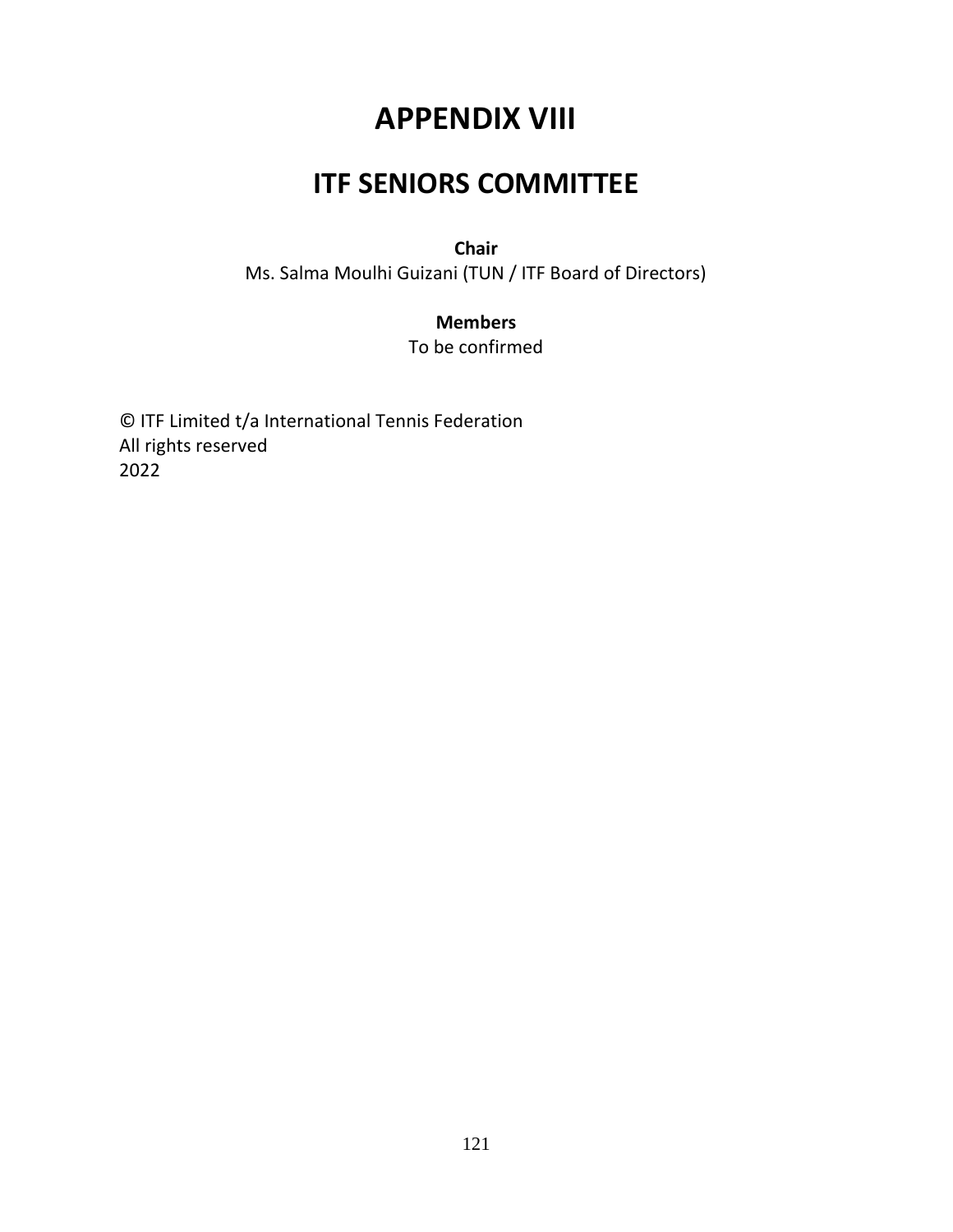# APPENDIX VIII

## ITF SENIORS COMMITTEE

**Chair**

Ms. Salma Moulhi Guizani (TUN / ITF Board of Directors)

**Members**

To be confirmed

© ITF Limited t/a International Tennis Federation
All rights reserved
2022